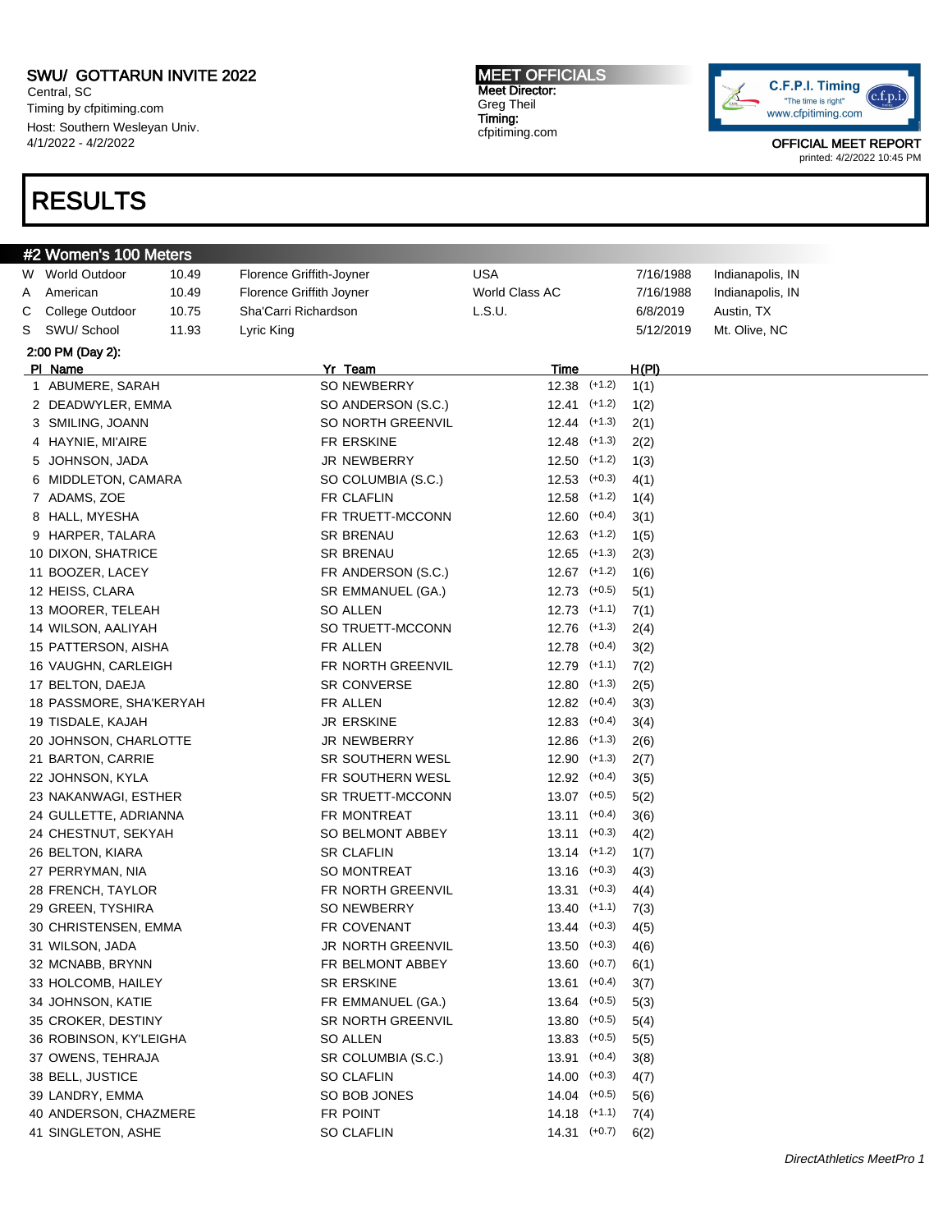**SWU/ GOTTARUN INVITE 2022**
Central, SC
Timing by cfpitiming.com
Host: Southern Wesleyan Univ.
4/1/2022 - 4/2/2022

**MEET OFFICIALS**
Meet Director:
Greg Theil
Timing:
cfpitiming.com

C.F.P.I. Timing
"The time is right"
www.cfpitiming.com

OFFICIAL MEET REPORT
printed: 4/2/2022 10:45 PM

# RESULTS

## #2 Women's 100 Meters

| | | | | | | |
|---|---|---|---|---|---|---|
| W | World Outdoor | 10.49 | Florence Griffith-Joyner | USA | 7/16/1988 | Indianapolis, IN |
| A | American | 10.49 | Florence Griffith Joyner | World Class AC | 7/16/1988 | Indianapolis, IN |
| C | College Outdoor | 10.75 | Sha'Carri Richardson | L.S.U. | 6/8/2019 | Austin, TX |
| S | SWU/ School | 11.93 | Lyric King | | 5/12/2019 | Mt. Olive, NC |

**2:00 PM (Day 2):**

| Pl | Name | Yr | Team | Time | Wind | H(Pl) |
|---|---|---|---|---|---|---|
| 1 | ABUMERE, SARAH | SO | NEWBERRY | 12.38 | (+1.2) | 1(1) |
| 2 | DEADWYLER, EMMA | SO | ANDERSON (S.C.) | 12.41 | (+1.2) | 1(2) |
| 3 | SMILING, JOANN | SO | NORTH GREENVIL | 12.44 | (+1.3) | 2(1) |
| 4 | HAYNIE, MI'AIRE | FR | ERSKINE | 12.48 | (+1.3) | 2(2) |
| 5 | JOHNSON, JADA | JR | NEWBERRY | 12.50 | (+1.2) | 1(3) |
| 6 | MIDDLETON, CAMARA | SO | COLUMBIA (S.C.) | 12.53 | (+0.3) | 4(1) |
| 7 | ADAMS, ZOE | FR | CLAFLIN | 12.58 | (+1.2) | 1(4) |
| 8 | HALL, MYESHA | FR | TRUETT-MCCONN | 12.60 | (+0.4) | 3(1) |
| 9 | HARPER, TALARA | SR | BRENAU | 12.63 | (+1.2) | 1(5) |
| 10 | DIXON, SHATRICE | SR | BRENAU | 12.65 | (+1.3) | 2(3) |
| 11 | BOOZER, LACEY | FR | ANDERSON (S.C.) | 12.67 | (+1.2) | 1(6) |
| 12 | HEISS, CLARA | SR | EMMANUEL (GA.) | 12.73 | (+0.5) | 5(1) |
| 13 | MOORER, TELEAH | SO | ALLEN | 12.73 | (+1.1) | 7(1) |
| 14 | WILSON, AALIYAH | SO | TRUETT-MCCONN | 12.76 | (+1.3) | 2(4) |
| 15 | PATTERSON, AISHA | FR | ALLEN | 12.78 | (+0.4) | 3(2) |
| 16 | VAUGHN, CARLEIGH | FR | NORTH GREENVIL | 12.79 | (+1.1) | 7(2) |
| 17 | BELTON, DAEJA | SR | CONVERSE | 12.80 | (+1.3) | 2(5) |
| 18 | PASSMORE, SHA'KERYAH | FR | ALLEN | 12.82 | (+0.4) | 3(3) |
| 19 | TISDALE, KAJAH | JR | ERSKINE | 12.83 | (+0.4) | 3(4) |
| 20 | JOHNSON, CHARLOTTE | JR | NEWBERRY | 12.86 | (+1.3) | 2(6) |
| 21 | BARTON, CARRIE | SR | SOUTHERN WESL | 12.90 | (+1.3) | 2(7) |
| 22 | JOHNSON, KYLA | FR | SOUTHERN WESL | 12.92 | (+0.4) | 3(5) |
| 23 | NAKANWAGI, ESTHER | SR | TRUETT-MCCONN | 13.07 | (+0.5) | 5(2) |
| 24 | GULLETTE, ADRIANNA | FR | MONTREAT | 13.11 | (+0.4) | 3(6) |
| 24 | CHESTNUT, SEKYAH | SO | BELMONT ABBEY | 13.11 | (+0.3) | 4(2) |
| 26 | BELTON, KIARA | SR | CLAFLIN | 13.14 | (+1.2) | 1(7) |
| 27 | PERRYMAN, NIA | SO | MONTREAT | 13.16 | (+0.3) | 4(3) |
| 28 | FRENCH, TAYLOR | FR | NORTH GREENVIL | 13.31 | (+0.3) | 4(4) |
| 29 | GREEN, TYSHIRA | SO | NEWBERRY | 13.40 | (+1.1) | 7(3) |
| 30 | CHRISTENSEN, EMMA | FR | COVENANT | 13.44 | (+0.3) | 4(5) |
| 31 | WILSON, JADA | JR | NORTH GREENVIL | 13.50 | (+0.3) | 4(6) |
| 32 | MCNABB, BRYNN | FR | BELMONT ABBEY | 13.60 | (+0.7) | 6(1) |
| 33 | HOLCOMB, HAILEY | SR | ERSKINE | 13.61 | (+0.4) | 3(7) |
| 34 | JOHNSON, KATIE | FR | EMMANUEL (GA.) | 13.64 | (+0.5) | 5(3) |
| 35 | CROKER, DESTINY | SR | NORTH GREENVIL | 13.80 | (+0.5) | 5(4) |
| 36 | ROBINSON, KY'LEIGHA | SO | ALLEN | 13.83 | (+0.5) | 5(5) |
| 37 | OWENS, TEHRAJA | SR | COLUMBIA (S.C.) | 13.91 | (+0.4) | 3(8) |
| 38 | BELL, JUSTICE | SO | CLAFLIN | 14.00 | (+0.3) | 4(7) |
| 39 | LANDRY, EMMA | SO | BOB JONES | 14.04 | (+0.5) | 5(6) |
| 40 | ANDERSON, CHAZMERE | FR | POINT | 14.18 | (+1.1) | 7(4) |
| 41 | SINGLETON, ASHE | SO | CLAFLIN | 14.31 | (+0.7) | 6(2) |

*DirectAthletics MeetPro 1*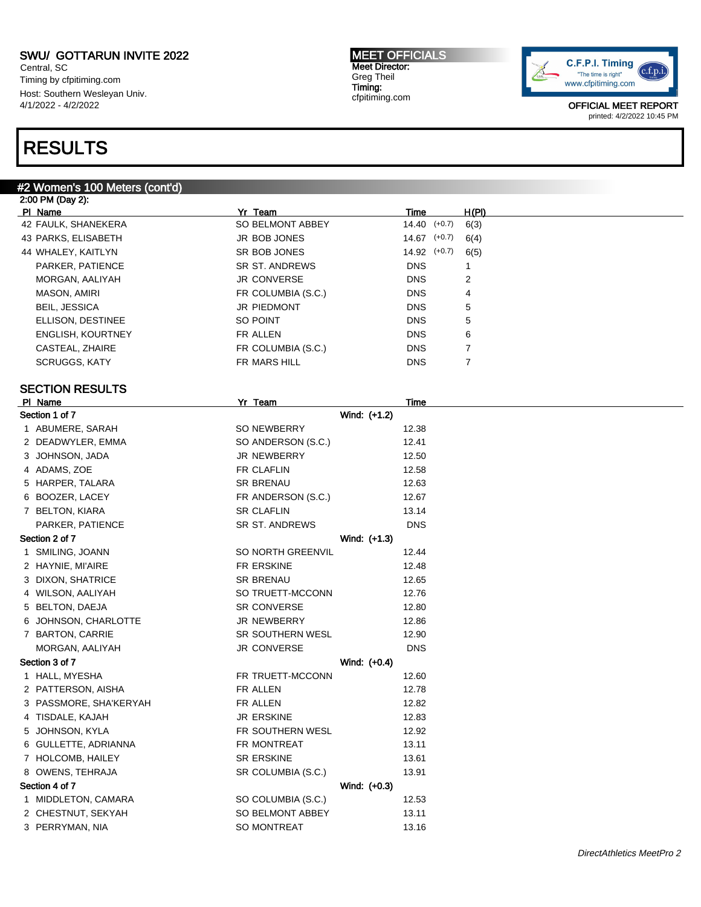# RESULTS

## #2 Women's 100 Meters (cont'd)

2:00 PM (Day 2):

| Pl | Name | Yr | Team | Time | Wind | H(Pl) |
|---|---|---|---|---|---|---|
| 42 | FAULK, SHANEKERA | SO | BELMONT ABBEY | 14.40 | (+0.7) | 6(3) |
| 43 | PARKS, ELISABETH | JR | BOB JONES | 14.67 | (+0.7) | 6(4) |
| 44 | WHALEY, KAITLYN | SR | BOB JONES | 14.92 | (+0.7) | 6(5) |
| | PARKER, PATIENCE | SR | ST. ANDREWS | DNS | | 1 |
| | MORGAN, AALIYAH | JR | CONVERSE | DNS | | 2 |
| | MASON, AMIRI | FR | COLUMBIA (S.C.) | DNS | | 4 |
| | BEIL, JESSICA | JR | PIEDMONT | DNS | | 5 |
| | ELLISON, DESTINEE | SO | POINT | DNS | | 5 |
| | ENGLISH, KOURTNEY | FR | ALLEN | DNS | | 6 |
| | CASTEAL, ZHAIRE | FR | COLUMBIA (S.C.) | DNS | | 7 |
| | SCRUGGS, KATY | FR | MARS HILL | DNS | | 7 |

## SECTION RESULTS

| Pl | Name | Yr | Team | Time |
|---|---|---|---|---|
| **Section 1 of 7** | | | Wind: (+1.2) | |
| 1 | ABUMERE, SARAH | SO | NEWBERRY | 12.38 |
| 2 | DEADWYLER, EMMA | SO | ANDERSON (S.C.) | 12.41 |
| 3 | JOHNSON, JADA | JR | NEWBERRY | 12.50 |
| 4 | ADAMS, ZOE | FR | CLAFLIN | 12.58 |
| 5 | HARPER, TALARA | SR | BRENAU | 12.63 |
| 6 | BOOZER, LACEY | FR | ANDERSON (S.C.) | 12.67 |
| 7 | BELTON, KIARA | SR | CLAFLIN | 13.14 |
| | PARKER, PATIENCE | SR | ST. ANDREWS | DNS |
| **Section 2 of 7** | | | Wind: (+1.3) | |
| 1 | SMILING, JOANN | SO | NORTH GREENVIL | 12.44 |
| 2 | HAYNIE, MI'AIRE | FR | ERSKINE | 12.48 |
| 3 | DIXON, SHATRICE | SR | BRENAU | 12.65 |
| 4 | WILSON, AALIYAH | SO | TRUETT-MCCONN | 12.76 |
| 5 | BELTON, DAEJA | SR | CONVERSE | 12.80 |
| 6 | JOHNSON, CHARLOTTE | JR | NEWBERRY | 12.86 |
| 7 | BARTON, CARRIE | SR | SOUTHERN WESL | 12.90 |
| | MORGAN, AALIYAH | JR | CONVERSE | DNS |
| **Section 3 of 7** | | | Wind: (+0.4) | |
| 1 | HALL, MYESHA | FR | TRUETT-MCCONN | 12.60 |
| 2 | PATTERSON, AISHA | FR | ALLEN | 12.78 |
| 3 | PASSMORE, SHA'KERYAH | FR | ALLEN | 12.82 |
| 4 | TISDALE, KAJAH | JR | ERSKINE | 12.83 |
| 5 | JOHNSON, KYLA | FR | SOUTHERN WESL | 12.92 |
| 6 | GULLETTE, ADRIANNA | FR | MONTREAT | 13.11 |
| 7 | HOLCOMB, HAILEY | SR | ERSKINE | 13.61 |
| 8 | OWENS, TEHRAJA | SR | COLUMBIA (S.C.) | 13.91 |
| **Section 4 of 7** | | | Wind: (+0.3) | |
| 1 | MIDDLETON, CAMARA | SO | COLUMBIA (S.C.) | 12.53 |
| 2 | CHESTNUT, SEKYAH | SO | BELMONT ABBEY | 13.11 |
| 3 | PERRYMAN, NIA | SO | MONTREAT | 13.16 |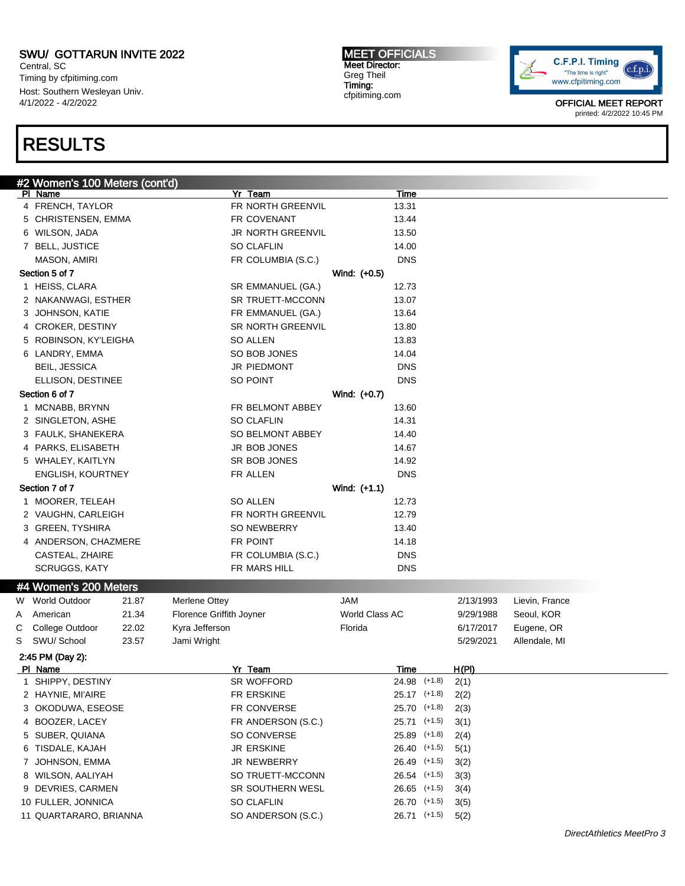SWU/ GOTTARUN INVITE 2022
Central, SC
Timing by cfpitiming.com
Host: Southern Wesleyan Univ.
4/1/2022 - 4/2/2022

**MEET OFFICIALS**
Meet Director:
Greg Theil
Timing:
cfpitiming.com

OFFICIAL MEET REPORT
printed: 4/2/2022 10:45 PM

# RESULTS

## #2 Women's 100 Meters (cont'd)

| Pl | Name | Yr | Team | Time |
|---|---|---|---|---|
| 4 | FRENCH, TAYLOR | FR | NORTH GREENVIL | 13.31 |
| 5 | CHRISTENSEN, EMMA | FR | COVENANT | 13.44 |
| 6 | WILSON, JADA | JR | NORTH GREENVIL | 13.50 |
| 7 | BELL, JUSTICE | SO | CLAFLIN | 14.00 |
| | MASON, AMIRI | FR | COLUMBIA (S.C.) | DNS |
| **Section 5 of 7** | | | Wind: (+0.5) | |
| 1 | HEISS, CLARA | SR | EMMANUEL (GA.) | 12.73 |
| 2 | NAKANWAGI, ESTHER | SR | TRUETT-MCCONN | 13.07 |
| 3 | JOHNSON, KATIE | FR | EMMANUEL (GA.) | 13.64 |
| 4 | CROKER, DESTINY | SR | NORTH GREENVIL | 13.80 |
| 5 | ROBINSON, KY'LEIGHA | SO | ALLEN | 13.83 |
| 6 | LANDRY, EMMA | SO | BOB JONES | 14.04 |
| | BEIL, JESSICA | JR | PIEDMONT | DNS |
| | ELLISON, DESTINEE | SO | POINT | DNS |
| **Section 6 of 7** | | | Wind: (+0.7) | |
| 1 | MCNABB, BRYNN | FR | BELMONT ABBEY | 13.60 |
| 2 | SINGLETON, ASHE | SO | CLAFLIN | 14.31 |
| 3 | FAULK, SHANEKERA | SO | BELMONT ABBEY | 14.40 |
| 4 | PARKS, ELISABETH | JR | BOB JONES | 14.67 |
| 5 | WHALEY, KAITLYN | SR | BOB JONES | 14.92 |
| | ENGLISH, KOURTNEY | FR | ALLEN | DNS |
| **Section 7 of 7** | | | Wind: (+1.1) | |
| 1 | MOORER, TELEAH | SO | ALLEN | 12.73 |
| 2 | VAUGHN, CARLEIGH | FR | NORTH GREENVIL | 12.79 |
| 3 | GREEN, TYSHIRA | SO | NEWBERRY | 13.40 |
| 4 | ANDERSON, CHAZMERE | FR | POINT | 14.18 |
| | CASTEAL, ZHAIRE | FR | COLUMBIA (S.C.) | DNS |
| | SCRUGGS, KATY | FR | MARS HILL | DNS |

## #4 Women's 200 Meters

| | Record | Time | Name | Team | Date | Location |
|---|---|---|---|---|---|---|
| W | World Outdoor | 21.87 | Merlene Ottey | JAM | 2/13/1993 | Lievin, France |
| A | American | 21.34 | Florence Griffith Joyner | World Class AC | 9/29/1988 | Seoul, KOR |
| C | College Outdoor | 22.02 | Kyra Jefferson | Florida | 6/17/2017 | Eugene, OR |
| S | SWU/ School | 23.57 | Jami Wright | | 5/29/2021 | Allendale, MI |

2:45 PM (Day 2):

| Pl | Name | Yr | Team | Time | Wind | H(Pl) |
|---|---|---|---|---|---|---|
| 1 | SHIPPY, DESTINY | SR | WOFFORD | 24.98 | (+1.8) | 2(1) |
| 2 | HAYNIE, MI'AIRE | FR | ERSKINE | 25.17 | (+1.8) | 2(2) |
| 3 | OKODUWA, ESEOSE | FR | CONVERSE | 25.70 | (+1.8) | 2(3) |
| 4 | BOOZER, LACEY | FR | ANDERSON (S.C.) | 25.71 | (+1.5) | 3(1) |
| 5 | SUBER, QUIANA | SO | CONVERSE | 25.89 | (+1.8) | 2(4) |
| 6 | TISDALE, KAJAH | JR | ERSKINE | 26.40 | (+1.5) | 5(1) |
| 7 | JOHNSON, EMMA | JR | NEWBERRY | 26.49 | (+1.5) | 3(2) |
| 8 | WILSON, AALIYAH | SO | TRUETT-MCCONN | 26.54 | (+1.5) | 3(3) |
| 9 | DEVRIES, CARMEN | SR | SOUTHERN WESL | 26.65 | (+1.5) | 3(4) |
| 10 | FULLER, JONNICA | SO | CLAFLIN | 26.70 | (+1.5) | 3(5) |
| 11 | QUARTARARO, BRIANNA | SO | ANDERSON (S.C.) | 26.71 | (+1.5) | 5(2) |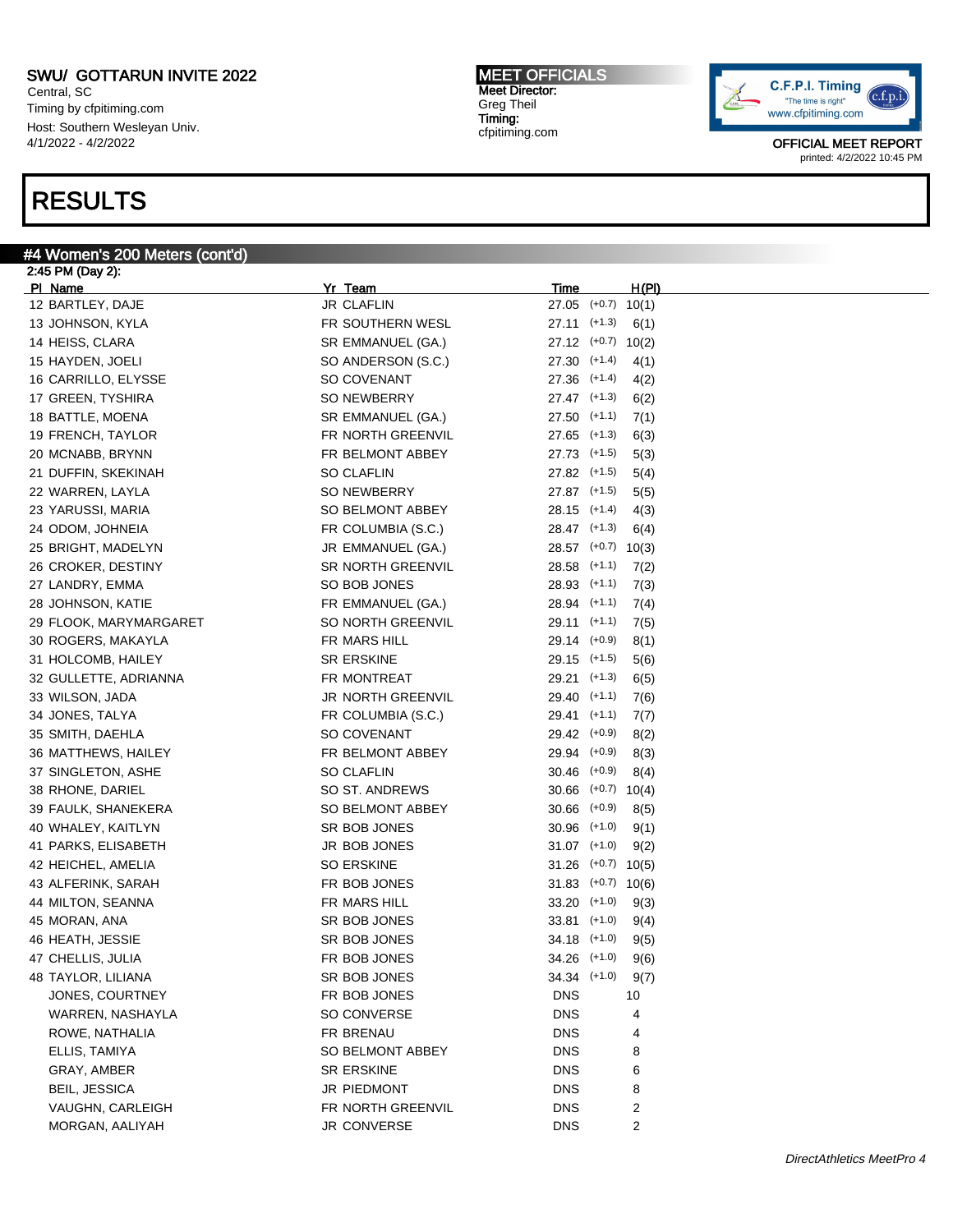SWU/ GOTTARUN INVITE 2022
Central, SC
Timing by cfpitiming.com
Host: Southern Wesleyan Univ.
4/1/2022 - 4/2/2022

MEET OFFICIALS
Meet Director:
Greg Theil
Timing:
cfpitiming.com

OFFICIAL MEET REPORT
printed: 4/2/2022 10:45 PM

# RESULTS

## #4 Women's 200 Meters (cont'd)

2:45 PM (Day 2):

| Pl | Name | Yr | Team | Time | Wind | H(Pl) |
|---|---|---|---|---|---|---|
| 12 | BARTLEY, DAJE | JR | CLAFLIN | 27.05 | (+0.7) | 10(1) |
| 13 | JOHNSON, KYLA | FR | SOUTHERN WESL | 27.11 | (+1.3) | 6(1) |
| 14 | HEISS, CLARA | SR | EMMANUEL (GA.) | 27.12 | (+0.7) | 10(2) |
| 15 | HAYDEN, JOELI | SO | ANDERSON (S.C.) | 27.30 | (+1.4) | 4(1) |
| 16 | CARRILLO, ELYSSE | SO | COVENANT | 27.36 | (+1.4) | 4(2) |
| 17 | GREEN, TYSHIRA | SO | NEWBERRY | 27.47 | (+1.3) | 6(2) |
| 18 | BATTLE, MOENA | SR | EMMANUEL (GA.) | 27.50 | (+1.1) | 7(1) |
| 19 | FRENCH, TAYLOR | FR | NORTH GREENVIL | 27.65 | (+1.3) | 6(3) |
| 20 | MCNABB, BRYNN | FR | BELMONT ABBEY | 27.73 | (+1.5) | 5(3) |
| 21 | DUFFIN, SKEKINAH | SO | CLAFLIN | 27.82 | (+1.5) | 5(4) |
| 22 | WARREN, LAYLA | SO | NEWBERRY | 27.87 | (+1.5) | 5(5) |
| 23 | YARUSSI, MARIA | SO | BELMONT ABBEY | 28.15 | (+1.4) | 4(3) |
| 24 | ODOM, JOHNEIA | FR | COLUMBIA (S.C.) | 28.47 | (+1.3) | 6(4) |
| 25 | BRIGHT, MADELYN | JR | EMMANUEL (GA.) | 28.57 | (+0.7) | 10(3) |
| 26 | CROKER, DESTINY | SR | NORTH GREENVIL | 28.58 | (+1.1) | 7(2) |
| 27 | LANDRY, EMMA | SO | BOB JONES | 28.93 | (+1.1) | 7(3) |
| 28 | JOHNSON, KATIE | FR | EMMANUEL (GA.) | 28.94 | (+1.1) | 7(4) |
| 29 | FLOOK, MARYMARGARET | SO | NORTH GREENVIL | 29.11 | (+1.1) | 7(5) |
| 30 | ROGERS, MAKAYLA | FR | MARS HILL | 29.14 | (+0.9) | 8(1) |
| 31 | HOLCOMB, HAILEY | SR | ERSKINE | 29.15 | (+1.5) | 5(6) |
| 32 | GULLETTE, ADRIANNA | FR | MONTREAT | 29.21 | (+1.3) | 6(5) |
| 33 | WILSON, JADA | JR | NORTH GREENVIL | 29.40 | (+1.1) | 7(6) |
| 34 | JONES, TALYA | FR | COLUMBIA (S.C.) | 29.41 | (+1.1) | 7(7) |
| 35 | SMITH, DAEHLA | SO | COVENANT | 29.42 | (+0.9) | 8(2) |
| 36 | MATTHEWS, HAILEY | FR | BELMONT ABBEY | 29.94 | (+0.9) | 8(3) |
| 37 | SINGLETON, ASHE | SO | CLAFLIN | 30.46 | (+0.9) | 8(4) |
| 38 | RHONE, DARIEL | SO | ST. ANDREWS | 30.66 | (+0.7) | 10(4) |
| 39 | FAULK, SHANEKERA | SO | BELMONT ABBEY | 30.66 | (+0.9) | 8(5) |
| 40 | WHALEY, KAITLYN | SR | BOB JONES | 30.96 | (+1.0) | 9(1) |
| 41 | PARKS, ELISABETH | JR | BOB JONES | 31.07 | (+1.0) | 9(2) |
| 42 | HEICHEL, AMELIA | SO | ERSKINE | 31.26 | (+0.7) | 10(5) |
| 43 | ALFERINK, SARAH | FR | BOB JONES | 31.83 | (+0.7) | 10(6) |
| 44 | MILTON, SEANNA | FR | MARS HILL | 33.20 | (+1.0) | 9(3) |
| 45 | MORAN, ANA | SR | BOB JONES | 33.81 | (+1.0) | 9(4) |
| 46 | HEATH, JESSIE | SR | BOB JONES | 34.18 | (+1.0) | 9(5) |
| 47 | CHELLIS, JULIA | FR | BOB JONES | 34.26 | (+1.0) | 9(6) |
| 48 | TAYLOR, LILIANA | SR | BOB JONES | 34.34 | (+1.0) | 9(7) |
| | JONES, COURTNEY | FR | BOB JONES | DNS | | 10 |
| | WARREN, NASHAYLA | SO | CONVERSE | DNS | | 4 |
| | ROWE, NATHALIA | FR | BRENAU | DNS | | 4 |
| | ELLIS, TAMIYA | SO | BELMONT ABBEY | DNS | | 8 |
| | GRAY, AMBER | SR | ERSKINE | DNS | | 6 |
| | BEIL, JESSICA | JR | PIEDMONT | DNS | | 8 |
| | VAUGHN, CARLEIGH | FR | NORTH GREENVIL | DNS | | 2 |
| | MORGAN, AALIYAH | JR | CONVERSE | DNS | | 2 |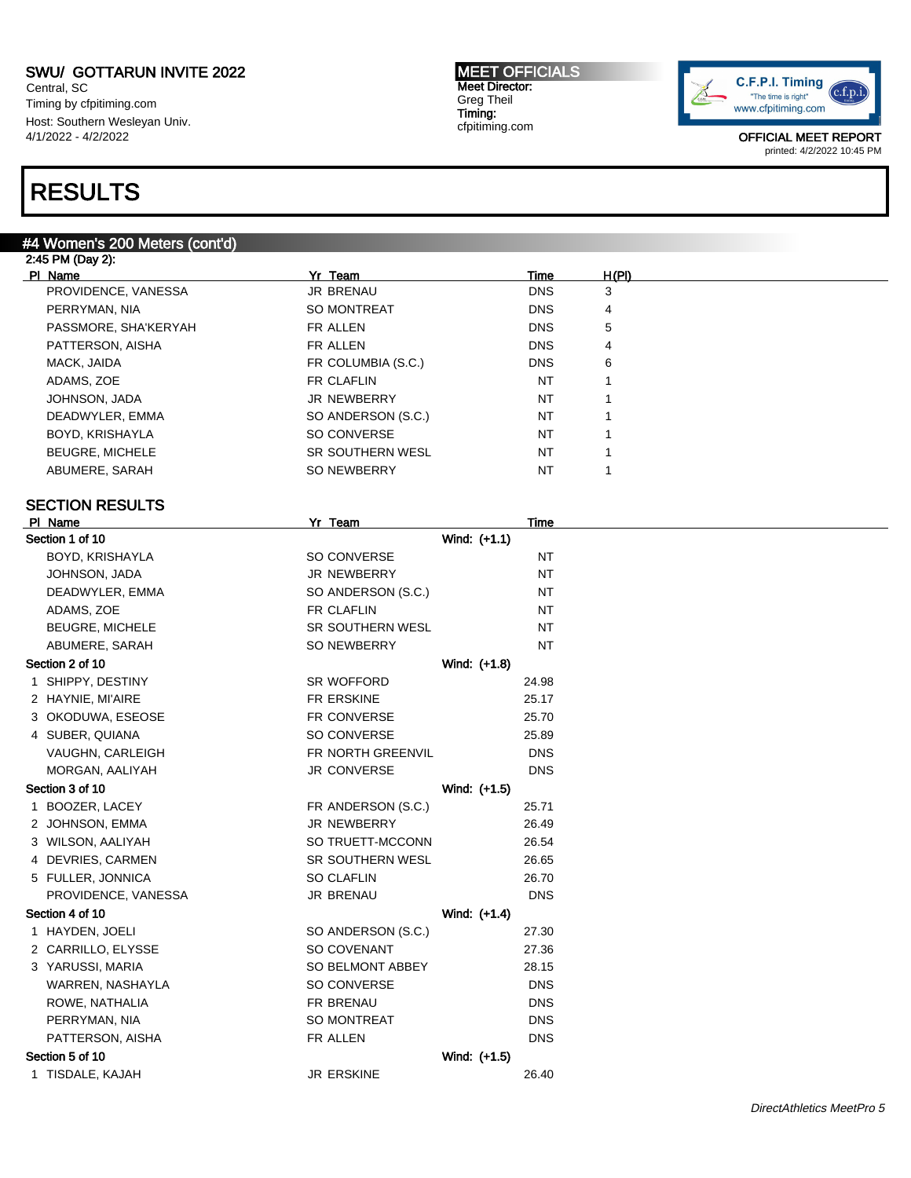# RESULTS

## #4 Women's 200 Meters (cont'd)

2:45 PM (Day 2):

| Pl | Name | Yr | Team | Time | H(Pl) |
|---|---|---|---|---|---|
| | PROVIDENCE, VANESSA | JR | BRENAU | DNS | 3 |
| | PERRYMAN, NIA | SO | MONTREAT | DNS | 4 |
| | PASSMORE, SHA'KERYAH | FR | ALLEN | DNS | 5 |
| | PATTERSON, AISHA | FR | ALLEN | DNS | 4 |
| | MACK, JAIDA | FR | COLUMBIA (S.C.) | DNS | 6 |
| | ADAMS, ZOE | FR | CLAFLIN | NT | 1 |
| | JOHNSON, JADA | JR | NEWBERRY | NT | 1 |
| | DEADWYLER, EMMA | SO | ANDERSON (S.C.) | NT | 1 |
| | BOYD, KRISHAYLA | SO | CONVERSE | NT | 1 |
| | BEUGRE, MICHELE | SR | SOUTHERN WESL | NT | 1 |
| | ABUMERE, SARAH | SO | NEWBERRY | NT | 1 |

## SECTION RESULTS

| Pl | Name | Yr | Team | | Time |
|---|---|---|---|---|---|
| **Section 1 of 10** | | | | Wind: (+1.1) | |
| | BOYD, KRISHAYLA | SO | CONVERSE | | NT |
| | JOHNSON, JADA | JR | NEWBERRY | | NT |
| | DEADWYLER, EMMA | SO | ANDERSON (S.C.) | | NT |
| | ADAMS, ZOE | FR | CLAFLIN | | NT |
| | BEUGRE, MICHELE | SR | SOUTHERN WESL | | NT |
| | ABUMERE, SARAH | SO | NEWBERRY | | NT |
| **Section 2 of 10** | | | | Wind: (+1.8) | |
| 1 | SHIPPY, DESTINY | SR | WOFFORD | | 24.98 |
| 2 | HAYNIE, MI'AIRE | FR | ERSKINE | | 25.17 |
| 3 | OKODUWA, ESEOSE | FR | CONVERSE | | 25.70 |
| 4 | SUBER, QUIANA | SO | CONVERSE | | 25.89 |
| | VAUGHN, CARLEIGH | FR | NORTH GREENVIL | | DNS |
| | MORGAN, AALIYAH | JR | CONVERSE | | DNS |
| **Section 3 of 10** | | | | Wind: (+1.5) | |
| 1 | BOOZER, LACEY | FR | ANDERSON (S.C.) | | 25.71 |
| 2 | JOHNSON, EMMA | JR | NEWBERRY | | 26.49 |
| 3 | WILSON, AALIYAH | SO | TRUETT-MCCONN | | 26.54 |
| 4 | DEVRIES, CARMEN | SR | SOUTHERN WESL | | 26.65 |
| 5 | FULLER, JONNICA | SO | CLAFLIN | | 26.70 |
| | PROVIDENCE, VANESSA | JR | BRENAU | | DNS |
| **Section 4 of 10** | | | | Wind: (+1.4) | |
| 1 | HAYDEN, JOELI | SO | ANDERSON (S.C.) | | 27.30 |
| 2 | CARRILLO, ELYSSE | SO | COVENANT | | 27.36 |
| 3 | YARUSSI, MARIA | SO | BELMONT ABBEY | | 28.15 |
| | WARREN, NASHAYLA | SO | CONVERSE | | DNS |
| | ROWE, NATHALIA | FR | BRENAU | | DNS |
| | PERRYMAN, NIA | SO | MONTREAT | | DNS |
| | PATTERSON, AISHA | FR | ALLEN | | DNS |
| **Section 5 of 10** | | | | Wind: (+1.5) | |
| 1 | TISDALE, KAJAH | JR | ERSKINE | | 26.40 |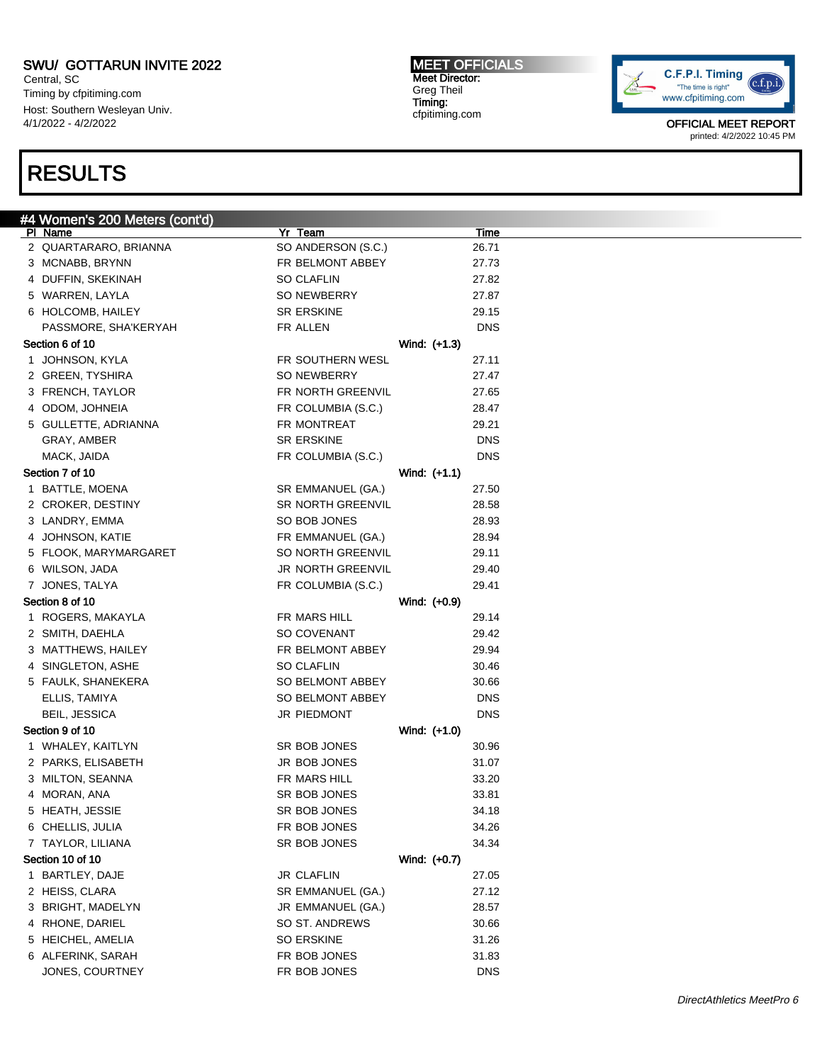SWU/ GOTTARUN INVITE 2022
Central, SC
Timing by cfpitiming.com
Host: Southern Wesleyan Univ.
4/1/2022 - 4/2/2022

**MEET OFFICIALS**
Meet Director:
Greg Theil
Timing:
cfpitiming.com

OFFICIAL MEET REPORT
printed: 4/2/2022 10:45 PM

# RESULTS

## #4 Women's 200 Meters (cont'd)

| Pl | Name | Yr | Team | Wind | Time |
|---|---|---|---|---|---|
| 2 | QUARTARARO, BRIANNA | SO | ANDERSON (S.C.) | | 26.71 |
| 3 | MCNABB, BRYNN | FR | BELMONT ABBEY | | 27.73 |
| 4 | DUFFIN, SKEKINAH | SO | CLAFLIN | | 27.82 |
| 5 | WARREN, LAYLA | SO | NEWBERRY | | 27.87 |
| 6 | HOLCOMB, HAILEY | SR | ERSKINE | | 29.15 |
| | PASSMORE, SHA'KERYAH | FR | ALLEN | | DNS |
| **Section 6 of 10** | | | | Wind: (+1.3) | |
| 1 | JOHNSON, KYLA | FR | SOUTHERN WESL | | 27.11 |
| 2 | GREEN, TYSHIRA | SO | NEWBERRY | | 27.47 |
| 3 | FRENCH, TAYLOR | FR | NORTH GREENVIL | | 27.65 |
| 4 | ODOM, JOHNEIA | FR | COLUMBIA (S.C.) | | 28.47 |
| 5 | GULLETTE, ADRIANNA | FR | MONTREAT | | 29.21 |
| | GRAY, AMBER | SR | ERSKINE | | DNS |
| | MACK, JAIDA | FR | COLUMBIA (S.C.) | | DNS |
| **Section 7 of 10** | | | | Wind: (+1.1) | |
| 1 | BATTLE, MOENA | SR | EMMANUEL (GA.) | | 27.50 |
| 2 | CROKER, DESTINY | SR | NORTH GREENVIL | | 28.58 |
| 3 | LANDRY, EMMA | SO | BOB JONES | | 28.93 |
| 4 | JOHNSON, KATIE | FR | EMMANUEL (GA.) | | 28.94 |
| 5 | FLOOK, MARYMARGARET | SO | NORTH GREENVIL | | 29.11 |
| 6 | WILSON, JADA | JR | NORTH GREENVIL | | 29.40 |
| 7 | JONES, TALYA | FR | COLUMBIA (S.C.) | | 29.41 |
| **Section 8 of 10** | | | | Wind: (+0.9) | |
| 1 | ROGERS, MAKAYLA | FR | MARS HILL | | 29.14 |
| 2 | SMITH, DAEHLA | SO | COVENANT | | 29.42 |
| 3 | MATTHEWS, HAILEY | FR | BELMONT ABBEY | | 29.94 |
| 4 | SINGLETON, ASHE | SO | CLAFLIN | | 30.46 |
| 5 | FAULK, SHANEKERA | SO | BELMONT ABBEY | | 30.66 |
| | ELLIS, TAMIYA | SO | BELMONT ABBEY | | DNS |
| | BEIL, JESSICA | JR | PIEDMONT | | DNS |
| **Section 9 of 10** | | | | Wind: (+1.0) | |
| 1 | WHALEY, KAITLYN | SR | BOB JONES | | 30.96 |
| 2 | PARKS, ELISABETH | JR | BOB JONES | | 31.07 |
| 3 | MILTON, SEANNA | FR | MARS HILL | | 33.20 |
| 4 | MORAN, ANA | SR | BOB JONES | | 33.81 |
| 5 | HEATH, JESSIE | SR | BOB JONES | | 34.18 |
| 6 | CHELLIS, JULIA | FR | BOB JONES | | 34.26 |
| 7 | TAYLOR, LILIANA | SR | BOB JONES | | 34.34 |
| **Section 10 of 10** | | | | Wind: (+0.7) | |
| 1 | BARTLEY, DAJE | JR | CLAFLIN | | 27.05 |
| 2 | HEISS, CLARA | SR | EMMANUEL (GA.) | | 27.12 |
| 3 | BRIGHT, MADELYN | JR | EMMANUEL (GA.) | | 28.57 |
| 4 | RHONE, DARIEL | SO | ST. ANDREWS | | 30.66 |
| 5 | HEICHEL, AMELIA | SO | ERSKINE | | 31.26 |
| 6 | ALFERINK, SARAH | FR | BOB JONES | | 31.83 |
| | JONES, COURTNEY | FR | BOB JONES | | DNS |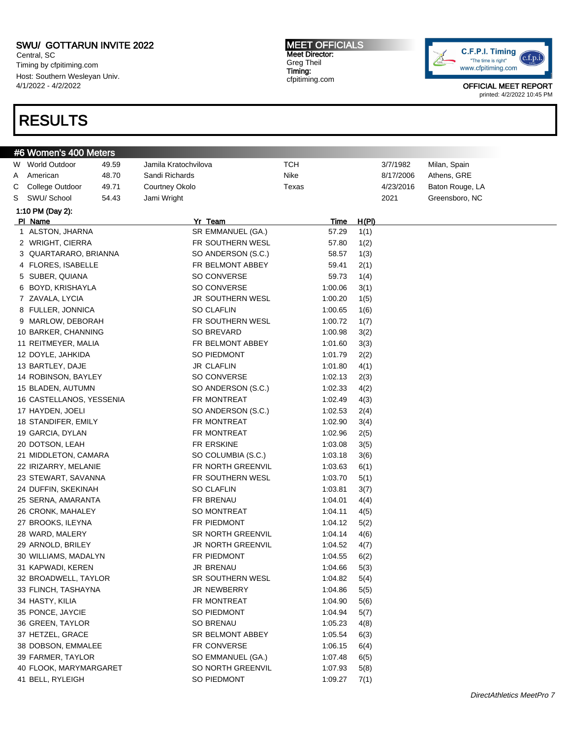SWU/ GOTTARUN INVITE 2022
Central, SC
Timing by cfpitiming.com
Host: Southern Wesleyan Univ.
4/1/2022 - 4/2/2022

**MEET OFFICIALS**
Meet Director:
Greg Theil
Timing:
cfpitiming.com

C.F.P.I. Timing
"The time is right"
www.cfpitiming.com

OFFICIAL MEET REPORT
printed: 4/2/2022 10:45 PM

# RESULTS

## #6 Women's 400 Meters

| | Record | Mark | Holder | Team | Date | Location |
|---|---|---|---|---|---|---|
| W | World Outdoor | 49.59 | Jamila Kratochvilova | TCH | 3/7/1982 | Milan, Spain |
| A | American | 48.70 | Sandi Richards | Nike | 8/17/2006 | Athens, GRE |
| C | College Outdoor | 49.71 | Courtney Okolo | Texas | 4/23/2016 | Baton Rouge, LA |
| S | SWU/ School | 54.43 | Jami Wright | | 2021 | Greensboro, NC |

1:10 PM (Day 2):

| Pl | Name | Yr | Team | Time | H(Pl) |
|---|---|---|---|---|---|
| 1 | ALSTON, JHARNA | SR | EMMANUEL (GA.) | 57.29 | 1(1) |
| 2 | WRIGHT, CIERRA | FR | SOUTHERN WESL | 57.80 | 1(2) |
| 3 | QUARTARARO, BRIANNA | SO | ANDERSON (S.C.) | 58.57 | 1(3) |
| 4 | FLORES, ISABELLE | FR | BELMONT ABBEY | 59.41 | 2(1) |
| 5 | SUBER, QUIANA | SO | CONVERSE | 59.73 | 1(4) |
| 6 | BOYD, KRISHAYLA | SO | CONVERSE | 1:00.06 | 3(1) |
| 7 | ZAVALA, LYCIA | JR | SOUTHERN WESL | 1:00.20 | 1(5) |
| 8 | FULLER, JONNICA | SO | CLAFLIN | 1:00.65 | 1(6) |
| 9 | MARLOW, DEBORAH | FR | SOUTHERN WESL | 1:00.72 | 1(7) |
| 10 | BARKER, CHANNING | SO | BREVARD | 1:00.98 | 3(2) |
| 11 | REITMEYER, MALIA | FR | BELMONT ABBEY | 1:01.60 | 3(3) |
| 12 | DOYLE, JAHKIDA | SO | PIEDMONT | 1:01.79 | 2(2) |
| 13 | BARTLEY, DAJE | JR | CLAFLIN | 1:01.80 | 4(1) |
| 14 | ROBINSON, BAYLEY | SO | CONVERSE | 1:02.13 | 2(3) |
| 15 | BLADEN, AUTUMN | SO | ANDERSON (S.C.) | 1:02.33 | 4(2) |
| 16 | CASTELLANOS, YESSENIA | FR | MONTREAT | 1:02.49 | 4(3) |
| 17 | HAYDEN, JOELI | SO | ANDERSON (S.C.) | 1:02.53 | 2(4) |
| 18 | STANDIFER, EMILY | FR | MONTREAT | 1:02.90 | 3(4) |
| 19 | GARCIA, DYLAN | FR | MONTREAT | 1:02.96 | 2(5) |
| 20 | DOTSON, LEAH | FR | ERSKINE | 1:03.08 | 3(5) |
| 21 | MIDDLETON, CAMARA | SO | COLUMBIA (S.C.) | 1:03.18 | 3(6) |
| 22 | IRIZARRY, MELANIE | FR | NORTH GREENVIL | 1:03.63 | 6(1) |
| 23 | STEWART, SAVANNA | FR | SOUTHERN WESL | 1:03.70 | 5(1) |
| 24 | DUFFIN, SKEKINAH | SO | CLAFLIN | 1:03.81 | 3(7) |
| 25 | SERNA, AMARANTA | FR | BRENAU | 1:04.01 | 4(4) |
| 26 | CRONK, MAHALEY | SO | MONTREAT | 1:04.11 | 4(5) |
| 27 | BROOKS, ILEYNA | FR | PIEDMONT | 1:04.12 | 5(2) |
| 28 | WARD, MALERY | SR | NORTH GREENVIL | 1:04.14 | 4(6) |
| 29 | ARNOLD, BRILEY | JR | NORTH GREENVIL | 1:04.52 | 4(7) |
| 30 | WILLIAMS, MADALYN | FR | PIEDMONT | 1:04.55 | 6(2) |
| 31 | KAPWADI, KEREN | JR | BRENAU | 1:04.66 | 5(3) |
| 32 | BROADWELL, TAYLOR | SR | SOUTHERN WESL | 1:04.82 | 5(4) |
| 33 | FLINCH, TASHAYNA | JR | NEWBERRY | 1:04.86 | 5(5) |
| 34 | HASTY, KILIA | FR | MONTREAT | 1:04.90 | 5(6) |
| 35 | PONCE, JAYCIE | SO | PIEDMONT | 1:04.94 | 5(7) |
| 36 | GREEN, TAYLOR | SO | BRENAU | 1:05.23 | 4(8) |
| 37 | HETZEL, GRACE | SR | BELMONT ABBEY | 1:05.54 | 6(3) |
| 38 | DOBSON, EMMALEE | FR | CONVERSE | 1:06.15 | 6(4) |
| 39 | FARMER, TAYLOR | SO | EMMANUEL (GA.) | 1:07.48 | 6(5) |
| 40 | FLOOK, MARYMARGARET | SO | NORTH GREENVIL | 1:07.93 | 5(8) |
| 41 | BELL, RYLEIGH | SO | PIEDMONT | 1:09.27 | 7(1) |

*DirectAthletics MeetPro 7*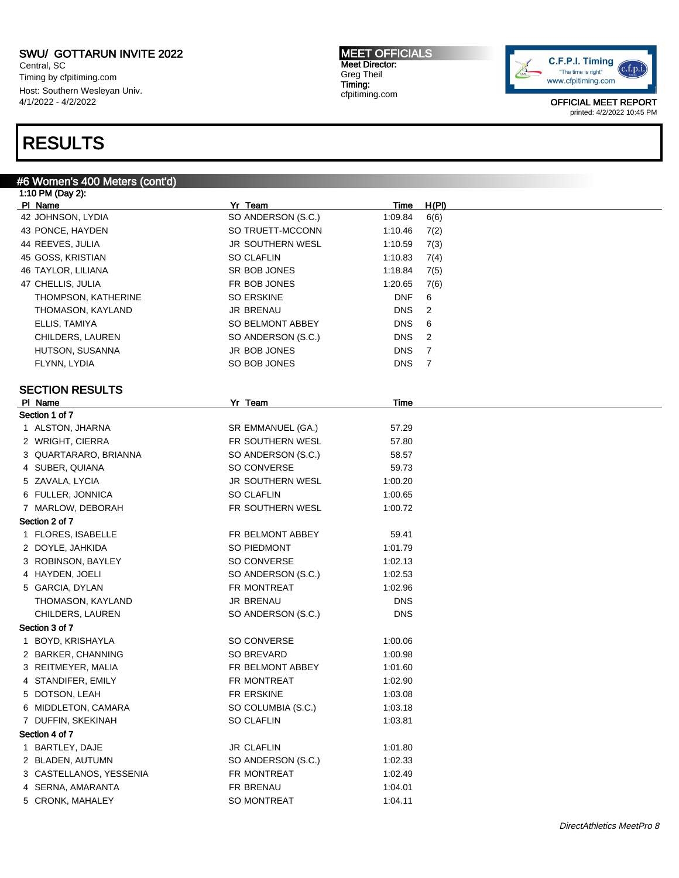## SWU/ GOTTARUN INVITE 2022

Central, SC
Timing by cfpitiming.com
Host: Southern Wesleyan Univ.
4/1/2022 - 4/2/2022

**MEET OFFICIALS**
Meet Director:
Greg Theil
Timing:
cfpitiming.com

OFFICIAL MEET REPORT
printed: 4/2/2022 10:45 PM

# RESULTS

### #6 Women's 400 Meters (cont'd)

1:10 PM (Day 2):

| Pl | Name | Yr | Team | Time | H(Pl) |
|---|---|---|---|---|---|
| 42 | JOHNSON, LYDIA | SO | ANDERSON (S.C.) | 1:09.84 | 6(6) |
| 43 | PONCE, HAYDEN | SO | TRUETT-MCCONN | 1:10.46 | 7(2) |
| 44 | REEVES, JULIA | JR | SOUTHERN WESL | 1:10.59 | 7(3) |
| 45 | GOSS, KRISTIAN | SO | CLAFLIN | 1:10.83 | 7(4) |
| 46 | TAYLOR, LILIANA | SR | BOB JONES | 1:18.84 | 7(5) |
| 47 | CHELLIS, JULIA | FR | BOB JONES | 1:20.65 | 7(6) |
| | THOMPSON, KATHERINE | SO | ERSKINE | DNF | 6 |
| | THOMASON, KAYLAND | JR | BRENAU | DNS | 2 |
| | ELLIS, TAMIYA | SO | BELMONT ABBEY | DNS | 6 |
| | CHILDERS, LAUREN | SO | ANDERSON (S.C.) | DNS | 2 |
| | HUTSON, SUSANNA | JR | BOB JONES | DNS | 7 |
| | FLYNN, LYDIA | SO | BOB JONES | DNS | 7 |

### SECTION RESULTS

| Pl | Name | Yr | Team | Time |
|---|---|---|---|---|
| **Section 1 of 7** | | | | |
| 1 | ALSTON, JHARNA | SR | EMMANUEL (GA.) | 57.29 |
| 2 | WRIGHT, CIERRA | FR | SOUTHERN WESL | 57.80 |
| 3 | QUARTARARO, BRIANNA | SO | ANDERSON (S.C.) | 58.57 |
| 4 | SUBER, QUIANA | SO | CONVERSE | 59.73 |
| 5 | ZAVALA, LYCIA | JR | SOUTHERN WESL | 1:00.20 |
| 6 | FULLER, JONNICA | SO | CLAFLIN | 1:00.65 |
| 7 | MARLOW, DEBORAH | FR | SOUTHERN WESL | 1:00.72 |
| **Section 2 of 7** | | | | |
| 1 | FLORES, ISABELLE | FR | BELMONT ABBEY | 59.41 |
| 2 | DOYLE, JAHKIDA | SO | PIEDMONT | 1:01.79 |
| 3 | ROBINSON, BAYLEY | SO | CONVERSE | 1:02.13 |
| 4 | HAYDEN, JOELI | SO | ANDERSON (S.C.) | 1:02.53 |
| 5 | GARCIA, DYLAN | FR | MONTREAT | 1:02.96 |
| | THOMASON, KAYLAND | JR | BRENAU | DNS |
| | CHILDERS, LAUREN | SO | ANDERSON (S.C.) | DNS |
| **Section 3 of 7** | | | | |
| 1 | BOYD, KRISHAYLA | SO | CONVERSE | 1:00.06 |
| 2 | BARKER, CHANNING | SO | BREVARD | 1:00.98 |
| 3 | REITMEYER, MALIA | FR | BELMONT ABBEY | 1:01.60 |
| 4 | STANDIFER, EMILY | FR | MONTREAT | 1:02.90 |
| 5 | DOTSON, LEAH | FR | ERSKINE | 1:03.08 |
| 6 | MIDDLETON, CAMARA | SO | COLUMBIA (S.C.) | 1:03.18 |
| 7 | DUFFIN, SKEKINAH | SO | CLAFLIN | 1:03.81 |
| **Section 4 of 7** | | | | |
| 1 | BARTLEY, DAJE | JR | CLAFLIN | 1:01.80 |
| 2 | BLADEN, AUTUMN | SO | ANDERSON (S.C.) | 1:02.33 |
| 3 | CASTELLANOS, YESSENIA | FR | MONTREAT | 1:02.49 |
| 4 | SERNA, AMARANTA | FR | BRENAU | 1:04.01 |
| 5 | CRONK, MAHALEY | SO | MONTREAT | 1:04.11 |

*DirectAthletics MeetPro 8*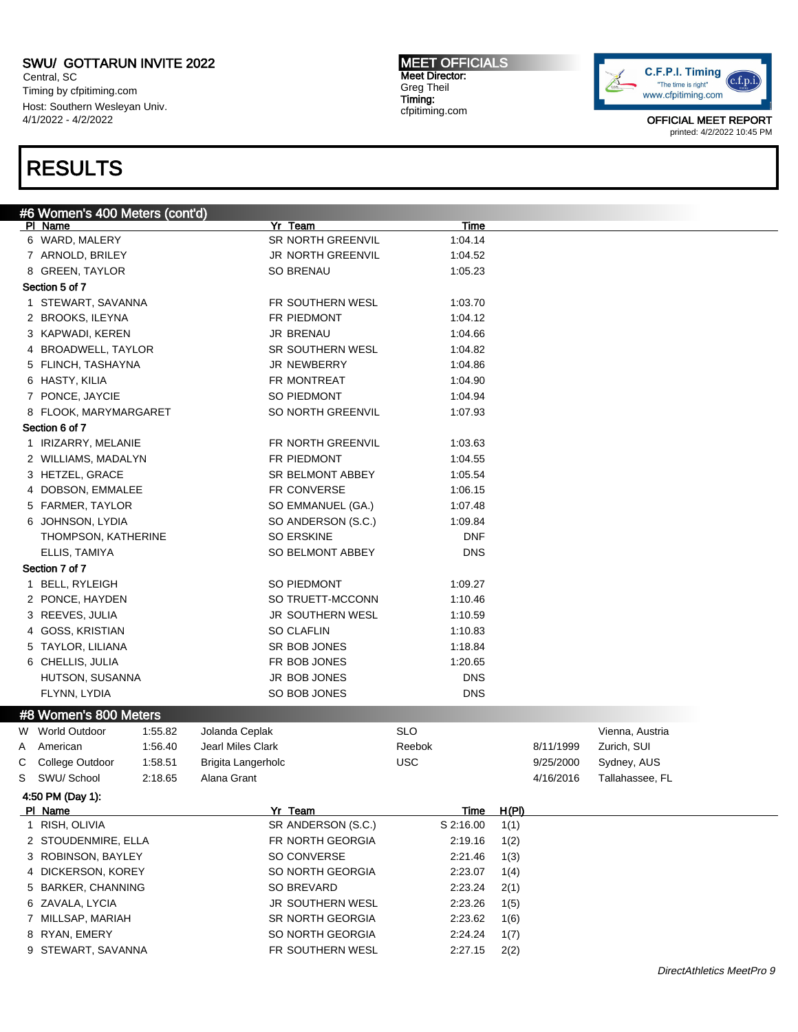## SWU/ GOTTARUN INVITE 2022

Central, SC
Timing by cfpitiming.com
Host: Southern Wesleyan Univ.
4/1/2022 - 4/2/2022

**MEET OFFICIALS**
Meet Director:
Greg Theil
Timing:
cfpitiming.com

OFFICIAL MEET REPORT
printed: 4/2/2022 10:45 PM

# RESULTS

## #6 Women's 400 Meters (cont'd)

| Pl | Name | Yr | Team | Time |
|---|---|---|---|---|
| 6 | WARD, MALERY | SR | NORTH GREENVIL | 1:04.14 |
| 7 | ARNOLD, BRILEY | JR | NORTH GREENVIL | 1:04.52 |
| 8 | GREEN, TAYLOR | SO | BRENAU | 1:05.23 |

**Section 5 of 7**

| Pl | Name | Yr | Team | Time |
|---|---|---|---|---|
| 1 | STEWART, SAVANNA | FR | SOUTHERN WESL | 1:03.70 |
| 2 | BROOKS, ILEYNA | FR | PIEDMONT | 1:04.12 |
| 3 | KAPWADI, KEREN | JR | BRENAU | 1:04.66 |
| 4 | BROADWELL, TAYLOR | SR | SOUTHERN WESL | 1:04.82 |
| 5 | FLINCH, TASHAYNA | JR | NEWBERRY | 1:04.86 |
| 6 | HASTY, KILIA | FR | MONTREAT | 1:04.90 |
| 7 | PONCE, JAYCIE | SO | PIEDMONT | 1:04.94 |
| 8 | FLOOK, MARYMARGARET | SO | NORTH GREENVIL | 1:07.93 |

**Section 6 of 7**

| Pl | Name | Yr | Team | Time |
|---|---|---|---|---|
| 1 | IRIZARRY, MELANIE | FR | NORTH GREENVIL | 1:03.63 |
| 2 | WILLIAMS, MADALYN | FR | PIEDMONT | 1:04.55 |
| 3 | HETZEL, GRACE | SR | BELMONT ABBEY | 1:05.54 |
| 4 | DOBSON, EMMALEE | FR | CONVERSE | 1:06.15 |
| 5 | FARMER, TAYLOR | SO | EMMANUEL (GA.) | 1:07.48 |
| 6 | JOHNSON, LYDIA | SO | ANDERSON (S.C.) | 1:09.84 |
| | THOMPSON, KATHERINE | SO | ERSKINE | DNF |
| | ELLIS, TAMIYA | SO | BELMONT ABBEY | DNS |

**Section 7 of 7**

| Pl | Name | Yr | Team | Time |
|---|---|---|---|---|
| 1 | BELL, RYLEIGH | SO | PIEDMONT | 1:09.27 |
| 2 | PONCE, HAYDEN | SO | TRUETT-MCCONN | 1:10.46 |
| 3 | REEVES, JULIA | JR | SOUTHERN WESL | 1:10.59 |
| 4 | GOSS, KRISTIAN | SO | CLAFLIN | 1:10.83 |
| 5 | TAYLOR, LILIANA | SR | BOB JONES | 1:18.84 |
| 6 | CHELLIS, JULIA | FR | BOB JONES | 1:20.65 |
| | HUTSON, SUSANNA | JR | BOB JONES | DNS |
| | FLYNN, LYDIA | SO | BOB JONES | DNS |

## #8 Women's 800 Meters

| | Record | Time | Name | Affiliation | Date | Location |
|---|---|---|---|---|---|---|
| W | World Outdoor | 1:55.82 | Jolanda Ceplak | SLO | | Vienna, Austria |
| A | American | 1:56.40 | Jearl Miles Clark | Reebok | 8/11/1999 | Zurich, SUI |
| C | College Outdoor | 1:58.51 | Brigita Langerholc | USC | 9/25/2000 | Sydney, AUS |
| S | SWU/ School | 2:18.65 | Alana Grant | | 4/16/2016 | Tallahassee, FL |

**4:50 PM (Day 1):**

| Pl | Name | Yr | Team | Time | H(Pl) |
|---|---|---|---|---|---|
| 1 | RISH, OLIVIA | SR | ANDERSON (S.C.) | S 2:16.00 | 1(1) |
| 2 | STOUDENMIRE, ELLA | FR | NORTH GEORGIA | 2:19.16 | 1(2) |
| 3 | ROBINSON, BAYLEY | SO | CONVERSE | 2:21.46 | 1(3) |
| 4 | DICKERSON, KOREY | SO | NORTH GEORGIA | 2:23.07 | 1(4) |
| 5 | BARKER, CHANNING | SO | BREVARD | 2:23.24 | 2(1) |
| 6 | ZAVALA, LYCIA | JR | SOUTHERN WESL | 2:23.26 | 1(5) |
| 7 | MILLSAP, MARIAH | SR | NORTH GEORGIA | 2:23.62 | 1(6) |
| 8 | RYAN, EMERY | SO | NORTH GEORGIA | 2:24.24 | 1(7) |
| 9 | STEWART, SAVANNA | FR | SOUTHERN WESL | 2:27.15 | 2(2) |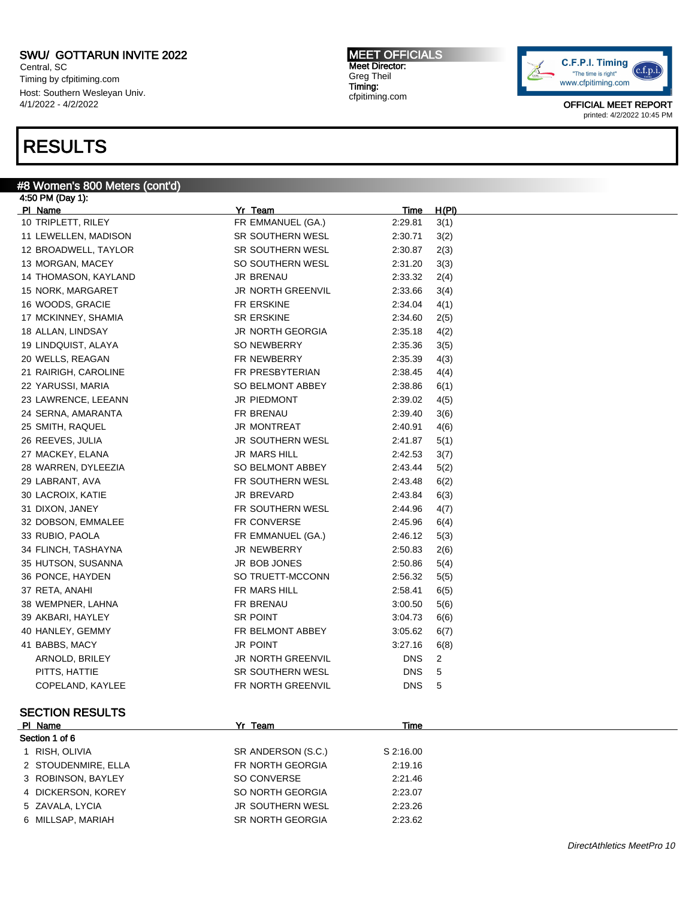# RESULTS

## #8 Women's 800 Meters (cont'd)

4:50 PM (Day 1):

| Pl | Name | Yr | Team | Time | H(Pl) |
|---|---|---|---|---|---|
| 10 | TRIPLETT, RILEY | FR | EMMANUEL (GA.) | 2:29.81 | 3(1) |
| 11 | LEWELLEN, MADISON | SR | SOUTHERN WESL | 2:30.71 | 3(2) |
| 12 | BROADWELL, TAYLOR | SR | SOUTHERN WESL | 2:30.87 | 2(3) |
| 13 | MORGAN, MACEY | SO | SOUTHERN WESL | 2:31.20 | 3(3) |
| 14 | THOMASON, KAYLAND | JR | BRENAU | 2:33.32 | 2(4) |
| 15 | NORK, MARGARET | JR | NORTH GREENVIL | 2:33.66 | 3(4) |
| 16 | WOODS, GRACIE | FR | ERSKINE | 2:34.04 | 4(1) |
| 17 | MCKINNEY, SHAMIA | SR | ERSKINE | 2:34.60 | 2(5) |
| 18 | ALLAN, LINDSAY | JR | NORTH GEORGIA | 2:35.18 | 4(2) |
| 19 | LINDQUIST, ALAYA | SO | NEWBERRY | 2:35.36 | 3(5) |
| 20 | WELLS, REAGAN | FR | NEWBERRY | 2:35.39 | 4(3) |
| 21 | RAIRIGH, CAROLINE | FR | PRESBYTERIAN | 2:38.45 | 4(4) |
| 22 | YARUSSI, MARIA | SO | BELMONT ABBEY | 2:38.86 | 6(1) |
| 23 | LAWRENCE, LEEANN | JR | PIEDMONT | 2:39.02 | 4(5) |
| 24 | SERNA, AMARANTA | FR | BRENAU | 2:39.40 | 3(6) |
| 25 | SMITH, RAQUEL | JR | MONTREAT | 2:40.91 | 4(6) |
| 26 | REEVES, JULIA | JR | SOUTHERN WESL | 2:41.87 | 5(1) |
| 27 | MACKEY, ELANA | JR | MARS HILL | 2:42.53 | 3(7) |
| 28 | WARREN, DYLEEZIA | SO | BELMONT ABBEY | 2:43.44 | 5(2) |
| 29 | LABRANT, AVA | FR | SOUTHERN WESL | 2:43.48 | 6(2) |
| 30 | LACROIX, KATIE | JR | BREVARD | 2:43.84 | 6(3) |
| 31 | DIXON, JANEY | FR | SOUTHERN WESL | 2:44.96 | 4(7) |
| 32 | DOBSON, EMMALEE | FR | CONVERSE | 2:45.96 | 6(4) |
| 33 | RUBIO, PAOLA | FR | EMMANUEL (GA.) | 2:46.12 | 5(3) |
| 34 | FLINCH, TASHAYNA | JR | NEWBERRY | 2:50.83 | 2(6) |
| 35 | HUTSON, SUSANNA | JR | BOB JONES | 2:50.86 | 5(4) |
| 36 | PONCE, HAYDEN | SO | TRUETT-MCCONN | 2:56.32 | 5(5) |
| 37 | RETA, ANAHI | FR | MARS HILL | 2:58.41 | 6(5) |
| 38 | WEMPNER, LAHNA | FR | BRENAU | 3:00.50 | 5(6) |
| 39 | AKBARI, HAYLEY | SR | POINT | 3:04.73 | 6(6) |
| 40 | HANLEY, GEMMY | FR | BELMONT ABBEY | 3:05.62 | 6(7) |
| 41 | BABBS, MACY | JR | POINT | 3:27.16 | 6(8) |
| | ARNOLD, BRILEY | JR | NORTH GREENVIL | DNS | 2 |
| | PITTS, HATTIE | SR | SOUTHERN WESL | DNS | 5 |
| | COPELAND, KAYLEE | FR | NORTH GREENVIL | DNS | 5 |

### SECTION RESULTS

Section 1 of 6

| Pl | Name | Yr | Team | Time |
|---|---|---|---|---|
| 1 | RISH, OLIVIA | SR | ANDERSON (S.C.) | S 2:16.00 |
| 2 | STOUDENMIRE, ELLA | FR | NORTH GEORGIA | 2:19.16 |
| 3 | ROBINSON, BAYLEY | SO | CONVERSE | 2:21.46 |
| 4 | DICKERSON, KOREY | SO | NORTH GEORGIA | 2:23.07 |
| 5 | ZAVALA, LYCIA | JR | SOUTHERN WESL | 2:23.26 |
| 6 | MILLSAP, MARIAH | SR | NORTH GEORGIA | 2:23.62 |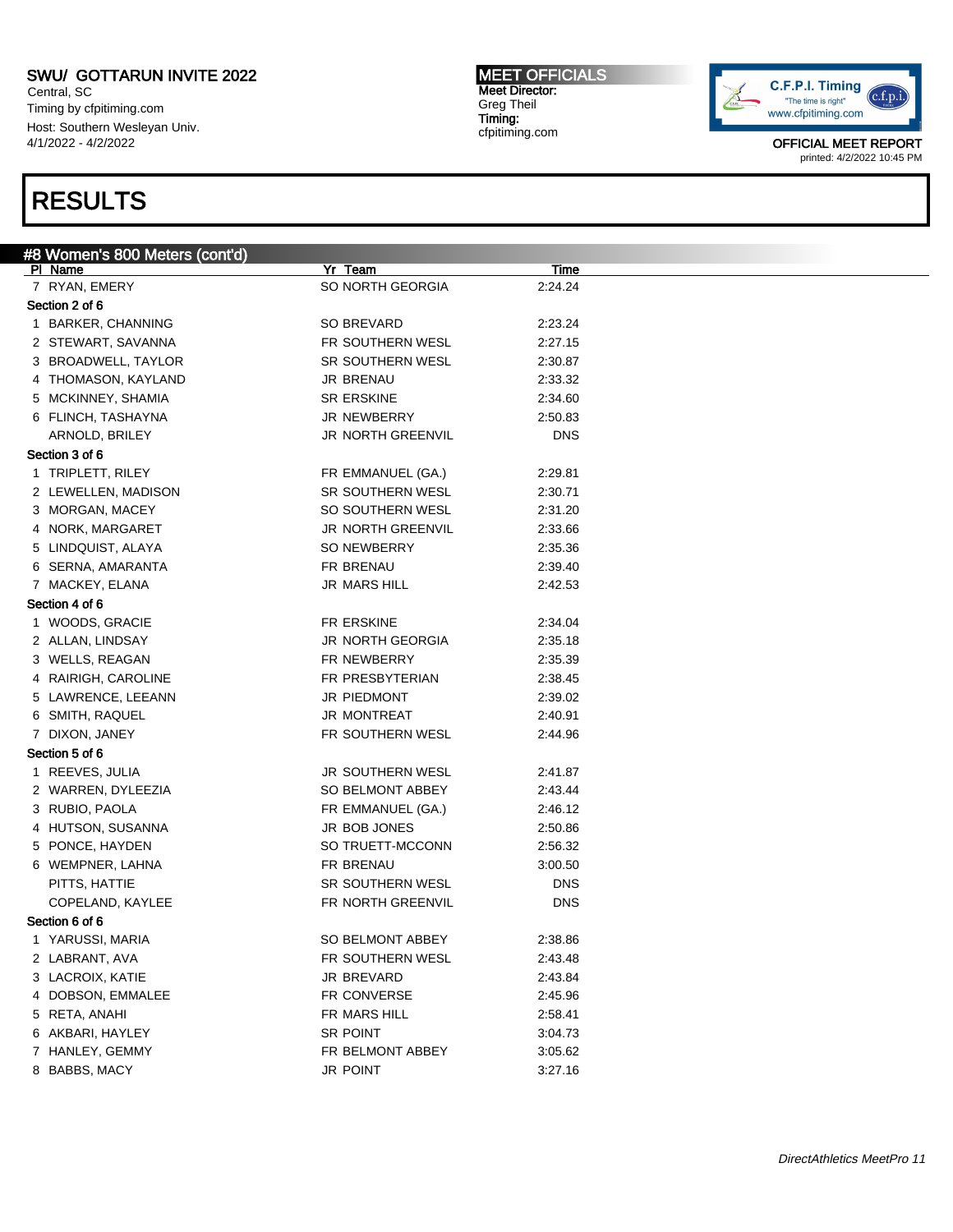# RESULTS

## #8 Women's 800 Meters (cont'd)

| Pl | Name | Yr | Team | Time |
|---|---|---|---|---|
| 7 | RYAN, EMERY | SO | NORTH GEORGIA | 2:24.24 |
| **Section 2 of 6** | | | | |
| 1 | BARKER, CHANNING | SO | BREVARD | 2:23.24 |
| 2 | STEWART, SAVANNA | FR | SOUTHERN WESL | 2:27.15 |
| 3 | BROADWELL, TAYLOR | SR | SOUTHERN WESL | 2:30.87 |
| 4 | THOMASON, KAYLAND | JR | BRENAU | 2:33.32 |
| 5 | MCKINNEY, SHAMIA | SR | ERSKINE | 2:34.60 |
| 6 | FLINCH, TASHAYNA | JR | NEWBERRY | 2:50.83 |
| | ARNOLD, BRILEY | JR | NORTH GREENVIL | DNS |
| **Section 3 of 6** | | | | |
| 1 | TRIPLETT, RILEY | FR | EMMANUEL (GA.) | 2:29.81 |
| 2 | LEWELLEN, MADISON | SR | SOUTHERN WESL | 2:30.71 |
| 3 | MORGAN, MACEY | SO | SOUTHERN WESL | 2:31.20 |
| 4 | NORK, MARGARET | JR | NORTH GREENVIL | 2:33.66 |
| 5 | LINDQUIST, ALAYA | SO | NEWBERRY | 2:35.36 |
| 6 | SERNA, AMARANTA | FR | BRENAU | 2:39.40 |
| 7 | MACKEY, ELANA | JR | MARS HILL | 2:42.53 |
| **Section 4 of 6** | | | | |
| 1 | WOODS, GRACIE | FR | ERSKINE | 2:34.04 |
| 2 | ALLAN, LINDSAY | JR | NORTH GEORGIA | 2:35.18 |
| 3 | WELLS, REAGAN | FR | NEWBERRY | 2:35.39 |
| 4 | RAIRIGH, CAROLINE | FR | PRESBYTERIAN | 2:38.45 |
| 5 | LAWRENCE, LEEANN | JR | PIEDMONT | 2:39.02 |
| 6 | SMITH, RAQUEL | JR | MONTREAT | 2:40.91 |
| 7 | DIXON, JANEY | FR | SOUTHERN WESL | 2:44.96 |
| **Section 5 of 6** | | | | |
| 1 | REEVES, JULIA | JR | SOUTHERN WESL | 2:41.87 |
| 2 | WARREN, DYLEEZIA | SO | BELMONT ABBEY | 2:43.44 |
| 3 | RUBIO, PAOLA | FR | EMMANUEL (GA.) | 2:46.12 |
| 4 | HUTSON, SUSANNA | JR | BOB JONES | 2:50.86 |
| 5 | PONCE, HAYDEN | SO | TRUETT-MCCONN | 2:56.32 |
| 6 | WEMPNER, LAHNA | FR | BRENAU | 3:00.50 |
| | PITTS, HATTIE | SR | SOUTHERN WESL | DNS |
| | COPELAND, KAYLEE | FR | NORTH GREENVIL | DNS |
| **Section 6 of 6** | | | | |
| 1 | YARUSSI, MARIA | SO | BELMONT ABBEY | 2:38.86 |
| 2 | LABRANT, AVA | FR | SOUTHERN WESL | 2:43.48 |
| 3 | LACROIX, KATIE | JR | BREVARD | 2:43.84 |
| 4 | DOBSON, EMMALEE | FR | CONVERSE | 2:45.96 |
| 5 | RETA, ANAHI | FR | MARS HILL | 2:58.41 |
| 6 | AKBARI, HAYLEY | SR | POINT | 3:04.73 |
| 7 | HANLEY, GEMMY | FR | BELMONT ABBEY | 3:05.62 |
| 8 | BABBS, MACY | JR | POINT | 3:27.16 |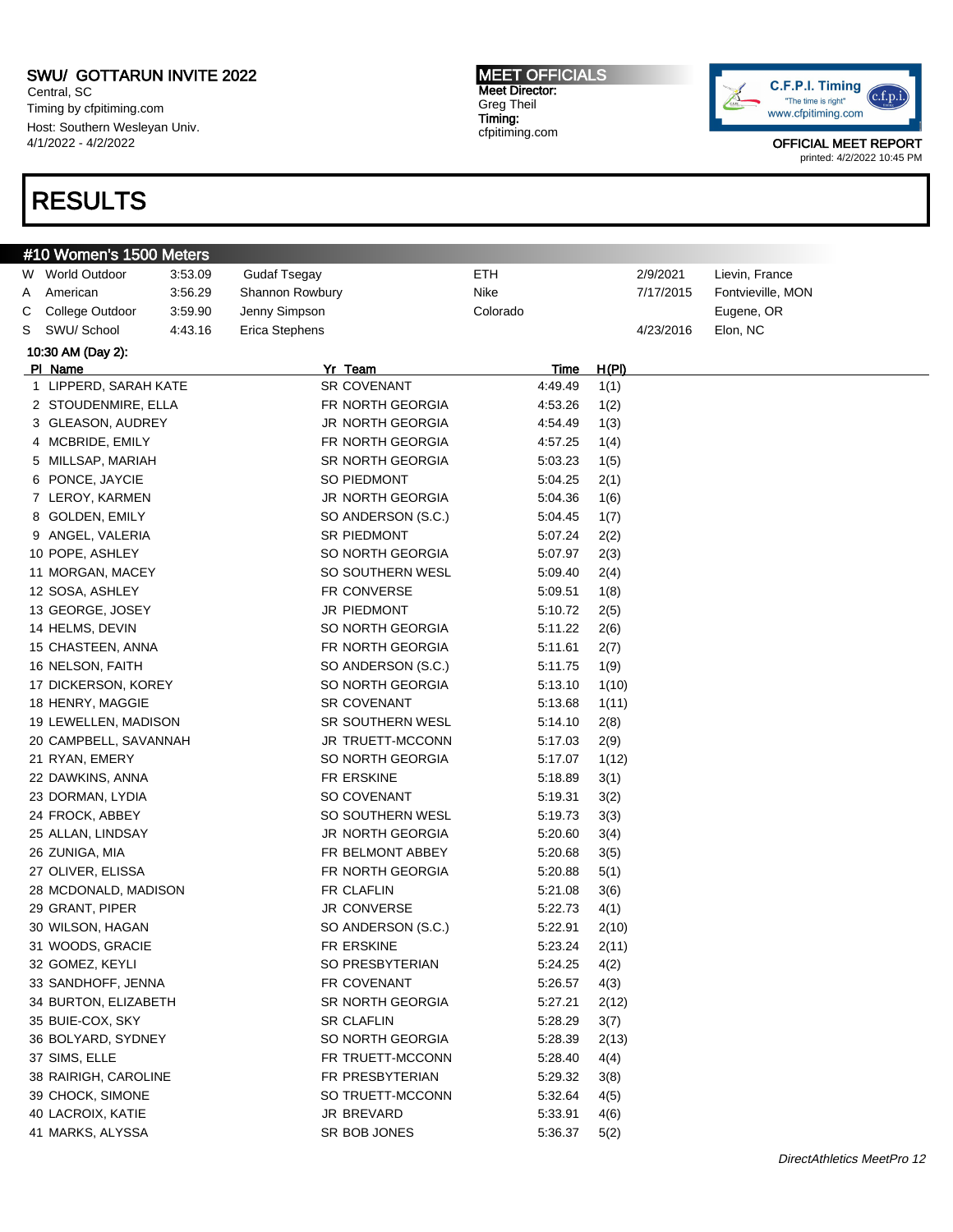SWU/ GOTTARUN INVITE 2022

Central, SC

Timing by cfpitiming.com

Host: Southern Wesleyan Univ.

4/1/2022 - 4/2/2022

**MEET OFFICIALS**
**Meet Director:** Greg Theil
**Timing:** cfpitiming.com

OFFICIAL MEET REPORT
printed: 4/2/2022 10:45 PM

# RESULTS

## #10 Women's 1500 Meters

| | | | | | | |
|---|---|---|---|---|---|---|
| W | World Outdoor | 3:53.09 | Gudaf Tsegay | ETH | 2/9/2021 | Lievin, France |
| A | American | 3:56.29 | Shannon Rowbury | Nike | 7/17/2015 | Fontvieville, MON |
| C | College Outdoor | 3:59.90 | Jenny Simpson | Colorado | | Eugene, OR |
| S | SWU/ School | 4:43.16 | Erica Stephens | | 4/23/2016 | Elon, NC |

**10:30 AM (Day 2):**

| Pl | Name | Yr | Team | Time | H(Pl) |
|---|---|---|---|---|---|
| 1 | LIPPERD, SARAH KATE | SR | COVENANT | 4:49.49 | 1(1) |
| 2 | STOUDENMIRE, ELLA | FR | NORTH GEORGIA | 4:53.26 | 1(2) |
| 3 | GLEASON, AUDREY | JR | NORTH GEORGIA | 4:54.49 | 1(3) |
| 4 | MCBRIDE, EMILY | FR | NORTH GEORGIA | 4:57.25 | 1(4) |
| 5 | MILLSAP, MARIAH | SR | NORTH GEORGIA | 5:03.23 | 1(5) |
| 6 | PONCE, JAYCIE | SO | PIEDMONT | 5:04.25 | 2(1) |
| 7 | LEROY, KARMEN | JR | NORTH GEORGIA | 5:04.36 | 1(6) |
| 8 | GOLDEN, EMILY | SO | ANDERSON (S.C.) | 5:04.45 | 1(7) |
| 9 | ANGEL, VALERIA | SR | PIEDMONT | 5:07.24 | 2(2) |
| 10 | POPE, ASHLEY | SO | NORTH GEORGIA | 5:07.97 | 2(3) |
| 11 | MORGAN, MACEY | SO | SOUTHERN WESL | 5:09.40 | 2(4) |
| 12 | SOSA, ASHLEY | FR | CONVERSE | 5:09.51 | 1(8) |
| 13 | GEORGE, JOSEY | JR | PIEDMONT | 5:10.72 | 2(5) |
| 14 | HELMS, DEVIN | SO | NORTH GEORGIA | 5:11.22 | 2(6) |
| 15 | CHASTEEN, ANNA | FR | NORTH GEORGIA | 5:11.61 | 2(7) |
| 16 | NELSON, FAITH | SO | ANDERSON (S.C.) | 5:11.75 | 1(9) |
| 17 | DICKERSON, KOREY | SO | NORTH GEORGIA | 5:13.10 | 1(10) |
| 18 | HENRY, MAGGIE | SR | COVENANT | 5:13.68 | 1(11) |
| 19 | LEWELLEN, MADISON | SR | SOUTHERN WESL | 5:14.10 | 2(8) |
| 20 | CAMPBELL, SAVANNAH | JR | TRUETT-MCCONN | 5:17.03 | 2(9) |
| 21 | RYAN, EMERY | SO | NORTH GEORGIA | 5:17.07 | 1(12) |
| 22 | DAWKINS, ANNA | FR | ERSKINE | 5:18.89 | 3(1) |
| 23 | DORMAN, LYDIA | SO | COVENANT | 5:19.31 | 3(2) |
| 24 | FROCK, ABBEY | SO | SOUTHERN WESL | 5:19.73 | 3(3) |
| 25 | ALLAN, LINDSAY | JR | NORTH GEORGIA | 5:20.60 | 3(4) |
| 26 | ZUNIGA, MIA | FR | BELMONT ABBEY | 5:20.68 | 3(5) |
| 27 | OLIVER, ELISSA | FR | NORTH GEORGIA | 5:20.88 | 5(1) |
| 28 | MCDONALD, MADISON | FR | CLAFLIN | 5:21.08 | 3(6) |
| 29 | GRANT, PIPER | JR | CONVERSE | 5:22.73 | 4(1) |
| 30 | WILSON, HAGAN | SO | ANDERSON (S.C.) | 5:22.91 | 2(10) |
| 31 | WOODS, GRACIE | FR | ERSKINE | 5:23.24 | 2(11) |
| 32 | GOMEZ, KEYLI | SO | PRESBYTERIAN | 5:24.25 | 4(2) |
| 33 | SANDHOFF, JENNA | FR | COVENANT | 5:26.57 | 4(3) |
| 34 | BURTON, ELIZABETH | SR | NORTH GEORGIA | 5:27.21 | 2(12) |
| 35 | BUIE-COX, SKY | SR | CLAFLIN | 5:28.29 | 3(7) |
| 36 | BOLYARD, SYDNEY | SO | NORTH GEORGIA | 5:28.39 | 2(13) |
| 37 | SIMS, ELLE | FR | TRUETT-MCCONN | 5:28.40 | 4(4) |
| 38 | RAIRIGH, CAROLINE | FR | PRESBYTERIAN | 5:29.32 | 3(8) |
| 39 | CHOCK, SIMONE | SO | TRUETT-MCCONN | 5:32.64 | 4(5) |
| 40 | LACROIX, KATIE | JR | BREVARD | 5:33.91 | 4(6) |
| 41 | MARKS, ALYSSA | SR | BOB JONES | 5:36.37 | 5(2) |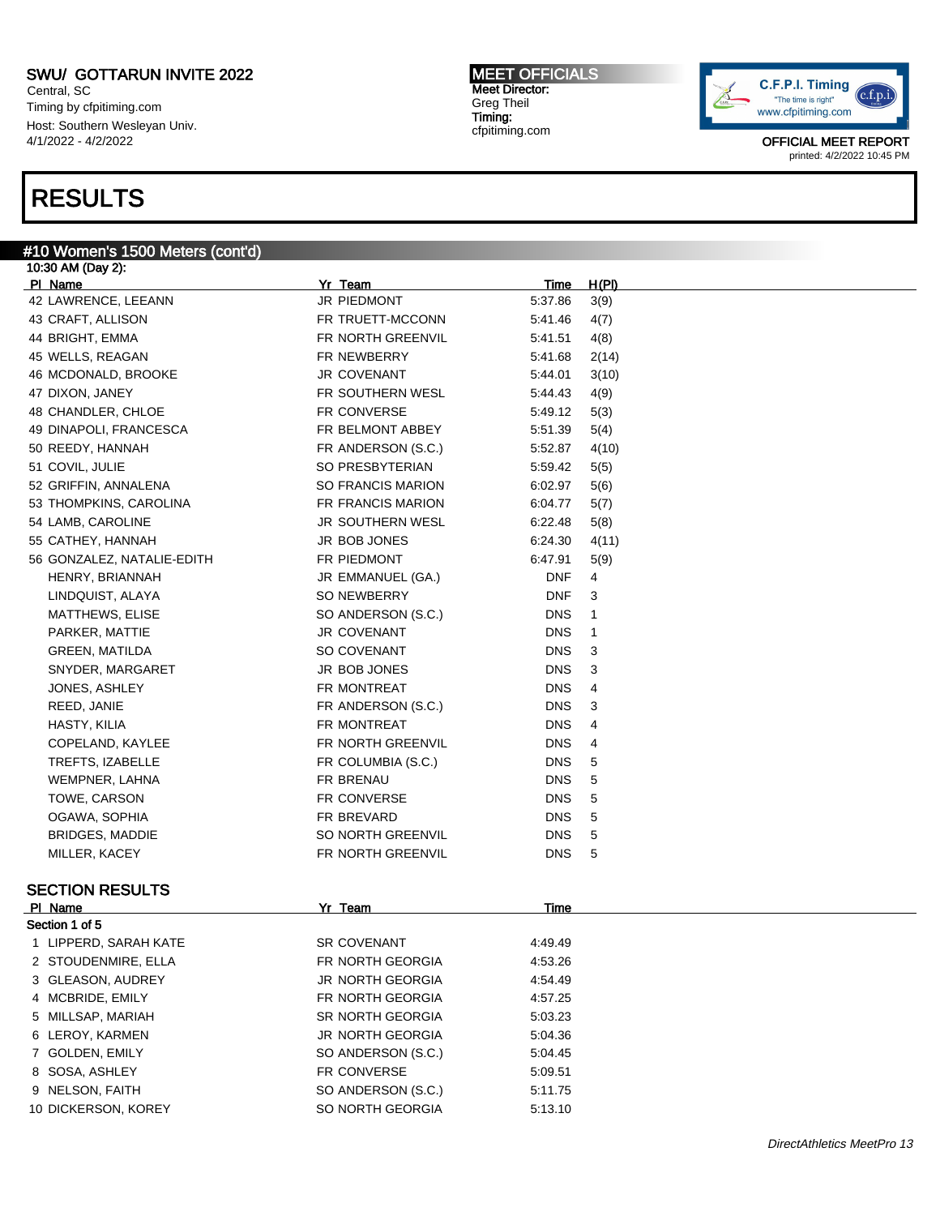# RESULTS

## #10 Women's 1500 Meters (cont'd)

10:30 AM (Day 2):

| Pl | Name | Yr | Team | Time | H(Pl) |
|---|---|---|---|---|---|
| 42 | LAWRENCE, LEEANN | JR | PIEDMONT | 5:37.86 | 3(9) |
| 43 | CRAFT, ALLISON | FR | TRUETT-MCCONN | 5:41.46 | 4(7) |
| 44 | BRIGHT, EMMA | FR | NORTH GREENVIL | 5:41.51 | 4(8) |
| 45 | WELLS, REAGAN | FR | NEWBERRY | 5:41.68 | 2(14) |
| 46 | MCDONALD, BROOKE | JR | COVENANT | 5:44.01 | 3(10) |
| 47 | DIXON, JANEY | FR | SOUTHERN WESL | 5:44.43 | 4(9) |
| 48 | CHANDLER, CHLOE | FR | CONVERSE | 5:49.12 | 5(3) |
| 49 | DINAPOLI, FRANCESCA | FR | BELMONT ABBEY | 5:51.39 | 5(4) |
| 50 | REEDY, HANNAH | FR | ANDERSON (S.C.) | 5:52.87 | 4(10) |
| 51 | COVIL, JULIE | SO | PRESBYTERIAN | 5:59.42 | 5(5) |
| 52 | GRIFFIN, ANNALENA | SO | FRANCIS MARION | 6:02.97 | 5(6) |
| 53 | THOMPKINS, CAROLINA | FR | FRANCIS MARION | 6:04.77 | 5(7) |
| 54 | LAMB, CAROLINE | JR | SOUTHERN WESL | 6:22.48 | 5(8) |
| 55 | CATHEY, HANNAH | JR | BOB JONES | 6:24.30 | 4(11) |
| 56 | GONZALEZ, NATALIE-EDITH | FR | PIEDMONT | 6:47.91 | 5(9) |
| | HENRY, BRIANNAH | JR | EMMANUEL (GA.) | DNF | 4 |
| | LINDQUIST, ALAYA | SO | NEWBERRY | DNF | 3 |
| | MATTHEWS, ELISE | SO | ANDERSON (S.C.) | DNS | 1 |
| | PARKER, MATTIE | JR | COVENANT | DNS | 1 |
| | GREEN, MATILDA | SO | COVENANT | DNS | 3 |
| | SNYDER, MARGARET | JR | BOB JONES | DNS | 3 |
| | JONES, ASHLEY | FR | MONTREAT | DNS | 4 |
| | REED, JANIE | FR | ANDERSON (S.C.) | DNS | 3 |
| | HASTY, KILIA | FR | MONTREAT | DNS | 4 |
| | COPELAND, KAYLEE | FR | NORTH GREENVIL | DNS | 4 |
| | TREFTS, IZABELLE | FR | COLUMBIA (S.C.) | DNS | 5 |
| | WEMPNER, LAHNA | FR | BRENAU | DNS | 5 |
| | TOWE, CARSON | FR | CONVERSE | DNS | 5 |
| | OGAWA, SOPHIA | FR | BREVARD | DNS | 5 |
| | BRIDGES, MADDIE | SO | NORTH GREENVIL | DNS | 5 |
| | MILLER, KACEY | FR | NORTH GREENVIL | DNS | 5 |

### SECTION RESULTS

Section 1 of 5

| Pl | Name | Yr | Team | Time |
|---|---|---|---|---|
| 1 | LIPPERD, SARAH KATE | SR | COVENANT | 4:49.49 |
| 2 | STOUDENMIRE, ELLA | FR | NORTH GEORGIA | 4:53.26 |
| 3 | GLEASON, AUDREY | JR | NORTH GEORGIA | 4:54.49 |
| 4 | MCBRIDE, EMILY | FR | NORTH GEORGIA | 4:57.25 |
| 5 | MILLSAP, MARIAH | SR | NORTH GEORGIA | 5:03.23 |
| 6 | LEROY, KARMEN | JR | NORTH GEORGIA | 5:04.36 |
| 7 | GOLDEN, EMILY | SO | ANDERSON (S.C.) | 5:04.45 |
| 8 | SOSA, ASHLEY | FR | CONVERSE | 5:09.51 |
| 9 | NELSON, FAITH | SO | ANDERSON (S.C.) | 5:11.75 |
| 10 | DICKERSON, KOREY | SO | NORTH GEORGIA | 5:13.10 |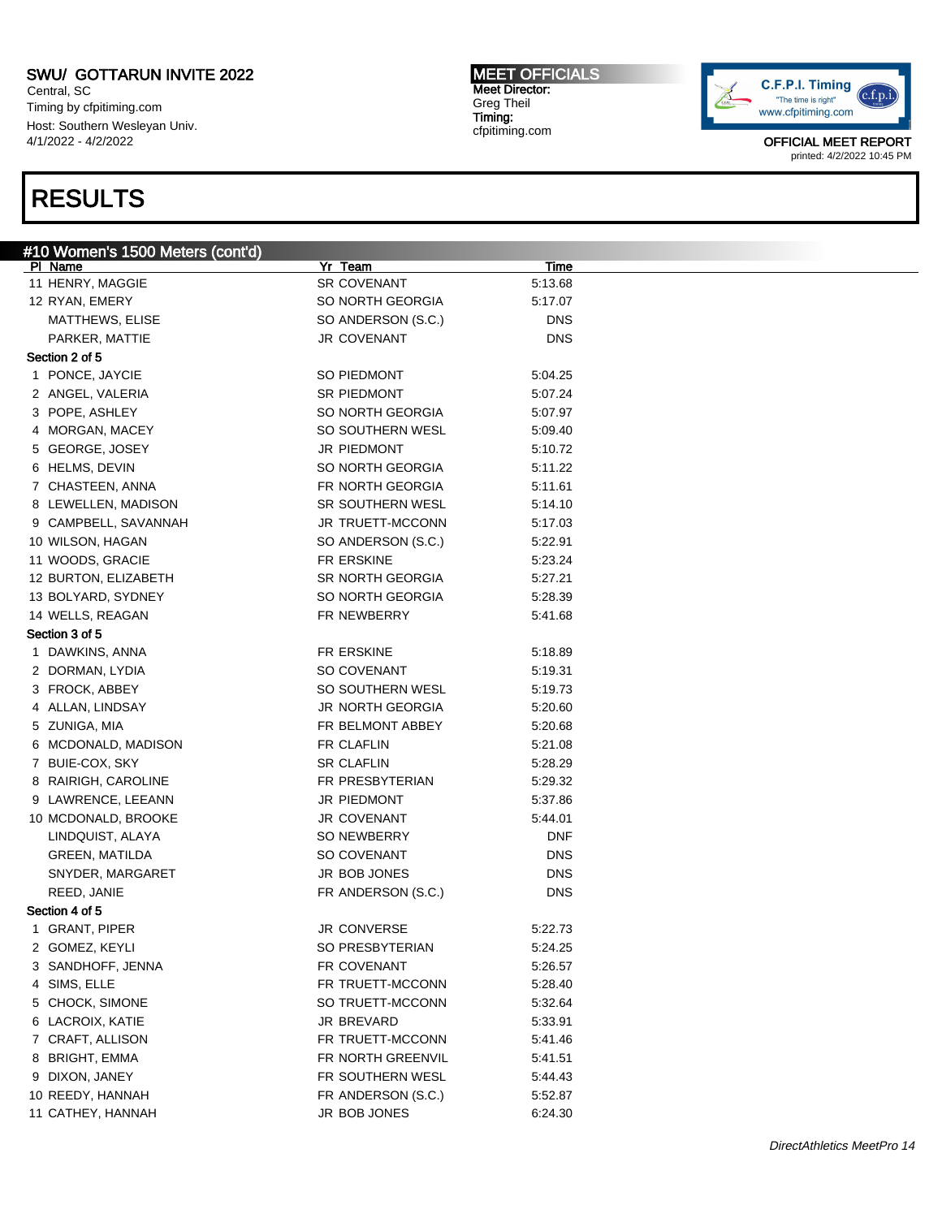SWU/ GOTTARUN INVITE 2022
Central, SC
Timing by cfpitiming.com
Host: Southern Wesleyan Univ.
4/1/2022 - 4/2022

MEET OFFICIALS
Meet Director:
Greg Theil
Timing:
cfpitiming.com

OFFICIAL MEET REPORT
printed: 4/2/2022 10:45 PM

# RESULTS

## #10 Women's 1500 Meters (cont'd)

| Pl | Name | Yr | Team | Time |
|---|---|---|---|---|
| 11 | HENRY, MAGGIE | SR | COVENANT | 5:13.68 |
| 12 | RYAN, EMERY | SO | NORTH GEORGIA | 5:17.07 |
| | MATTHEWS, ELISE | SO | ANDERSON (S.C.) | DNS |
| | PARKER, MATTIE | JR | COVENANT | DNS |
| **Section 2 of 5** | | | | |
| 1 | PONCE, JAYCIE | SO | PIEDMONT | 5:04.25 |
| 2 | ANGEL, VALERIA | SR | PIEDMONT | 5:07.24 |
| 3 | POPE, ASHLEY | SO | NORTH GEORGIA | 5:07.97 |
| 4 | MORGAN, MACEY | SO | SOUTHERN WESL | 5:09.40 |
| 5 | GEORGE, JOSEY | JR | PIEDMONT | 5:10.72 |
| 6 | HELMS, DEVIN | SO | NORTH GEORGIA | 5:11.22 |
| 7 | CHASTEEN, ANNA | FR | NORTH GEORGIA | 5:11.61 |
| 8 | LEWELLEN, MADISON | SR | SOUTHERN WESL | 5:14.10 |
| 9 | CAMPBELL, SAVANNAH | JR | TRUETT-MCCONN | 5:17.03 |
| 10 | WILSON, HAGAN | SO | ANDERSON (S.C.) | 5:22.91 |
| 11 | WOODS, GRACIE | FR | ERSKINE | 5:23.24 |
| 12 | BURTON, ELIZABETH | SR | NORTH GEORGIA | 5:27.21 |
| 13 | BOLYARD, SYDNEY | SO | NORTH GEORGIA | 5:28.39 |
| 14 | WELLS, REAGAN | FR | NEWBERRY | 5:41.68 |
| **Section 3 of 5** | | | | |
| 1 | DAWKINS, ANNA | FR | ERSKINE | 5:18.89 |
| 2 | DORMAN, LYDIA | SO | COVENANT | 5:19.31 |
| 3 | FROCK, ABBEY | SO | SOUTHERN WESL | 5:19.73 |
| 4 | ALLAN, LINDSAY | JR | NORTH GEORGIA | 5:20.60 |
| 5 | ZUNIGA, MIA | FR | BELMONT ABBEY | 5:20.68 |
| 6 | MCDONALD, MADISON | FR | CLAFLIN | 5:21.08 |
| 7 | BUIE-COX, SKY | SR | CLAFLIN | 5:28.29 |
| 8 | RAIRIGH, CAROLINE | FR | PRESBYTERIAN | 5:29.32 |
| 9 | LAWRENCE, LEEANN | JR | PIEDMONT | 5:37.86 |
| 10 | MCDONALD, BROOKE | JR | COVENANT | 5:44.01 |
| | LINDQUIST, ALAYA | SO | NEWBERRY | DNF |
| | GREEN, MATILDA | SO | COVENANT | DNS |
| | SNYDER, MARGARET | JR | BOB JONES | DNS |
| | REED, JANIE | FR | ANDERSON (S.C.) | DNS |
| **Section 4 of 5** | | | | |
| 1 | GRANT, PIPER | JR | CONVERSE | 5:22.73 |
| 2 | GOMEZ, KEYLI | SO | PRESBYTERIAN | 5:24.25 |
| 3 | SANDHOFF, JENNA | FR | COVENANT | 5:26.57 |
| 4 | SIMS, ELLE | FR | TRUETT-MCCONN | 5:28.40 |
| 5 | CHOCK, SIMONE | SO | TRUETT-MCCONN | 5:32.64 |
| 6 | LACROIX, KATIE | JR | BREVARD | 5:33.91 |
| 7 | CRAFT, ALLISON | FR | TRUETT-MCCONN | 5:41.46 |
| 8 | BRIGHT, EMMA | FR | NORTH GREENVIL | 5:41.51 |
| 9 | DIXON, JANEY | FR | SOUTHERN WESL | 5:44.43 |
| 10 | REEDY, HANNAH | FR | ANDERSON (S.C.) | 5:52.87 |
| 11 | CATHEY, HANNAH | JR | BOB JONES | 6:24.30 |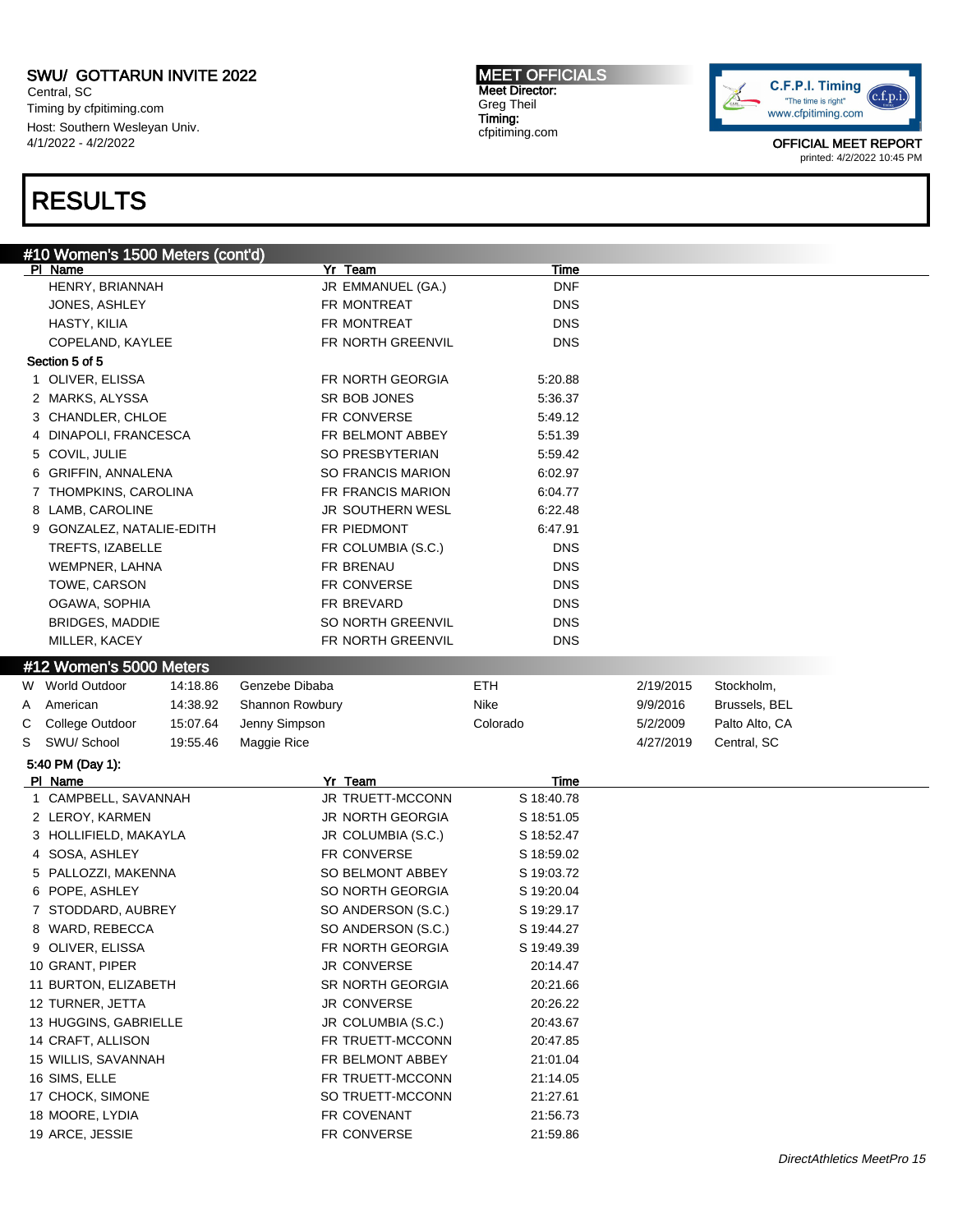# SWU/ GOTTARUN INVITE 2022

Central, SC
Timing by cfpitiming.com
Host: Southern Wesleyan Univ.
4/1/2022 - 4/2/2022

**MEET OFFICIALS**
Meet Director:
Greg Theil
Timing:
cfpitiming.com

OFFICIAL MEET REPORT
printed: 4/2/2022 10:45 PM

# RESULTS

## #10 Women's 1500 Meters (cont'd)

| Pl | Name | Yr | Team | Time |
|---|---|---|---|---|
| | HENRY, BRIANNAH | JR | EMMANUEL (GA.) | DNF |
| | JONES, ASHLEY | FR | MONTREAT | DNS |
| | HASTY, KILIA | FR | MONTREAT | DNS |
| | COPELAND, KAYLEE | FR | NORTH GREENVIL | DNS |

**Section 5 of 5**

| Pl | Name | Yr | Team | Time |
|---|---|---|---|---|
| 1 | OLIVER, ELISSA | FR | NORTH GEORGIA | 5:20.88 |
| 2 | MARKS, ALYSSA | SR | BOB JONES | 5:36.37 |
| 3 | CHANDLER, CHLOE | FR | CONVERSE | 5:49.12 |
| 4 | DINAPOLI, FRANCESCA | FR | BELMONT ABBEY | 5:51.39 |
| 5 | COVIL, JULIE | SO | PRESBYTERIAN | 5:59.42 |
| 6 | GRIFFIN, ANNALENA | SO | FRANCIS MARION | 6:02.97 |
| 7 | THOMPKINS, CAROLINA | FR | FRANCIS MARION | 6:04.77 |
| 8 | LAMB, CAROLINE | JR | SOUTHERN WESL | 6:22.48 |
| 9 | GONZALEZ, NATALIE-EDITH | FR | PIEDMONT | 6:47.91 |
| | TREFTS, IZABELLE | FR | COLUMBIA (S.C.) | DNS |
| | WEMPNER, LAHNA | FR | BRENAU | DNS |
| | TOWE, CARSON | FR | CONVERSE | DNS |
| | OGAWA, SOPHIA | FR | BREVARD | DNS |
| | BRIDGES, MADDIE | SO | NORTH GREENVIL | DNS |
| | MILLER, KACEY | FR | NORTH GREENVIL | DNS |

## #12 Women's 5000 Meters

| | Record | Time | Name | Team | Date | Location |
|---|---|---|---|---|---|---|
| W | World Outdoor | 14:18.86 | Genzebe Dibaba | ETH | 2/19/2015 | Stockholm, |
| A | American | 14:38.92 | Shannon Rowbury | Nike | 9/9/2016 | Brussels, BEL |
| C | College Outdoor | 15:07.64 | Jenny Simpson | Colorado | 5/2/2009 | Palto Alto, CA |
| S | SWU/ School | 19:55.46 | Maggie Rice | | 4/27/2019 | Central, SC |

**5:40 PM (Day 1):**

| Pl | Name | Yr | Team | Time |
|---|---|---|---|---|
| 1 | CAMPBELL, SAVANNAH | JR | TRUETT-MCCONN | S 18:40.78 |
| 2 | LEROY, KARMEN | JR | NORTH GEORGIA | S 18:51.05 |
| 3 | HOLLIFIELD, MAKAYLA | JR | COLUMBIA (S.C.) | S 18:52.47 |
| 4 | SOSA, ASHLEY | FR | CONVERSE | S 18:59.02 |
| 5 | PALLOZZI, MAKENNA | SO | BELMONT ABBEY | S 19:03.72 |
| 6 | POPE, ASHLEY | SO | NORTH GEORGIA | S 19:20.04 |
| 7 | STODDARD, AUBREY | SO | ANDERSON (S.C.) | S 19:29.17 |
| 8 | WARD, REBECCA | SO | ANDERSON (S.C.) | S 19:44.27 |
| 9 | OLIVER, ELISSA | FR | NORTH GEORGIA | S 19:49.39 |
| 10 | GRANT, PIPER | JR | CONVERSE | 20:14.47 |
| 11 | BURTON, ELIZABETH | SR | NORTH GEORGIA | 20:21.66 |
| 12 | TURNER, JETTA | JR | CONVERSE | 20:26.22 |
| 13 | HUGGINS, GABRIELLE | JR | COLUMBIA (S.C.) | 20:43.67 |
| 14 | CRAFT, ALLISON | FR | TRUETT-MCCONN | 20:47.85 |
| 15 | WILLIS, SAVANNAH | FR | BELMONT ABBEY | 21:01.04 |
| 16 | SIMS, ELLE | FR | TRUETT-MCCONN | 21:14.05 |
| 17 | CHOCK, SIMONE | SO | TRUETT-MCCONN | 21:27.61 |
| 18 | MOORE, LYDIA | FR | COVENANT | 21:56.73 |
| 19 | ARCE, JESSIE | FR | CONVERSE | 21:59.86 |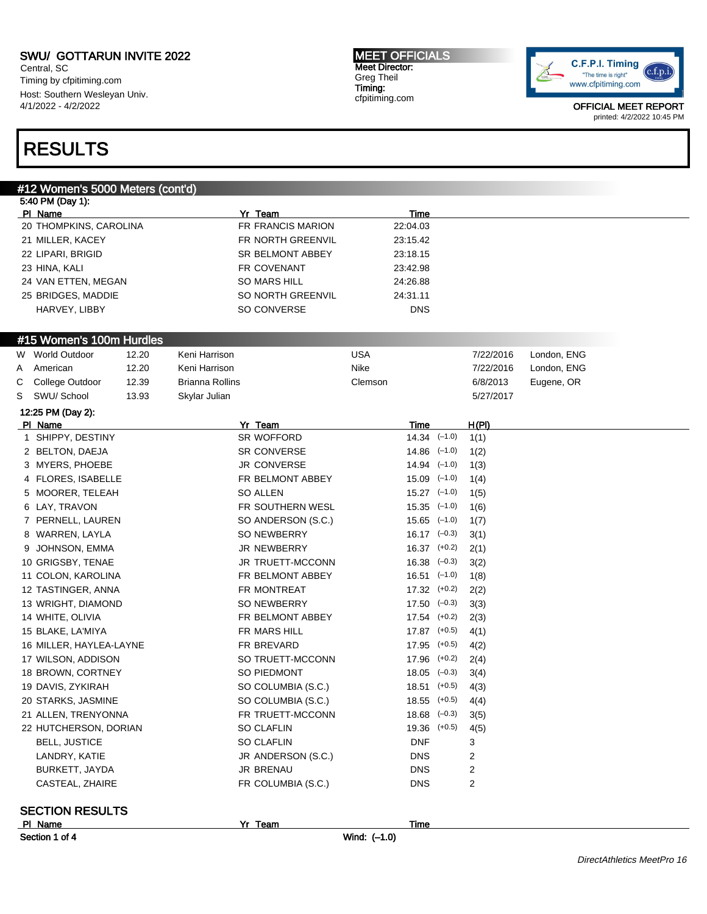SWU/ GOTTARUN INVITE 2022
Central, SC
Timing by cfpitiming.com
Host: Southern Wesleyan Univ.
4/1/2022 - 4/2/2022

**MEET OFFICIALS**
**Meet Director:**
Greg Theil
**Timing:**
cfpitiming.com

C.F.P.I. Timing "The time is right" www.cfpitiming.com

**OFFICIAL MEET REPORT**
printed: 4/2/2022 10:45 PM

# RESULTS

## #12 Women's 5000 Meters (cont'd)

5:40 PM (Day 1):

| Pl | Name | Yr | Team | Time |
|---|---|---|---|---|
| 20 | THOMPKINS, CAROLINA | FR | FRANCIS MARION | 22:04.03 |
| 21 | MILLER, KACEY | FR | NORTH GREENVIL | 23:15.42 |
| 22 | LIPARI, BRIGID | SR | BELMONT ABBEY | 23:18.15 |
| 23 | HINA, KALI | FR | COVENANT | 23:42.98 |
| 24 | VAN ETTEN, MEGAN | SO | MARS HILL | 24:26.88 |
| 25 | BRIDGES, MADDIE | SO | NORTH GREENVIL | 24:31.11 |
| | HARVEY, LIBBY | SO | CONVERSE | DNS |

## #15 Women's 100m Hurdles

| | Record | Mark | Name | Team | Date | Location |
|---|---|---|---|---|---|---|
| W | World Outdoor | 12.20 | Keni Harrison | USA | 7/22/2016 | London, ENG |
| A | American | 12.20 | Keni Harrison | Nike | 7/22/2016 | London, ENG |
| C | College Outdoor | 12.39 | Brianna Rollins | Clemson | 6/8/2013 | Eugene, OR |
| S | SWU/ School | 13.93 | Skylar Julian | | 5/27/2017 | |

12:25 PM (Day 2):

| Pl | Name | Yr | Team | Time | Wind | H(Pl) |
|---|---|---|---|---|---|---|
| 1 | SHIPPY, DESTINY | SR | WOFFORD | 14.34 | (−1.0) | 1(1) |
| 2 | BELTON, DAEJA | SR | CONVERSE | 14.86 | (−1.0) | 1(2) |
| 3 | MYERS, PHOEBE | JR | CONVERSE | 14.94 | (−1.0) | 1(3) |
| 4 | FLORES, ISABELLE | FR | BELMONT ABBEY | 15.09 | (−1.0) | 1(4) |
| 5 | MOORER, TELEAH | SO | ALLEN | 15.27 | (−1.0) | 1(5) |
| 6 | LAY, TRAVON | FR | SOUTHERN WESL | 15.35 | (−1.0) | 1(6) |
| 7 | PERNELL, LAUREN | SO | ANDERSON (S.C.) | 15.65 | (−1.0) | 1(7) |
| 8 | WARREN, LAYLA | SO | NEWBERRY | 16.17 | (−0.3) | 3(1) |
| 9 | JOHNSON, EMMA | JR | NEWBERRY | 16.37 | (+0.2) | 2(1) |
| 10 | GRIGSBY, TENAE | JR | TRUETT-MCCONN | 16.38 | (−0.3) | 3(2) |
| 11 | COLON, KAROLINA | FR | BELMONT ABBEY | 16.51 | (−1.0) | 1(8) |
| 12 | TASTINGER, ANNA | FR | MONTREAT | 17.32 | (+0.2) | 2(2) |
| 13 | WRIGHT, DIAMOND | SO | NEWBERRY | 17.50 | (−0.3) | 3(3) |
| 14 | WHITE, OLIVIA | FR | BELMONT ABBEY | 17.54 | (+0.2) | 2(3) |
| 15 | BLAKE, LA'MIYA | FR | MARS HILL | 17.87 | (+0.5) | 4(1) |
| 16 | MILLER, HAYLEA-LAYNE | FR | BREVARD | 17.95 | (+0.5) | 4(2) |
| 17 | WILSON, ADDISON | SO | TRUETT-MCCONN | 17.96 | (+0.2) | 2(4) |
| 18 | BROWN, CORTNEY | SO | PIEDMONT | 18.05 | (−0.3) | 3(4) |
| 19 | DAVIS, ZYKIRAH | SO | COLUMBIA (S.C.) | 18.51 | (+0.5) | 4(3) |
| 20 | STARKS, JASMINE | SO | COLUMBIA (S.C.) | 18.55 | (+0.5) | 4(4) |
| 21 | ALLEN, TRENYONNA | FR | TRUETT-MCCONN | 18.68 | (−0.3) | 3(5) |
| 22 | HUTCHERSON, DORIAN | SO | CLAFLIN | 19.36 | (+0.5) | 4(5) |
| | BELL, JUSTICE | SO | CLAFLIN | DNF | | 3 |
| | LANDRY, KATIE | JR | ANDERSON (S.C.) | DNS | | 2 |
| | BURKETT, JAYDA | JR | BRENAU | DNS | | 2 |
| | CASTEAL, ZHAIRE | FR | COLUMBIA (S.C.) | DNS | | 2 |

### SECTION RESULTS

| Pl | Name | Yr | Team | Time |
|---|---|---|---|---|

**Section 1 of 4** — Wind: (−1.0)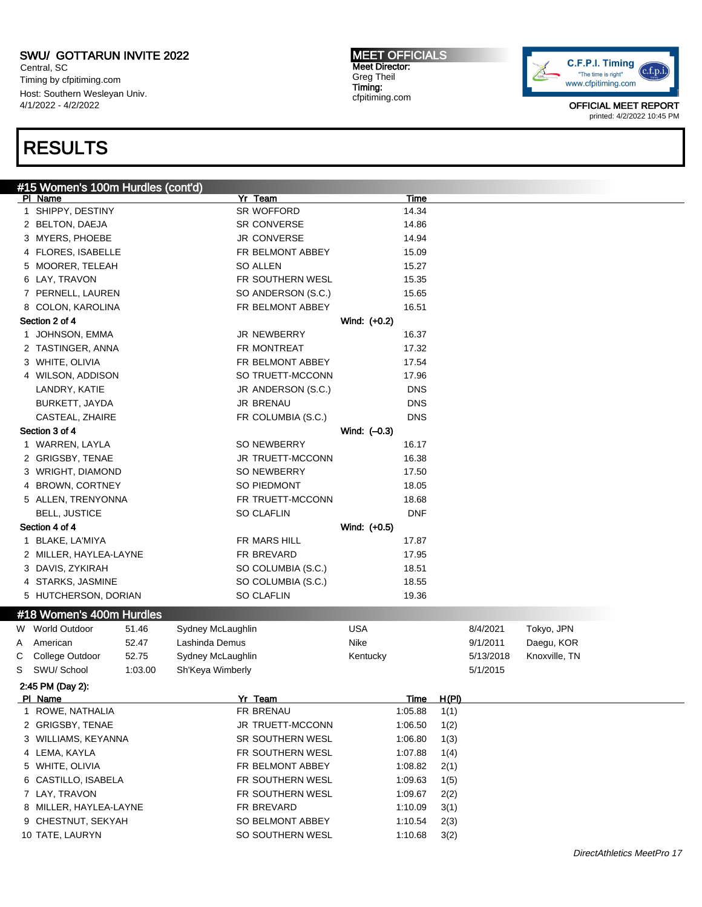# RESULTS

## #15 Women's 100m Hurdles (cont'd)

| Pl | Name | Yr | Team | Time |
|---|---|---|---|---|
| 1 | SHIPPY, DESTINY | SR | WOFFORD | 14.34 |
| 2 | BELTON, DAEJA | SR | CONVERSE | 14.86 |
| 3 | MYERS, PHOEBE | JR | CONVERSE | 14.94 |
| 4 | FLORES, ISABELLE | FR | BELMONT ABBEY | 15.09 |
| 5 | MOORER, TELEAH | SO | ALLEN | 15.27 |
| 6 | LAY, TRAVON | FR | SOUTHERN WESL | 15.35 |
| 7 | PERNELL, LAUREN | SO | ANDERSON (S.C.) | 15.65 |
| 8 | COLON, KAROLINA | FR | BELMONT ABBEY | 16.51 |

**Section 2 of 4** Wind: (+0.2)

| Pl | Name | Yr | Team | Time |
|---|---|---|---|---|
| 1 | JOHNSON, EMMA | JR | NEWBERRY | 16.37 |
| 2 | TASTINGER, ANNA | FR | MONTREAT | 17.32 |
| 3 | WHITE, OLIVIA | FR | BELMONT ABBEY | 17.54 |
| 4 | WILSON, ADDISON | SO | TRUETT-MCCONN | 17.96 |
| | LANDRY, KATIE | JR | ANDERSON (S.C.) | DNS |
| | BURKETT, JAYDA | JR | BRENAU | DNS |
| | CASTEAL, ZHAIRE | FR | COLUMBIA (S.C.) | DNS |

**Section 3 of 4** Wind: (–0.3)

| Pl | Name | Yr | Team | Time |
|---|---|---|---|---|
| 1 | WARREN, LAYLA | SO | NEWBERRY | 16.17 |
| 2 | GRIGSBY, TENAE | JR | TRUETT-MCCONN | 16.38 |
| 3 | WRIGHT, DIAMOND | SO | NEWBERRY | 17.50 |
| 4 | BROWN, CORTNEY | SO | PIEDMONT | 18.05 |
| 5 | ALLEN, TRENYONNA | FR | TRUETT-MCCONN | 18.68 |
| | BELL, JUSTICE | SO | CLAFLIN | DNF |

**Section 4 of 4** Wind: (+0.5)

| Pl | Name | Yr | Team | Time |
|---|---|---|---|---|
| 1 | BLAKE, LA'MIYA | FR | MARS HILL | 17.87 |
| 2 | MILLER, HAYLEA-LAYNE | FR | BREVARD | 17.95 |
| 3 | DAVIS, ZYKIRAH | SO | COLUMBIA (S.C.) | 18.51 |
| 4 | STARKS, JASMINE | SO | COLUMBIA (S.C.) | 18.55 |
| 5 | HUTCHERSON, DORIAN | SO | CLAFLIN | 19.36 |

## #18 Women's 400m Hurdles

| | Record | Mark | Name | Team | Date | Location |
|---|---|---|---|---|---|---|
| W | World Outdoor | 51.46 | Sydney McLaughlin | USA | 8/4/2021 | Tokyo, JPN |
| A | American | 52.47 | Lashinda Demus | Nike | 9/1/2011 | Daegu, KOR |
| C | College Outdoor | 52.75 | Sydney McLaughlin | Kentucky | 5/13/2018 | Knoxville, TN |
| S | SWU/ School | 1:03.00 | Sh'Keya Wimberly | | 5/1/2015 | |

**2:45 PM (Day 2):**

| Pl | Name | Yr | Team | Time | H(Pl) |
|---|---|---|---|---|---|
| 1 | ROWE, NATHALIA | FR | BRENAU | 1:05.88 | 1(1) |
| 2 | GRIGSBY, TENAE | JR | TRUETT-MCCONN | 1:06.50 | 1(2) |
| 3 | WILLIAMS, KEYANNA | SR | SOUTHERN WESL | 1:06.80 | 1(3) |
| 4 | LEMA, KAYLA | FR | SOUTHERN WESL | 1:07.88 | 1(4) |
| 5 | WHITE, OLIVIA | FR | BELMONT ABBEY | 1:08.82 | 2(1) |
| 6 | CASTILLO, ISABELA | FR | SOUTHERN WESL | 1:09.63 | 1(5) |
| 7 | LAY, TRAVON | FR | SOUTHERN WESL | 1:09.67 | 2(2) |
| 8 | MILLER, HAYLEA-LAYNE | FR | BREVARD | 1:10.09 | 3(1) |
| 9 | CHESTNUT, SEKYAH | SO | BELMONT ABBEY | 1:10.54 | 2(3) |
| 10 | TATE, LAURYN | SO | SOUTHERN WESL | 1:10.68 | 3(2) |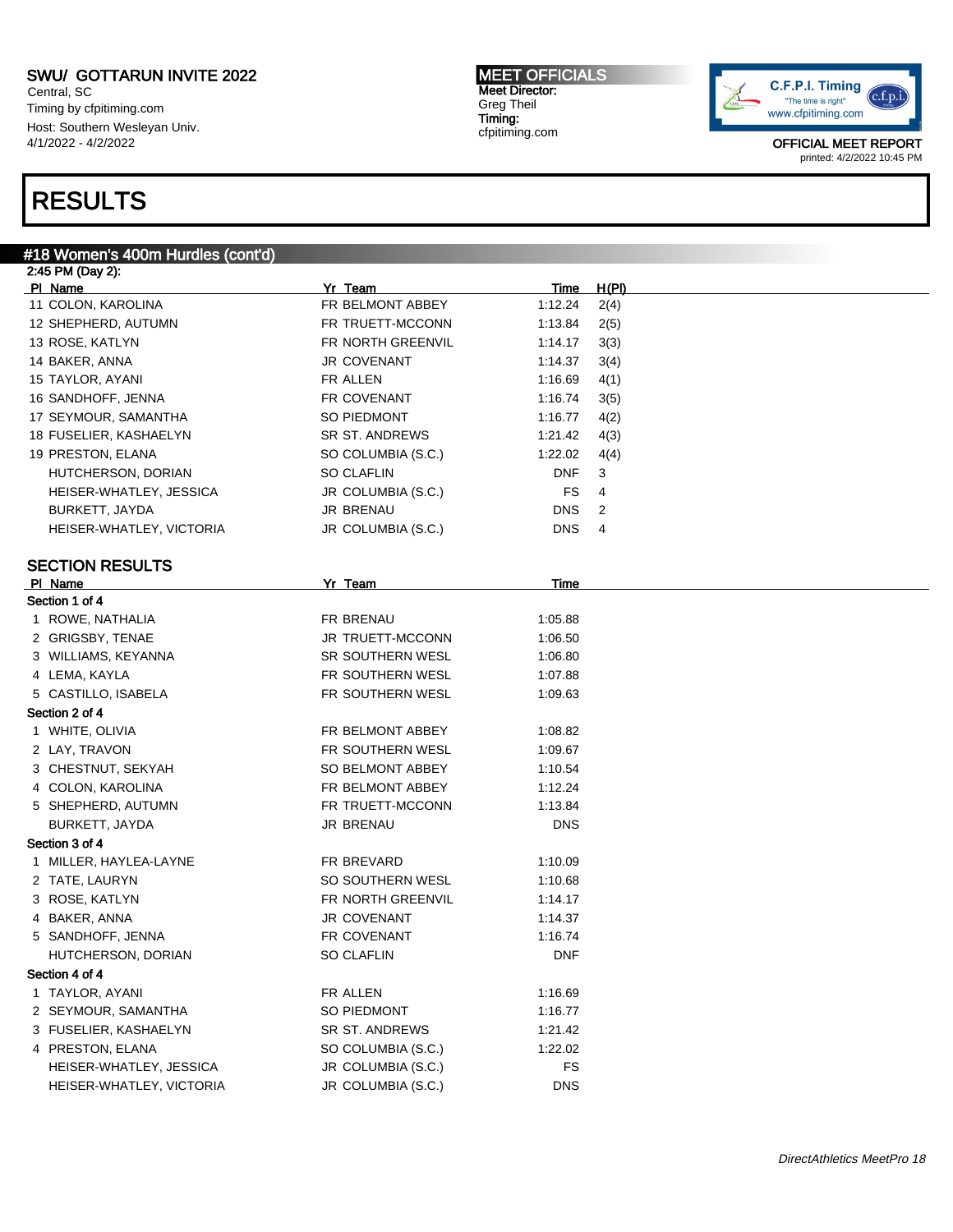SWU/ GOTTARUN INVITE 2022
Central, SC
Timing by cfpitiming.com
Host: Southern Wesleyan Univ.
4/1/2022 - 4/2/2022

MEET OFFICIALS
Meet Director:
Greg Theil
Timing:
cfpitiming.com

OFFICIAL MEET REPORT
printed: 4/2/2022 10:45 PM

# RESULTS

## #18 Women's 400m Hurdles (cont'd)

2:45 PM (Day 2):

| Pl | Name | Yr | Team | Time | H(Pl) |
|---|---|---|---|---|---|
| 11 | COLON, KAROLINA | FR | BELMONT ABBEY | 1:12.24 | 2(4) |
| 12 | SHEPHERD, AUTUMN | FR | TRUETT-MCCONN | 1:13.84 | 2(5) |
| 13 | ROSE, KATLYN | FR | NORTH GREENVIL | 1:14.17 | 3(3) |
| 14 | BAKER, ANNA | JR | COVENANT | 1:14.37 | 3(4) |
| 15 | TAYLOR, AYANI | FR | ALLEN | 1:16.69 | 4(1) |
| 16 | SANDHOFF, JENNA | FR | COVENANT | 1:16.74 | 3(5) |
| 17 | SEYMOUR, SAMANTHA | SO | PIEDMONT | 1:16.77 | 4(2) |
| 18 | FUSELIER, KASHAELYN | SR | ST. ANDREWS | 1:21.42 | 4(3) |
| 19 | PRESTON, ELANA | SO | COLUMBIA (S.C.) | 1:22.02 | 4(4) |
| | HUTCHERSON, DORIAN | SO | CLAFLIN | DNF | 3 |
| | HEISER-WHATLEY, JESSICA | JR | COLUMBIA (S.C.) | FS | 4 |
| | BURKETT, JAYDA | JR | BRENAU | DNS | 2 |
| | HEISER-WHATLEY, VICTORIA | JR | COLUMBIA (S.C.) | DNS | 4 |

### SECTION RESULTS

| Pl | Name | Yr | Team | Time |
|---|---|---|---|---|
| **Section 1 of 4** | | | | |
| 1 | ROWE, NATHALIA | FR | BRENAU | 1:05.88 |
| 2 | GRIGSBY, TENAE | JR | TRUETT-MCCONN | 1:06.50 |
| 3 | WILLIAMS, KEYANNA | SR | SOUTHERN WESL | 1:06.80 |
| 4 | LEMA, KAYLA | FR | SOUTHERN WESL | 1:07.88 |
| 5 | CASTILLO, ISABELA | FR | SOUTHERN WESL | 1:09.63 |
| **Section 2 of 4** | | | | |
| 1 | WHITE, OLIVIA | FR | BELMONT ABBEY | 1:08.82 |
| 2 | LAY, TRAVON | FR | SOUTHERN WESL | 1:09.67 |
| 3 | CHESTNUT, SEKYAH | SO | BELMONT ABBEY | 1:10.54 |
| 4 | COLON, KAROLINA | FR | BELMONT ABBEY | 1:12.24 |
| 5 | SHEPHERD, AUTUMN | FR | TRUETT-MCCONN | 1:13.84 |
| | BURKETT, JAYDA | JR | BRENAU | DNS |
| **Section 3 of 4** | | | | |
| 1 | MILLER, HAYLEA-LAYNE | FR | BREVARD | 1:10.09 |
| 2 | TATE, LAURYN | SO | SOUTHERN WESL | 1:10.68 |
| 3 | ROSE, KATLYN | FR | NORTH GREENVIL | 1:14.17 |
| 4 | BAKER, ANNA | JR | COVENANT | 1:14.37 |
| 5 | SANDHOFF, JENNA | FR | COVENANT | 1:16.74 |
| | HUTCHERSON, DORIAN | SO | CLAFLIN | DNF |
| **Section 4 of 4** | | | | |
| 1 | TAYLOR, AYANI | FR | ALLEN | 1:16.69 |
| 2 | SEYMOUR, SAMANTHA | SO | PIEDMONT | 1:16.77 |
| 3 | FUSELIER, KASHAELYN | SR | ST. ANDREWS | 1:21.42 |
| 4 | PRESTON, ELANA | SO | COLUMBIA (S.C.) | 1:22.02 |
| | HEISER-WHATLEY, JESSICA | JR | COLUMBIA (S.C.) | FS |
| | HEISER-WHATLEY, VICTORIA | JR | COLUMBIA (S.C.) | DNS |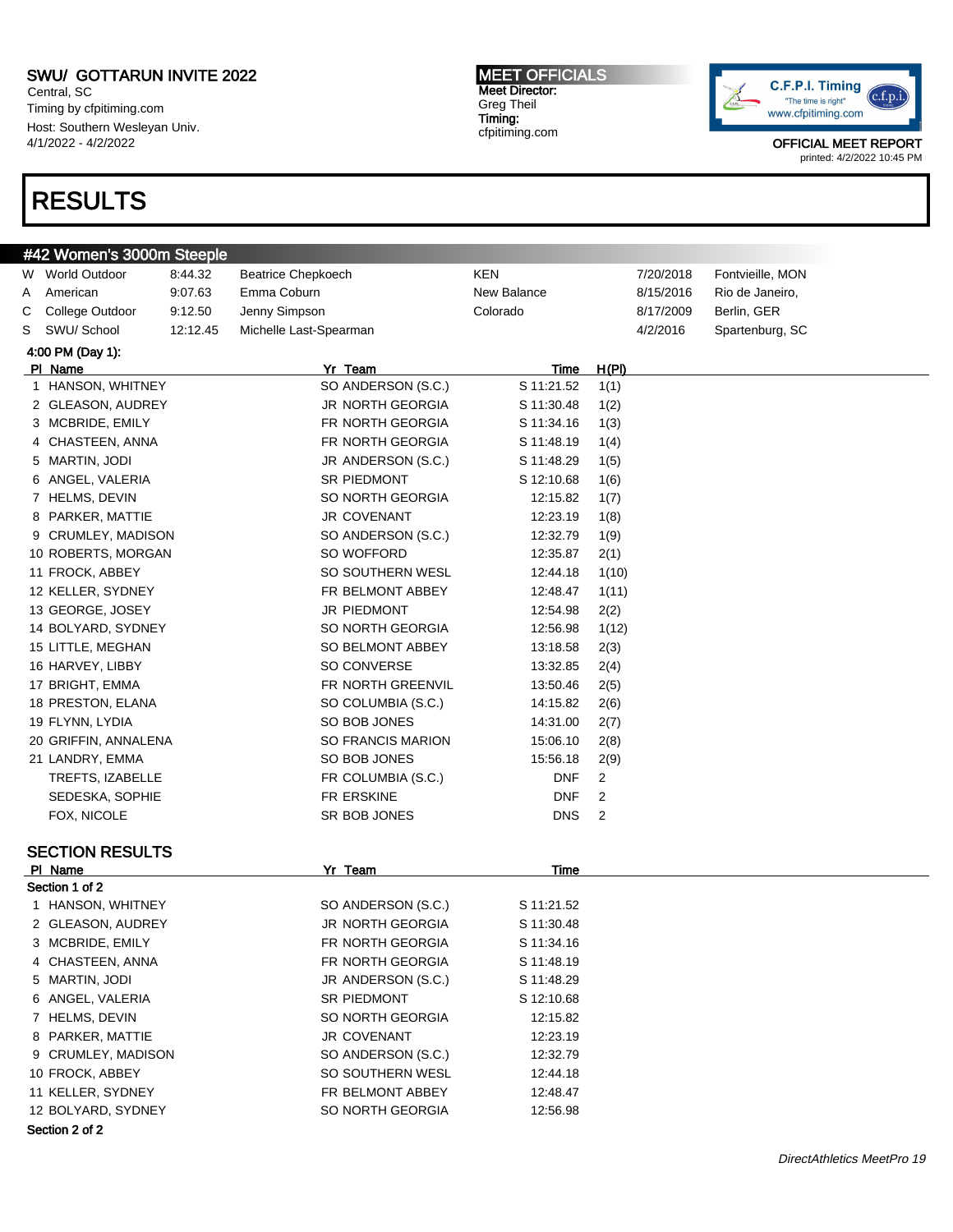SWU/ GOTTARUN INVITE 2022
Central, SC
Timing by cfpitiming.com
Host: Southern Wesleyan Univ.
4/1/2022 - 4/2022

MEET OFFICIALS
Meet Director:
Greg Theil
Timing:
cfpitiming.com

OFFICIAL MEET REPORT
printed: 4/2/2022 10:45 PM

# RESULTS

## #42 Women's 3000m Steeple

| | | | | | | |
|---|---|---|---|---|---|---|
| W | World Outdoor | 8:44.32 | Beatrice Chepkoech | KEN | 7/20/2018 | Fontvieille, MON |
| A | American | 9:07.63 | Emma Coburn | New Balance | 8/15/2016 | Rio de Janeiro, |
| C | College Outdoor | 9:12.50 | Jenny Simpson | Colorado | 8/17/2009 | Berlin, GER |
| S | SWU/ School | 12:12.45 | Michelle Last-Spearman | | 4/2/2016 | Spartenburg, SC |

4:00 PM (Day 1):

| Pl | Name | Yr | Team | Time | H(Pl) |
|---|---|---|---|---|---|
| 1 | HANSON, WHITNEY | SO | ANDERSON (S.C.) | S 11:21.52 | 1(1) |
| 2 | GLEASON, AUDREY | JR | NORTH GEORGIA | S 11:30.48 | 1(2) |
| 3 | MCBRIDE, EMILY | FR | NORTH GEORGIA | S 11:34.16 | 1(3) |
| 4 | CHASTEEN, ANNA | FR | NORTH GEORGIA | S 11:48.19 | 1(4) |
| 5 | MARTIN, JODI | JR | ANDERSON (S.C.) | S 11:48.29 | 1(5) |
| 6 | ANGEL, VALERIA | SR | PIEDMONT | S 12:10.68 | 1(6) |
| 7 | HELMS, DEVIN | SO | NORTH GEORGIA | 12:15.82 | 1(7) |
| 8 | PARKER, MATTIE | JR | COVENANT | 12:23.19 | 1(8) |
| 9 | CRUMLEY, MADISON | SO | ANDERSON (S.C.) | 12:32.79 | 1(9) |
| 10 | ROBERTS, MORGAN | SO | WOFFORD | 12:35.87 | 2(1) |
| 11 | FROCK, ABBEY | SO | SOUTHERN WESL | 12:44.18 | 1(10) |
| 12 | KELLER, SYDNEY | FR | BELMONT ABBEY | 12:48.47 | 1(11) |
| 13 | GEORGE, JOSEY | JR | PIEDMONT | 12:54.98 | 2(2) |
| 14 | BOLYARD, SYDNEY | SO | NORTH GEORGIA | 12:56.98 | 1(12) |
| 15 | LITTLE, MEGHAN | SO | BELMONT ABBEY | 13:18.58 | 2(3) |
| 16 | HARVEY, LIBBY | SO | CONVERSE | 13:32.85 | 2(4) |
| 17 | BRIGHT, EMMA | FR | NORTH GREENVIL | 13:50.46 | 2(5) |
| 18 | PRESTON, ELANA | SO | COLUMBIA (S.C.) | 14:15.82 | 2(6) |
| 19 | FLYNN, LYDIA | SO | BOB JONES | 14:31.00 | 2(7) |
| 20 | GRIFFIN, ANNALENA | SO | FRANCIS MARION | 15:06.10 | 2(8) |
| 21 | LANDRY, EMMA | SO | BOB JONES | 15:56.18 | 2(9) |
| | TREFTS, IZABELLE | FR | COLUMBIA (S.C.) | DNF | 2 |
| | SEDESKA, SOPHIE | FR | ERSKINE | DNF | 2 |
| | FOX, NICOLE | SR | BOB JONES | DNS | 2 |

### SECTION RESULTS

| Pl | Name | Yr | Team | Time |
|---|---|---|---|---|
| Section 1 of 2 | | | | |
| 1 | HANSON, WHITNEY | SO | ANDERSON (S.C.) | S 11:21.52 |
| 2 | GLEASON, AUDREY | JR | NORTH GEORGIA | S 11:30.48 |
| 3 | MCBRIDE, EMILY | FR | NORTH GEORGIA | S 11:34.16 |
| 4 | CHASTEEN, ANNA | FR | NORTH GEORGIA | S 11:48.19 |
| 5 | MARTIN, JODI | JR | ANDERSON (S.C.) | S 11:48.29 |
| 6 | ANGEL, VALERIA | SR | PIEDMONT | S 12:10.68 |
| 7 | HELMS, DEVIN | SO | NORTH GEORGIA | 12:15.82 |
| 8 | PARKER, MATTIE | JR | COVENANT | 12:23.19 |
| 9 | CRUMLEY, MADISON | SO | ANDERSON (S.C.) | 12:32.79 |
| 10 | FROCK, ABBEY | SO | SOUTHERN WESL | 12:44.18 |
| 11 | KELLER, SYDNEY | FR | BELMONT ABBEY | 12:48.47 |
| 12 | BOLYARD, SYDNEY | SO | NORTH GEORGIA | 12:56.98 |
| Section 2 of 2 | | | | |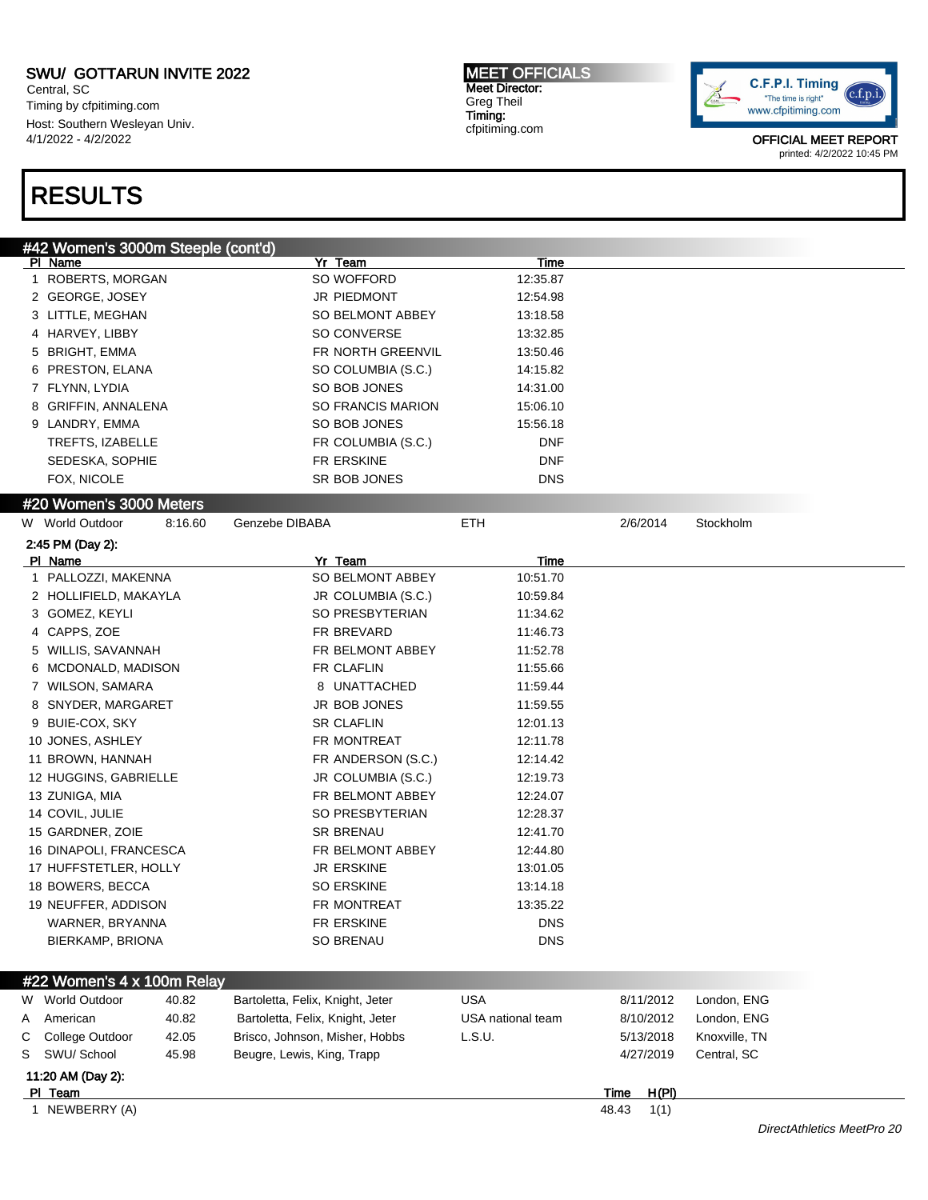SWU/ GOTTARUN INVITE 2022
Central, SC
Timing by cfpitiming.com
Host: Southern Wesleyan Univ.
4/1/2022 - 4/2022

MEET OFFICIALS
Meet Director:
Greg Theil
Timing:
cfpitiming.com

OFFICIAL MEET REPORT
printed: 4/2/2022 10:45 PM

# RESULTS

## #42 Women's 3000m Steeple (cont'd)

| Pl | Name | Yr | Team | Time |
|---|---|---|---|---|
| 1 | ROBERTS, MORGAN | SO | WOFFORD | 12:35.87 |
| 2 | GEORGE, JOSEY | JR | PIEDMONT | 12:54.98 |
| 3 | LITTLE, MEGHAN | SO | BELMONT ABBEY | 13:18.58 |
| 4 | HARVEY, LIBBY | SO | CONVERSE | 13:32.85 |
| 5 | BRIGHT, EMMA | FR | NORTH GREENVIL | 13:50.46 |
| 6 | PRESTON, ELANA | SO | COLUMBIA (S.C.) | 14:15.82 |
| 7 | FLYNN, LYDIA | SO | BOB JONES | 14:31.00 |
| 8 | GRIFFIN, ANNALENA | SO | FRANCIS MARION | 15:06.10 |
| 9 | LANDRY, EMMA | SO | BOB JONES | 15:56.18 |
| | TREFTS, IZABELLE | FR | COLUMBIA (S.C.) | DNF |
| | SEDESKA, SOPHIE | FR | ERSKINE | DNF |
| | FOX, NICOLE | SR | BOB JONES | DNS |

## #20 Women's 3000 Meters

| | | | | | | |
|---|---|---|---|---|---|---|
| W | World Outdoor | 8:16.60 | Genzebe DIBABA | ETH | 2/6/2014 | Stockholm |

2:45 PM (Day 2):

| Pl | Name | Yr | Team | Time |
|---|---|---|---|---|
| 1 | PALLOZZI, MAKENNA | SO | BELMONT ABBEY | 10:51.70 |
| 2 | HOLLIFIELD, MAKAYLA | JR | COLUMBIA (S.C.) | 10:59.84 |
| 3 | GOMEZ, KEYLI | SO | PRESBYTERIAN | 11:34.62 |
| 4 | CAPPS, ZOE | FR | BREVARD | 11:46.73 |
| 5 | WILLIS, SAVANNAH | FR | BELMONT ABBEY | 11:52.78 |
| 6 | MCDONALD, MADISON | FR | CLAFLIN | 11:55.66 |
| 7 | WILSON, SAMARA | 8 | UNATTACHED | 11:59.44 |
| 8 | SNYDER, MARGARET | JR | BOB JONES | 11:59.55 |
| 9 | BUIE-COX, SKY | SR | CLAFLIN | 12:01.13 |
| 10 | JONES, ASHLEY | FR | MONTREAT | 12:11.78 |
| 11 | BROWN, HANNAH | FR | ANDERSON (S.C.) | 12:14.42 |
| 12 | HUGGINS, GABRIELLE | JR | COLUMBIA (S.C.) | 12:19.73 |
| 13 | ZUNIGA, MIA | FR | BELMONT ABBEY | 12:24.07 |
| 14 | COVIL, JULIE | SO | PRESBYTERIAN | 12:28.37 |
| 15 | GARDNER, ZOIE | SR | BRENAU | 12:41.70 |
| 16 | DINAPOLI, FRANCESCA | FR | BELMONT ABBEY | 12:44.80 |
| 17 | HUFFSTETLER, HOLLY | JR | ERSKINE | 13:01.05 |
| 18 | BOWERS, BECCA | SO | ERSKINE | 13:14.18 |
| 19 | NEUFFER, ADDISON | FR | MONTREAT | 13:35.22 |
| | WARNER, BRYANNA | FR | ERSKINE | DNS |
| | BIERKAMP, BRIONA | SO | BRENAU | DNS |

## #22 Women's 4 x 100m Relay

| | | | | | | |
|---|---|---|---|---|---|---|
| W | World Outdoor | 40.82 | Bartoletta, Felix, Knight, Jeter | USA | 8/11/2012 | London, ENG |
| A | American | 40.82 | Bartoletta, Felix, Knight, Jeter | USA national team | 8/10/2012 | London, ENG |
| C | College Outdoor | 42.05 | Brisco, Johnson, Misher, Hobbs | L.S.U. | 5/13/2018 | Knoxville, TN |
| S | SWU/ School | 45.98 | Beugre, Lewis, King, Trapp | | 4/27/2019 | Central, SC |

11:20 AM (Day 2):

| Pl | Team | Time | H(Pl) |
|---|---|---|---|
| 1 | NEWBERRY (A) | 48.43 | 1(1) |

DirectAthletics MeetPro 20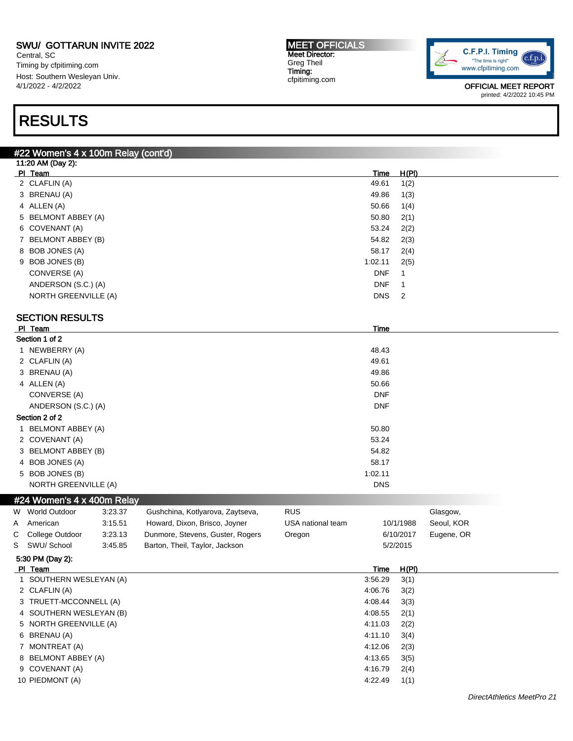# SWU/ GOTTARUN INVITE 2022

Central, SC
Timing by cfpitiming.com
Host: Southern Wesleyan Univ.
4/1/2022 - 4/2/2022

**MEET OFFICIALS**
Meet Director:
Greg Theil
Timing:
cfpitiming.com

OFFICIAL MEET REPORT
printed: 4/2/2022 10:45 PM

# RESULTS

## #22 Women's 4 x 100m Relay (cont'd)

11:20 AM (Day 2):

| Pl | Team | Time | H(Pl) |
|---|---|---|---|
| 2 | CLAFLIN (A) | 49.61 | 1(2) |
| 3 | BRENAU (A) | 49.86 | 1(3) |
| 4 | ALLEN (A) | 50.66 | 1(4) |
| 5 | BELMONT ABBEY (A) | 50.80 | 2(1) |
| 6 | COVENANT (A) | 53.24 | 2(2) |
| 7 | BELMONT ABBEY (B) | 54.82 | 2(3) |
| 8 | BOB JONES (A) | 58.17 | 2(4) |
| 9 | BOB JONES (B) | 1:02.11 | 2(5) |
| | CONVERSE (A) | DNF | 1 |
| | ANDERSON (S.C.) (A) | DNF | 1 |
| | NORTH GREENVILLE (A) | DNS | 2 |

### SECTION RESULTS

| Pl | Team | Time |
|---|---|---|
| **Section 1 of 2** | | |
| 1 | NEWBERRY (A) | 48.43 |
| 2 | CLAFLIN (A) | 49.61 |
| 3 | BRENAU (A) | 49.86 |
| 4 | ALLEN (A) | 50.66 |
| | CONVERSE (A) | DNF |
| | ANDERSON (S.C.) (A) | DNF |
| **Section 2 of 2** | | |
| 1 | BELMONT ABBEY (A) | 50.80 |
| 2 | COVENANT (A) | 53.24 |
| 3 | BELMONT ABBEY (B) | 54.82 |
| 4 | BOB JONES (A) | 58.17 |
| 5 | BOB JONES (B) | 1:02.11 |
| | NORTH GREENVILLE (A) | DNS |

## #24 Women's 4 x 400m Relay

| | Record | Time | Athletes | Team | Date | Location |
|---|---|---|---|---|---|---|
| W | World Outdoor | 3:23.37 | Gushchina, Kotlyarova, Zaytseva, | RUS | | Glasgow, |
| A | American | 3:15.51 | Howard, Dixon, Brisco, Joyner | USA national team | 10/1/1988 | Seoul, KOR |
| C | College Outdoor | 3:23.13 | Dunmore, Stevens, Guster, Rogers | Oregon | 6/10/2017 | Eugene, OR |
| S | SWU/ School | 3:45.85 | Barton, Theil, Taylor, Jackson | | 5/2/2015 | |

5:30 PM (Day 2):

| Pl | Team | Time | H(Pl) |
|---|---|---|---|
| 1 | SOUTHERN WESLEYAN (A) | 3:56.29 | 3(1) |
| 2 | CLAFLIN (A) | 4:06.76 | 3(2) |
| 3 | TRUETT-MCCONNELL (A) | 4:08.44 | 3(3) |
| 4 | SOUTHERN WESLEYAN (B) | 4:08.55 | 2(1) |
| 5 | NORTH GREENVILLE (A) | 4:11.03 | 2(2) |
| 6 | BRENAU (A) | 4:11.10 | 3(4) |
| 7 | MONTREAT (A) | 4:12.06 | 2(3) |
| 8 | BELMONT ABBEY (A) | 4:13.65 | 3(5) |
| 9 | COVENANT (A) | 4:16.79 | 2(4) |
| 10 | PIEDMONT (A) | 4:22.49 | 1(1) |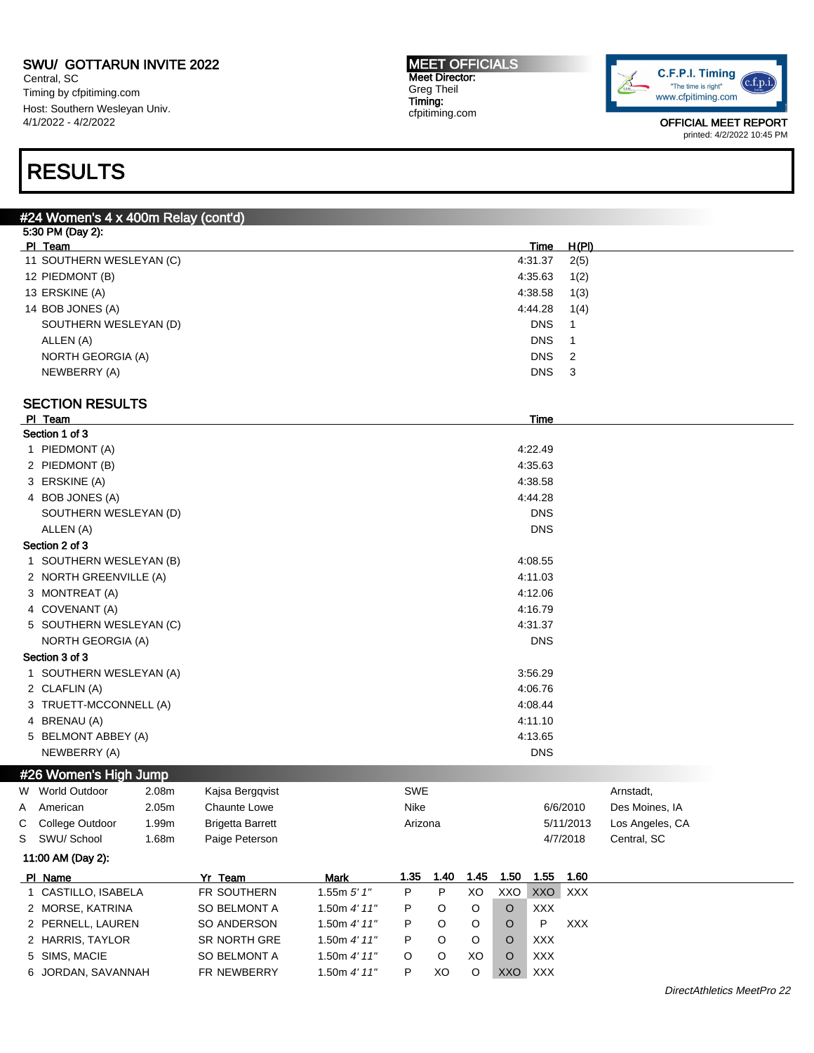SWU/ GOTTARUN INVITE 2022
Central, SC
Timing by cfpitiming.com
Host: Southern Wesleyan Univ.
4/1/2022 - 4/2/2022

**MEET OFFICIALS**
Meet Director:
Greg Theil
Timing:
cfpitiming.com

C.F.P.I. Timing "The time is right" www.cfpitiming.com

OFFICIAL MEET REPORT
printed: 4/2/2022 10:45 PM

# RESULTS

## #24 Women's 4 x 400m Relay (cont'd)

5:30 PM (Day 2):

| Pl | Team | Time | H(Pl) |
|---|---|---|---|
| 11 | SOUTHERN WESLEYAN (C) | 4:31.37 | 2(5) |
| 12 | PIEDMONT (B) | 4:35.63 | 1(2) |
| 13 | ERSKINE (A) | 4:38.58 | 1(3) |
| 14 | BOB JONES (A) | 4:44.28 | 1(4) |
| | SOUTHERN WESLEYAN (D) | DNS | 1 |
| | ALLEN (A) | DNS | 1 |
| | NORTH GEORGIA (A) | DNS | 2 |
| | NEWBERRY (A) | DNS | 3 |

### SECTION RESULTS

| Pl | Team | Time |
|---|---|---|
| **Section 1 of 3** | | |
| 1 | PIEDMONT (A) | 4:22.49 |
| 2 | PIEDMONT (B) | 4:35.63 |
| 3 | ERSKINE (A) | 4:38.58 |
| 4 | BOB JONES (A) | 4:44.28 |
| | SOUTHERN WESLEYAN (D) | DNS |
| | ALLEN (A) | DNS |
| **Section 2 of 3** | | |
| 1 | SOUTHERN WESLEYAN (B) | 4:08.55 |
| 2 | NORTH GREENVILLE (A) | 4:11.03 |
| 3 | MONTREAT (A) | 4:12.06 |
| 4 | COVENANT (A) | 4:16.79 |
| 5 | SOUTHERN WESLEYAN (C) | 4:31.37 |
| | NORTH GEORGIA (A) | DNS |
| **Section 3 of 3** | | |
| 1 | SOUTHERN WESLEYAN (A) | 3:56.29 |
| 2 | CLAFLIN (A) | 4:06.76 |
| 3 | TRUETT-MCCONNELL (A) | 4:08.44 |
| 4 | BRENAU (A) | 4:11.10 |
| 5 | BELMONT ABBEY (A) | 4:13.65 |
| | NEWBERRY (A) | DNS |

## #26 Women's High Jump

| | Record | Mark | Name | Team | Date | Location |
|---|---|---|---|---|---|---|
| W | World Outdoor | 2.08m | Kajsa Bergqvist | SWE | | Arnstadt, |
| A | American | 2.05m | Chaunte Lowe | Nike | 6/6/2010 | Des Moines, IA |
| C | College Outdoor | 1.99m | Brigetta Barrett | Arizona | 5/11/2013 | Los Angeles, CA |
| S | SWU/ School | 1.68m | Paige Peterson | | 4/7/2018 | Central, SC |

11:00 AM (Day 2):

| Pl | Name | Yr | Team | Mark | 1.35 | 1.40 | 1.45 | 1.50 | 1.55 | 1.60 |
|---|---|---|---|---|---|---|---|---|---|---|
| 1 | CASTILLO, ISABELA | FR | SOUTHERN | 1.55m *5' 1"* | P | P | XO | XXO | XXO | XXX |
| 2 | MORSE, KATRINA | SO | BELMONT A | 1.50m *4' 11"* | P | O | O | O | XXX | |
| 2 | PERNELL, LAUREN | SO | ANDERSON | 1.50m *4' 11"* | P | O | O | O | P | XXX |
| 2 | HARRIS, TAYLOR | SR | NORTH GRE | 1.50m *4' 11"* | P | O | O | O | XXX | |
| 5 | SIMS, MACIE | SO | BELMONT A | 1.50m *4' 11"* | O | O | XO | O | XXX | |
| 6 | JORDAN, SAVANNAH | FR | NEWBERRY | 1.50m *4' 11"* | P | XO | O | XXO | XXX | |

*DirectAthletics MeetPro 22*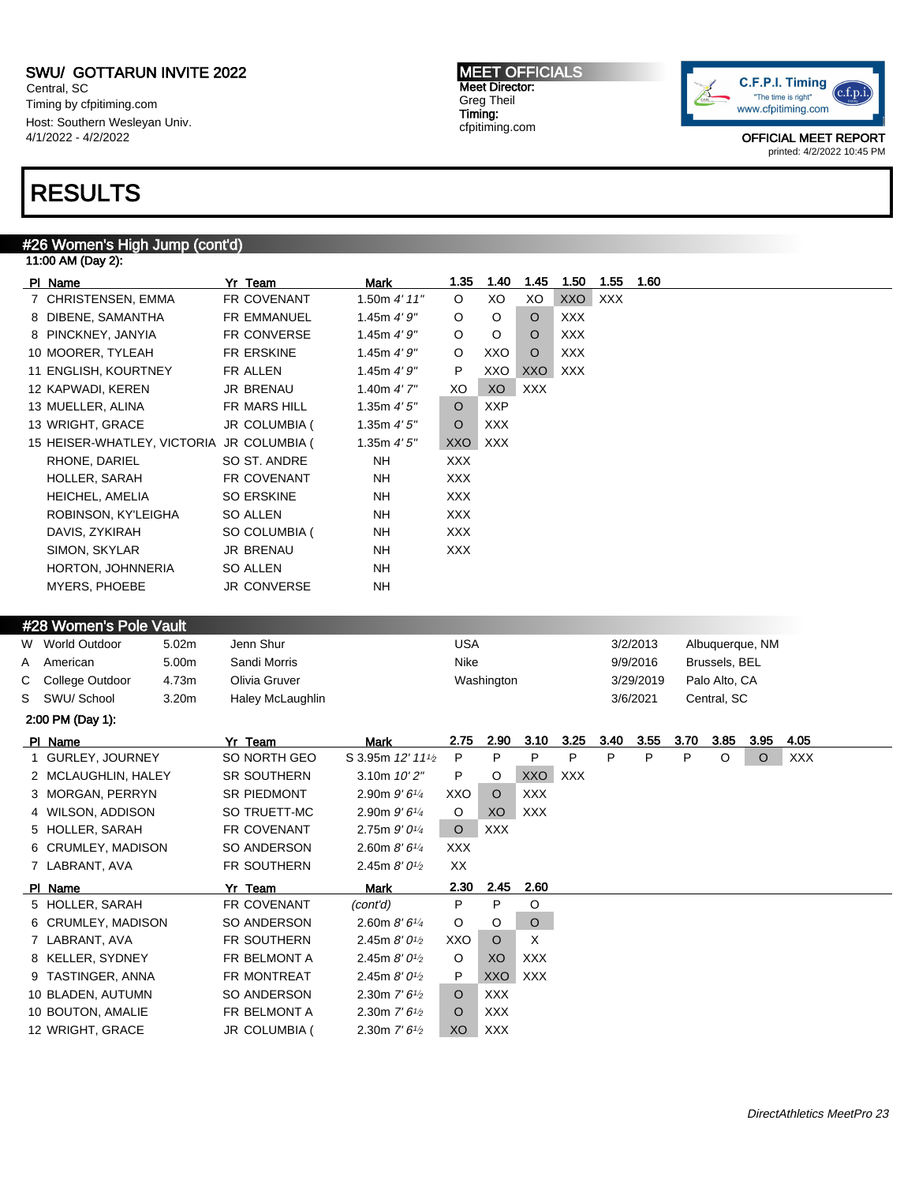# RESULTS

## #26 Women's High Jump (cont'd)

11:00 AM (Day 2):

| Pl | Name | Yr | Team | Mark | 1.35 | 1.40 | 1.45 | 1.50 | 1.55 | 1.60 |
|---|---|---|---|---|---|---|---|---|---|---|
| 7 | CHRISTENSEN, EMMA | FR | COVENANT | 1.50m *4' 11"* | O | XO | XO | XXO | XXX | |
| 8 | DIBENE, SAMANTHA | FR | EMMANUEL | 1.45m *4' 9"* | O | O | O | XXX | | |
| 8 | PINCKNEY, JANYIA | FR | CONVERSE | 1.45m *4' 9"* | O | O | O | XXX | | |
| 10 | MOORER, TYLEAH | FR | ERSKINE | 1.45m *4' 9"* | O | XXO | O | XXX | | |
| 11 | ENGLISH, KOURTNEY | FR | ALLEN | 1.45m *4' 9"* | P | XXO | XXO | XXX | | |
| 12 | KAPWADI, KEREN | JR | BRENAU | 1.40m *4' 7"* | XO | XO | XXX | | | |
| 13 | MUELLER, ALINA | FR | MARS HILL | 1.35m *4' 5"* | O | XXP | | | | |
| 13 | WRIGHT, GRACE | JR | COLUMBIA ( | 1.35m *4' 5"* | O | XXX | | | | |
| 15 | HEISER-WHATLEY, VICTORIA | JR | COLUMBIA ( | 1.35m *4' 5"* | XXO | XXX | | | | |
| | RHONE, DARIEL | SO | ST. ANDRE | NH | XXX | | | | | |
| | HOLLER, SARAH | FR | COVENANT | NH | XXX | | | | | |
| | HEICHEL, AMELIA | SO | ERSKINE | NH | XXX | | | | | |
| | ROBINSON, KY'LEIGHA | SO | ALLEN | NH | XXX | | | | | |
| | DAVIS, ZYKIRAH | SO | COLUMBIA ( | NH | XXX | | | | | |
| | SIMON, SKYLAR | JR | BRENAU | NH | XXX | | | | | |
| | HORTON, JOHNNERIA | SO | ALLEN | NH | | | | | | |
| | MYERS, PHOEBE | JR | CONVERSE | NH | | | | | | |

## #28 Women's Pole Vault

| | Record | Mark | Name | Team | Date | Location |
|---|---|---|---|---|---|---|
| W | World Outdoor | 5.02m | Jenn Shur | USA | 3/2/2013 | Albuquerque, NM |
| A | American | 5.00m | Sandi Morris | Nike | 9/9/2016 | Brussels, BEL |
| C | College Outdoor | 4.73m | Olivia Gruver | Washington | 3/29/2019 | Palo Alto, CA |
| S | SWU/ School | 3.20m | Haley McLaughlin | | 3/6/2021 | Central, SC |

2:00 PM (Day 1):

| Pl | Name | Yr | Team | Mark | 2.75 | 2.90 | 3.10 | 3.25 | 3.40 | 3.55 | 3.70 | 3.85 | 3.95 | 4.05 |
|---|---|---|---|---|---|---|---|---|---|---|---|---|---|---|
| 1 | GURLEY, JOURNEY | SO | NORTH GEO | S 3.95m *12' 11½* | P | P | P | P | P | P | P | O | O | XXX |
| 2 | MCLAUGHLIN, HALEY | SR | SOUTHERN | 3.10m *10' 2"* | P | O | XXO | XXX | | | | | | |
| 3 | MORGAN, PERRYN | SR | PIEDMONT | 2.90m *9' 6¼* | XXO | O | XXX | | | | | | | |
| 4 | WILSON, ADDISON | SO | TRUETT-MC | 2.90m *9' 6¼* | O | XO | XXX | | | | | | | |
| 5 | HOLLER, SARAH | FR | COVENANT | 2.75m *9' 0¼* | O | XXX | | | | | | | | |
| 6 | CRUMLEY, MADISON | SO | ANDERSON | 2.60m *8' 6¼* | XXX | | | | | | | | | |
| 7 | LABRANT, AVA | FR | SOUTHERN | 2.45m *8' 0½* | XX | | | | | | | | | |

| Pl | Name | Yr | Team | Mark | 2.30 | 2.45 | 2.60 |
|---|---|---|---|---|---|---|---|
| 5 | HOLLER, SARAH | FR | COVENANT | *(cont'd)* | P | P | O |
| 6 | CRUMLEY, MADISON | SO | ANDERSON | 2.60m *8' 6¼* | O | O | O |
| 7 | LABRANT, AVA | FR | SOUTHERN | 2.45m *8' 0½* | XXO | O | X |
| 8 | KELLER, SYDNEY | FR | BELMONT A | 2.45m *8' 0½* | O | XO | XXX |
| 9 | TASTINGER, ANNA | FR | MONTREAT | 2.45m *8' 0½* | P | XXO | XXX |
| 10 | BLADEN, AUTUMN | SO | ANDERSON | 2.30m *7' 6½* | O | XXX | |
| 10 | BOUTON, AMALIE | FR | BELMONT A | 2.30m *7' 6½* | O | XXX | |
| 12 | WRIGHT, GRACE | JR | COLUMBIA ( | 2.30m *7' 6½* | XO | XXX | |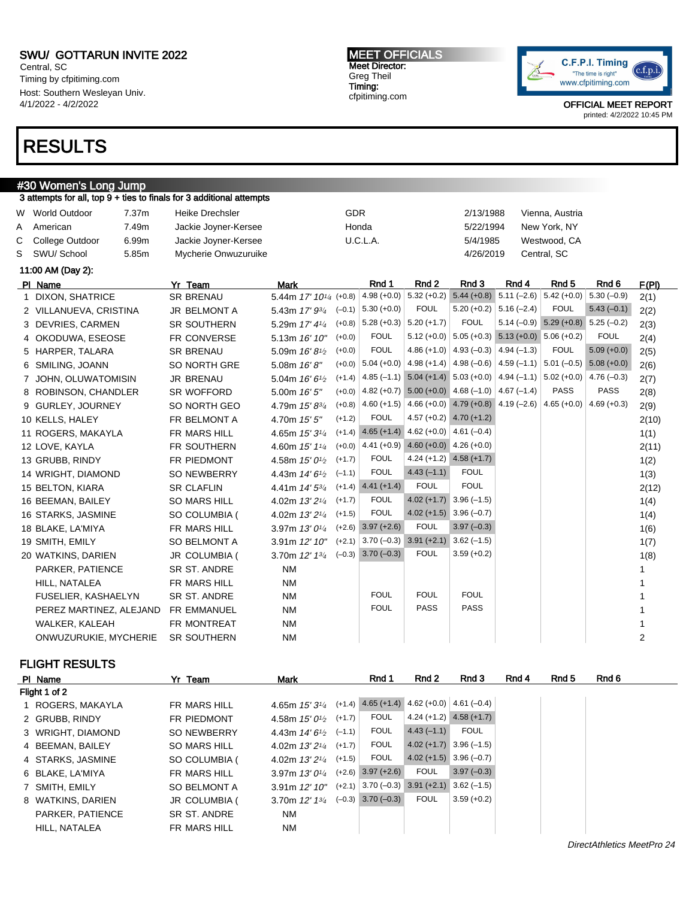SWU/ GOTTARUN INVITE 2022
Central, SC
Timing by cfpitiming.com
Host: Southern Wesleyan Univ.
4/1/2022 - 4/2/2022

MEET OFFICIALS
Meet Director:
Greg Theil
Timing:
cfpitiming.com

OFFICIAL MEET REPORT
printed: 4/2/2022 10:45 PM

# RESULTS

## #30 Women's Long Jump

3 attempts for all, top 9 + ties to finals for 3 additional attempts

| | | | | | | |
|---|---|---|---|---|---|---|
| W | World Outdoor | 7.37m | Heike Drechsler | GDR | 2/13/1988 | Vienna, Austria |
| A | American | 7.49m | Jackie Joyner-Kersee | Honda | 5/22/1994 | New York, NY |
| C | College Outdoor | 6.99m | Jackie Joyner-Kersee | U.C.L.A. | 5/4/1985 | Westwood, CA |
| S | SWU/ School | 5.85m | Mycherie Onwuzuruike | | 4/26/2019 | Central, SC |

11:00 AM (Day 2):

| Pl | Name | Yr | Team | Mark | | Rnd 1 | Rnd 2 | Rnd 3 | Rnd 4 | Rnd 5 | Rnd 6 | F(Pl) |
|---|---|---|---|---|---|---|---|---|---|---|---|---|
| 1 | DIXON, SHATRICE | SR | BRENAU | 5.44m *17' 10¼* | (+0.8) | 4.98 (+0.0) | 5.32 (+0.2) | 5.44 (+0.8) | 5.11 (–2.6) | 5.42 (+0.0) | 5.30 (–0.9) | 2(1) |
| 2 | VILLANUEVA, CRISTINA | JR | BELMONT A | 5.43m *17' 9¾* | (–0.1) | 5.30 (+0.0) | FOUL | 5.20 (+0.2) | 5.16 (–2.4) | FOUL | 5.43 (–0.1) | 2(2) |
| 3 | DEVRIES, CARMEN | SR | SOUTHERN | 5.29m *17' 4¼* | (+0.8) | 5.28 (+0.3) | 5.20 (+1.7) | FOUL | 5.14 (–0.9) | 5.29 (+0.8) | 5.25 (–0.2) | 2(3) |
| 4 | OKODUWA, ESEOSE | FR | CONVERSE | 5.13m *16' 10"* | (+0.0) | FOUL | 5.12 (+0.0) | 5.05 (+0.3) | 5.13 (+0.0) | 5.06 (+0.2) | FOUL | 2(4) |
| 5 | HARPER, TALARA | SR | BRENAU | 5.09m *16' 8½* | (+0.0) | FOUL | 4.86 (+1.0) | 4.93 (–0.3) | 4.94 (–1.3) | FOUL | 5.09 (+0.0) | 2(5) |
| 6 | SMILING, JOANN | SO | NORTH GRE | 5.08m *16' 8"* | (+0.0) | 5.04 (+0.0) | 4.98 (+1.4) | 4.98 (–0.6) | 4.59 (–1.1) | 5.01 (–0.5) | 5.08 (+0.0) | 2(6) |
| 7 | JOHN, OLUWATOMISIN | JR | BRENAU | 5.04m *16' 6½* | (+1.4) | 4.85 (–1.1) | 5.04 (+1.4) | 5.03 (+0.0) | 4.94 (–1.1) | 5.02 (+0.0) | 4.76 (–0.3) | 2(7) |
| 8 | ROBINSON, CHANDLER | SR | WOFFORD | 5.00m *16' 5"* | (+0.0) | 4.82 (+0.7) | 5.00 (+0.0) | 4.68 (–1.0) | 4.67 (–1.4) | PASS | PASS | 2(8) |
| 9 | GURLEY, JOURNEY | SO | NORTH GEO | 4.79m *15' 8¾* | (+0.8) | 4.60 (+1.5) | 4.66 (+0.0) | 4.79 (+0.8) | 4.19 (–2.6) | 4.65 (+0.0) | 4.69 (+0.3) | 2(9) |
| 10 | KELLS, HALEY | FR | BELMONT A | 4.70m *15' 5"* | (+1.2) | FOUL | 4.57 (+0.2) | 4.70 (+1.2) | | | | 2(10) |
| 11 | ROGERS, MAKAYLA | FR | MARS HILL | 4.65m *15' 3¼* | (+1.4) | 4.65 (+1.4) | 4.62 (+0.0) | 4.61 (–0.4) | | | | 1(1) |
| 12 | LOVE, KAYLA | FR | SOUTHERN | 4.60m *15' 1¼* | (+0.0) | 4.41 (+0.9) | 4.60 (+0.0) | 4.26 (+0.0) | | | | 2(11) |
| 13 | GRUBB, RINDY | FR | PIEDMONT | 4.58m *15' 0½* | (+1.7) | FOUL | 4.24 (+1.2) | 4.58 (+1.7) | | | | 1(2) |
| 14 | WRIGHT, DIAMOND | SO | NEWBERRY | 4.43m *14' 6½* | (–1.1) | FOUL | 4.43 (–1.1) | FOUL | | | | 1(3) |
| 15 | BELTON, KIARA | SR | CLAFLIN | 4.41m *14' 5¾* | (+1.4) | 4.41 (+1.4) | FOUL | FOUL | | | | 2(12) |
| 16 | BEEMAN, BAILEY | SO | MARS HILL | 4.02m *13' 2¼* | (+1.7) | FOUL | 4.02 (+1.7) | 3.96 (–1.5) | | | | 1(4) |
| 16 | STARKS, JASMINE | SO | COLUMBIA ( | 4.02m *13' 2¼* | (+1.5) | FOUL | 4.02 (+1.5) | 3.96 (–0.7) | | | | 1(4) |
| 18 | BLAKE, LA'MIYA | FR | MARS HILL | 3.97m *13' 0¼* | (+2.6) | 3.97 (+2.6) | FOUL | 3.97 (–0.3) | | | | 1(6) |
| 19 | SMITH, EMILY | SO | BELMONT A | 3.91m *12' 10"* | (+2.1) | 3.70 (–0.3) | 3.91 (+2.1) | 3.62 (–1.5) | | | | 1(7) |
| 20 | WATKINS, DARIEN | JR | COLUMBIA ( | 3.70m *12' 1¾* | (–0.3) | 3.70 (–0.3) | FOUL | 3.59 (+0.2) | | | | 1(8) |
| | PARKER, PATIENCE | SR | ST. ANDRE | NM | | | | | | | | 1 |
| | HILL, NATALEA | FR | MARS HILL | NM | | | | | | | | 1 |
| | FUSELIER, KASHAELYN | SR | ST. ANDRE | NM | | FOUL | FOUL | FOUL | | | | 1 |
| | PEREZ MARTINEZ, ALEJAND | FR | EMMANUEL | NM | | FOUL | PASS | PASS | | | | 1 |
| | WALKER, KALEAH | FR | MONTREAT | NM | | | | | | | | 1 |
| | ONWUZURUKIE, MYCHERIE | SR | SOUTHERN | NM | | | | | | | | 2 |

## FLIGHT RESULTS

| Pl | Name | Yr | Team | Mark | | Rnd 1 | Rnd 2 | Rnd 3 | Rnd 4 | Rnd 5 | Rnd 6 |
|---|---|---|---|---|---|---|---|---|---|---|---|
| **Flight 1 of 2** | | | | | | | | | | | |
| 1 | ROGERS, MAKAYLA | FR | MARS HILL | 4.65m *15' 3¼* | (+1.4) | 4.65 (+1.4) | 4.62 (+0.0) | 4.61 (–0.4) | | | |
| 2 | GRUBB, RINDY | FR | PIEDMONT | 4.58m *15' 0½* | (+1.7) | FOUL | 4.24 (+1.2) | 4.58 (+1.7) | | | |
| 3 | WRIGHT, DIAMOND | SO | NEWBERRY | 4.43m *14' 6½* | (–1.1) | FOUL | 4.43 (–1.1) | FOUL | | | |
| 4 | BEEMAN, BAILEY | SO | MARS HILL | 4.02m *13' 2¼* | (+1.7) | FOUL | 4.02 (+1.7) | 3.96 (–1.5) | | | |
| 4 | STARKS, JASMINE | SO | COLUMBIA ( | 4.02m *13' 2¼* | (+1.5) | FOUL | 4.02 (+1.5) | 3.96 (–0.7) | | | |
| 6 | BLAKE, LA'MIYA | FR | MARS HILL | 3.97m *13' 0¼* | (+2.6) | 3.97 (+2.6) | FOUL | 3.97 (–0.3) | | | |
| 7 | SMITH, EMILY | SO | BELMONT A | 3.91m *12' 10"* | (+2.1) | 3.70 (–0.3) | 3.91 (+2.1) | 3.62 (–1.5) | | | |
| 8 | WATKINS, DARIEN | JR | COLUMBIA ( | 3.70m *12' 1¾* | (–0.3) | 3.70 (–0.3) | FOUL | 3.59 (+0.2) | | | |
| | PARKER, PATIENCE | SR | ST. ANDRE | NM | | | | | | | |
| | HILL, NATALEA | FR | MARS HILL | NM | | | | | | | |

DirectAthletics MeetPro 24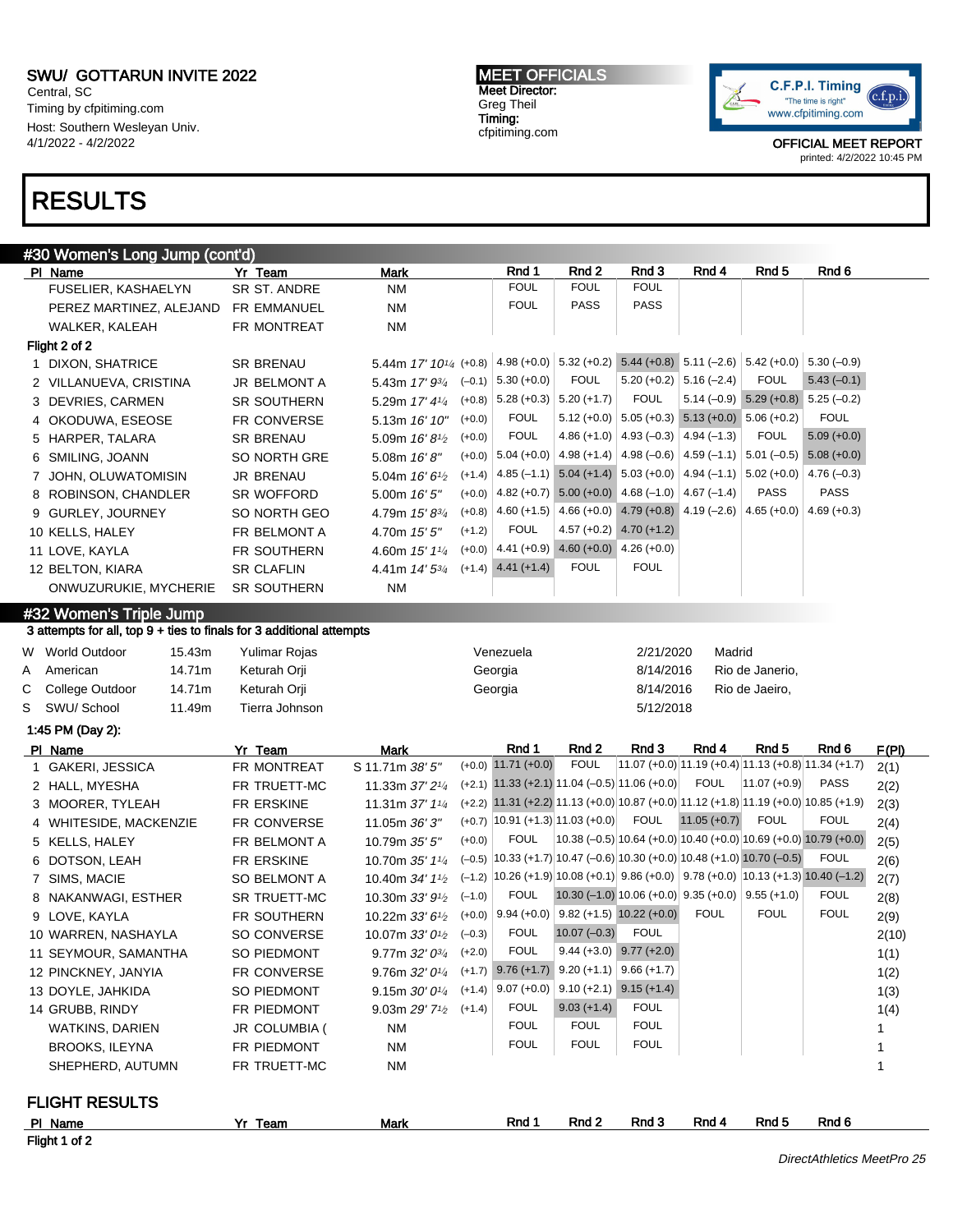SWU/ GOTTARUN INVITE 2022
Central, SC
Timing by cfpitiming.com
Host: Southern Wesleyan Univ.
4/1/2022 - 4/2/2022

MEET OFFICIALS
Meet Director:
Greg Theil
Timing:
cfpitiming.com

OFFICIAL MEET REPORT
printed: 4/2/2022 10:45 PM

# RESULTS

## #30 Women's Long Jump (cont'd)

| Pl | Name | Yr | Team | Mark | Wind | Rnd 1 | Rnd 2 | Rnd 3 | Rnd 4 | Rnd 5 | Rnd 6 |
|---|---|---|---|---|---|---|---|---|---|---|---|
| | FUSELIER, KASHAELYN | SR | ST. ANDRE | NM | | FOUL | FOUL | FOUL | | | |
| | PEREZ MARTINEZ, ALEJAND | FR | EMMANUEL | NM | | FOUL | PASS | PASS | | | |
| | WALKER, KALEAH | FR | MONTREAT | NM | | | | | | | |
| **Flight 2 of 2** | | | | | | | | | | | |
| 1 | DIXON, SHATRICE | SR | BRENAU | 5.44m 17' 10¼ | (+0.8) | 4.98 (+0.0) | 5.32 (+0.2) | 5.44 (+0.8) | 5.11 (–2.6) | 5.42 (+0.0) | 5.30 (–0.9) |
| 2 | VILLANUEVA, CRISTINA | JR | BELMONT A | 5.43m 17' 9¾ | (–0.1) | 5.30 (+0.0) | FOUL | 5.20 (+0.2) | 5.16 (–2.4) | FOUL | 5.43 (–0.1) |
| 3 | DEVRIES, CARMEN | SR | SOUTHERN | 5.29m 17' 4¼ | (+0.8) | 5.28 (+0.3) | 5.20 (+1.7) | FOUL | 5.14 (–0.9) | 5.29 (+0.8) | 5.25 (–0.2) |
| 4 | OKODUWA, ESEOSE | FR | CONVERSE | 5.13m 16' 10" | (+0.0) | FOUL | 5.12 (+0.0) | 5.05 (+0.3) | 5.13 (+0.0) | 5.06 (+0.2) | FOUL |
| 5 | HARPER, TALARA | SR | BRENAU | 5.09m 16' 8½ | (+0.0) | FOUL | 4.86 (+1.0) | 4.93 (–0.3) | 4.94 (–1.3) | FOUL | 5.09 (+0.0) |
| 6 | SMILING, JOANN | SO | NORTH GRE | 5.08m 16' 8" | (+0.0) | 5.04 (+0.0) | 4.98 (+1.4) | 4.98 (–0.6) | 4.59 (–1.1) | 5.01 (–0.5) | 5.08 (+0.0) |
| 7 | JOHN, OLUWATOMISIN | JR | BRENAU | 5.04m 16' 6½ | (+1.4) | 4.85 (–1.1) | 5.04 (+1.4) | 5.03 (+0.0) | 4.94 (–1.1) | 5.02 (+0.0) | 4.76 (–0.3) |
| 8 | ROBINSON, CHANDLER | SR | WOFFORD | 5.00m 16' 5" | (+0.0) | 4.82 (+0.7) | 5.00 (+0.0) | 4.68 (–1.0) | 4.67 (–1.4) | PASS | PASS |
| 9 | GURLEY, JOURNEY | SO | NORTH GEO | 4.79m 15' 8¾ | (+0.8) | 4.60 (+1.5) | 4.66 (+0.0) | 4.79 (+0.8) | 4.19 (–2.6) | 4.65 (+0.0) | 4.69 (+0.3) |
| 10 | KELLS, HALEY | FR | BELMONT A | 4.70m 15' 5" | (+1.2) | FOUL | 4.57 (+0.2) | 4.70 (+1.2) | | | |
| 11 | LOVE, KAYLA | FR | SOUTHERN | 4.60m 15' 1¼ | (+0.0) | 4.41 (+0.9) | 4.60 (+0.0) | 4.26 (+0.0) | | | |
| 12 | BELTON, KIARA | SR | CLAFLIN | 4.41m 14' 5¾ | (+1.4) | 4.41 (+1.4) | FOUL | FOUL | | | |
| | ONWUZURUKIE, MYCHERIE | SR | SOUTHERN | NM | | | | | | | |

## #32 Women's Triple Jump

3 attempts for all, top 9 + ties to finals for 3 additional attempts

| | Record | Mark | Holder | Team | Date | Location |
|---|---|---|---|---|---|---|
| W | World Outdoor | 15.43m | Yulimar Rojas | Venezuela | 2/21/2020 | Madrid |
| A | American | 14.71m | Keturah Orji | Georgia | 8/14/2016 | Rio de Janerio, |
| C | College Outdoor | 14.71m | Keturah Orji | Georgia | 8/14/2016 | Rio de Jaeiro, |
| S | SWU/ School | 11.49m | Tierra Johnson | | 5/12/2018 | |

1:45 PM (Day 2):

| Pl | Name | Yr | Team | Mark | Wind | Rnd 1 | Rnd 2 | Rnd 3 | Rnd 4 | Rnd 5 | Rnd 6 | F(Pl) |
|---|---|---|---|---|---|---|---|---|---|---|---|---|
| 1 | GAKERI, JESSICA | FR | MONTREAT | S 11.71m 38' 5" | (+0.0) | 11.71 (+0.0) | FOUL | 11.07 (+0.0) | 11.19 (+0.4) | 11.13 (+0.8) | 11.34 (+1.7) | 2(1) |
| 2 | HALL, MYESHA | FR | TRUETT-MC | 11.33m 37' 2¼ | (+2.1) | 11.33 (+2.1) | 11.04 (–0.5) | 11.06 (+0.0) | FOUL | 11.07 (+0.9) | PASS | 2(2) |
| 3 | MOORER, TYLEAH | FR | ERSKINE | 11.31m 37' 1¼ | (+2.2) | 11.31 (+2.2) | 11.13 (+0.0) | 10.87 (+0.0) | 11.12 (+1.8) | 11.19 (+0.0) | 10.85 (+1.9) | 2(3) |
| 4 | WHITESIDE, MACKENZIE | FR | CONVERSE | 11.05m 36' 3" | (+0.7) | 10.91 (+1.3) | 11.03 (+0.0) | FOUL | 11.05 (+0.7) | FOUL | FOUL | 2(4) |
| 5 | KELLS, HALEY | FR | BELMONT A | 10.79m 35' 5" | (+0.0) | FOUL | 10.38 (–0.5) | 10.64 (+0.0) | 10.40 (+0.0) | 10.69 (+0.0) | 10.79 (+0.0) | 2(5) |
| 6 | DOTSON, LEAH | FR | ERSKINE | 10.70m 35' 1¼ | (–0.5) | 10.33 (+1.7) | 10.47 (–0.6) | 10.30 (+0.0) | 10.48 (+1.0) | 10.70 (–0.5) | FOUL | 2(6) |
| 7 | SIMS, MACIE | SO | BELMONT A | 10.40m 34' 1½ | (–1.2) | 10.26 (+1.9) | 10.08 (+0.1) | 9.86 (+0.0) | 9.78 (+0.0) | 10.13 (+1.3) | 10.40 (–1.2) | 2(7) |
| 8 | NAKANWAGI, ESTHER | SR | TRUETT-MC | 10.30m 33' 9½ | (–1.0) | FOUL | 10.30 (–1.0) | 10.06 (+0.0) | 9.35 (+0.0) | 9.55 (+1.0) | FOUL | 2(8) |
| 9 | LOVE, KAYLA | FR | SOUTHERN | 10.22m 33' 6½ | (+0.0) | 9.94 (+0.0) | 9.82 (+1.5) | 10.22 (+0.0) | FOUL | FOUL | FOUL | 2(9) |
| 10 | WARREN, NASHAYLA | SO | CONVERSE | 10.07m 33' 0½ | (–0.3) | FOUL | 10.07 (–0.3) | FOUL | | | | 2(10) |
| 11 | SEYMOUR, SAMANTHA | SO | PIEDMONT | 9.77m 32' 0¾ | (+2.0) | FOUL | 9.44 (+3.0) | 9.77 (+2.0) | | | | 1(1) |
| 12 | PINCKNEY, JANYIA | FR | CONVERSE | 9.76m 32' 0¼ | (+1.7) | 9.76 (+1.7) | 9.20 (+1.1) | 9.66 (+1.7) | | | | 1(2) |
| 13 | DOYLE, JAHKIDA | SO | PIEDMONT | 9.15m 30' 0¼ | (+1.4) | 9.07 (+0.0) | 9.10 (+2.1) | 9.15 (+1.4) | | | | 1(3) |
| 14 | GRUBB, RINDY | FR | PIEDMONT | 9.03m 29' 7½ | (+1.4) | FOUL | 9.03 (+1.4) | FOUL | | | | 1(4) |
| | WATKINS, DARIEN | JR | COLUMBIA ( | NM | | FOUL | FOUL | FOUL | | | | 1 |
| | BROOKS, ILEYNA | FR | PIEDMONT | NM | | FOUL | FOUL | FOUL | | | | 1 |
| | SHEPHERD, AUTUMN | FR | TRUETT-MC | NM | | | | | | | | 1 |

## FLIGHT RESULTS

| Pl | Name | Yr | Team | Mark | Rnd 1 | Rnd 2 | Rnd 3 | Rnd 4 | Rnd 5 | Rnd 6 |
|---|---|---|---|---|---|---|---|---|---|---|

**Flight 1 of 2**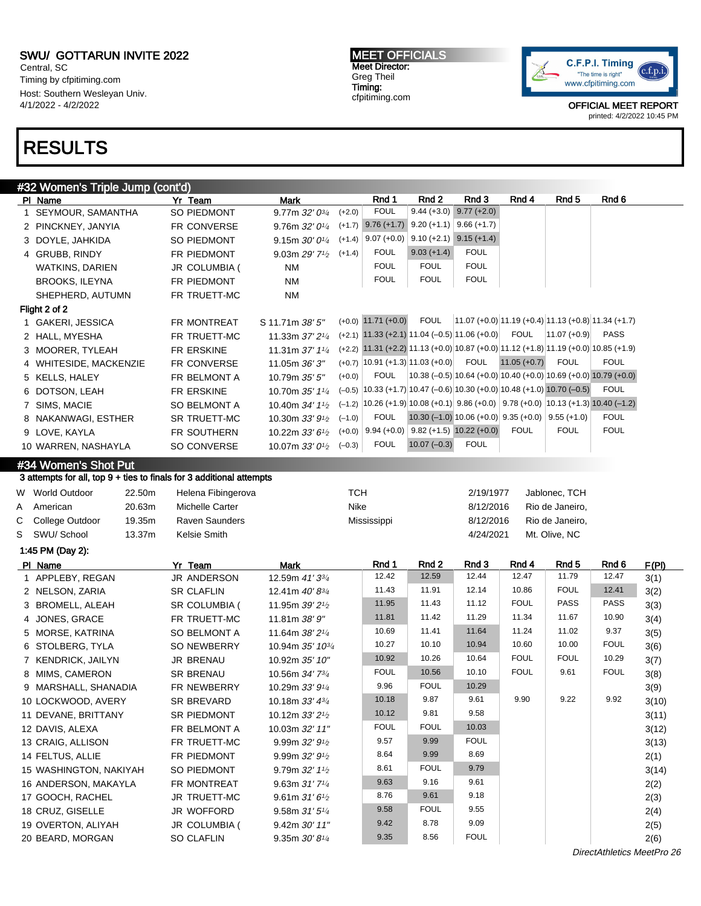SWU/ GOTTARUN INVITE 2022
Central, SC
Timing by cfpitiming.com
Host: Southern Wesleyan Univ.
4/1/2022 - 4/2/2022

**MEET OFFICIALS**
Meet Director:
Greg Theil
Timing:
cfpitiming.com

C.F.P.I. Timing
"The time is right"
www.cfpitiming.com

OFFICIAL MEET REPORT
printed: 4/2/2022 10:45 PM

# RESULTS

## #32 Women's Triple Jump (cont'd)

| Pl | Name | Yr | Team | Mark | | Rnd 1 | Rnd 2 | Rnd 3 | Rnd 4 | Rnd 5 | Rnd 6 |
|---|---|---|---|---|---|---|---|---|---|---|---|
| 1 | SEYMOUR, SAMANTHA | SO | PIEDMONT | 9.77m 32' 0¾ | (+2.0) | FOUL | 9.44 (+3.0) | 9.77 (+2.0) | | | |
| 2 | PINCKNEY, JANYIA | FR | CONVERSE | 9.76m 32' 0¼ | (+1.7) | 9.76 (+1.7) | 9.20 (+1.1) | 9.66 (+1.7) | | | |
| 3 | DOYLE, JAHKIDA | SO | PIEDMONT | 9.15m 30' 0¼ | (+1.4) | 9.07 (+0.0) | 9.10 (+2.1) | 9.15 (+1.4) | | | |
| 4 | GRUBB, RINDY | FR | PIEDMONT | 9.03m 29' 7½ | (+1.4) | FOUL | 9.03 (+1.4) | FOUL | | | |
| | WATKINS, DARIEN | JR | COLUMBIA ( | NM | | FOUL | FOUL | FOUL | | | |
| | BROOKS, ILEYNA | FR | PIEDMONT | NM | | FOUL | FOUL | FOUL | | | |
| | SHEPHERD, AUTUMN | FR | TRUETT-MC | NM | | | | | | | |

Flight 2 of 2

| Pl | Name | Yr | Team | Mark | | Rnd 1 | Rnd 2 | Rnd 3 | Rnd 4 | Rnd 5 | Rnd 6 |
|---|---|---|---|---|---|---|---|---|---|---|---|
| 1 | GAKERI, JESSICA | FR | MONTREAT | S 11.71m 38' 5" | (+0.0) | 11.71 (+0.0) | FOUL | 11.07 (+0.0) | 11.19 (+0.4) | 11.13 (+0.8) | 11.34 (+1.7) |
| 2 | HALL, MYESHA | FR | TRUETT-MC | 11.33m 37' 2¼ | (+2.1) | 11.33 (+2.1) | 11.04 (–0.5) | 11.06 (+0.0) | FOUL | 11.07 (+0.9) | PASS |
| 3 | MOORER, TYLEAH | FR | ERSKINE | 11.31m 37' 1¼ | (+2.2) | 11.31 (+2.2) | 11.13 (+0.0) | 10.87 (+0.0) | 11.12 (+1.8) | 11.19 (+0.0) | 10.85 (+1.9) |
| 4 | WHITESIDE, MACKENZIE | FR | CONVERSE | 11.05m 36' 3" | (+0.7) | 10.91 (+1.3) | 11.03 (+0.0) | FOUL | 11.05 (+0.7) | FOUL | FOUL |
| 5 | KELLS, HALEY | FR | BELMONT A | 10.79m 35' 5" | (+0.0) | FOUL | 10.38 (–0.5) | 10.64 (+0.0) | 10.40 (+0.0) | 10.69 (+0.0) | 10.79 (+0.0) |
| 6 | DOTSON, LEAH | FR | ERSKINE | 10.70m 35' 1¼ | (–0.5) | 10.33 (+1.7) | 10.47 (–0.6) | 10.30 (+0.0) | 10.48 (+1.0) | 10.70 (–0.5) | FOUL |
| 7 | SIMS, MACIE | SO | BELMONT A | 10.40m 34' 1½ | (–1.2) | 10.26 (+1.9) | 10.08 (+0.1) | 9.86 (+0.0) | 9.78 (+0.0) | 10.13 (+1.3) | 10.40 (–1.2) |
| 8 | NAKANWAGI, ESTHER | SR | TRUETT-MC | 10.30m 33' 9½ | (–1.0) | FOUL | 10.30 (–1.0) | 10.06 (+0.0) | 9.35 (+0.0) | 9.55 (+1.0) | FOUL |
| 9 | LOVE, KAYLA | FR | SOUTHERN | 10.22m 33' 6½ | (+0.0) | 9.94 (+0.0) | 9.82 (+1.5) | 10.22 (+0.0) | FOUL | FOUL | FOUL |
| 10 | WARREN, NASHAYLA | SO | CONVERSE | 10.07m 33' 0½ | (–0.3) | FOUL | 10.07 (–0.3) | FOUL | | | |

## #34 Women's Shot Put

3 attempts for all, top 9 + ties to finals for 3 additional attempts

| | | | | | | |
|---|---|---|---|---|---|---|
| W | World Outdoor | 22.50m | Helena Fibingerova | TCH | 2/19/1977 | Jablonec, TCH |
| A | American | 20.63m | Michelle Carter | Nike | 8/12/2016 | Rio de Janeiro, |
| C | College Outdoor | 19.35m | Raven Saunders | Mississippi | 8/12/2016 | Rio de Janeiro, |
| S | SWU/ School | 13.37m | Kelsie Smith | | 4/24/2021 | Mt. Olive, NC |

1:45 PM (Day 2):

| Pl | Name | Yr | Team | Mark | Rnd 1 | Rnd 2 | Rnd 3 | Rnd 4 | Rnd 5 | Rnd 6 | F(Pl) |
|---|---|---|---|---|---|---|---|---|---|---|---|
| 1 | APPLEBY, REGAN | JR | ANDERSON | 12.59m 41' 3¾ | 12.42 | 12.59 | 12.44 | 12.47 | 11.79 | 12.47 | 3(1) |
| 2 | NELSON, ZARIA | SR | CLAFLIN | 12.41m 40' 8¾ | 11.43 | 11.91 | 12.14 | 10.86 | FOUL | 12.41 | 3(2) |
| 3 | BROMELL, ALEAH | SR | COLUMBIA ( | 11.95m 39' 2½ | 11.95 | 11.43 | 11.12 | FOUL | PASS | PASS | 3(3) |
| 4 | JONES, GRACE | FR | TRUETT-MC | 11.81m 38' 9" | 11.81 | 11.42 | 11.29 | 11.34 | 11.67 | 10.90 | 3(4) |
| 5 | MORSE, KATRINA | SO | BELMONT A | 11.64m 38' 2¼ | 10.69 | 11.41 | 11.64 | 11.24 | 11.02 | 9.37 | 3(5) |
| 6 | STOLBERG, TYLA | SO | NEWBERRY | 10.94m 35' 10¾ | 10.27 | 10.10 | 10.94 | 10.60 | 10.00 | FOUL | 3(6) |
| 7 | KENDRICK, JAILYN | JR | BRENAU | 10.92m 35' 10" | 10.92 | 10.26 | 10.64 | FOUL | FOUL | 10.29 | 3(7) |
| 8 | MIMS, CAMERON | SR | BRENAU | 10.56m 34' 7¾ | FOUL | 10.56 | 10.10 | FOUL | 9.61 | FOUL | 3(8) |
| 9 | MARSHALL, SHANADIA | FR | NEWBERRY | 10.29m 33' 9¼ | 9.96 | FOUL | 10.29 | | | | 3(9) |
| 10 | LOCKWOOD, AVERY | SR | BREVARD | 10.18m 33' 4¾ | 10.18 | 9.87 | 9.61 | 9.90 | 9.22 | 9.92 | 3(10) |
| 11 | DEVANE, BRITTANY | SR | PIEDMONT | 10.12m 33' 2½ | 10.12 | 9.81 | 9.58 | | | | 3(11) |
| 12 | DAVIS, ALEXA | FR | BELMONT A | 10.03m 32' 11" | FOUL | FOUL | 10.03 | | | | 3(12) |
| 13 | CRAIG, ALLISON | FR | TRUETT-MC | 9.99m 32' 9½ | 9.57 | 9.99 | FOUL | | | | 3(13) |
| 14 | FELTUS, ALLIE | FR | PIEDMONT | 9.99m 32' 9½ | 8.64 | 9.99 | 8.69 | | | | 2(1) |
| 15 | WASHINGTON, NAKIYAH | SO | PIEDMONT | 9.79m 32' 1½ | 8.61 | FOUL | 9.79 | | | | 3(14) |
| 16 | ANDERSON, MAKAYLA | FR | MONTREAT | 9.63m 31' 7¼ | 9.63 | 9.16 | 9.61 | | | | 2(2) |
| 17 | GOOCH, RACHEL | JR | TRUETT-MC | 9.61m 31' 6½ | 8.76 | 9.61 | 9.18 | | | | 2(3) |
| 18 | CRUZ, GISELLE | JR | WOFFORD | 9.58m 31' 5¼ | 9.58 | FOUL | 9.55 | | | | 2(4) |
| 19 | OVERTON, ALIYAH | JR | COLUMBIA ( | 9.42m 30' 11" | 9.42 | 8.78 | 9.09 | | | | 2(5) |
| 20 | BEARD, MORGAN | SO | CLAFLIN | 9.35m 30' 8¼ | 9.35 | 8.56 | FOUL | | | | 2(6) |

DirectAthletics MeetPro 26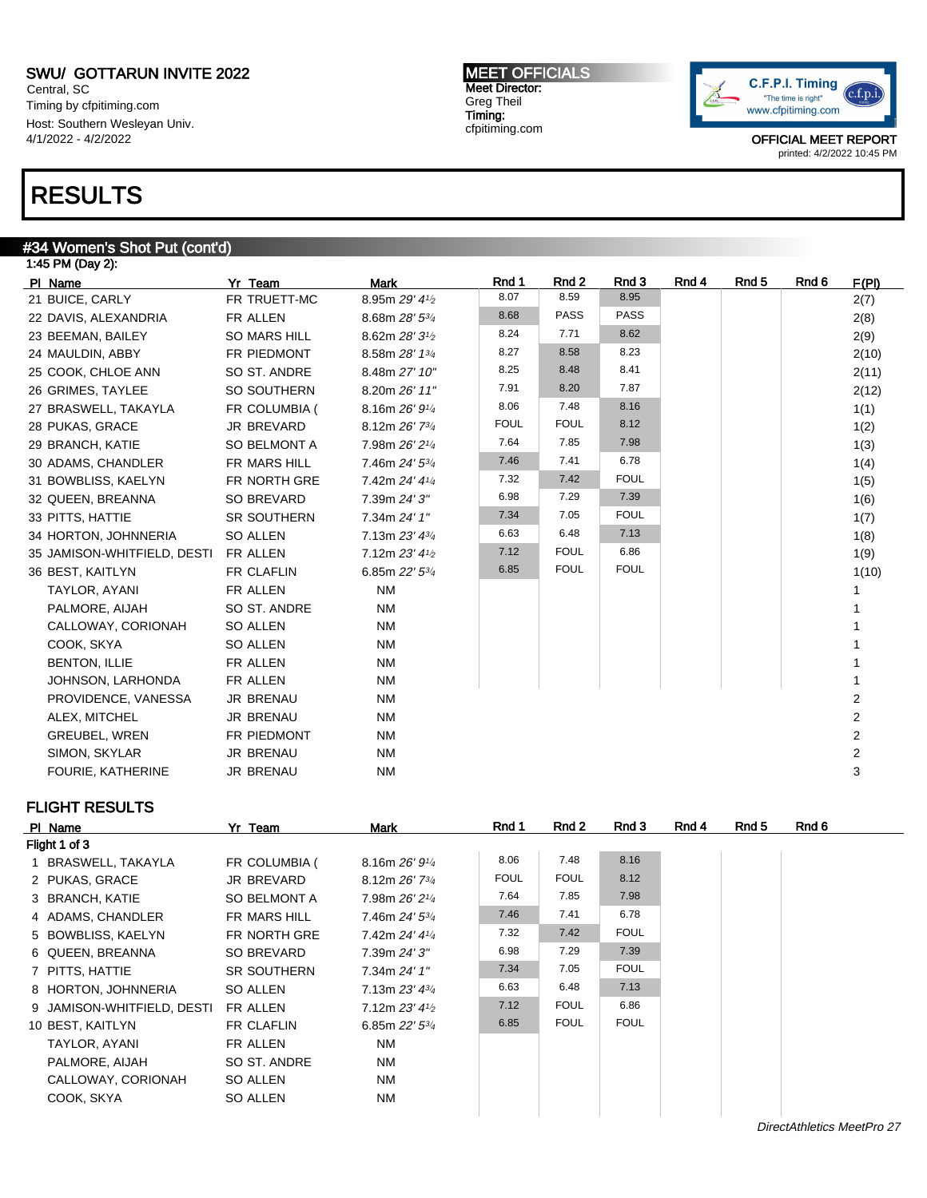SWU/ GOTTARUN INVITE 2022
Central, SC
Timing by cfpitiming.com
Host: Southern Wesleyan Univ.
4/1/2022 - 4/2/2022

MEET OFFICIALS
Meet Director:
Greg Theil
Timing:
cfpitiming.com

OFFICIAL MEET REPORT
printed: 4/2/2022 10:45 PM

# RESULTS

## #34 Women's Shot Put (cont'd)

1:45 PM (Day 2):

| Pl | Name | Yr | Team | Mark | Rnd 1 | Rnd 2 | Rnd 3 | Rnd 4 | Rnd 5 | Rnd 6 | F(Pl) |
|---|---|---|---|---|---|---|---|---|---|---|---|
| 21 | BUICE, CARLY | FR | TRUETT-MC | 8.95m *29' 4½* | 8.07 | 8.59 | 8.95 | | | | 2(7) |
| 22 | DAVIS, ALEXANDRIA | FR | ALLEN | 8.68m *28' 5¾* | 8.68 | PASS | PASS | | | | 2(8) |
| 23 | BEEMAN, BAILEY | SO | MARS HILL | 8.62m *28' 3½* | 8.24 | 7.71 | 8.62 | | | | 2(9) |
| 24 | MAULDIN, ABBY | FR | PIEDMONT | 8.58m *28' 1¾* | 8.27 | 8.58 | 8.23 | | | | 2(10) |
| 25 | COOK, CHLOE ANN | SO | ST. ANDRE | 8.48m *27' 10"* | 8.25 | 8.48 | 8.41 | | | | 2(11) |
| 26 | GRIMES, TAYLEE | SO | SOUTHERN | 8.20m *26' 11"* | 7.91 | 8.20 | 7.87 | | | | 2(12) |
| 27 | BRASWELL, TAKAYLA | FR | COLUMBIA ( | 8.16m *26' 9¼* | 8.06 | 7.48 | 8.16 | | | | 1(1) |
| 28 | PUKAS, GRACE | JR | BREVARD | 8.12m *26' 7¾* | FOUL | FOUL | 8.12 | | | | 1(2) |
| 29 | BRANCH, KATIE | SO | BELMONT A | 7.98m *26' 2¼* | 7.64 | 7.85 | 7.98 | | | | 1(3) |
| 30 | ADAMS, CHANDLER | FR | MARS HILL | 7.46m *24' 5¾* | 7.46 | 7.41 | 6.78 | | | | 1(4) |
| 31 | BOWBLISS, KAELYN | FR | NORTH GRE | 7.42m *24' 4¼* | 7.32 | 7.42 | FOUL | | | | 1(5) |
| 32 | QUEEN, BREANNA | SO | BREVARD | 7.39m *24' 3"* | 6.98 | 7.29 | 7.39 | | | | 1(6) |
| 33 | PITTS, HATTIE | SR | SOUTHERN | 7.34m *24' 1"* | 7.34 | 7.05 | FOUL | | | | 1(7) |
| 34 | HORTON, JOHNNERIA | SO | ALLEN | 7.13m *23' 4¾* | 6.63 | 6.48 | 7.13 | | | | 1(8) |
| 35 | JAMISON-WHITFIELD, DESTI | FR | ALLEN | 7.12m *23' 4½* | 7.12 | FOUL | 6.86 | | | | 1(9) |
| 36 | BEST, KAITLYN | FR | CLAFLIN | 6.85m *22' 5¾* | 6.85 | FOUL | FOUL | | | | 1(10) |
| | TAYLOR, AYANI | FR | ALLEN | NM | | | | | | | 1 |
| | PALMORE, AIJAH | SO | ST. ANDRE | NM | | | | | | | 1 |
| | CALLOWAY, CORIONAH | SO | ALLEN | NM | | | | | | | 1 |
| | COOK, SKYA | SO | ALLEN | NM | | | | | | | 1 |
| | BENTON, ILLIE | FR | ALLEN | NM | | | | | | | 1 |
| | JOHNSON, LARHONDA | FR | ALLEN | NM | | | | | | | 1 |
| | PROVIDENCE, VANESSA | JR | BRENAU | NM | | | | | | | 2 |
| | ALEX, MITCHEL | JR | BRENAU | NM | | | | | | | 2 |
| | GREUBEL, WREN | FR | PIEDMONT | NM | | | | | | | 2 |
| | SIMON, SKYLAR | JR | BRENAU | NM | | | | | | | 2 |
| | FOURIE, KATHERINE | JR | BRENAU | NM | | | | | | | 3 |

## FLIGHT RESULTS

Flight 1 of 3

| Pl | Name | Yr | Team | Mark | Rnd 1 | Rnd 2 | Rnd 3 | Rnd 4 | Rnd 5 | Rnd 6 |
|---|---|---|---|---|---|---|---|---|---|---|
| 1 | BRASWELL, TAKAYLA | FR | COLUMBIA ( | 8.16m *26' 9¼* | 8.06 | 7.48 | 8.16 | | | |
| 2 | PUKAS, GRACE | JR | BREVARD | 8.12m *26' 7¾* | FOUL | FOUL | 8.12 | | | |
| 3 | BRANCH, KATIE | SO | BELMONT A | 7.98m *26' 2¼* | 7.64 | 7.85 | 7.98 | | | |
| 4 | ADAMS, CHANDLER | FR | MARS HILL | 7.46m *24' 5¾* | 7.46 | 7.41 | 6.78 | | | |
| 5 | BOWBLISS, KAELYN | FR | NORTH GRE | 7.42m *24' 4¼* | 7.32 | 7.42 | FOUL | | | |
| 6 | QUEEN, BREANNA | SO | BREVARD | 7.39m *24' 3"* | 6.98 | 7.29 | 7.39 | | | |
| 7 | PITTS, HATTIE | SR | SOUTHERN | 7.34m *24' 1"* | 7.34 | 7.05 | FOUL | | | |
| 8 | HORTON, JOHNNERIA | SO | ALLEN | 7.13m *23' 4¾* | 6.63 | 6.48 | 7.13 | | | |
| 9 | JAMISON-WHITFIELD, DESTI | FR | ALLEN | 7.12m *23' 4½* | 7.12 | FOUL | 6.86 | | | |
| 10 | BEST, KAITLYN | FR | CLAFLIN | 6.85m *22' 5¾* | 6.85 | FOUL | FOUL | | | |
| | TAYLOR, AYANI | FR | ALLEN | NM | | | | | | |
| | PALMORE, AIJAH | SO | ST. ANDRE | NM | | | | | | |
| | CALLOWAY, CORIONAH | SO | ALLEN | NM | | | | | | |
| | COOK, SKYA | SO | ALLEN | NM | | | | | | |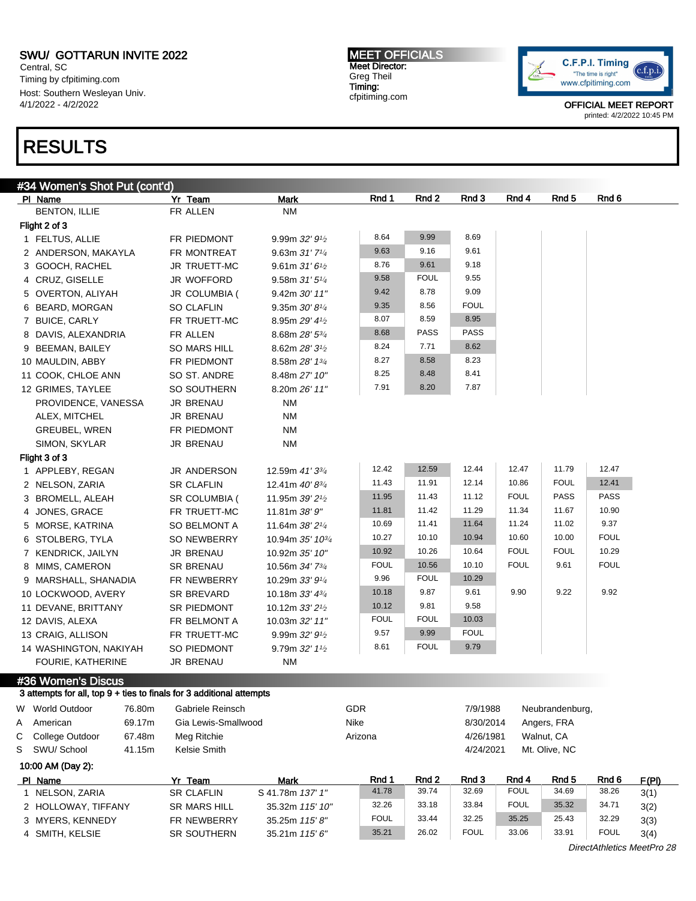## SWU/ GOTTARUN INVITE 2022

Central, SC
Timing by cfpitiming.com
Host: Southern Wesleyan Univ.
4/1/2022 - 4/2/2022

**MEET OFFICIALS**
Meet Director:
Greg Theil
Timing:
cfpitiming.com

OFFICIAL MEET REPORT
printed: 4/2/2022 10:45 PM

# RESULTS

## #34 Women's Shot Put (cont'd)

| Pl | Name | Yr | Team | Mark | Rnd 1 | Rnd 2 | Rnd 3 | Rnd 4 | Rnd 5 | Rnd 6 |
|---|---|---|---|---|---|---|---|---|---|---|
| | BENTON, ILLIE | FR | ALLEN | NM | | | | | | |
| **Flight 2 of 3** | | | | | | | | | | |
| 1 | FELTUS, ALLIE | FR | PIEDMONT | 9.99m 32' 9½ | 8.64 | 9.99 | 8.69 | | | |
| 2 | ANDERSON, MAKAYLA | FR | MONTREAT | 9.63m 31' 7¼ | 9.63 | 9.16 | 9.61 | | | |
| 3 | GOOCH, RACHEL | JR | TRUETT-MC | 9.61m 31' 6½ | 8.76 | 9.61 | 9.18 | | | |
| 4 | CRUZ, GISELLE | JR | WOFFORD | 9.58m 31' 5¼ | 9.58 | FOUL | 9.55 | | | |
| 5 | OVERTON, ALIYAH | JR | COLUMBIA ( | 9.42m 30' 11" | 9.42 | 8.78 | 9.09 | | | |
| 6 | BEARD, MORGAN | SO | CLAFLIN | 9.35m 30' 8¼ | 9.35 | 8.56 | FOUL | | | |
| 7 | BUICE, CARLY | FR | TRUETT-MC | 8.95m 29' 4½ | 8.07 | 8.59 | 8.95 | | | |
| 8 | DAVIS, ALEXANDRIA | FR | ALLEN | 8.68m 28' 5¾ | 8.68 | PASS | PASS | | | |
| 9 | BEEMAN, BAILEY | SO | MARS HILL | 8.62m 28' 3½ | 8.24 | 7.71 | 8.62 | | | |
| 10 | MAULDIN, ABBY | FR | PIEDMONT | 8.58m 28' 1¾ | 8.27 | 8.58 | 8.23 | | | |
| 11 | COOK, CHLOE ANN | SO | ST. ANDRE | 8.48m 27' 10" | 8.25 | 8.48 | 8.41 | | | |
| 12 | GRIMES, TAYLEE | SO | SOUTHERN | 8.20m 26' 11" | 7.91 | 8.20 | 7.87 | | | |
| | PROVIDENCE, VANESSA | JR | BRENAU | NM | | | | | | |
| | ALEX, MITCHEL | JR | BRENAU | NM | | | | | | |
| | GREUBEL, WREN | FR | PIEDMONT | NM | | | | | | |
| | SIMON, SKYLAR | JR | BRENAU | NM | | | | | | |
| **Flight 3 of 3** | | | | | | | | | | |
| 1 | APPLEBY, REGAN | JR | ANDERSON | 12.59m 41' 3¾ | 12.42 | 12.59 | 12.44 | 12.47 | 11.79 | 12.47 |
| 2 | NELSON, ZARIA | SR | CLAFLIN | 12.41m 40' 8¾ | 11.43 | 11.91 | 12.14 | 10.86 | FOUL | 12.41 |
| 3 | BROMELL, ALEAH | SR | COLUMBIA ( | 11.95m 39' 2½ | 11.95 | 11.43 | 11.12 | FOUL | PASS | PASS |
| 4 | JONES, GRACE | FR | TRUETT-MC | 11.81m 38' 9" | 11.81 | 11.42 | 11.29 | 11.34 | 11.67 | 10.90 |
| 5 | MORSE, KATRINA | SO | BELMONT A | 11.64m 38' 2¼ | 10.69 | 11.41 | 11.64 | 11.24 | 11.02 | 9.37 |
| 6 | STOLBERG, TYLA | SO | NEWBERRY | 10.94m 35' 10¾ | 10.27 | 10.10 | 10.94 | 10.60 | 10.00 | FOUL |
| 7 | KENDRICK, JAILYN | JR | BRENAU | 10.92m 35' 10" | 10.92 | 10.26 | 10.64 | FOUL | FOUL | 10.29 |
| 8 | MIMS, CAMERON | SR | BRENAU | 10.56m 34' 7¾ | FOUL | 10.56 | 10.10 | FOUL | 9.61 | FOUL |
| 9 | MARSHALL, SHANADIA | FR | NEWBERRY | 10.29m 33' 9¼ | 9.96 | FOUL | 10.29 | | | |
| 10 | LOCKWOOD, AVERY | SR | BREVARD | 10.18m 33' 4¾ | 10.18 | 9.87 | 9.61 | 9.90 | 9.22 | 9.92 |
| 11 | DEVANE, BRITTANY | SR | PIEDMONT | 10.12m 33' 2½ | 10.12 | 9.81 | 9.58 | | | |
| 12 | DAVIS, ALEXA | FR | BELMONT A | 10.03m 32' 11" | FOUL | FOUL | 10.03 | | | |
| 13 | CRAIG, ALLISON | FR | TRUETT-MC | 9.99m 32' 9½ | 9.57 | 9.99 | FOUL | | | |
| 14 | WASHINGTON, NAKIYAH | SO | PIEDMONT | 9.79m 32' 1½ | 8.61 | FOUL | 9.79 | | | |
| | FOURIE, KATHERINE | JR | BRENAU | NM | | | | | | |

## #36 Women's Discus

3 attempts for all, top 9 + ties to finals for 3 additional attempts

| | Record | Mark | Name | Team | Date | Location |
|---|---|---|---|---|---|---|
| W | World Outdoor | 76.80m | Gabriele Reinsch | GDR | 7/9/1988 | Neubrandenburg, |
| A | American | 69.17m | Gia Lewis-Smallwood | Nike | 8/30/2014 | Angers, FRA |
| C | College Outdoor | 67.48m | Meg Ritchie | Arizona | 4/26/1981 | Walnut, CA |
| S | SWU/ School | 41.15m | Kelsie Smith | | 4/24/2021 | Mt. Olive, NC |

10:00 AM (Day 2):

| Pl | Name | Yr | Team | Mark | Rnd 1 | Rnd 2 | Rnd 3 | Rnd 4 | Rnd 5 | Rnd 6 | F(Pl) |
|---|---|---|---|---|---|---|---|---|---|---|---|
| 1 | NELSON, ZARIA | SR | CLAFLIN | S 41.78m 137' 1" | 41.78 | 39.74 | 32.69 | FOUL | 34.69 | 38.26 | 3(1) |
| 2 | HOLLOWAY, TIFFANY | SR | MARS HILL | 35.32m 115' 10" | 32.26 | 33.18 | 33.84 | FOUL | 35.32 | 34.71 | 3(2) |
| 3 | MYERS, KENNEDY | FR | NEWBERRY | 35.25m 115' 8" | FOUL | 33.44 | 32.25 | 35.25 | 25.43 | 32.29 | 3(3) |
| 4 | SMITH, KELSIE | SR | SOUTHERN | 35.21m 115' 6" | 35.21 | 26.02 | FOUL | 33.06 | 33.91 | FOUL | 3(4) |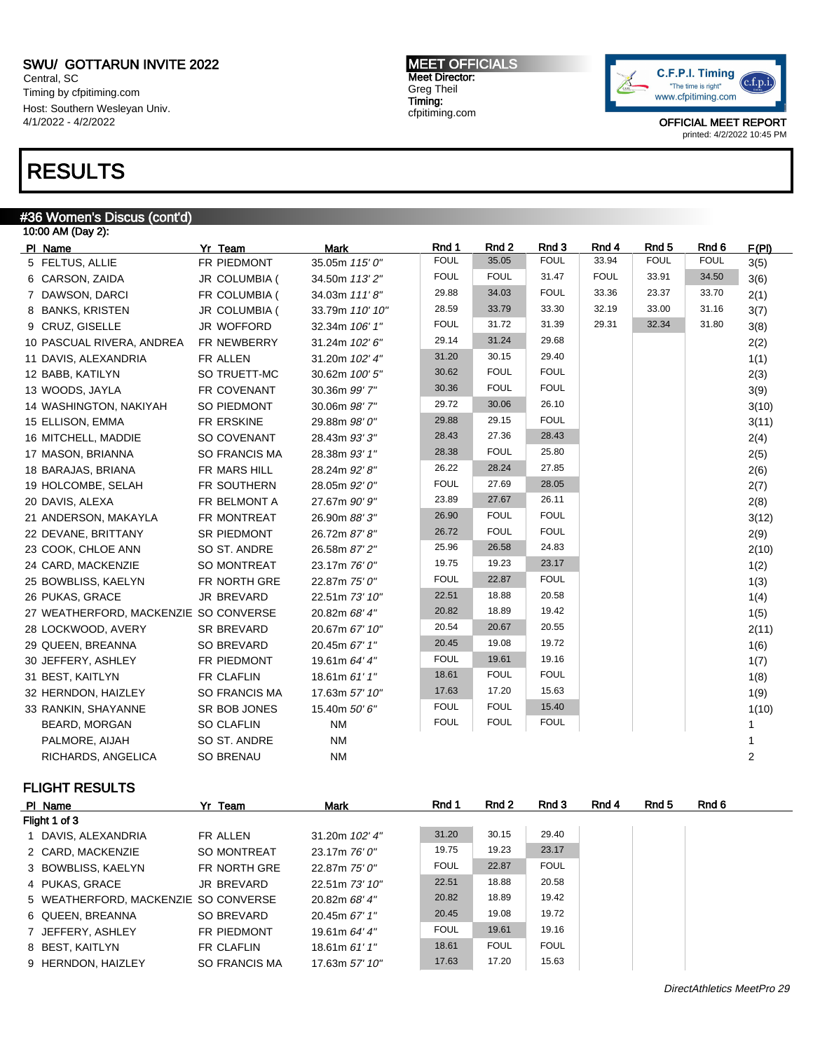## SWU/ GOTTARUN INVITE 2022

Central, SC
Timing by cfpitiming.com
Host: Southern Wesleyan Univ.
4/1/2022 - 4/2/2022

**MEET OFFICIALS**
Meet Director:
Greg Theil
Timing:
cfpitiming.com

C.F.P.I. Timing "The time is right" www.cfpitiming.com

OFFICIAL MEET REPORT
printed: 4/2/2022 10:45 PM

# RESULTS

## #36 Women's Discus (cont'd)

10:00 AM (Day 2):

| Pl | Name | Yr | Team | Mark | Rnd 1 | Rnd 2 | Rnd 3 | Rnd 4 | Rnd 5 | Rnd 6 | F(Pl) |
|---|---|---|---|---|---|---|---|---|---|---|---|
| 5 | FELTUS, ALLIE | FR | PIEDMONT | 35.05m *115' 0"* | FOUL | 35.05 | FOUL | 33.94 | FOUL | FOUL | 3(5) |
| 6 | CARSON, ZAIDA | JR | COLUMBIA ( | 34.50m *113' 2"* | FOUL | FOUL | 31.47 | FOUL | 33.91 | 34.50 | 3(6) |
| 7 | DAWSON, DARCI | FR | COLUMBIA ( | 34.03m *111' 8"* | 29.88 | 34.03 | FOUL | 33.36 | 23.37 | 33.70 | 2(1) |
| 8 | BANKS, KRISTEN | JR | COLUMBIA ( | 33.79m *110' 10"* | 28.59 | 33.79 | 33.30 | 32.19 | 33.00 | 31.16 | 3(7) |
| 9 | CRUZ, GISELLE | JR | WOFFORD | 32.34m *106' 1"* | FOUL | 31.72 | 31.39 | 29.31 | 32.34 | 31.80 | 3(8) |
| 10 | PASCUAL RIVERA, ANDREA | FR | NEWBERRY | 31.24m *102' 6"* | 29.14 | 31.24 | 29.68 | | | | 2(2) |
| 11 | DAVIS, ALEXANDRIA | FR | ALLEN | 31.20m *102' 4"* | 31.20 | 30.15 | 29.40 | | | | 1(1) |
| 12 | BABB, KATILYN | SO | TRUETT-MC | 30.62m *100' 5"* | 30.62 | FOUL | FOUL | | | | 2(3) |
| 13 | WOODS, JAYLA | FR | COVENANT | 30.36m *99' 7"* | 30.36 | FOUL | FOUL | | | | 3(9) |
| 14 | WASHINGTON, NAKIYAH | SO | PIEDMONT | 30.06m *98' 7"* | 29.72 | 30.06 | 26.10 | | | | 3(10) |
| 15 | ELLISON, EMMA | FR | ERSKINE | 29.88m *98' 0"* | 29.88 | 29.15 | FOUL | | | | 3(11) |
| 16 | MITCHELL, MADDIE | SO | COVENANT | 28.43m *93' 3"* | 28.43 | 27.36 | 28.43 | | | | 2(4) |
| 17 | MASON, BRIANNA | SO | FRANCIS MA | 28.38m *93' 1"* | 28.38 | FOUL | 25.80 | | | | 2(5) |
| 18 | BARAJAS, BRIANA | FR | MARS HILL | 28.24m *92' 8"* | 26.22 | 28.24 | 27.85 | | | | 2(6) |
| 19 | HOLCOMBE, SELAH | FR | SOUTHERN | 28.05m *92' 0"* | FOUL | 27.69 | 28.05 | | | | 2(7) |
| 20 | DAVIS, ALEXA | FR | BELMONT A | 27.67m *90' 9"* | 23.89 | 27.67 | 26.11 | | | | 2(8) |
| 21 | ANDERSON, MAKAYLA | FR | MONTREAT | 26.90m *88' 3"* | 26.90 | FOUL | FOUL | | | | 3(12) |
| 22 | DEVANE, BRITTANY | SR | PIEDMONT | 26.72m *87' 8"* | 26.72 | FOUL | FOUL | | | | 2(9) |
| 23 | COOK, CHLOE ANN | SO | ST. ANDRE | 26.58m *87' 2"* | 25.96 | 26.58 | 24.83 | | | | 2(10) |
| 24 | CARD, MACKENZIE | SO | MONTREAT | 23.17m *76' 0"* | 19.75 | 19.23 | 23.17 | | | | 1(2) |
| 25 | BOWBLISS, KAELYN | FR | NORTH GRE | 22.87m *75' 0"* | FOUL | 22.87 | FOUL | | | | 1(3) |
| 26 | PUKAS, GRACE | JR | BREVARD | 22.51m *73' 10"* | 22.51 | 18.88 | 20.58 | | | | 1(4) |
| 27 | WEATHERFORD, MACKENZIE | SO | CONVERSE | 20.82m *68' 4"* | 20.82 | 18.89 | 19.42 | | | | 1(5) |
| 28 | LOCKWOOD, AVERY | SR | BREVARD | 20.67m *67' 10"* | 20.54 | 20.67 | 20.55 | | | | 2(11) |
| 29 | QUEEN, BREANNA | SO | BREVARD | 20.45m *67' 1"* | 20.45 | 19.08 | 19.72 | | | | 1(6) |
| 30 | JEFFERY, ASHLEY | FR | PIEDMONT | 19.61m *64' 4"* | FOUL | 19.61 | 19.16 | | | | 1(7) |
| 31 | BEST, KAITLYN | FR | CLAFLIN | 18.61m *61' 1"* | 18.61 | FOUL | FOUL | | | | 1(8) |
| 32 | HERNDON, HAIZLEY | SO | FRANCIS MA | 17.63m *57' 10"* | 17.63 | 17.20 | 15.63 | | | | 1(9) |
| 33 | RANKIN, SHAYANNE | SR | BOB JONES | 15.40m *50' 6"* | FOUL | FOUL | 15.40 | | | | 1(10) |
| | BEARD, MORGAN | SO | CLAFLIN | NM | FOUL | FOUL | FOUL | | | | 1 |
| | PALMORE, AIJAH | SO | ST. ANDRE | NM | | | | | | | 1 |
| | RICHARDS, ANGELICA | SO | BRENAU | NM | | | | | | | 2 |

### FLIGHT RESULTS

Flight 1 of 3

| Pl | Name | Yr | Team | Mark | Rnd 1 | Rnd 2 | Rnd 3 | Rnd 4 | Rnd 5 | Rnd 6 |
|---|---|---|---|---|---|---|---|---|---|---|
| 1 | DAVIS, ALEXANDRIA | FR | ALLEN | 31.20m *102' 4"* | 31.20 | 30.15 | 29.40 | | | |
| 2 | CARD, MACKENZIE | SO | MONTREAT | 23.17m *76' 0"* | 19.75 | 19.23 | 23.17 | | | |
| 3 | BOWBLISS, KAELYN | FR | NORTH GRE | 22.87m *75' 0"* | FOUL | 22.87 | FOUL | | | |
| 4 | PUKAS, GRACE | JR | BREVARD | 22.51m *73' 10"* | 22.51 | 18.88 | 20.58 | | | |
| 5 | WEATHERFORD, MACKENZIE | SO | CONVERSE | 20.82m *68' 4"* | 20.82 | 18.89 | 19.42 | | | |
| 6 | QUEEN, BREANNA | SO | BREVARD | 20.45m *67' 1"* | 20.45 | 19.08 | 19.72 | | | |
| 7 | JEFFERY, ASHLEY | FR | PIEDMONT | 19.61m *64' 4"* | FOUL | 19.61 | 19.16 | | | |
| 8 | BEST, KAITLYN | FR | CLAFLIN | 18.61m *61' 1"* | 18.61 | FOUL | FOUL | | | |
| 9 | HERNDON, HAIZLEY | SO | FRANCIS MA | 17.63m *57' 10"* | 17.63 | 17.20 | 15.63 | | | |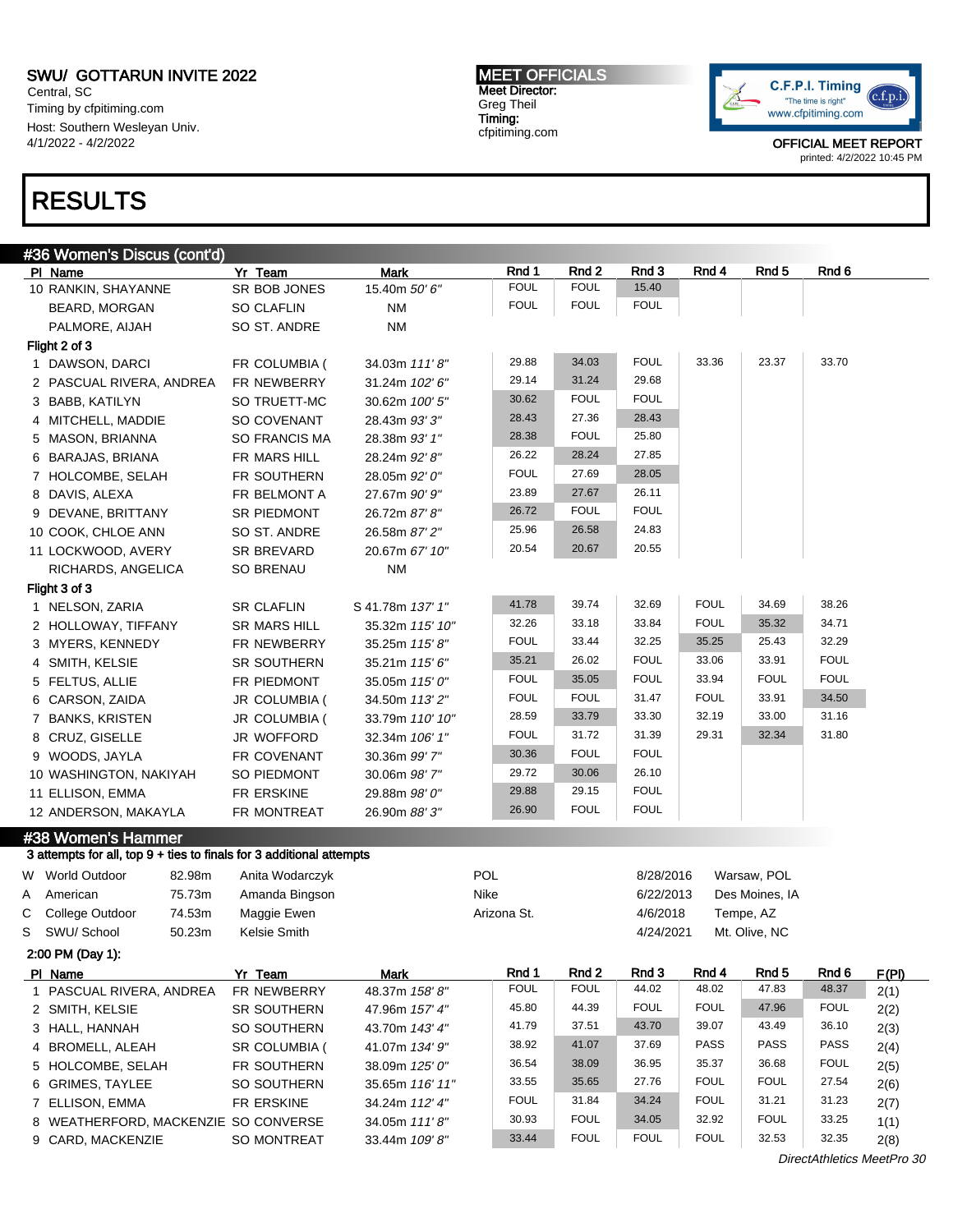SWU/ GOTTARUN INVITE 2022
Central, SC
Timing by cfpitiming.com
Host: Southern Wesleyan Univ.
4/1/2022 - 4/2/2022

MEET OFFICIALS
Meet Director:
Greg Theil
Timing:
cfpitiming.com

OFFICIAL MEET REPORT
printed: 4/2/2022 10:45 PM

# RESULTS

## #36 Women's Discus (cont'd)

| Pl | Name | Yr | Team | Mark | Rnd 1 | Rnd 2 | Rnd 3 | Rnd 4 | Rnd 5 | Rnd 6 |
|---|---|---|---|---|---|---|---|---|---|---|
| 10 | RANKIN, SHAYANNE | SR | BOB JONES | 15.40m *50' 6"* | FOUL | FOUL | 15.40 | | | |
| | BEARD, MORGAN | SO | CLAFLIN | NM | FOUL | FOUL | FOUL | | | |
| | PALMORE, AIJAH | SO | ST. ANDRE | NM | | | | | | |
| **Flight 2 of 3** | | | | | | | | | | |
| 1 | DAWSON, DARCI | FR | COLUMBIA ( | 34.03m *111' 8"* | 29.88 | 34.03 | FOUL | 33.36 | 23.37 | 33.70 |
| 2 | PASCUAL RIVERA, ANDREA | FR | NEWBERRY | 31.24m *102' 6"* | 29.14 | 31.24 | 29.68 | | | |
| 3 | BABB, KATILYN | SO | TRUETT-MC | 30.62m *100' 5"* | 30.62 | FOUL | FOUL | | | |
| 4 | MITCHELL, MADDIE | SO | COVENANT | 28.43m *93' 3"* | 28.43 | 27.36 | 28.43 | | | |
| 5 | MASON, BRIANNA | SO | FRANCIS MA | 28.38m *93' 1"* | 28.38 | FOUL | 25.80 | | | |
| 6 | BARAJAS, BRIANA | FR | MARS HILL | 28.24m *92' 8"* | 26.22 | 28.24 | 27.85 | | | |
| 7 | HOLCOMBE, SELAH | FR | SOUTHERN | 28.05m *92' 0"* | FOUL | 27.69 | 28.05 | | | |
| 8 | DAVIS, ALEXA | FR | BELMONT A | 27.67m *90' 9"* | 23.89 | 27.67 | 26.11 | | | |
| 9 | DEVANE, BRITTANY | SR | PIEDMONT | 26.72m *87' 8"* | 26.72 | FOUL | FOUL | | | |
| 10 | COOK, CHLOE ANN | SO | ST. ANDRE | 26.58m *87' 2"* | 25.96 | 26.58 | 24.83 | | | |
| 11 | LOCKWOOD, AVERY | SR | BREVARD | 20.67m *67' 10"* | 20.54 | 20.67 | 20.55 | | | |
| | RICHARDS, ANGELICA | SO | BRENAU | NM | | | | | | |
| **Flight 3 of 3** | | | | | | | | | | |
| 1 | NELSON, ZARIA | SR | CLAFLIN | S 41.78m *137' 1"* | 41.78 | 39.74 | 32.69 | FOUL | 34.69 | 38.26 |
| 2 | HOLLOWAY, TIFFANY | SR | MARS HILL | 35.32m *115' 10"* | 32.26 | 33.18 | 33.84 | FOUL | 35.32 | 34.71 |
| 3 | MYERS, KENNEDY | FR | NEWBERRY | 35.25m *115' 8"* | FOUL | 33.44 | 32.25 | 35.25 | 25.43 | 32.29 |
| 4 | SMITH, KELSIE | SR | SOUTHERN | 35.21m *115' 6"* | 35.21 | 26.02 | FOUL | 33.06 | 33.91 | FOUL |
| 5 | FELTUS, ALLIE | FR | PIEDMONT | 35.05m *115' 0"* | FOUL | 35.05 | FOUL | 33.94 | FOUL | FOUL |
| 6 | CARSON, ZAIDA | JR | COLUMBIA ( | 34.50m *113' 2"* | FOUL | FOUL | 31.47 | FOUL | 33.91 | 34.50 |
| 7 | BANKS, KRISTEN | JR | COLUMBIA ( | 33.79m *110' 10"* | 28.59 | 33.79 | 33.30 | 32.19 | 33.00 | 31.16 |
| 8 | CRUZ, GISELLE | JR | WOFFORD | 32.34m *106' 1"* | FOUL | 31.72 | 31.39 | 29.31 | 32.34 | 31.80 |
| 9 | WOODS, JAYLA | FR | COVENANT | 30.36m *99' 7"* | 30.36 | FOUL | FOUL | | | |
| 10 | WASHINGTON, NAKIYAH | SO | PIEDMONT | 30.06m *98' 7"* | 29.72 | 30.06 | 26.10 | | | |
| 11 | ELLISON, EMMA | FR | ERSKINE | 29.88m *98' 0"* | 29.88 | 29.15 | FOUL | | | |
| 12 | ANDERSON, MAKAYLA | FR | MONTREAT | 26.90m *88' 3"* | 26.90 | FOUL | FOUL | | | |

## #38 Women's Hammer

3 attempts for all, top 9 + ties to finals for 3 additional attempts

| | Record | Mark | Name | Affiliation | Date | Location |
|---|---|---|---|---|---|---|
| W | World Outdoor | 82.98m | Anita Wodarczyk | POL | 8/28/2016 | Warsaw, POL |
| A | American | 75.73m | Amanda Bingson | Nike | 6/22/2013 | Des Moines, IA |
| C | College Outdoor | 74.53m | Maggie Ewen | Arizona St. | 4/6/2018 | Tempe, AZ |
| S | SWU/ School | 50.23m | Kelsie Smith | | 4/24/2021 | Mt. Olive, NC |

2:00 PM (Day 1):

| Pl | Name | Yr | Team | Mark | Rnd 1 | Rnd 2 | Rnd 3 | Rnd 4 | Rnd 5 | Rnd 6 | F(Pl) |
|---|---|---|---|---|---|---|---|---|---|---|---|
| 1 | PASCUAL RIVERA, ANDREA | FR | NEWBERRY | 48.37m *158' 8"* | FOUL | FOUL | 44.02 | 48.02 | 47.83 | 48.37 | 2(1) |
| 2 | SMITH, KELSIE | SR | SOUTHERN | 47.96m *157' 4"* | 45.80 | 44.39 | FOUL | FOUL | 47.96 | FOUL | 2(2) |
| 3 | HALL, HANNAH | SO | SOUTHERN | 43.70m *143' 4"* | 41.79 | 37.51 | 43.70 | 39.07 | 43.49 | 36.10 | 2(3) |
| 4 | BROMELL, ALEAH | SR | COLUMBIA ( | 41.07m *134' 9"* | 38.92 | 41.07 | 37.69 | PASS | PASS | PASS | 2(4) |
| 5 | HOLCOMBE, SELAH | FR | SOUTHERN | 38.09m *125' 0"* | 36.54 | 38.09 | 36.95 | 35.37 | 36.68 | FOUL | 2(5) |
| 6 | GRIMES, TAYLEE | SO | SOUTHERN | 35.65m *116' 11"* | 33.55 | 35.65 | 27.76 | FOUL | FOUL | 27.54 | 2(6) |
| 7 | ELLISON, EMMA | FR | ERSKINE | 34.24m *112' 4"* | FOUL | 31.84 | 34.24 | FOUL | 31.21 | 31.23 | 2(7) |
| 8 | WEATHERFORD, MACKENZIE | SO | CONVERSE | 34.05m *111' 8"* | 30.93 | FOUL | 34.05 | 32.92 | FOUL | 33.25 | 1(1) |
| 9 | CARD, MACKENZIE | SO | MONTREAT | 33.44m *109' 8"* | 33.44 | FOUL | FOUL | FOUL | 32.53 | 32.35 | 2(8) |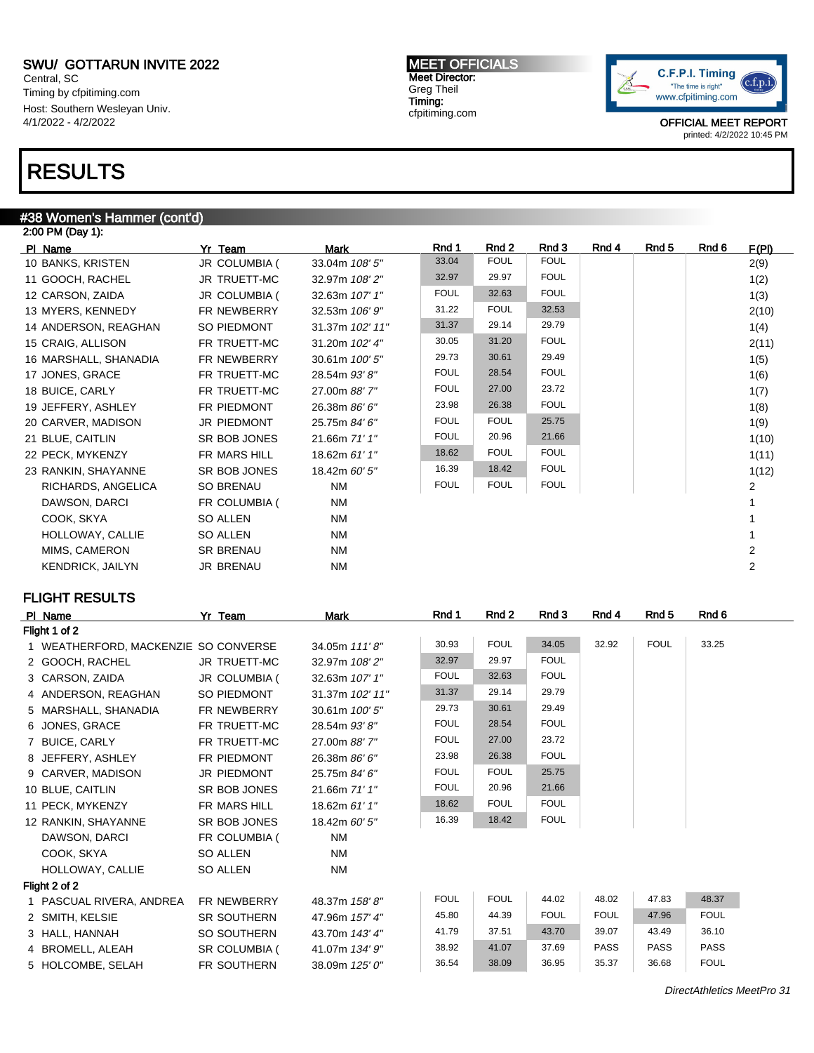SWU/ GOTTARUN INVITE 2022
Central, SC
Timing by cfpitiming.com
Host: Southern Wesleyan Univ.
4/1/2022 - 4/2/2022

MEET OFFICIALS
Meet Director:
Greg Theil
Timing:
cfpitiming.com

OFFICIAL MEET REPORT
printed: 4/2/2022 10:45 PM

# RESULTS

## #38 Women's Hammer (cont'd)

2:00 PM (Day 1):

| Pl | Name | Yr | Team | Mark | Rnd 1 | Rnd 2 | Rnd 3 | Rnd 4 | Rnd 5 | Rnd 6 | F(Pl) |
|---|---|---|---|---|---|---|---|---|---|---|---|
| 10 | BANKS, KRISTEN | JR | COLUMBIA ( | 33.04m *108' 5"* | 33.04 | FOUL | FOUL | | | | 2(9) |
| 11 | GOOCH, RACHEL | JR | TRUETT-MC | 32.97m *108' 2"* | 32.97 | 29.97 | FOUL | | | | 1(2) |
| 12 | CARSON, ZAIDA | JR | COLUMBIA ( | 32.63m *107' 1"* | FOUL | 32.63 | FOUL | | | | 1(3) |
| 13 | MYERS, KENNEDY | FR | NEWBERRY | 32.53m *106' 9"* | 31.22 | FOUL | 32.53 | | | | 2(10) |
| 14 | ANDERSON, REAGHAN | SO | PIEDMONT | 31.37m *102' 11"* | 31.37 | 29.14 | 29.79 | | | | 1(4) |
| 15 | CRAIG, ALLISON | FR | TRUETT-MC | 31.20m *102' 4"* | 30.05 | 31.20 | FOUL | | | | 2(11) |
| 16 | MARSHALL, SHANADIA | FR | NEWBERRY | 30.61m *100' 5"* | 29.73 | 30.61 | 29.49 | | | | 1(5) |
| 17 | JONES, GRACE | FR | TRUETT-MC | 28.54m *93' 8"* | FOUL | 28.54 | FOUL | | | | 1(6) |
| 18 | BUICE, CARLY | FR | TRUETT-MC | 27.00m *88' 7"* | FOUL | 27.00 | 23.72 | | | | 1(7) |
| 19 | JEFFERY, ASHLEY | FR | PIEDMONT | 26.38m *86' 6"* | 23.98 | 26.38 | FOUL | | | | 1(8) |
| 20 | CARVER, MADISON | JR | PIEDMONT | 25.75m *84' 6"* | FOUL | FOUL | 25.75 | | | | 1(9) |
| 21 | BLUE, CAITLIN | SR | BOB JONES | 21.66m *71' 1"* | FOUL | 20.96 | 21.66 | | | | 1(10) |
| 22 | PECK, MYKENZY | FR | MARS HILL | 18.62m *61' 1"* | 18.62 | FOUL | FOUL | | | | 1(11) |
| 23 | RANKIN, SHAYANNE | SR | BOB JONES | 18.42m *60' 5"* | 16.39 | 18.42 | FOUL | | | | 1(12) |
| | RICHARDS, ANGELICA | SO | BRENAU | NM | FOUL | FOUL | FOUL | | | | 2 |
| | DAWSON, DARCI | FR | COLUMBIA ( | NM | | | | | | | 1 |
| | COOK, SKYA | SO | ALLEN | NM | | | | | | | 1 |
| | HOLLOWAY, CALLIE | SO | ALLEN | NM | | | | | | | 1 |
| | MIMS, CAMERON | SR | BRENAU | NM | | | | | | | 2 |
| | KENDRICK, JAILYN | JR | BRENAU | NM | | | | | | | 2 |

### FLIGHT RESULTS

| Pl | Name | Yr | Team | Mark | Rnd 1 | Rnd 2 | Rnd 3 | Rnd 4 | Rnd 5 | Rnd 6 |
|---|---|---|---|---|---|---|---|---|---|---|
| **Flight 1 of 2** | | | | | | | | | | |
| 1 | WEATHERFORD, MACKENZIE | SO | CONVERSE | 34.05m *111' 8"* | 30.93 | FOUL | 34.05 | 32.92 | FOUL | 33.25 |
| 2 | GOOCH, RACHEL | JR | TRUETT-MC | 32.97m *108' 2"* | 32.97 | 29.97 | FOUL | | | |
| 3 | CARSON, ZAIDA | JR | COLUMBIA ( | 32.63m *107' 1"* | FOUL | 32.63 | FOUL | | | |
| 4 | ANDERSON, REAGHAN | SO | PIEDMONT | 31.37m *102' 11"* | 31.37 | 29.14 | 29.79 | | | |
| 5 | MARSHALL, SHANADIA | FR | NEWBERRY | 30.61m *100' 5"* | 29.73 | 30.61 | 29.49 | | | |
| 6 | JONES, GRACE | FR | TRUETT-MC | 28.54m *93' 8"* | FOUL | 28.54 | FOUL | | | |
| 7 | BUICE, CARLY | FR | TRUETT-MC | 27.00m *88' 7"* | FOUL | 27.00 | 23.72 | | | |
| 8 | JEFFERY, ASHLEY | FR | PIEDMONT | 26.38m *86' 6"* | 23.98 | 26.38 | FOUL | | | |
| 9 | CARVER, MADISON | JR | PIEDMONT | 25.75m *84' 6"* | FOUL | FOUL | 25.75 | | | |
| 10 | BLUE, CAITLIN | SR | BOB JONES | 21.66m *71' 1"* | FOUL | 20.96 | 21.66 | | | |
| 11 | PECK, MYKENZY | FR | MARS HILL | 18.62m *61' 1"* | 18.62 | FOUL | FOUL | | | |
| 12 | RANKIN, SHAYANNE | SR | BOB JONES | 18.42m *60' 5"* | 16.39 | 18.42 | FOUL | | | |
| | DAWSON, DARCI | FR | COLUMBIA ( | NM | | | | | | |
| | COOK, SKYA | SO | ALLEN | NM | | | | | | |
| | HOLLOWAY, CALLIE | SO | ALLEN | NM | | | | | | |
| **Flight 2 of 2** | | | | | | | | | | |
| 1 | PASCUAL RIVERA, ANDREA | FR | NEWBERRY | 48.37m *158' 8"* | FOUL | FOUL | 44.02 | 48.02 | 47.83 | 48.37 |
| 2 | SMITH, KELSIE | SR | SOUTHERN | 47.96m *157' 4"* | 45.80 | 44.39 | FOUL | FOUL | 47.96 | FOUL |
| 3 | HALL, HANNAH | SO | SOUTHERN | 43.70m *143' 4"* | 41.79 | 37.51 | 43.70 | 39.07 | 43.49 | 36.10 |
| 4 | BROMELL, ALEAH | SR | COLUMBIA ( | 41.07m *134' 9"* | 38.92 | 41.07 | 37.69 | PASS | PASS | PASS |
| 5 | HOLCOMBE, SELAH | FR | SOUTHERN | 38.09m *125' 0"* | 36.54 | 38.09 | 36.95 | 35.37 | 36.68 | FOUL |

*DirectAthletics MeetPro 31*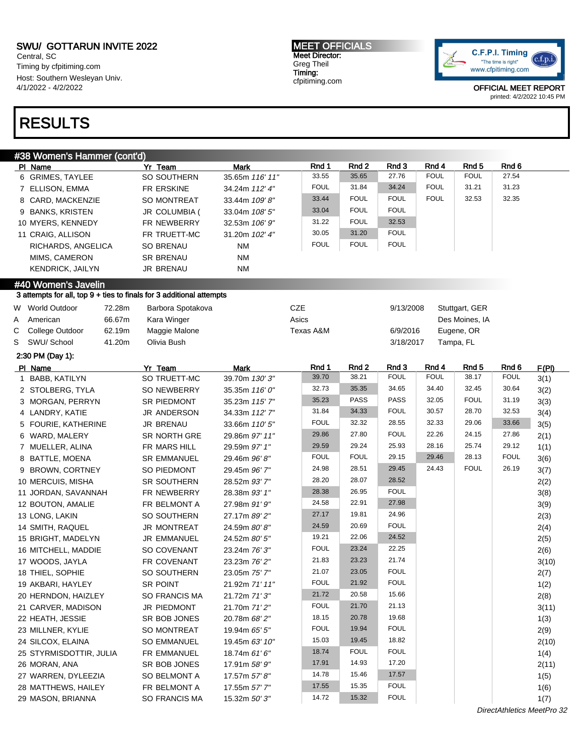SWU/ GOTTARUN INVITE 2022
Central, SC
Timing by cfpitiming.com
Host: Southern Wesleyan Univ.
4/1/2022 - 4/2/2022

MEET OFFICIALS
Meet Director:
Greg Theil
Timing:
cfpitiming.com

OFFICIAL MEET REPORT
printed: 4/2/2022 10:45 PM

# RESULTS

## #38 Women's Hammer (cont'd)

| Pl | Name | Yr | Team | Mark | Rnd 1 | Rnd 2 | Rnd 3 | Rnd 4 | Rnd 5 | Rnd 6 |
|---|---|---|---|---|---|---|---|---|---|---|
| 6 | GRIMES, TAYLEE | SO | SOUTHERN | 35.65m *116' 11"* | 33.55 | 35.65 | 27.76 | FOUL | FOUL | 27.54 |
| 7 | ELLISON, EMMA | FR | ERSKINE | 34.24m *112' 4"* | FOUL | 31.84 | 34.24 | FOUL | 31.21 | 31.23 |
| 8 | CARD, MACKENZIE | SO | MONTREAT | 33.44m *109' 8"* | 33.44 | FOUL | FOUL | FOUL | 32.53 | 32.35 |
| 9 | BANKS, KRISTEN | JR | COLUMBIA ( | 33.04m *108' 5"* | 33.04 | FOUL | FOUL | | | |
| 10 | MYERS, KENNEDY | FR | NEWBERRY | 32.53m *106' 9"* | 31.22 | FOUL | 32.53 | | | |
| 11 | CRAIG, ALLISON | FR | TRUETT-MC | 31.20m *102' 4"* | 30.05 | 31.20 | FOUL | | | |
| | RICHARDS, ANGELICA | SO | BRENAU | NM | FOUL | FOUL | FOUL | | | |
| | MIMS, CAMERON | SR | BRENAU | NM | | | | | | |
| | KENDRICK, JAILYN | JR | BRENAU | NM | | | | | | |

## #40 Women's Javelin

3 attempts for all, top 9 + ties to finals for 3 additional attempts

| | Record | Mark | Holder | Team | Date | Location |
|---|---|---|---|---|---|---|
| W | World Outdoor | 72.28m | Barbora Spotakova | CZE | 9/13/2008 | Stuttgart, GER |
| A | American | 66.67m | Kara Winger | Asics | | Des Moines, IA |
| C | College Outdoor | 62.19m | Maggie Malone | Texas A&M | 6/9/2016 | Eugene, OR |
| S | SWU/ School | 41.20m | Olivia Bush | | 3/18/2017 | Tampa, FL |

2:30 PM (Day 1):

| Pl | Name | Yr | Team | Mark | Rnd 1 | Rnd 2 | Rnd 3 | Rnd 4 | Rnd 5 | Rnd 6 | F(Pl) |
|---|---|---|---|---|---|---|---|---|---|---|---|
| 1 | BABB, KATILYN | SO | TRUETT-MC | 39.70m *130' 3"* | 39.70 | 38.21 | FOUL | FOUL | 38.17 | FOUL | 3(1) |
| 2 | STOLBERG, TYLA | SO | NEWBERRY | 35.35m *116' 0"* | 32.73 | 35.35 | 34.65 | 34.40 | 32.45 | 30.64 | 3(2) |
| 3 | MORGAN, PERRYN | SR | PIEDMONT | 35.23m *115' 7"* | 35.23 | PASS | PASS | 32.05 | FOUL | 31.19 | 3(3) |
| 4 | LANDRY, KATIE | JR | ANDERSON | 34.33m *112' 7"* | 31.84 | 34.33 | FOUL | 30.57 | 28.70 | 32.53 | 3(4) |
| 5 | FOURIE, KATHERINE | JR | BRENAU | 33.66m *110' 5"* | FOUL | 32.32 | 28.55 | 32.33 | 29.06 | 33.66 | 3(5) |
| 6 | WARD, MALERY | SR | NORTH GRE | 29.86m *97' 11"* | 29.86 | 27.80 | FOUL | 22.26 | 24.15 | 27.86 | 2(1) |
| 7 | MUELLER, ALINA | FR | MARS HILL | 29.59m *97' 1"* | 29.59 | 29.24 | 25.93 | 28.16 | 25.74 | 29.12 | 1(1) |
| 8 | BATTLE, MOENA | SR | EMMANUEL | 29.46m *96' 8"* | FOUL | FOUL | 29.15 | 29.46 | 28.13 | FOUL | 3(6) |
| 9 | BROWN, CORTNEY | SO | PIEDMONT | 29.45m *96' 7"* | 24.98 | 28.51 | 29.45 | 24.43 | FOUL | 26.19 | 3(7) |
| 10 | MERCUIS, MISHA | SR | SOUTHERN | 28.52m *93' 7"* | 28.20 | 28.07 | 28.52 | | | | 2(2) |
| 11 | JORDAN, SAVANNAH | FR | NEWBERRY | 28.38m *93' 1"* | 28.38 | 26.95 | FOUL | | | | 3(8) |
| 12 | BOUTON, AMALIE | FR | BELMONT A | 27.98m *91' 9"* | 24.58 | 22.91 | 27.98 | | | | 3(9) |
| 13 | LONG, LAKIN | SO | SOUTHERN | 27.17m *89' 2"* | 27.17 | 19.81 | 24.96 | | | | 2(3) |
| 14 | SMITH, RAQUEL | JR | MONTREAT | 24.59m *80' 8"* | 24.59 | 20.69 | FOUL | | | | 2(4) |
| 15 | BRIGHT, MADELYN | JR | EMMANUEL | 24.52m *80' 5"* | 19.21 | 22.06 | 24.52 | | | | 2(5) |
| 16 | MITCHELL, MADDIE | SO | COVENANT | 23.24m *76' 3"* | FOUL | 23.24 | 22.25 | | | | 2(6) |
| 17 | WOODS, JAYLA | FR | COVENANT | 23.23m *76' 2"* | 21.83 | 23.23 | 21.74 | | | | 3(10) |
| 18 | THIEL, SOPHIE | SO | SOUTHERN | 23.05m *75' 7"* | 21.07 | 23.05 | FOUL | | | | 2(7) |
| 19 | AKBARI, HAYLEY | SR | POINT | 21.92m *71' 11"* | FOUL | 21.92 | FOUL | | | | 1(2) |
| 20 | HERNDON, HAIZLEY | SO | FRANCIS MA | 21.72m *71' 3"* | 21.72 | 20.58 | 15.66 | | | | 2(8) |
| 21 | CARVER, MADISON | JR | PIEDMONT | 21.70m *71' 2"* | FOUL | 21.70 | 21.13 | | | | 3(11) |
| 22 | HEATH, JESSIE | SR | BOB JONES | 20.78m *68' 2"* | 18.15 | 20.78 | 19.68 | | | | 1(3) |
| 23 | MILLNER, KYLIE | SO | MONTREAT | 19.94m *65' 5"* | FOUL | 19.94 | FOUL | | | | 2(9) |
| 24 | SILCOX, ELAINA | SO | EMMANUEL | 19.45m *63' 10"* | 15.03 | 19.45 | 18.82 | | | | 2(10) |
| 25 | STYRMISDOTTIR, JULIA | FR | EMMANUEL | 18.74m *61' 6"* | 18.74 | FOUL | FOUL | | | | 1(4) |
| 26 | MORAN, ANA | SR | BOB JONES | 17.91m *58' 9"* | 17.91 | 14.93 | 17.20 | | | | 2(11) |
| 27 | WARREN, DYLEEZIA | SO | BELMONT A | 17.57m *57' 8"* | 14.78 | 15.46 | 17.57 | | | | 1(5) |
| 28 | MATTHEWS, HAILEY | FR | BELMONT A | 17.55m *57' 7"* | 17.55 | 15.35 | FOUL | | | | 1(6) |
| 29 | MASON, BRIANNA | SO | FRANCIS MA | 15.32m *50' 3"* | 14.72 | 15.32 | FOUL | | | | 1(7) |

DirectAthletics MeetPro 32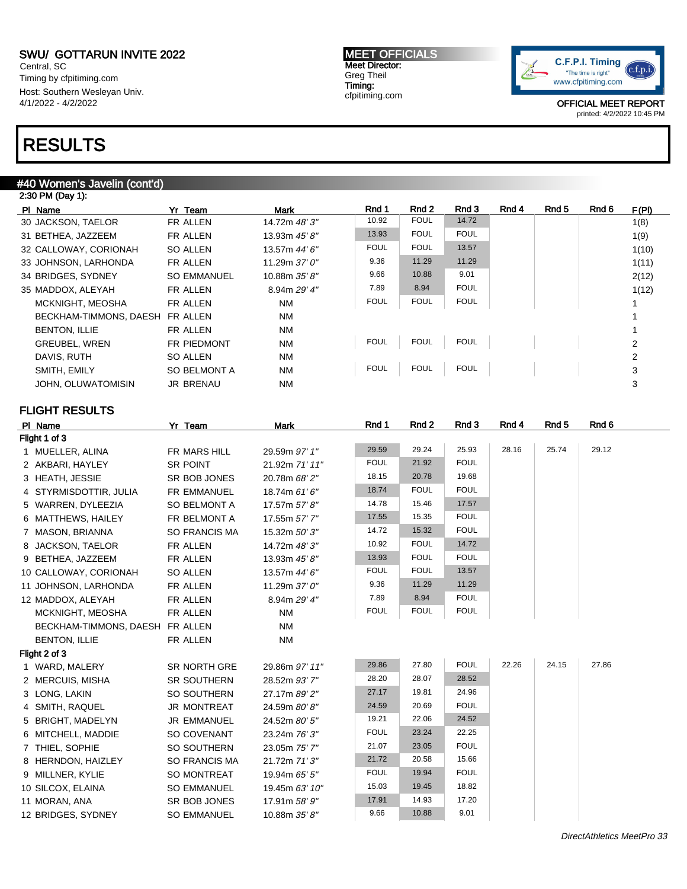# SWU/ GOTTARUN INVITE 2022

Central, SC
Timing by cfpitiming.com
Host: Southern Wesleyan Univ.
4/1/2022 - 4/2/2022

**MEET OFFICIALS**
Meet Director:
Greg Theil
Timing:
cfpitiming.com

OFFICIAL MEET REPORT
printed: 4/2/2022 10:45 PM

# RESULTS

## #40 Women's Javelin (cont'd)

2:30 PM (Day 1):

| Pl | Name | Yr | Team | Mark | Rnd 1 | Rnd 2 | Rnd 3 | Rnd 4 | Rnd 5 | Rnd 6 | F(Pl) |
|---|---|---|---|---|---|---|---|---|---|---|---|
| 30 | JACKSON, TAELOR | FR | ALLEN | 14.72m *48' 3"* | 10.92 | FOUL | 14.72 | | | | 1(8) |
| 31 | BETHEA, JAZZEEM | FR | ALLEN | 13.93m *45' 8"* | 13.93 | FOUL | FOUL | | | | 1(9) |
| 32 | CALLOWAY, CORIONAH | SO | ALLEN | 13.57m *44' 6"* | FOUL | FOUL | 13.57 | | | | 1(10) |
| 33 | JOHNSON, LARHONDA | FR | ALLEN | 11.29m *37' 0"* | 9.36 | 11.29 | 11.29 | | | | 1(11) |
| 34 | BRIDGES, SYDNEY | SO | EMMANUEL | 10.88m *35' 8"* | 9.66 | 10.88 | 9.01 | | | | 2(12) |
| 35 | MADDOX, ALEYAH | FR | ALLEN | 8.94m *29' 4"* | 7.89 | 8.94 | FOUL | | | | 1(12) |
| | MCKNIGHT, MEOSHA | FR | ALLEN | NM | FOUL | FOUL | FOUL | | | | 1 |
| | BECKHAM-TIMMONS, DAESH | FR | ALLEN | NM | | | | | | | 1 |
| | BENTON, ILLIE | FR | ALLEN | NM | | | | | | | 1 |
| | GREUBEL, WREN | FR | PIEDMONT | NM | FOUL | FOUL | FOUL | | | | 2 |
| | DAVIS, RUTH | SO | ALLEN | NM | | | | | | | 2 |
| | SMITH, EMILY | SO | BELMONT A | NM | FOUL | FOUL | FOUL | | | | 3 |
| | JOHN, OLUWATOMISIN | JR | BRENAU | NM | | | | | | | 3 |

### FLIGHT RESULTS

| Pl | Name | Yr | Team | Mark | Rnd 1 | Rnd 2 | Rnd 3 | Rnd 4 | Rnd 5 | Rnd 6 |
|---|---|---|---|---|---|---|---|---|---|---|
| **Flight 1 of 3** | | | | | | | | | | |
| 1 | MUELLER, ALINA | FR | MARS HILL | 29.59m *97' 1"* | 29.59 | 29.24 | 25.93 | 28.16 | 25.74 | 29.12 |
| 2 | AKBARI, HAYLEY | SR | POINT | 21.92m *71' 11"* | FOUL | 21.92 | FOUL | | | |
| 3 | HEATH, JESSIE | SR | BOB JONES | 20.78m *68' 2"* | 18.15 | 20.78 | 19.68 | | | |
| 4 | STYRMISDOTTIR, JULIA | FR | EMMANUEL | 18.74m *61' 6"* | 18.74 | FOUL | FOUL | | | |
| 5 | WARREN, DYLEEZIA | SO | BELMONT A | 17.57m *57' 8"* | 14.78 | 15.46 | 17.57 | | | |
| 6 | MATTHEWS, HAILEY | FR | BELMONT A | 17.55m *57' 7"* | 17.55 | 15.35 | FOUL | | | |
| 7 | MASON, BRIANNA | SO | FRANCIS MA | 15.32m *50' 3"* | 14.72 | 15.32 | FOUL | | | |
| 8 | JACKSON, TAELOR | FR | ALLEN | 14.72m *48' 3"* | 10.92 | FOUL | 14.72 | | | |
| 9 | BETHEA, JAZZEEM | FR | ALLEN | 13.93m *45' 8"* | 13.93 | FOUL | FOUL | | | |
| 10 | CALLOWAY, CORIONAH | SO | ALLEN | 13.57m *44' 6"* | FOUL | FOUL | 13.57 | | | |
| 11 | JOHNSON, LARHONDA | FR | ALLEN | 11.29m *37' 0"* | 9.36 | 11.29 | 11.29 | | | |
| 12 | MADDOX, ALEYAH | FR | ALLEN | 8.94m *29' 4"* | 7.89 | 8.94 | FOUL | | | |
| | MCKNIGHT, MEOSHA | FR | ALLEN | NM | FOUL | FOUL | FOUL | | | |
| | BECKHAM-TIMMONS, DAESH | FR | ALLEN | NM | | | | | | |
| | BENTON, ILLIE | FR | ALLEN | NM | | | | | | |
| **Flight 2 of 3** | | | | | | | | | | |
| 1 | WARD, MALERY | SR | NORTH GRE | 29.86m *97' 11"* | 29.86 | 27.80 | FOUL | 22.26 | 24.15 | 27.86 |
| 2 | MERCUIS, MISHA | SR | SOUTHERN | 28.52m *93' 7"* | 28.20 | 28.07 | 28.52 | | | |
| 3 | LONG, LAKIN | SO | SOUTHERN | 27.17m *89' 2"* | 27.17 | 19.81 | 24.96 | | | |
| 4 | SMITH, RAQUEL | JR | MONTREAT | 24.59m *80' 8"* | 24.59 | 20.69 | FOUL | | | |
| 5 | BRIGHT, MADELYN | JR | EMMANUEL | 24.52m *80' 5"* | 19.21 | 22.06 | 24.52 | | | |
| 6 | MITCHELL, MADDIE | SO | COVENANT | 23.24m *76' 3"* | FOUL | 23.24 | 22.25 | | | |
| 7 | THIEL, SOPHIE | SO | SOUTHERN | 23.05m *75' 7"* | 21.07 | 23.05 | FOUL | | | |
| 8 | HERNDON, HAIZLEY | SO | FRANCIS MA | 21.72m *71' 3"* | 21.72 | 20.58 | 15.66 | | | |
| 9 | MILLNER, KYLIE | SO | MONTREAT | 19.94m *65' 5"* | FOUL | 19.94 | FOUL | | | |
| 10 | SILCOX, ELAINA | SO | EMMANUEL | 19.45m *63' 10"* | 15.03 | 19.45 | 18.82 | | | |
| 11 | MORAN, ANA | SR | BOB JONES | 17.91m *58' 9"* | 17.91 | 14.93 | 17.20 | | | |
| 12 | BRIDGES, SYDNEY | SO | EMMANUEL | 10.88m *35' 8"* | 9.66 | 10.88 | 9.01 | | | |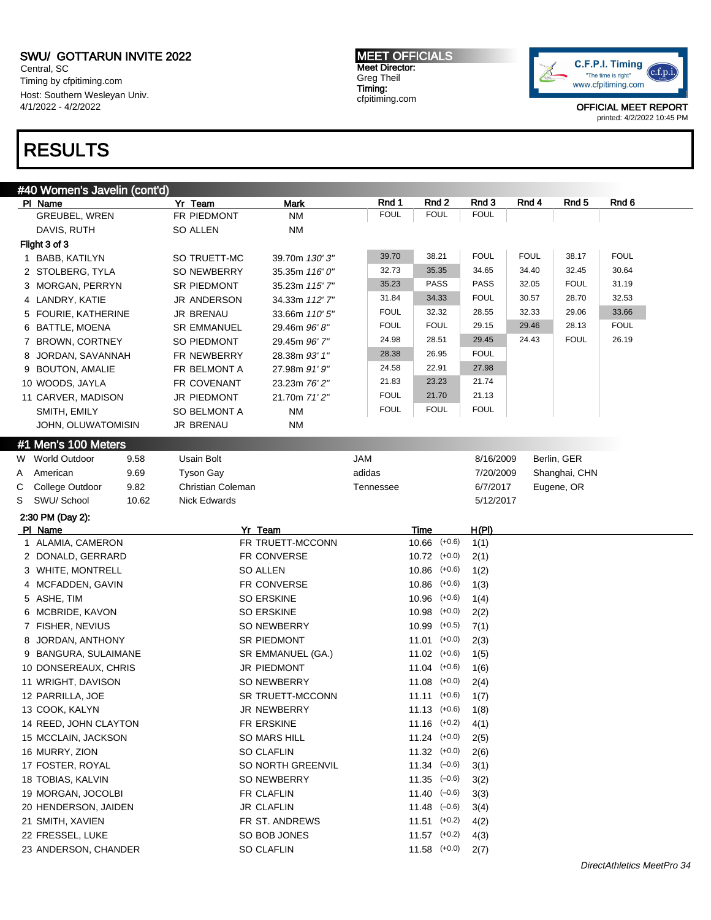SWU/ GOTTARUN INVITE 2022
Central, SC
Timing by cfpitiming.com
Host: Southern Wesleyan Univ.
4/1/2022 - 4/2/2022

MEET OFFICIALS
Meet Director:
Greg Theil
Timing:
cfpitiming.com

OFFICIAL MEET REPORT
printed: 4/2/2022 10:45 PM

# RESULTS

## #40 Women's Javelin (cont'd)

| Pl | Name | Yr | Team | Mark | Rnd 1 | Rnd 2 | Rnd 3 | Rnd 4 | Rnd 5 | Rnd 6 |
|---|---|---|---|---|---|---|---|---|---|---|
| | GREUBEL, WREN | FR | PIEDMONT | NM | FOUL | FOUL | FOUL | | | |
| | DAVIS, RUTH | SO | ALLEN | NM | | | | | | |
| **Flight 3 of 3** | | | | | | | | | | |
| 1 | BABB, KATILYN | SO | TRUETT-MC | 39.70m *130' 3"* | 39.70 | 38.21 | FOUL | FOUL | 38.17 | FOUL |
| 2 | STOLBERG, TYLA | SO | NEWBERRY | 35.35m *116' 0"* | 32.73 | 35.35 | 34.65 | 34.40 | 32.45 | 30.64 |
| 3 | MORGAN, PERRYN | SR | PIEDMONT | 35.23m *115' 7"* | 35.23 | PASS | PASS | 32.05 | FOUL | 31.19 |
| 4 | LANDRY, KATIE | JR | ANDERSON | 34.33m *112' 7"* | 31.84 | 34.33 | FOUL | 30.57 | 28.70 | 32.53 |
| 5 | FOURIE, KATHERINE | JR | BRENAU | 33.66m *110' 5"* | FOUL | 32.32 | 28.55 | 32.33 | 29.06 | 33.66 |
| 6 | BATTLE, MOENA | SR | EMMANUEL | 29.46m *96' 8"* | FOUL | FOUL | 29.15 | 29.46 | 28.13 | FOUL |
| 7 | BROWN, CORTNEY | SO | PIEDMONT | 29.45m *96' 7"* | 24.98 | 28.51 | 29.45 | 24.43 | FOUL | 26.19 |
| 8 | JORDAN, SAVANNAH | FR | NEWBERRY | 28.38m *93' 1"* | 28.38 | 26.95 | FOUL | | | |
| 9 | BOUTON, AMALIE | FR | BELMONT A | 27.98m *91' 9"* | 24.58 | 22.91 | 27.98 | | | |
| 10 | WOODS, JAYLA | FR | COVENANT | 23.23m *76' 2"* | 21.83 | 23.23 | 21.74 | | | |
| 11 | CARVER, MADISON | JR | PIEDMONT | 21.70m *71' 2"* | FOUL | 21.70 | 21.13 | | | |
| | SMITH, EMILY | SO | BELMONT A | NM | FOUL | FOUL | FOUL | | | |
| | JOHN, OLUWATOMISIN | JR | BRENAU | NM | | | | | | |

## #1 Men's 100 Meters

| | Record | Mark | Name | Team | Date | Location |
|---|---|---|---|---|---|---|
| W | World Outdoor | 9.58 | Usain Bolt | JAM | 8/16/2009 | Berlin, GER |
| A | American | 9.69 | Tyson Gay | adidas | 7/20/2009 | Shanghai, CHN |
| C | College Outdoor | 9.82 | Christian Coleman | Tennessee | 6/7/2017 | Eugene, OR |
| S | SWU/ School | 10.62 | Nick Edwards | | 5/12/2017 | |

**2:30 PM (Day 2):**

| Pl | Name | Yr | Team | Time | Wind | H(Pl) |
|---|---|---|---|---|---|---|
| 1 | ALAMIA, CAMERON | FR | TRUETT-MCCONN | 10.66 | (+0.6) | 1(1) |
| 2 | DONALD, GERRARD | FR | CONVERSE | 10.72 | (+0.0) | 2(1) |
| 3 | WHITE, MONTRELL | SO | ALLEN | 10.86 | (+0.6) | 1(2) |
| 4 | MCFADDEN, GAVIN | FR | CONVERSE | 10.86 | (+0.6) | 1(3) |
| 5 | ASHE, TIM | SO | ERSKINE | 10.96 | (+0.6) | 1(4) |
| 6 | MCBRIDE, KAVON | SO | ERSKINE | 10.98 | (+0.0) | 2(2) |
| 7 | FISHER, NEVIUS | SO | NEWBERRY | 10.99 | (+0.5) | 7(1) |
| 8 | JORDAN, ANTHONY | SR | PIEDMONT | 11.01 | (+0.0) | 2(3) |
| 9 | BANGURA, SULAIMANE | SR | EMMANUEL (GA.) | 11.02 | (+0.6) | 1(5) |
| 10 | DONSEREAUX, CHRIS | JR | PIEDMONT | 11.04 | (+0.6) | 1(6) |
| 11 | WRIGHT, DAVISON | SO | NEWBERRY | 11.08 | (+0.0) | 2(4) |
| 12 | PARRILLA, JOE | SR | TRUETT-MCCONN | 11.11 | (+0.6) | 1(7) |
| 13 | COOK, KALYN | JR | NEWBERRY | 11.13 | (+0.6) | 1(8) |
| 14 | REED, JOHN CLAYTON | FR | ERSKINE | 11.16 | (+0.2) | 4(1) |
| 15 | MCCLAIN, JACKSON | SO | MARS HILL | 11.24 | (+0.0) | 2(5) |
| 16 | MURRY, ZION | SO | CLAFLIN | 11.32 | (+0.0) | 2(6) |
| 17 | FOSTER, ROYAL | SO | NORTH GREENVIL | 11.34 | (–0.6) | 3(1) |
| 18 | TOBIAS, KALVIN | SO | NEWBERRY | 11.35 | (–0.6) | 3(2) |
| 19 | MORGAN, JOCOLBI | FR | CLAFLIN | 11.40 | (–0.6) | 3(3) |
| 20 | HENDERSON, JAIDEN | JR | CLAFLIN | 11.48 | (–0.6) | 3(4) |
| 21 | SMITH, XAVIEN | FR | ST. ANDREWS | 11.51 | (+0.2) | 4(2) |
| 22 | FRESSEL, LUKE | SO | BOB JONES | 11.57 | (+0.2) | 4(3) |
| 23 | ANDERSON, CHANDER | SO | CLAFLIN | 11.58 | (+0.0) | 2(7) |

*DirectAthletics MeetPro 34*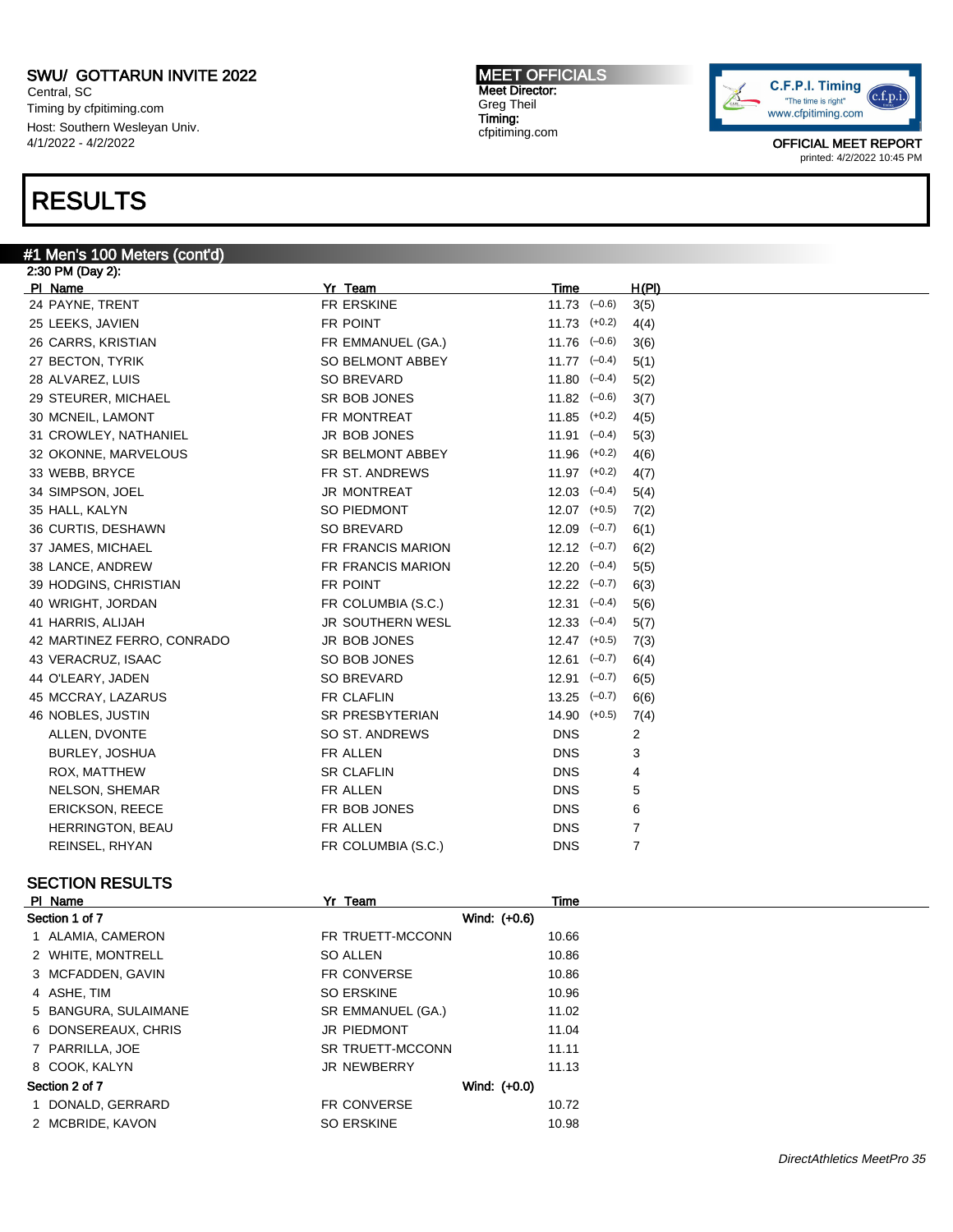SWU/ GOTTARUN INVITE 2022
Central, SC
Timing by cfpitiming.com
Host: Southern Wesleyan Univ.
4/1/2022 - 4/2/2022

MEET OFFICIALS
Meet Director:
Greg Theil
Timing:
cfpitiming.com

OFFICIAL MEET REPORT
printed: 4/2/2022 10:45 PM

# RESULTS

## #1 Men's 100 Meters (cont'd)

2:30 PM (Day 2):

| Pl | Name | Yr | Team | Time | Wind | H(Pl) |
|---|---|---|---|---|---|---|
| 24 | PAYNE, TRENT | FR | ERSKINE | 11.73 | (−0.6) | 3(5) |
| 25 | LEEKS, JAVIEN | FR | POINT | 11.73 | (+0.2) | 4(4) |
| 26 | CARRS, KRISTIAN | FR | EMMANUEL (GA.) | 11.76 | (−0.6) | 3(6) |
| 27 | BECTON, TYRIK | SO | BELMONT ABBEY | 11.77 | (−0.4) | 5(1) |
| 28 | ALVAREZ, LUIS | SO | BREVARD | 11.80 | (−0.4) | 5(2) |
| 29 | STEURER, MICHAEL | SR | BOB JONES | 11.82 | (−0.6) | 3(7) |
| 30 | MCNEIL, LAMONT | FR | MONTREAT | 11.85 | (+0.2) | 4(5) |
| 31 | CROWLEY, NATHANIEL | JR | BOB JONES | 11.91 | (−0.4) | 5(3) |
| 32 | OKONNE, MARVELOUS | SR | BELMONT ABBEY | 11.96 | (+0.2) | 4(6) |
| 33 | WEBB, BRYCE | FR | ST. ANDREWS | 11.97 | (+0.2) | 4(7) |
| 34 | SIMPSON, JOEL | JR | MONTREAT | 12.03 | (−0.4) | 5(4) |
| 35 | HALL, KALYN | SO | PIEDMONT | 12.07 | (+0.5) | 7(2) |
| 36 | CURTIS, DESHAWN | SO | BREVARD | 12.09 | (−0.7) | 6(1) |
| 37 | JAMES, MICHAEL | FR | FRANCIS MARION | 12.12 | (−0.7) | 6(2) |
| 38 | LANCE, ANDREW | FR | FRANCIS MARION | 12.20 | (−0.4) | 5(5) |
| 39 | HODGINS, CHRISTIAN | FR | POINT | 12.22 | (−0.7) | 6(3) |
| 40 | WRIGHT, JORDAN | FR | COLUMBIA (S.C.) | 12.31 | (−0.4) | 5(6) |
| 41 | HARRIS, ALIJAH | JR | SOUTHERN WESL | 12.33 | (−0.4) | 5(7) |
| 42 | MARTINEZ FERRO, CONRADO | JR | BOB JONES | 12.47 | (+0.5) | 7(3) |
| 43 | VERACRUZ, ISAAC | SO | BOB JONES | 12.61 | (−0.7) | 6(4) |
| 44 | O'LEARY, JADEN | SO | BREVARD | 12.91 | (−0.7) | 6(5) |
| 45 | MCCRAY, LAZARUS | FR | CLAFLIN | 13.25 | (−0.7) | 6(6) |
| 46 | NOBLES, JUSTIN | SR | PRESBYTERIAN | 14.90 | (+0.5) | 7(4) |
| | ALLEN, DVONTE | SO | ST. ANDREWS | DNS | | 2 |
| | BURLEY, JOSHUA | FR | ALLEN | DNS | | 3 |
| | ROX, MATTHEW | SR | CLAFLIN | DNS | | 4 |
| | NELSON, SHEMAR | FR | ALLEN | DNS | | 5 |
| | ERICKSON, REECE | FR | BOB JONES | DNS | | 6 |
| | HERRINGTON, BEAU | FR | ALLEN | DNS | | 7 |
| | REINSEL, RHYAN | FR | COLUMBIA (S.C.) | DNS | | 7 |

### SECTION RESULTS

| Pl | Name | Yr | Team | Time |
|---|---|---|---|---|
| **Section 1 of 7** | | | Wind: (+0.6) | |
| 1 | ALAMIA, CAMERON | FR | TRUETT-MCCONN | 10.66 |
| 2 | WHITE, MONTRELL | SO | ALLEN | 10.86 |
| 3 | MCFADDEN, GAVIN | FR | CONVERSE | 10.86 |
| 4 | ASHE, TIM | SO | ERSKINE | 10.96 |
| 5 | BANGURA, SULAIMANE | SR | EMMANUEL (GA.) | 11.02 |
| 6 | DONSEREAUX, CHRIS | JR | PIEDMONT | 11.04 |
| 7 | PARRILLA, JOE | SR | TRUETT-MCCONN | 11.11 |
| 8 | COOK, KALYN | JR | NEWBERRY | 11.13 |
| **Section 2 of 7** | | | Wind: (+0.0) | |
| 1 | DONALD, GERRARD | FR | CONVERSE | 10.72 |
| 2 | MCBRIDE, KAVON | SO | ERSKINE | 10.98 |

DirectAthletics MeetPro 35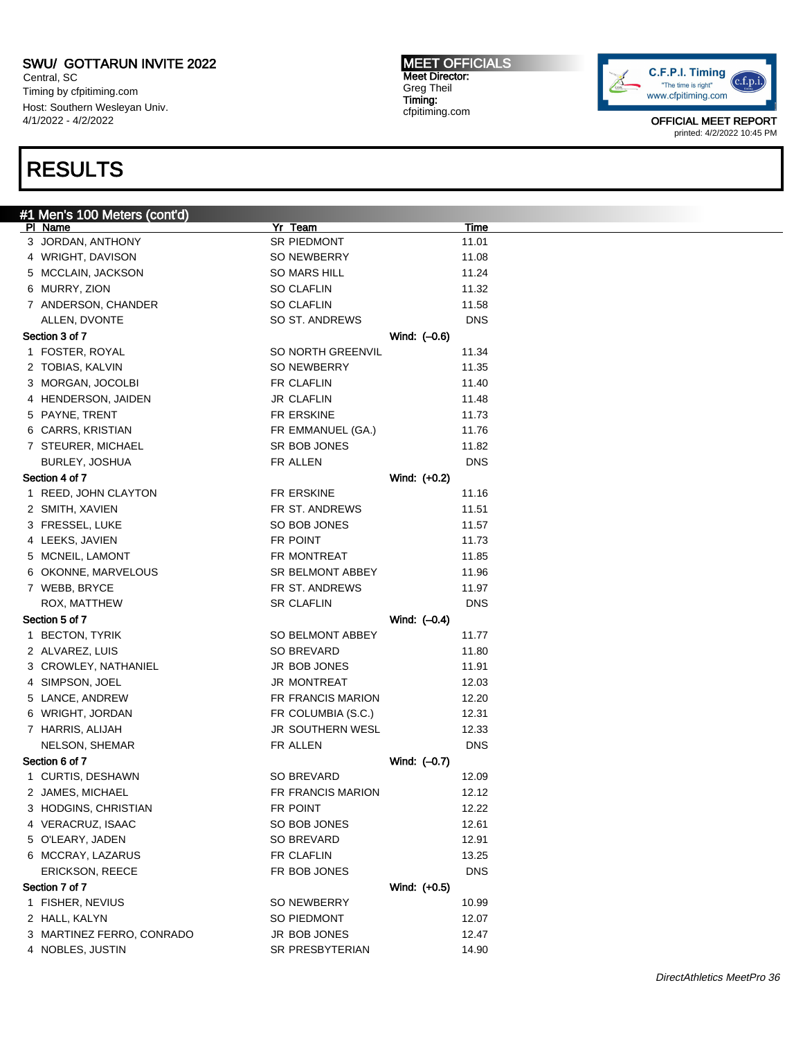SWU/ GOTTARUN INVITE 2022
Central, SC
Timing by cfpitiming.com
Host: Southern Wesleyan Univ.
4/1/2022 - 4/2/2022

MEET OFFICIALS
Meet Director:
Greg Theil
Timing:
cfpitiming.com

OFFICIAL MEET REPORT
printed: 4/2/2022 10:45 PM

# RESULTS

## #1 Men's 100 Meters (cont'd)

| Pl | Name | Yr | Team | Wind | Time |
|---|---|---|---|---|---|
| 3 | JORDAN, ANTHONY | SR | PIEDMONT | | 11.01 |
| 4 | WRIGHT, DAVISON | SO | NEWBERRY | | 11.08 |
| 5 | MCCLAIN, JACKSON | SO | MARS HILL | | 11.24 |
| 6 | MURRY, ZION | SO | CLAFLIN | | 11.32 |
| 7 | ANDERSON, CHANDER | SO | CLAFLIN | | 11.58 |
| | ALLEN, DVONTE | SO | ST. ANDREWS | | DNS |
| **Section 3 of 7** | | | | Wind: (–0.6) | |
| 1 | FOSTER, ROYAL | SO | NORTH GREENVIL | | 11.34 |
| 2 | TOBIAS, KALVIN | SO | NEWBERRY | | 11.35 |
| 3 | MORGAN, JOCOLBI | FR | CLAFLIN | | 11.40 |
| 4 | HENDERSON, JAIDEN | JR | CLAFLIN | | 11.48 |
| 5 | PAYNE, TRENT | FR | ERSKINE | | 11.73 |
| 6 | CARRS, KRISTIAN | FR | EMMANUEL (GA.) | | 11.76 |
| 7 | STEURER, MICHAEL | SR | BOB JONES | | 11.82 |
| | BURLEY, JOSHUA | FR | ALLEN | | DNS |
| **Section 4 of 7** | | | | Wind: (+0.2) | |
| 1 | REED, JOHN CLAYTON | FR | ERSKINE | | 11.16 |
| 2 | SMITH, XAVIEN | FR | ST. ANDREWS | | 11.51 |
| 3 | FRESSEL, LUKE | SO | BOB JONES | | 11.57 |
| 4 | LEEKS, JAVIEN | FR | POINT | | 11.73 |
| 5 | MCNEIL, LAMONT | FR | MONTREAT | | 11.85 |
| 6 | OKONNE, MARVELOUS | SR | BELMONT ABBEY | | 11.96 |
| 7 | WEBB, BRYCE | FR | ST. ANDREWS | | 11.97 |
| | ROX, MATTHEW | SR | CLAFLIN | | DNS |
| **Section 5 of 7** | | | | Wind: (–0.4) | |
| 1 | BECTON, TYRIK | SO | BELMONT ABBEY | | 11.77 |
| 2 | ALVAREZ, LUIS | SO | BREVARD | | 11.80 |
| 3 | CROWLEY, NATHANIEL | JR | BOB JONES | | 11.91 |
| 4 | SIMPSON, JOEL | JR | MONTREAT | | 12.03 |
| 5 | LANCE, ANDREW | FR | FRANCIS MARION | | 12.20 |
| 6 | WRIGHT, JORDAN | FR | COLUMBIA (S.C.) | | 12.31 |
| 7 | HARRIS, ALIJAH | JR | SOUTHERN WESL | | 12.33 |
| | NELSON, SHEMAR | FR | ALLEN | | DNS |
| **Section 6 of 7** | | | | Wind: (–0.7) | |
| 1 | CURTIS, DESHAWN | SO | BREVARD | | 12.09 |
| 2 | JAMES, MICHAEL | FR | FRANCIS MARION | | 12.12 |
| 3 | HODGINS, CHRISTIAN | FR | POINT | | 12.22 |
| 4 | VERACRUZ, ISAAC | SO | BOB JONES | | 12.61 |
| 5 | O'LEARY, JADEN | SO | BREVARD | | 12.91 |
| 6 | MCCRAY, LAZARUS | FR | CLAFLIN | | 13.25 |
| | ERICKSON, REECE | FR | BOB JONES | | DNS |
| **Section 7 of 7** | | | | Wind: (+0.5) | |
| 1 | FISHER, NEVIUS | SO | NEWBERRY | | 10.99 |
| 2 | HALL, KALYN | SO | PIEDMONT | | 12.07 |
| 3 | MARTINEZ FERRO, CONRADO | JR | BOB JONES | | 12.47 |
| 4 | NOBLES, JUSTIN | SR | PRESBYTERIAN | | 14.90 |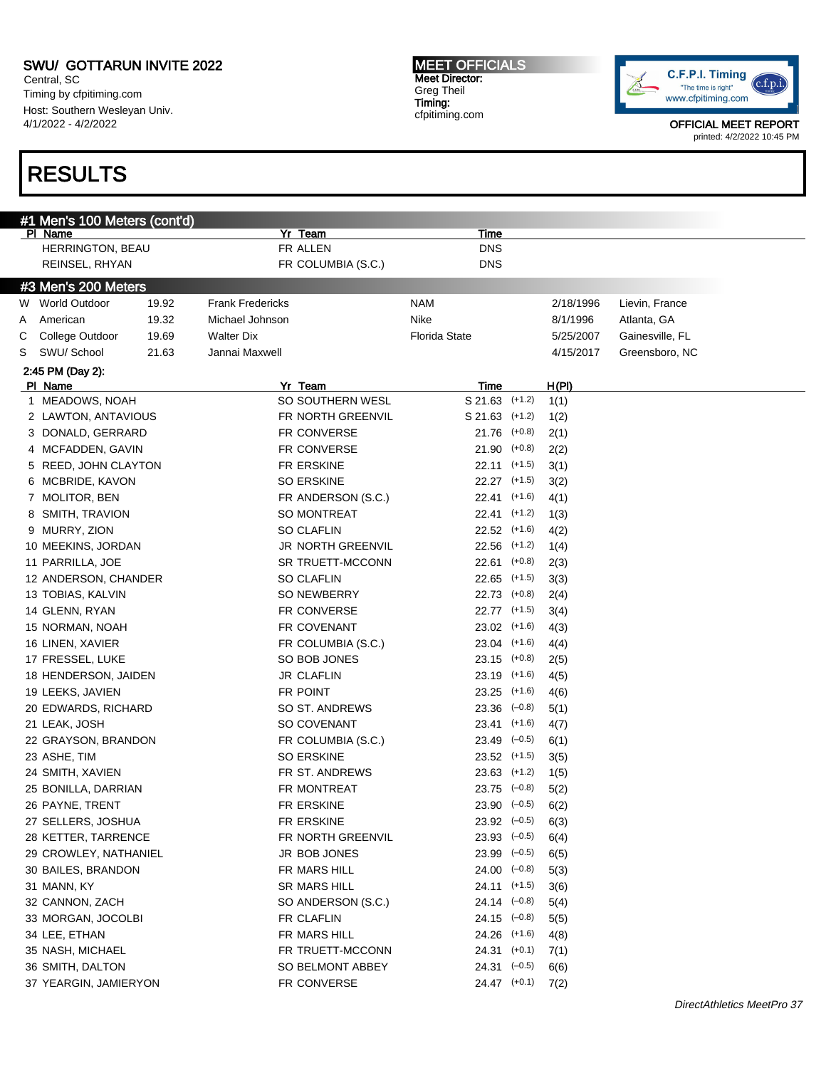SWU/ GOTTARUN INVITE 2022
Central, SC
Timing by cfpitiming.com
Host: Southern Wesleyan Univ.
4/1/2022 - 4/2/2022

MEET OFFICIALS
Meet Director:
Greg Theil
Timing:
cfpitiming.com

OFFICIAL MEET REPORT
printed: 4/2/2022 10:45 PM

# RESULTS

## #1 Men's 100 Meters (cont'd)

| Pl | Name | Yr | Team | Time |
|---|---|---|---|---|
| | HERRINGTON, BEAU | FR | ALLEN | DNS |
| | REINSEL, RHYAN | FR | COLUMBIA (S.C.) | DNS |

## #3 Men's 200 Meters

| | | | | | | |
|---|---|---|---|---|---|---|
| W | World Outdoor | 19.92 | Frank Fredericks | NAM | 2/18/1996 | Lievin, France |
| A | American | 19.32 | Michael Johnson | Nike | 8/1/1996 | Atlanta, GA |
| C | College Outdoor | 19.69 | Walter Dix | Florida State | 5/25/2007 | Gainesville, FL |
| S | SWU/ School | 21.63 | Jannai Maxwell | | 4/15/2017 | Greensboro, NC |

2:45 PM (Day 2):

| Pl | Name | Yr | Team | Time | Wind | H(Pl) |
|---|---|---|---|---|---|---|
| 1 | MEADOWS, NOAH | SO | SOUTHERN WESL | S 21.63 | (+1.2) | 1(1) |
| 2 | LAWTON, ANTAVIOUS | FR | NORTH GREENVIL | S 21.63 | (+1.2) | 1(2) |
| 3 | DONALD, GERRARD | FR | CONVERSE | 21.76 | (+0.8) | 2(1) |
| 4 | MCFADDEN, GAVIN | FR | CONVERSE | 21.90 | (+0.8) | 2(2) |
| 5 | REED, JOHN CLAYTON | FR | ERSKINE | 22.11 | (+1.5) | 3(1) |
| 6 | MCBRIDE, KAVON | SO | ERSKINE | 22.27 | (+1.5) | 3(2) |
| 7 | MOLITOR, BEN | FR | ANDERSON (S.C.) | 22.41 | (+1.6) | 4(1) |
| 8 | SMITH, TRAVION | SO | MONTREAT | 22.41 | (+1.2) | 1(3) |
| 9 | MURRY, ZION | SO | CLAFLIN | 22.52 | (+1.6) | 4(2) |
| 10 | MEEKINS, JORDAN | JR | NORTH GREENVIL | 22.56 | (+1.2) | 1(4) |
| 11 | PARRILLA, JOE | SR | TRUETT-MCCONN | 22.61 | (+0.8) | 2(3) |
| 12 | ANDERSON, CHANDER | SO | CLAFLIN | 22.65 | (+1.5) | 3(3) |
| 13 | TOBIAS, KALVIN | SO | NEWBERRY | 22.73 | (+0.8) | 2(4) |
| 14 | GLENN, RYAN | FR | CONVERSE | 22.77 | (+1.5) | 3(4) |
| 15 | NORMAN, NOAH | FR | COVENANT | 23.02 | (+1.6) | 4(3) |
| 16 | LINEN, XAVIER | FR | COLUMBIA (S.C.) | 23.04 | (+1.6) | 4(4) |
| 17 | FRESSEL, LUKE | SO | BOB JONES | 23.15 | (+0.8) | 2(5) |
| 18 | HENDERSON, JAIDEN | JR | CLAFLIN | 23.19 | (+1.6) | 4(5) |
| 19 | LEEKS, JAVIEN | FR | POINT | 23.25 | (+1.6) | 4(6) |
| 20 | EDWARDS, RICHARD | SO | ST. ANDREWS | 23.36 | (−0.8) | 5(1) |
| 21 | LEAK, JOSH | SO | COVENANT | 23.41 | (+1.6) | 4(7) |
| 22 | GRAYSON, BRANDON | FR | COLUMBIA (S.C.) | 23.49 | (−0.5) | 6(1) |
| 23 | ASHE, TIM | SO | ERSKINE | 23.52 | (+1.5) | 3(5) |
| 24 | SMITH, XAVIEN | FR | ST. ANDREWS | 23.63 | (+1.2) | 1(5) |
| 25 | BONILLA, DARRIAN | FR | MONTREAT | 23.75 | (−0.8) | 5(2) |
| 26 | PAYNE, TRENT | FR | ERSKINE | 23.90 | (−0.5) | 6(2) |
| 27 | SELLERS, JOSHUA | FR | ERSKINE | 23.92 | (−0.5) | 6(3) |
| 28 | KETTER, TARRENCE | FR | NORTH GREENVIL | 23.93 | (−0.5) | 6(4) |
| 29 | CROWLEY, NATHANIEL | JR | BOB JONES | 23.99 | (−0.5) | 6(5) |
| 30 | BAILES, BRANDON | FR | MARS HILL | 24.00 | (−0.8) | 5(3) |
| 31 | MANN, KY | SR | MARS HILL | 24.11 | (+1.5) | 3(6) |
| 32 | CANNON, ZACH | SO | ANDERSON (S.C.) | 24.14 | (−0.8) | 5(4) |
| 33 | MORGAN, JOCOLBI | FR | CLAFLIN | 24.15 | (−0.8) | 5(5) |
| 34 | LEE, ETHAN | FR | MARS HILL | 24.26 | (+1.6) | 4(8) |
| 35 | NASH, MICHAEL | FR | TRUETT-MCCONN | 24.31 | (+0.1) | 7(1) |
| 36 | SMITH, DALTON | SO | BELMONT ABBEY | 24.31 | (−0.5) | 6(6) |
| 37 | YEARGIN, JAMIERYON | FR | CONVERSE | 24.47 | (+0.1) | 7(2) |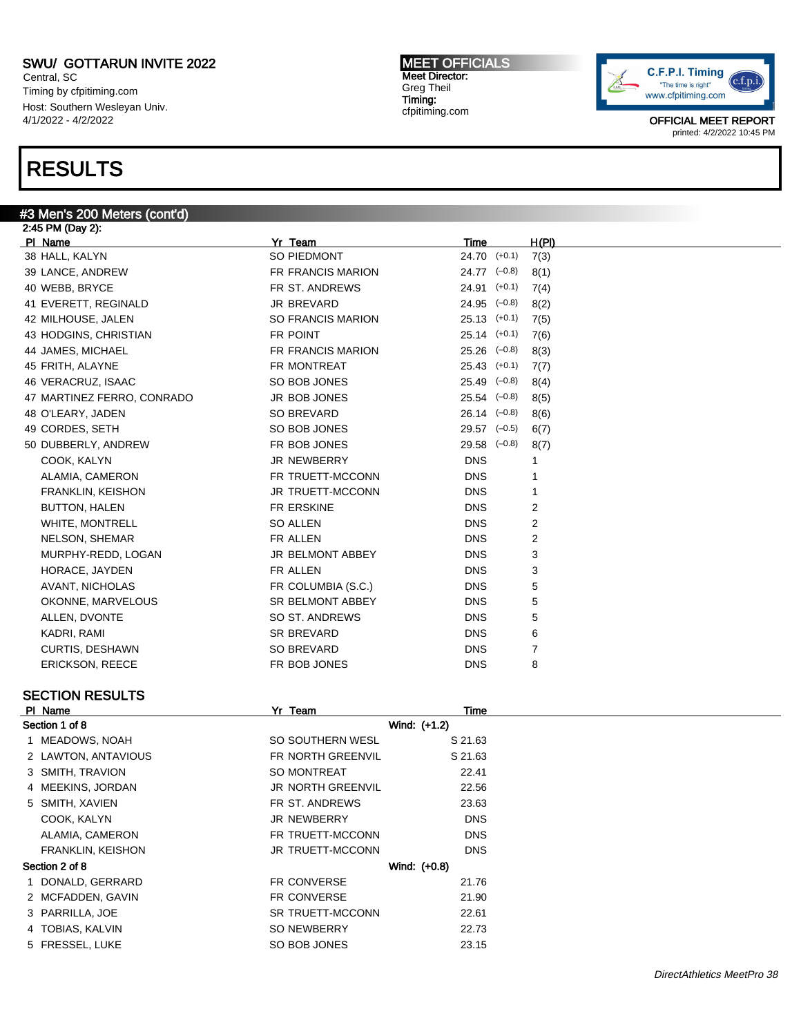SWU/ GOTTARUN INVITE 2022
Central, SC
Timing by cfpitiming.com
Host: Southern Wesleyan Univ.
4/1/2022 - 4/2/2022

MEET OFFICIALS
Meet Director:
Greg Theil
Timing:
cfpitiming.com

OFFICIAL MEET REPORT
printed: 4/2/2022 10:45 PM

# RESULTS

## #3 Men's 200 Meters (cont'd)

2:45 PM (Day 2):

| Pl | Name | Yr | Team | Time | Wind | H(Pl) |
|---|---|---|---|---|---|---|
| 38 | HALL, KALYN | SO | PIEDMONT | 24.70 | (+0.1) | 7(3) |
| 39 | LANCE, ANDREW | FR | FRANCIS MARION | 24.77 | (−0.8) | 8(1) |
| 40 | WEBB, BRYCE | FR | ST. ANDREWS | 24.91 | (+0.1) | 7(4) |
| 41 | EVERETT, REGINALD | JR | BREVARD | 24.95 | (−0.8) | 8(2) |
| 42 | MILHOUSE, JALEN | SO | FRANCIS MARION | 25.13 | (+0.1) | 7(5) |
| 43 | HODGINS, CHRISTIAN | FR | POINT | 25.14 | (+0.1) | 7(6) |
| 44 | JAMES, MICHAEL | FR | FRANCIS MARION | 25.26 | (−0.8) | 8(3) |
| 45 | FRITH, ALAYNE | FR | MONTREAT | 25.43 | (+0.1) | 7(7) |
| 46 | VERACRUZ, ISAAC | SO | BOB JONES | 25.49 | (−0.8) | 8(4) |
| 47 | MARTINEZ FERRO, CONRADO | JR | BOB JONES | 25.54 | (−0.8) | 8(5) |
| 48 | O'LEARY, JADEN | SO | BREVARD | 26.14 | (−0.8) | 8(6) |
| 49 | CORDES, SETH | SO | BOB JONES | 29.57 | (−0.5) | 6(7) |
| 50 | DUBBERLY, ANDREW | FR | BOB JONES | 29.58 | (−0.8) | 8(7) |
| | COOK, KALYN | JR | NEWBERRY | DNS | | 1 |
| | ALAMIA, CAMERON | FR | TRUETT-MCCONN | DNS | | 1 |
| | FRANKLIN, KEISHON | JR | TRUETT-MCCONN | DNS | | 1 |
| | BUTTON, HALEN | FR | ERSKINE | DNS | | 2 |
| | WHITE, MONTRELL | SO | ALLEN | DNS | | 2 |
| | NELSON, SHEMAR | FR | ALLEN | DNS | | 2 |
| | MURPHY-REDD, LOGAN | JR | BELMONT ABBEY | DNS | | 3 |
| | HORACE, JAYDEN | FR | ALLEN | DNS | | 3 |
| | AVANT, NICHOLAS | FR | COLUMBIA (S.C.) | DNS | | 5 |
| | OKONNE, MARVELOUS | SR | BELMONT ABBEY | DNS | | 5 |
| | ALLEN, DVONTE | SO | ST. ANDREWS | DNS | | 5 |
| | KADRI, RAMI | SR | BREVARD | DNS | | 6 |
| | CURTIS, DESHAWN | SO | BREVARD | DNS | | 7 |
| | ERICKSON, REECE | FR | BOB JONES | DNS | | 8 |

### SECTION RESULTS

**Section 1 of 8** — Wind: (+1.2)

| Pl | Name | Yr | Team | Time |
|---|---|---|---|---|
| 1 | MEADOWS, NOAH | SO | SOUTHERN WESL | S 21.63 |
| 2 | LAWTON, ANTAVIOUS | FR | NORTH GREENVIL | S 21.63 |
| 3 | SMITH, TRAVION | SO | MONTREAT | 22.41 |
| 4 | MEEKINS, JORDAN | JR | NORTH GREENVIL | 22.56 |
| 5 | SMITH, XAVIEN | FR | ST. ANDREWS | 23.63 |
| | COOK, KALYN | JR | NEWBERRY | DNS |
| | ALAMIA, CAMERON | FR | TRUETT-MCCONN | DNS |
| | FRANKLIN, KEISHON | JR | TRUETT-MCCONN | DNS |

**Section 2 of 8** — Wind: (+0.8)

| Pl | Name | Yr | Team | Time |
|---|---|---|---|---|
| 1 | DONALD, GERRARD | FR | CONVERSE | 21.76 |
| 2 | MCFADDEN, GAVIN | FR | CONVERSE | 21.90 |
| 3 | PARRILLA, JOE | SR | TRUETT-MCCONN | 22.61 |
| 4 | TOBIAS, KALVIN | SO | NEWBERRY | 22.73 |
| 5 | FRESSEL, LUKE | SO | BOB JONES | 23.15 |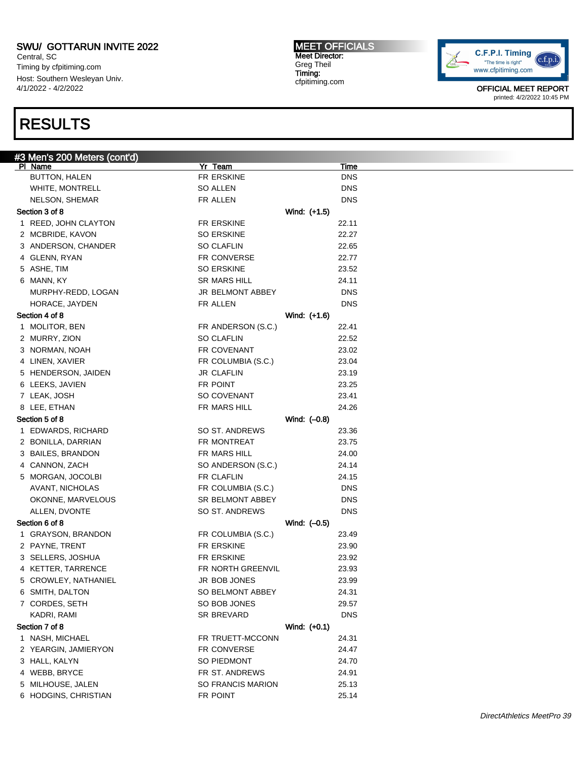# RESULTS

## #3 Men's 200 Meters (cont'd)

| Pl | Name | Yr | Team | Wind | Time |
|---|---|---|---|---|---|
| | BUTTON, HALEN | FR | ERSKINE | | DNS |
| | WHITE, MONTRELL | SO | ALLEN | | DNS |
| | NELSON, SHEMAR | FR | ALLEN | | DNS |
| **Section 3 of 8** | | | | Wind: (+1.5) | |
| 1 | REED, JOHN CLAYTON | FR | ERSKINE | | 22.11 |
| 2 | MCBRIDE, KAVON | SO | ERSKINE | | 22.27 |
| 3 | ANDERSON, CHANDER | SO | CLAFLIN | | 22.65 |
| 4 | GLENN, RYAN | FR | CONVERSE | | 22.77 |
| 5 | ASHE, TIM | SO | ERSKINE | | 23.52 |
| 6 | MANN, KY | SR | MARS HILL | | 24.11 |
| | MURPHY-REDD, LOGAN | JR | BELMONT ABBEY | | DNS |
| | HORACE, JAYDEN | FR | ALLEN | | DNS |
| **Section 4 of 8** | | | | Wind: (+1.6) | |
| 1 | MOLITOR, BEN | FR | ANDERSON (S.C.) | | 22.41 |
| 2 | MURRY, ZION | SO | CLAFLIN | | 22.52 |
| 3 | NORMAN, NOAH | FR | COVENANT | | 23.02 |
| 4 | LINEN, XAVIER | FR | COLUMBIA (S.C.) | | 23.04 |
| 5 | HENDERSON, JAIDEN | JR | CLAFLIN | | 23.19 |
| 6 | LEEKS, JAVIEN | FR | POINT | | 23.25 |
| 7 | LEAK, JOSH | SO | COVENANT | | 23.41 |
| 8 | LEE, ETHAN | FR | MARS HILL | | 24.26 |
| **Section 5 of 8** | | | | Wind: (–0.8) | |
| 1 | EDWARDS, RICHARD | SO | ST. ANDREWS | | 23.36 |
| 2 | BONILLA, DARRIAN | FR | MONTREAT | | 23.75 |
| 3 | BAILES, BRANDON | FR | MARS HILL | | 24.00 |
| 4 | CANNON, ZACH | SO | ANDERSON (S.C.) | | 24.14 |
| 5 | MORGAN, JOCOLBI | FR | CLAFLIN | | 24.15 |
| | AVANT, NICHOLAS | FR | COLUMBIA (S.C.) | | DNS |
| | OKONNE, MARVELOUS | SR | BELMONT ABBEY | | DNS |
| | ALLEN, DVONTE | SO | ST. ANDREWS | | DNS |
| **Section 6 of 8** | | | | Wind: (–0.5) | |
| 1 | GRAYSON, BRANDON | FR | COLUMBIA (S.C.) | | 23.49 |
| 2 | PAYNE, TRENT | FR | ERSKINE | | 23.90 |
| 3 | SELLERS, JOSHUA | FR | ERSKINE | | 23.92 |
| 4 | KETTER, TARRENCE | FR | NORTH GREENVIL | | 23.93 |
| 5 | CROWLEY, NATHANIEL | JR | BOB JONES | | 23.99 |
| 6 | SMITH, DALTON | SO | BELMONT ABBEY | | 24.31 |
| 7 | CORDES, SETH | SO | BOB JONES | | 29.57 |
| | KADRI, RAMI | SR | BREVARD | | DNS |
| **Section 7 of 8** | | | | Wind: (+0.1) | |
| 1 | NASH, MICHAEL | FR | TRUETT-MCCONN | | 24.31 |
| 2 | YEARGIN, JAMIERYON | FR | CONVERSE | | 24.47 |
| 3 | HALL, KALYN | SO | PIEDMONT | | 24.70 |
| 4 | WEBB, BRYCE | FR | ST. ANDREWS | | 24.91 |
| 5 | MILHOUSE, JALEN | SO | FRANCIS MARION | | 25.13 |
| 6 | HODGINS, CHRISTIAN | FR | POINT | | 25.14 |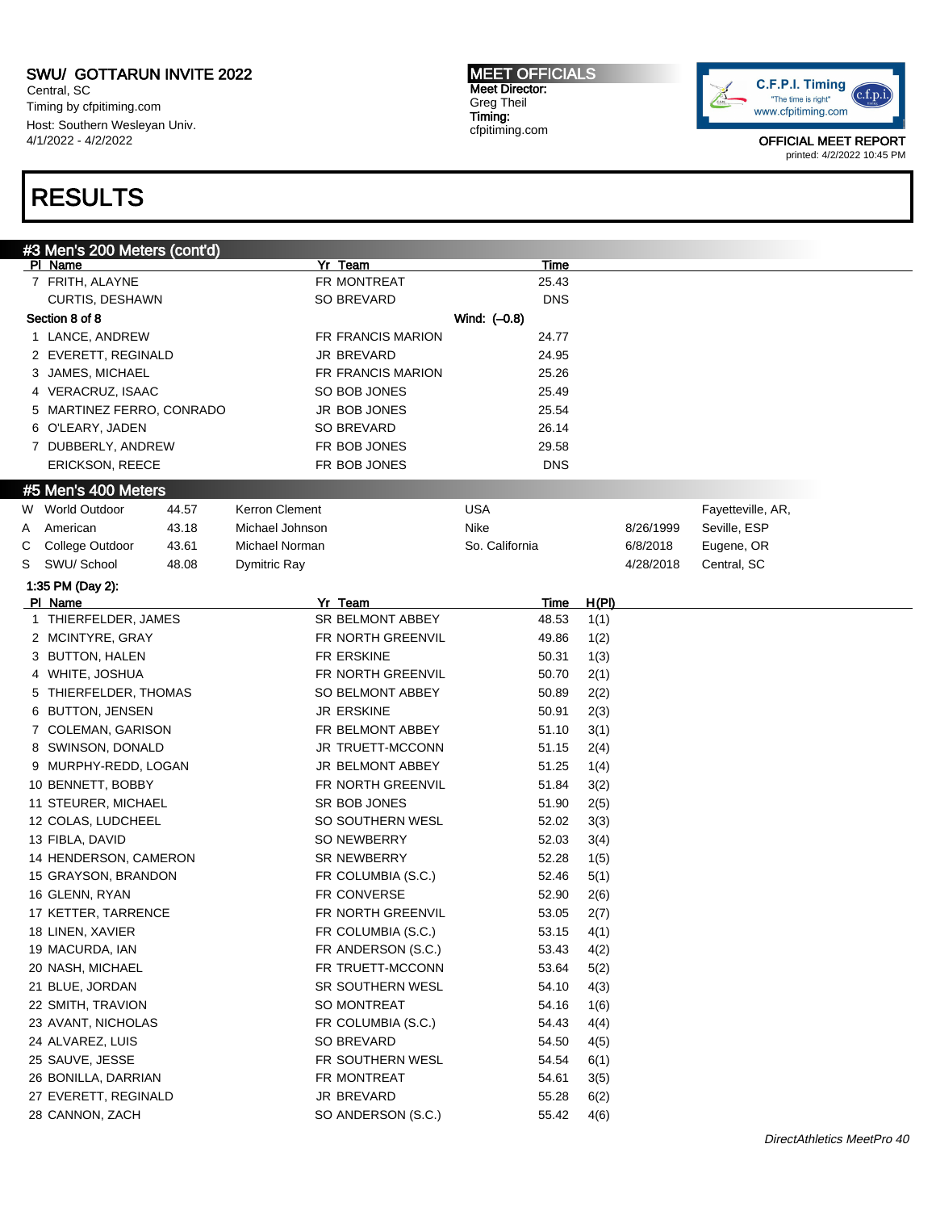SWU/ GOTTARUN INVITE 2022
Central, SC
Timing by cfpitiming.com
Host: Southern Wesleyan Univ.
4/1/2022 - 4/2/2022

MEET OFFICIALS
Meet Director:
Greg Theil
Timing:
cfpitiming.com

OFFICIAL MEET REPORT
printed: 4/2/2022 10:45 PM

# RESULTS

## #3 Men's 200 Meters (cont'd)

| Pl | Name | Yr | Team | Time |
|---|---|---|---|---|
| 7 | FRITH, ALAYNE | FR | MONTREAT | 25.43 |
| | CURTIS, DESHAWN | SO | BREVARD | DNS |

**Section 8 of 8** Wind: (-0.8)

| Pl | Name | Yr | Team | Time |
|---|---|---|---|---|
| 1 | LANCE, ANDREW | FR | FRANCIS MARION | 24.77 |
| 2 | EVERETT, REGINALD | JR | BREVARD | 24.95 |
| 3 | JAMES, MICHAEL | FR | FRANCIS MARION | 25.26 |
| 4 | VERACRUZ, ISAAC | SO | BOB JONES | 25.49 |
| 5 | MARTINEZ FERRO, CONRADO | JR | BOB JONES | 25.54 |
| 6 | O'LEARY, JADEN | SO | BREVARD | 26.14 |
| 7 | DUBBERLY, ANDREW | FR | BOB JONES | 29.58 |
| | ERICKSON, REECE | FR | BOB JONES | DNS |

## #5 Men's 400 Meters

| | Record | Mark | Name | Team | Date | Location |
|---|---|---|---|---|---|---|
| W | World Outdoor | 44.57 | Kerron Clement | USA | | Fayetteville, AR, |
| A | American | 43.18 | Michael Johnson | Nike | 8/26/1999 | Seville, ESP |
| C | College Outdoor | 43.61 | Michael Norman | So. California | 6/8/2018 | Eugene, OR |
| S | SWU/ School | 48.08 | Dymitric Ray | | 4/28/2018 | Central, SC |

**1:35 PM (Day 2):**

| Pl | Name | Yr | Team | Time | H(Pl) |
|---|---|---|---|---|---|
| 1 | THIERFELDER, JAMES | SR | BELMONT ABBEY | 48.53 | 1(1) |
| 2 | MCINTYRE, GRAY | FR | NORTH GREENVIL | 49.86 | 1(2) |
| 3 | BUTTON, HALEN | FR | ERSKINE | 50.31 | 1(3) |
| 4 | WHITE, JOSHUA | FR | NORTH GREENVIL | 50.70 | 2(1) |
| 5 | THIERFELDER, THOMAS | SO | BELMONT ABBEY | 50.89 | 2(2) |
| 6 | BUTTON, JENSEN | JR | ERSKINE | 50.91 | 2(3) |
| 7 | COLEMAN, GARISON | FR | BELMONT ABBEY | 51.10 | 3(1) |
| 8 | SWINSON, DONALD | JR | TRUETT-MCCONN | 51.15 | 2(4) |
| 9 | MURPHY-REDD, LOGAN | JR | BELMONT ABBEY | 51.25 | 1(4) |
| 10 | BENNETT, BOBBY | FR | NORTH GREENVIL | 51.84 | 3(2) |
| 11 | STEURER, MICHAEL | SR | BOB JONES | 51.90 | 2(5) |
| 12 | COLAS, LUDCHEEL | SO | SOUTHERN WESL | 52.02 | 3(3) |
| 13 | FIBLA, DAVID | SO | NEWBERRY | 52.03 | 3(4) |
| 14 | HENDERSON, CAMERON | SR | NEWBERRY | 52.28 | 1(5) |
| 15 | GRAYSON, BRANDON | FR | COLUMBIA (S.C.) | 52.46 | 5(1) |
| 16 | GLENN, RYAN | FR | CONVERSE | 52.90 | 2(6) |
| 17 | KETTER, TARRENCE | FR | NORTH GREENVIL | 53.05 | 2(7) |
| 18 | LINEN, XAVIER | FR | COLUMBIA (S.C.) | 53.15 | 4(1) |
| 19 | MACURDA, IAN | FR | ANDERSON (S.C.) | 53.43 | 4(2) |
| 20 | NASH, MICHAEL | FR | TRUETT-MCCONN | 53.64 | 5(2) |
| 21 | BLUE, JORDAN | SR | SOUTHERN WESL | 54.10 | 4(3) |
| 22 | SMITH, TRAVION | SO | MONTREAT | 54.16 | 1(6) |
| 23 | AVANT, NICHOLAS | FR | COLUMBIA (S.C.) | 54.43 | 4(4) |
| 24 | ALVAREZ, LUIS | SO | BREVARD | 54.50 | 4(5) |
| 25 | SAUVE, JESSE | FR | SOUTHERN WESL | 54.54 | 6(1) |
| 26 | BONILLA, DARRIAN | FR | MONTREAT | 54.61 | 3(5) |
| 27 | EVERETT, REGINALD | JR | BREVARD | 55.28 | 6(2) |
| 28 | CANNON, ZACH | SO | ANDERSON (S.C.) | 55.42 | 4(6) |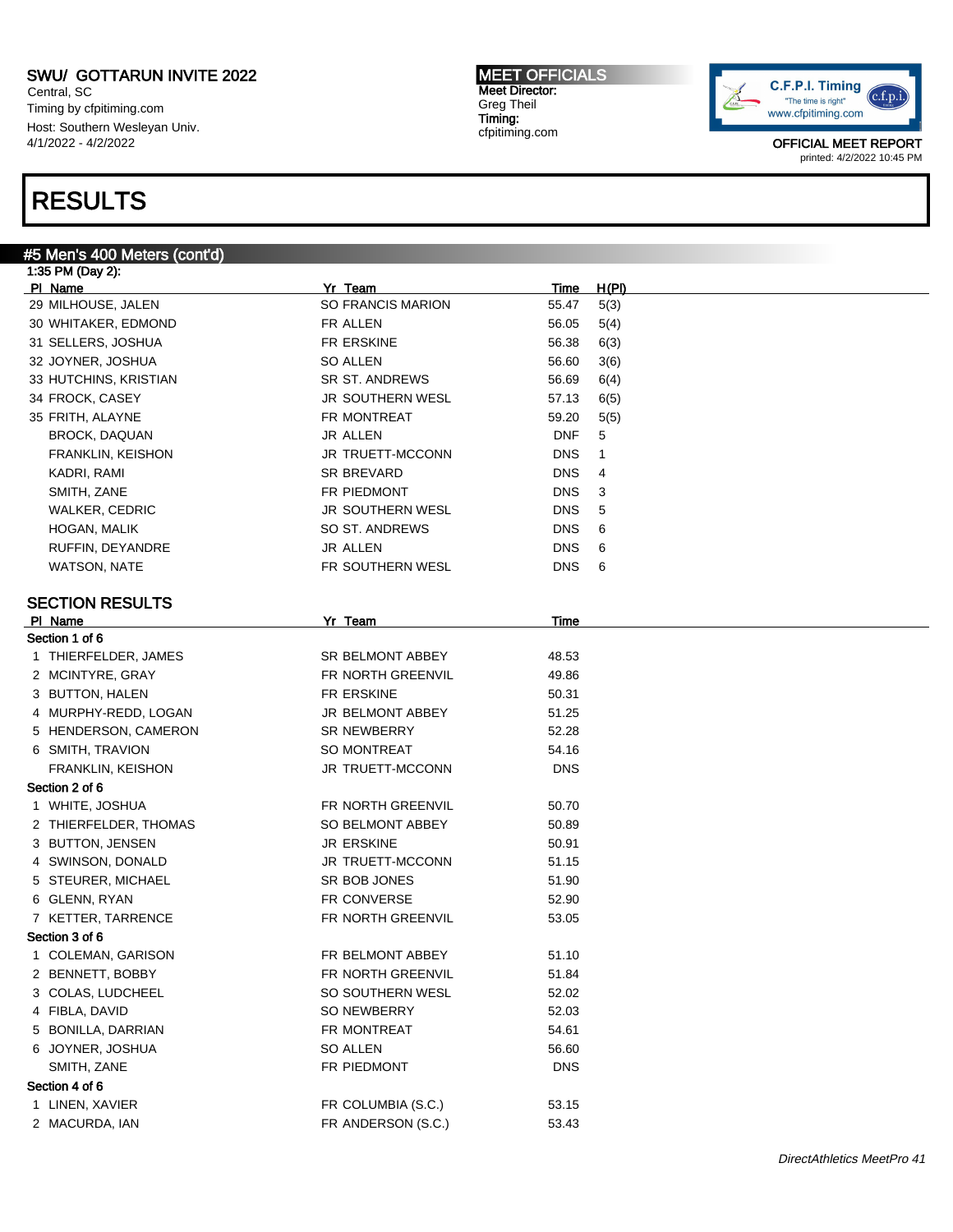# RESULTS

## #5 Men's 400 Meters (cont'd)

1:35 PM (Day 2):

| Pl | Name | Yr | Team | Time | H(Pl) |
|---|---|---|---|---|---|
| 29 | MILHOUSE, JALEN | SO | FRANCIS MARION | 55.47 | 5(3) |
| 30 | WHITAKER, EDMOND | FR | ALLEN | 56.05 | 5(4) |
| 31 | SELLERS, JOSHUA | FR | ERSKINE | 56.38 | 6(3) |
| 32 | JOYNER, JOSHUA | SO | ALLEN | 56.60 | 3(6) |
| 33 | HUTCHINS, KRISTIAN | SR | ST. ANDREWS | 56.69 | 6(4) |
| 34 | FROCK, CASEY | JR | SOUTHERN WESL | 57.13 | 6(5) |
| 35 | FRITH, ALAYNE | FR | MONTREAT | 59.20 | 5(5) |
| | BROCK, DAQUAN | JR | ALLEN | DNF | 5 |
| | FRANKLIN, KEISHON | JR | TRUETT-MCCONN | DNS | 1 |
| | KADRI, RAMI | SR | BREVARD | DNS | 4 |
| | SMITH, ZANE | FR | PIEDMONT | DNS | 3 |
| | WALKER, CEDRIC | JR | SOUTHERN WESL | DNS | 5 |
| | HOGAN, MALIK | SO | ST. ANDREWS | DNS | 6 |
| | RUFFIN, DEYANDRE | JR | ALLEN | DNS | 6 |
| | WATSON, NATE | FR | SOUTHERN WESL | DNS | 6 |

### SECTION RESULTS

| Pl | Name | Yr | Team | Time |
|---|---|---|---|---|
| **Section 1 of 6** | | | | |
| 1 | THIERFELDER, JAMES | SR | BELMONT ABBEY | 48.53 |
| 2 | MCINTYRE, GRAY | FR | NORTH GREENVIL | 49.86 |
| 3 | BUTTON, HALEN | FR | ERSKINE | 50.31 |
| 4 | MURPHY-REDD, LOGAN | JR | BELMONT ABBEY | 51.25 |
| 5 | HENDERSON, CAMERON | SR | NEWBERRY | 52.28 |
| 6 | SMITH, TRAVION | SO | MONTREAT | 54.16 |
| | FRANKLIN, KEISHON | JR | TRUETT-MCCONN | DNS |
| **Section 2 of 6** | | | | |
| 1 | WHITE, JOSHUA | FR | NORTH GREENVIL | 50.70 |
| 2 | THIERFELDER, THOMAS | SO | BELMONT ABBEY | 50.89 |
| 3 | BUTTON, JENSEN | JR | ERSKINE | 50.91 |
| 4 | SWINSON, DONALD | JR | TRUETT-MCCONN | 51.15 |
| 5 | STEURER, MICHAEL | SR | BOB JONES | 51.90 |
| 6 | GLENN, RYAN | FR | CONVERSE | 52.90 |
| 7 | KETTER, TARRENCE | FR | NORTH GREENVIL | 53.05 |
| **Section 3 of 6** | | | | |
| 1 | COLEMAN, GARISON | FR | BELMONT ABBEY | 51.10 |
| 2 | BENNETT, BOBBY | FR | NORTH GREENVIL | 51.84 |
| 3 | COLAS, LUDCHEEL | SO | SOUTHERN WESL | 52.02 |
| 4 | FIBLA, DAVID | SO | NEWBERRY | 52.03 |
| 5 | BONILLA, DARRIAN | FR | MONTREAT | 54.61 |
| 6 | JOYNER, JOSHUA | SO | ALLEN | 56.60 |
| | SMITH, ZANE | FR | PIEDMONT | DNS |
| **Section 4 of 6** | | | | |
| 1 | LINEN, XAVIER | FR | COLUMBIA (S.C.) | 53.15 |
| 2 | MACURDA, IAN | FR | ANDERSON (S.C.) | 53.43 |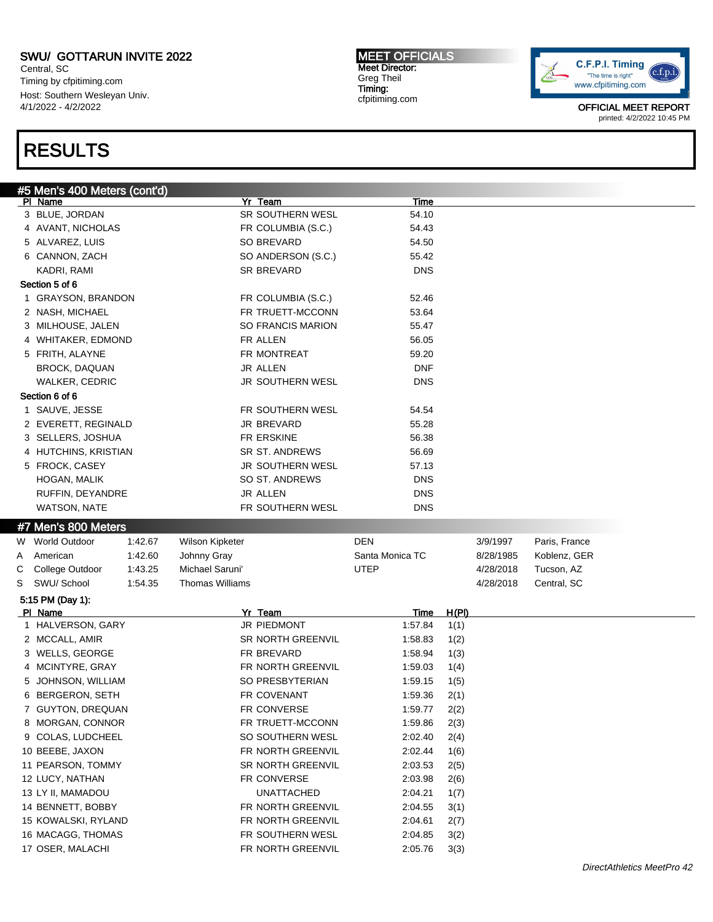# SWU/ GOTTARUN INVITE 2022

Central, SC
Timing by cfpitiming.com
Host: Southern Wesleyan Univ.
4/1/2022 - 4/2/2022

**MEET OFFICIALS**
Meet Director:
Greg Theil
Timing:
cfpitiming.com

OFFICIAL MEET REPORT
printed: 4/2/2022 10:45 PM

# RESULTS

## #5 Men's 400 Meters (cont'd)

| Pl | Name | Yr | Team | Time |
|---|---|---|---|---|
| 3 | BLUE, JORDAN | SR | SOUTHERN WESL | 54.10 |
| 4 | AVANT, NICHOLAS | FR | COLUMBIA (S.C.) | 54.43 |
| 5 | ALVAREZ, LUIS | SO | BREVARD | 54.50 |
| 6 | CANNON, ZACH | SO | ANDERSON (S.C.) | 55.42 |
| | KADRI, RAMI | SR | BREVARD | DNS |

**Section 5 of 6**

| Pl | Name | Yr | Team | Time |
|---|---|---|---|---|
| 1 | GRAYSON, BRANDON | FR | COLUMBIA (S.C.) | 52.46 |
| 2 | NASH, MICHAEL | FR | TRUETT-MCCONN | 53.64 |
| 3 | MILHOUSE, JALEN | SO | FRANCIS MARION | 55.47 |
| 4 | WHITAKER, EDMOND | FR | ALLEN | 56.05 |
| 5 | FRITH, ALAYNE | FR | MONTREAT | 59.20 |
| | BROCK, DAQUAN | JR | ALLEN | DNF |
| | WALKER, CEDRIC | JR | SOUTHERN WESL | DNS |

**Section 6 of 6**

| Pl | Name | Yr | Team | Time |
|---|---|---|---|---|
| 1 | SAUVE, JESSE | FR | SOUTHERN WESL | 54.54 |
| 2 | EVERETT, REGINALD | JR | BREVARD | 55.28 |
| 3 | SELLERS, JOSHUA | FR | ERSKINE | 56.38 |
| 4 | HUTCHINS, KRISTIAN | SR | ST. ANDREWS | 56.69 |
| 5 | FROCK, CASEY | JR | SOUTHERN WESL | 57.13 |
| | HOGAN, MALIK | SO | ST. ANDREWS | DNS |
| | RUFFIN, DEYANDRE | JR | ALLEN | DNS |
| | WATSON, NATE | FR | SOUTHERN WESL | DNS |

## #7 Men's 800 Meters

| | Record | Time | Name | Team | Date | Location |
|---|---|---|---|---|---|---|
| W | World Outdoor | 1:42.67 | Wilson Kipketer | DEN | 3/9/1997 | Paris, France |
| A | American | 1:42.60 | Johnny Gray | Santa Monica TC | 8/28/1985 | Koblenz, GER |
| C | College Outdoor | 1:43.25 | Michael Saruni' | UTEP | 4/28/2018 | Tucson, AZ |
| S | SWU/ School | 1:54.35 | Thomas Williams | | 4/28/2018 | Central, SC |

**5:15 PM (Day 1):**

| Pl | Name | Yr | Team | Time | H(Pl) |
|---|---|---|---|---|---|
| 1 | HALVERSON, GARY | JR | PIEDMONT | 1:57.84 | 1(1) |
| 2 | MCCALL, AMIR | SR | NORTH GREENVIL | 1:58.83 | 1(2) |
| 3 | WELLS, GEORGE | FR | BREVARD | 1:58.94 | 1(3) |
| 4 | MCINTYRE, GRAY | FR | NORTH GREENVIL | 1:59.03 | 1(4) |
| 5 | JOHNSON, WILLIAM | SO | PRESBYTERIAN | 1:59.15 | 1(5) |
| 6 | BERGERON, SETH | FR | COVENANT | 1:59.36 | 2(1) |
| 7 | GUYTON, DREQUAN | FR | CONVERSE | 1:59.77 | 2(2) |
| 8 | MORGAN, CONNOR | FR | TRUETT-MCCONN | 1:59.86 | 2(3) |
| 9 | COLAS, LUDCHEEL | SO | SOUTHERN WESL | 2:02.40 | 2(4) |
| 10 | BEEBE, JAXON | FR | NORTH GREENVIL | 2:02.44 | 1(6) |
| 11 | PEARSON, TOMMY | SR | NORTH GREENVIL | 2:03.53 | 2(5) |
| 12 | LUCY, NATHAN | FR | CONVERSE | 2:03.98 | 2(6) |
| 13 | LY II, MAMADOU | | UNATTACHED | 2:04.21 | 1(7) |
| 14 | BENNETT, BOBBY | FR | NORTH GREENVIL | 2:04.55 | 3(1) |
| 15 | KOWALSKI, RYLAND | FR | NORTH GREENVIL | 2:04.61 | 2(7) |
| 16 | MACAGG, THOMAS | FR | SOUTHERN WESL | 2:04.85 | 3(2) |
| 17 | OSER, MALACHI | FR | NORTH GREENVIL | 2:05.76 | 3(3) |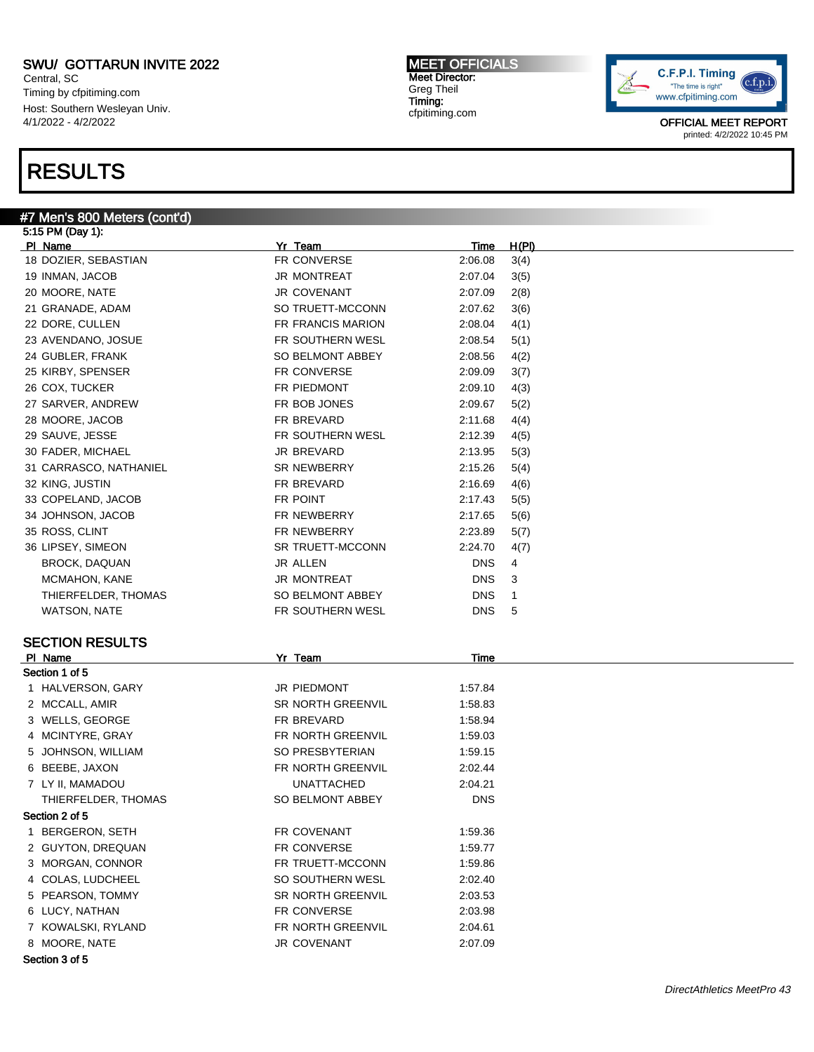# RESULTS

## #7 Men's 800 Meters (cont'd)

5:15 PM (Day 1):

| Pl | Name | Yr | Team | Time | H(Pl) |
|---|---|---|---|---|---|
| 18 | DOZIER, SEBASTIAN | FR | CONVERSE | 2:06.08 | 3(4) |
| 19 | INMAN, JACOB | JR | MONTREAT | 2:07.04 | 3(5) |
| 20 | MOORE, NATE | JR | COVENANT | 2:07.09 | 2(8) |
| 21 | GRANADE, ADAM | SO | TRUETT-MCCONN | 2:07.62 | 3(6) |
| 22 | DORE, CULLEN | FR | FRANCIS MARION | 2:08.04 | 4(1) |
| 23 | AVENDANO, JOSUE | FR | SOUTHERN WESL | 2:08.54 | 5(1) |
| 24 | GUBLER, FRANK | SO | BELMONT ABBEY | 2:08.56 | 4(2) |
| 25 | KIRBY, SPENSER | FR | CONVERSE | 2:09.09 | 3(7) |
| 26 | COX, TUCKER | FR | PIEDMONT | 2:09.10 | 4(3) |
| 27 | SARVER, ANDREW | FR | BOB JONES | 2:09.67 | 5(2) |
| 28 | MOORE, JACOB | FR | BREVARD | 2:11.68 | 4(4) |
| 29 | SAUVE, JESSE | FR | SOUTHERN WESL | 2:12.39 | 4(5) |
| 30 | FADER, MICHAEL | JR | BREVARD | 2:13.95 | 5(3) |
| 31 | CARRASCO, NATHANIEL | SR | NEWBERRY | 2:15.26 | 5(4) |
| 32 | KING, JUSTIN | FR | BREVARD | 2:16.69 | 4(6) |
| 33 | COPELAND, JACOB | FR | POINT | 2:17.43 | 5(5) |
| 34 | JOHNSON, JACOB | FR | NEWBERRY | 2:17.65 | 5(6) |
| 35 | ROSS, CLINT | FR | NEWBERRY | 2:23.89 | 5(7) |
| 36 | LIPSEY, SIMEON | SR | TRUETT-MCCONN | 2:24.70 | 4(7) |
| | BROCK, DAQUAN | JR | ALLEN | DNS | 4 |
| | MCMAHON, KANE | JR | MONTREAT | DNS | 3 |
| | THIERFELDER, THOMAS | SO | BELMONT ABBEY | DNS | 1 |
| | WATSON, NATE | FR | SOUTHERN WESL | DNS | 5 |

### SECTION RESULTS

| Pl | Name | Yr | Team | Time |
|---|---|---|---|---|
| **Section 1 of 5** | | | | |
| 1 | HALVERSON, GARY | JR | PIEDMONT | 1:57.84 |
| 2 | MCCALL, AMIR | SR | NORTH GREENVIL | 1:58.83 |
| 3 | WELLS, GEORGE | FR | BREVARD | 1:58.94 |
| 4 | MCINTYRE, GRAY | FR | NORTH GREENVIL | 1:59.03 |
| 5 | JOHNSON, WILLIAM | SO | PRESBYTERIAN | 1:59.15 |
| 6 | BEEBE, JAXON | FR | NORTH GREENVIL | 2:02.44 |
| 7 | LY II, MAMADOU | | UNATTACHED | 2:04.21 |
| | THIERFELDER, THOMAS | SO | BELMONT ABBEY | DNS |
| **Section 2 of 5** | | | | |
| 1 | BERGERON, SETH | FR | COVENANT | 1:59.36 |
| 2 | GUYTON, DREQUAN | FR | CONVERSE | 1:59.77 |
| 3 | MORGAN, CONNOR | FR | TRUETT-MCCONN | 1:59.86 |
| 4 | COLAS, LUDCHEEL | SO | SOUTHERN WESL | 2:02.40 |
| 5 | PEARSON, TOMMY | SR | NORTH GREENVIL | 2:03.53 |
| 6 | LUCY, NATHAN | FR | CONVERSE | 2:03.98 |
| 7 | KOWALSKI, RYLAND | FR | NORTH GREENVIL | 2:04.61 |
| 8 | MOORE, NATE | JR | COVENANT | 2:07.09 |
| **Section 3 of 5** | | | | |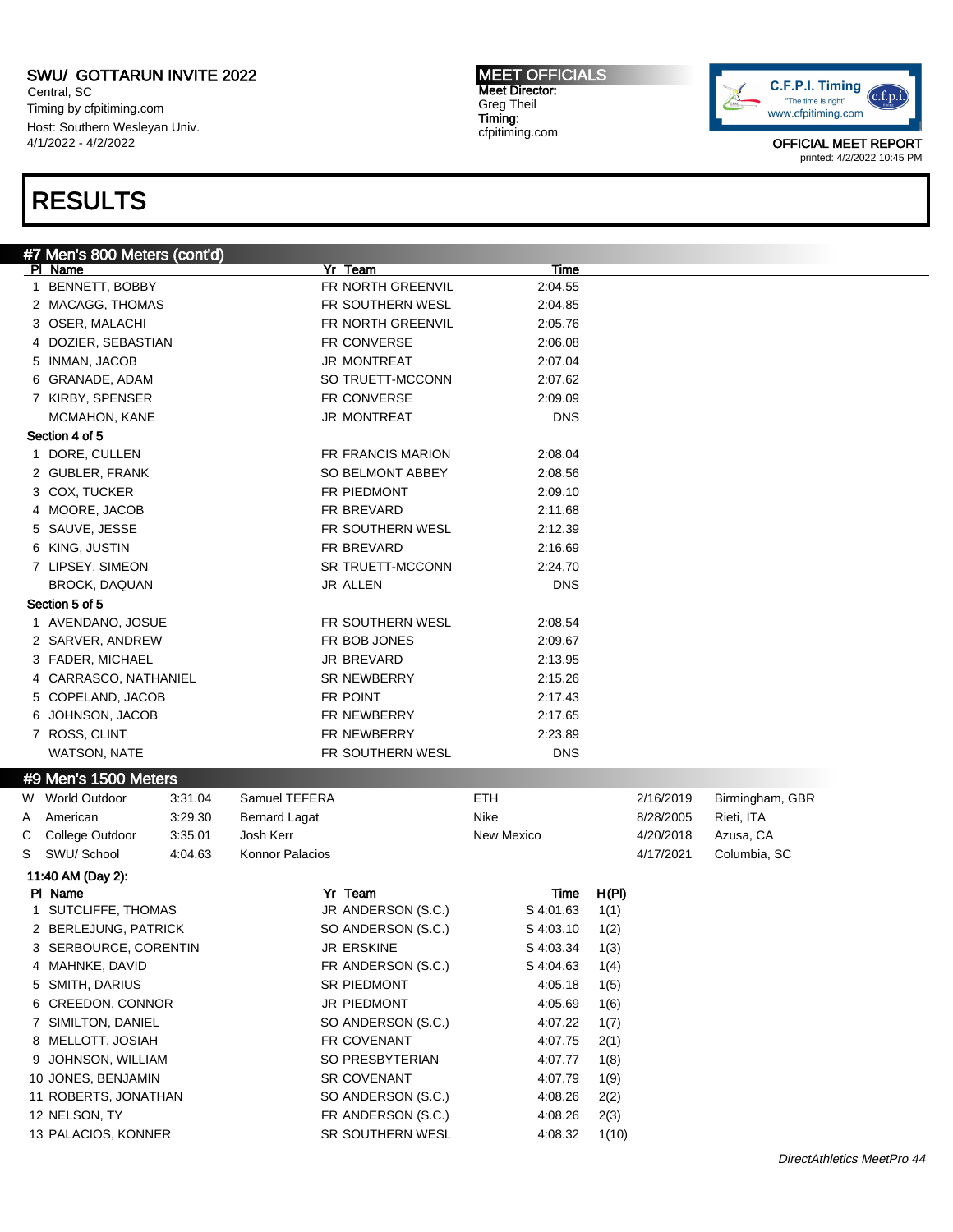# RESULTS

## #7 Men's 800 Meters (cont'd)

| Pl | Name | Yr | Team | Time |
|---|---|---|---|---|
| 1 | BENNETT, BOBBY | FR | NORTH GREENVIL | 2:04.55 |
| 2 | MACAGG, THOMAS | FR | SOUTHERN WESL | 2:04.85 |
| 3 | OSER, MALACHI | FR | NORTH GREENVIL | 2:05.76 |
| 4 | DOZIER, SEBASTIAN | FR | CONVERSE | 2:06.08 |
| 5 | INMAN, JACOB | JR | MONTREAT | 2:07.04 |
| 6 | GRANADE, ADAM | SO | TRUETT-MCCONN | 2:07.62 |
| 7 | KIRBY, SPENSER | FR | CONVERSE | 2:09.09 |
|  | MCMAHON, KANE | JR | MONTREAT | DNS |

**Section 4 of 5**

| Pl | Name | Yr | Team | Time |
|---|---|---|---|---|
| 1 | DORE, CULLEN | FR | FRANCIS MARION | 2:08.04 |
| 2 | GUBLER, FRANK | SO | BELMONT ABBEY | 2:08.56 |
| 3 | COX, TUCKER | FR | PIEDMONT | 2:09.10 |
| 4 | MOORE, JACOB | FR | BREVARD | 2:11.68 |
| 5 | SAUVE, JESSE | FR | SOUTHERN WESL | 2:12.39 |
| 6 | KING, JUSTIN | FR | BREVARD | 2:16.69 |
| 7 | LIPSEY, SIMEON | SR | TRUETT-MCCONN | 2:24.70 |
|  | BROCK, DAQUAN | JR | ALLEN | DNS |

**Section 5 of 5**

| Pl | Name | Yr | Team | Time |
|---|---|---|---|---|
| 1 | AVENDANO, JOSUE | FR | SOUTHERN WESL | 2:08.54 |
| 2 | SARVER, ANDREW | FR | BOB JONES | 2:09.67 |
| 3 | FADER, MICHAEL | JR | BREVARD | 2:13.95 |
| 4 | CARRASCO, NATHANIEL | SR | NEWBERRY | 2:15.26 |
| 5 | COPELAND, JACOB | FR | POINT | 2:17.43 |
| 6 | JOHNSON, JACOB | FR | NEWBERRY | 2:17.65 |
| 7 | ROSS, CLINT | FR | NEWBERRY | 2:23.89 |
|  | WATSON, NATE | FR | SOUTHERN WESL | DNS |

## #9 Men's 1500 Meters

| | Record | Time | Name | Team | Date | Location |
|---|---|---|---|---|---|---|
| W | World Outdoor | 3:31.04 | Samuel TEFERA | ETH | 2/16/2019 | Birmingham, GBR |
| A | American | 3:29.30 | Bernard Lagat | Nike | 8/28/2005 | Rieti, ITA |
| C | College Outdoor | 3:35.01 | Josh Kerr | New Mexico | 4/20/2018 | Azusa, CA |
| S | SWU/ School | 4:04.63 | Konnor Palacios |  | 4/17/2021 | Columbia, SC |

**11:40 AM (Day 2):**

| Pl | Name | Yr | Team | Time | H(Pl) |
|---|---|---|---|---|---|
| 1 | SUTCLIFFE, THOMAS | JR | ANDERSON (S.C.) | S 4:01.63 | 1(1) |
| 2 | BERLEJUNG, PATRICK | SO | ANDERSON (S.C.) | S 4:03.10 | 1(2) |
| 3 | SERBOURCE, CORENTIN | JR | ERSKINE | S 4:03.34 | 1(3) |
| 4 | MAHNKE, DAVID | FR | ANDERSON (S.C.) | S 4:04.63 | 1(4) |
| 5 | SMITH, DARIUS | SR | PIEDMONT | 4:05.18 | 1(5) |
| 6 | CREEDON, CONNOR | JR | PIEDMONT | 4:05.69 | 1(6) |
| 7 | SIMILTON, DANIEL | SO | ANDERSON (S.C.) | 4:07.22 | 1(7) |
| 8 | MELLOTT, JOSIAH | FR | COVENANT | 4:07.75 | 2(1) |
| 9 | JOHNSON, WILLIAM | SO | PRESBYTERIAN | 4:07.77 | 1(8) |
| 10 | JONES, BENJAMIN | SR | COVENANT | 4:07.79 | 1(9) |
| 11 | ROBERTS, JONATHAN | SO | ANDERSON (S.C.) | 4:08.26 | 2(2) |
| 12 | NELSON, TY | FR | ANDERSON (S.C.) | 4:08.26 | 2(3) |
| 13 | PALACIOS, KONNER | SR | SOUTHERN WESL | 4:08.32 | 1(10) |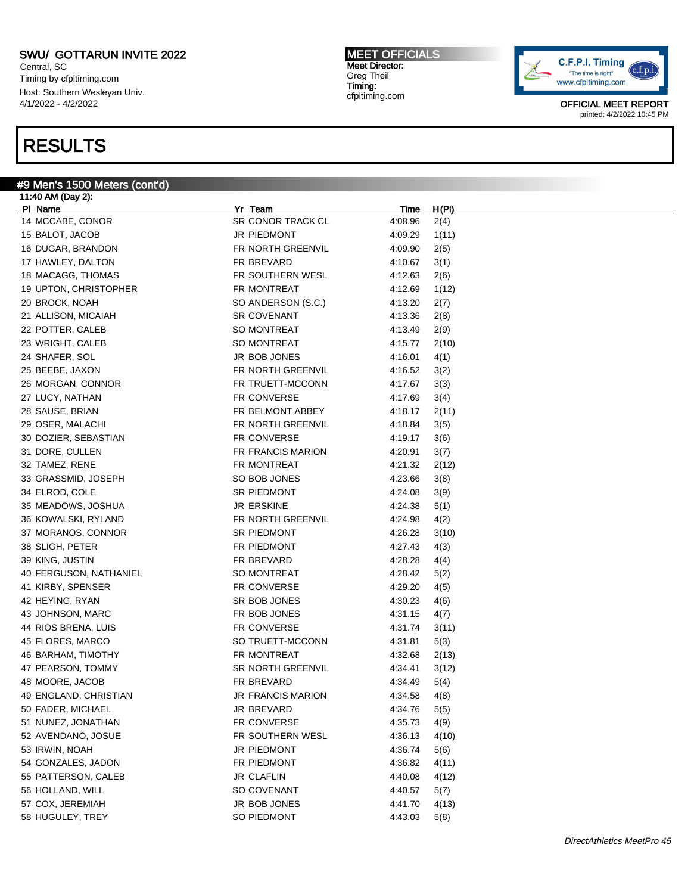# RESULTS

## #9 Men's 1500 Meters (cont'd)

11:40 AM (Day 2):

| Pl | Name | Yr | Team | Time | H(Pl) |
|---|---|---|---|---|---|
| 14 | MCCABE, CONOR | SR | CONOR TRACK CL | 4:08.96 | 2(4) |
| 15 | BALOT, JACOB | JR | PIEDMONT | 4:09.29 | 1(11) |
| 16 | DUGAR, BRANDON | FR | NORTH GREENVIL | 4:09.90 | 2(5) |
| 17 | HAWLEY, DALTON | FR | BREVARD | 4:10.67 | 3(1) |
| 18 | MACAGG, THOMAS | FR | SOUTHERN WESL | 4:12.63 | 2(6) |
| 19 | UPTON, CHRISTOPHER | FR | MONTREAT | 4:12.69 | 1(12) |
| 20 | BROCK, NOAH | SO | ANDERSON (S.C.) | 4:13.20 | 2(7) |
| 21 | ALLISON, MICAIAH | SR | COVENANT | 4:13.36 | 2(8) |
| 22 | POTTER, CALEB | SO | MONTREAT | 4:13.49 | 2(9) |
| 23 | WRIGHT, CALEB | SO | MONTREAT | 4:15.77 | 2(10) |
| 24 | SHAFER, SOL | JR | BOB JONES | 4:16.01 | 4(1) |
| 25 | BEEBE, JAXON | FR | NORTH GREENVIL | 4:16.52 | 3(2) |
| 26 | MORGAN, CONNOR | FR | TRUETT-MCCONN | 4:17.67 | 3(3) |
| 27 | LUCY, NATHAN | FR | CONVERSE | 4:17.69 | 3(4) |
| 28 | SAUSE, BRIAN | FR | BELMONT ABBEY | 4:18.17 | 2(11) |
| 29 | OSER, MALACHI | FR | NORTH GREENVIL | 4:18.84 | 3(5) |
| 30 | DOZIER, SEBASTIAN | FR | CONVERSE | 4:19.17 | 3(6) |
| 31 | DORE, CULLEN | FR | FRANCIS MARION | 4:20.91 | 3(7) |
| 32 | TAMEZ, RENE | FR | MONTREAT | 4:21.32 | 2(12) |
| 33 | GRASSMID, JOSEPH | SO | BOB JONES | 4:23.66 | 3(8) |
| 34 | ELROD, COLE | SR | PIEDMONT | 4:24.08 | 3(9) |
| 35 | MEADOWS, JOSHUA | JR | ERSKINE | 4:24.38 | 5(1) |
| 36 | KOWALSKI, RYLAND | FR | NORTH GREENVIL | 4:24.98 | 4(2) |
| 37 | MORANOS, CONNOR | SR | PIEDMONT | 4:26.28 | 3(10) |
| 38 | SLIGH, PETER | FR | PIEDMONT | 4:27.43 | 4(3) |
| 39 | KING, JUSTIN | FR | BREVARD | 4:28.28 | 4(4) |
| 40 | FERGUSON, NATHANIEL | SO | MONTREAT | 4:28.42 | 5(2) |
| 41 | KIRBY, SPENSER | FR | CONVERSE | 4:29.20 | 4(5) |
| 42 | HEYING, RYAN | SR | BOB JONES | 4:30.23 | 4(6) |
| 43 | JOHNSON, MARC | FR | BOB JONES | 4:31.15 | 4(7) |
| 44 | RIOS BRENA, LUIS | FR | CONVERSE | 4:31.74 | 3(11) |
| 45 | FLORES, MARCO | SO | TRUETT-MCCONN | 4:31.81 | 5(3) |
| 46 | BARHAM, TIMOTHY | FR | MONTREAT | 4:32.68 | 2(13) |
| 47 | PEARSON, TOMMY | SR | NORTH GREENVIL | 4:34.41 | 3(12) |
| 48 | MOORE, JACOB | FR | BREVARD | 4:34.49 | 5(4) |
| 49 | ENGLAND, CHRISTIAN | JR | FRANCIS MARION | 4:34.58 | 4(8) |
| 50 | FADER, MICHAEL | JR | BREVARD | 4:34.76 | 5(5) |
| 51 | NUNEZ, JONATHAN | FR | CONVERSE | 4:35.73 | 4(9) |
| 52 | AVENDANO, JOSUE | FR | SOUTHERN WESL | 4:36.13 | 4(10) |
| 53 | IRWIN, NOAH | JR | PIEDMONT | 4:36.74 | 5(6) |
| 54 | GONZALES, JADON | FR | PIEDMONT | 4:36.82 | 4(11) |
| 55 | PATTERSON, CALEB | JR | CLAFLIN | 4:40.08 | 4(12) |
| 56 | HOLLAND, WILL | SO | COVENANT | 4:40.57 | 5(7) |
| 57 | COX, JEREMIAH | JR | BOB JONES | 4:41.70 | 4(13) |
| 58 | HUGULEY, TREY | SO | PIEDMONT | 4:43.03 | 5(8) |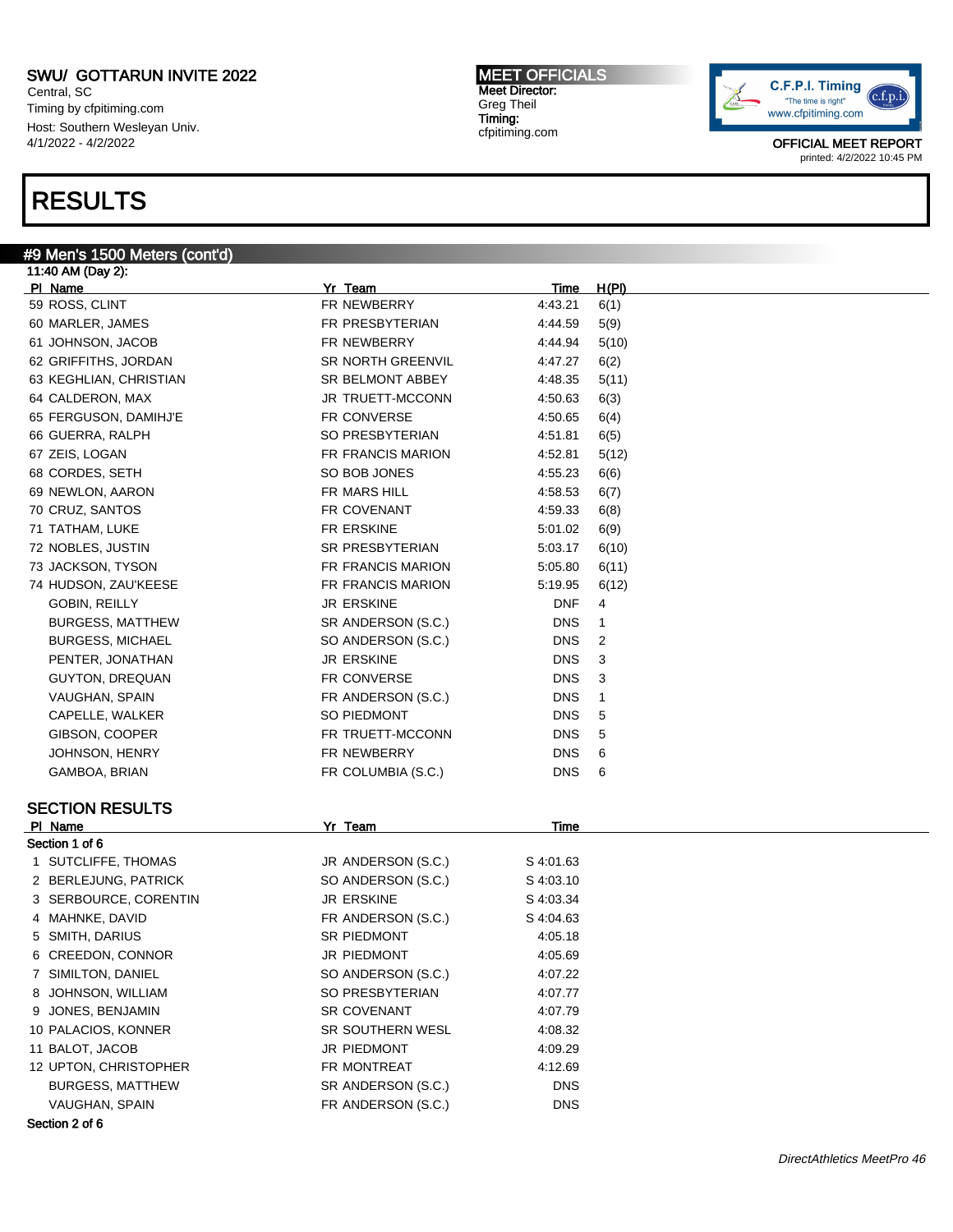# RESULTS

## #9 Men's 1500 Meters (cont'd)

11:40 AM (Day 2):

| Pl | Name | Yr | Team | Time | H(Pl) |
|---|---|---|---|---|---|
| 59 | ROSS, CLINT | FR | NEWBERRY | 4:43.21 | 6(1) |
| 60 | MARLER, JAMES | FR | PRESBYTERIAN | 4:44.59 | 5(9) |
| 61 | JOHNSON, JACOB | FR | NEWBERRY | 4:44.94 | 5(10) |
| 62 | GRIFFITHS, JORDAN | SR | NORTH GREENVIL | 4:47.27 | 6(2) |
| 63 | KEGHLIAN, CHRISTIAN | SR | BELMONT ABBEY | 4:48.35 | 5(11) |
| 64 | CALDERON, MAX | JR | TRUETT-MCCONN | 4:50.63 | 6(3) |
| 65 | FERGUSON, DAMIHJ'E | FR | CONVERSE | 4:50.65 | 6(4) |
| 66 | GUERRA, RALPH | SO | PRESBYTERIAN | 4:51.81 | 6(5) |
| 67 | ZEIS, LOGAN | FR | FRANCIS MARION | 4:52.81 | 5(12) |
| 68 | CORDES, SETH | SO | BOB JONES | 4:55.23 | 6(6) |
| 69 | NEWLON, AARON | FR | MARS HILL | 4:58.53 | 6(7) |
| 70 | CRUZ, SANTOS | FR | COVENANT | 4:59.33 | 6(8) |
| 71 | TATHAM, LUKE | FR | ERSKINE | 5:01.02 | 6(9) |
| 72 | NOBLES, JUSTIN | SR | PRESBYTERIAN | 5:03.17 | 6(10) |
| 73 | JACKSON, TYSON | FR | FRANCIS MARION | 5:05.80 | 6(11) |
| 74 | HUDSON, ZAU'KEESE | FR | FRANCIS MARION | 5:19.95 | 6(12) |
| | GOBIN, REILLY | JR | ERSKINE | DNF | 4 |
| | BURGESS, MATTHEW | SR | ANDERSON (S.C.) | DNS | 1 |
| | BURGESS, MICHAEL | SO | ANDERSON (S.C.) | DNS | 2 |
| | PENTER, JONATHAN | JR | ERSKINE | DNS | 3 |
| | GUYTON, DREQUAN | FR | CONVERSE | DNS | 3 |
| | VAUGHAN, SPAIN | FR | ANDERSON (S.C.) | DNS | 1 |
| | CAPELLE, WALKER | SO | PIEDMONT | DNS | 5 |
| | GIBSON, COOPER | FR | TRUETT-MCCONN | DNS | 5 |
| | JOHNSON, HENRY | FR | NEWBERRY | DNS | 6 |
| | GAMBOA, BRIAN | FR | COLUMBIA (S.C.) | DNS | 6 |

### SECTION RESULTS

| Pl | Name | Yr | Team | Time |
|---|---|---|---|---|
| **Section 1 of 6** | | | | |
| 1 | SUTCLIFFE, THOMAS | JR | ANDERSON (S.C.) | S 4:01.63 |
| 2 | BERLEJUNG, PATRICK | SO | ANDERSON (S.C.) | S 4:03.10 |
| 3 | SERBOURCE, CORENTIN | JR | ERSKINE | S 4:03.34 |
| 4 | MAHNKE, DAVID | FR | ANDERSON (S.C.) | S 4:04.63 |
| 5 | SMITH, DARIUS | SR | PIEDMONT | 4:05.18 |
| 6 | CREEDON, CONNOR | JR | PIEDMONT | 4:05.69 |
| 7 | SIMILTON, DANIEL | SO | ANDERSON (S.C.) | 4:07.22 |
| 8 | JOHNSON, WILLIAM | SO | PRESBYTERIAN | 4:07.77 |
| 9 | JONES, BENJAMIN | SR | COVENANT | 4:07.79 |
| 10 | PALACIOS, KONNER | SR | SOUTHERN WESL | 4:08.32 |
| 11 | BALOT, JACOB | JR | PIEDMONT | 4:09.29 |
| 12 | UPTON, CHRISTOPHER | FR | MONTREAT | 4:12.69 |
| | BURGESS, MATTHEW | SR | ANDERSON (S.C.) | DNS |
| | VAUGHAN, SPAIN | FR | ANDERSON (S.C.) | DNS |
| **Section 2 of 6** | | | | |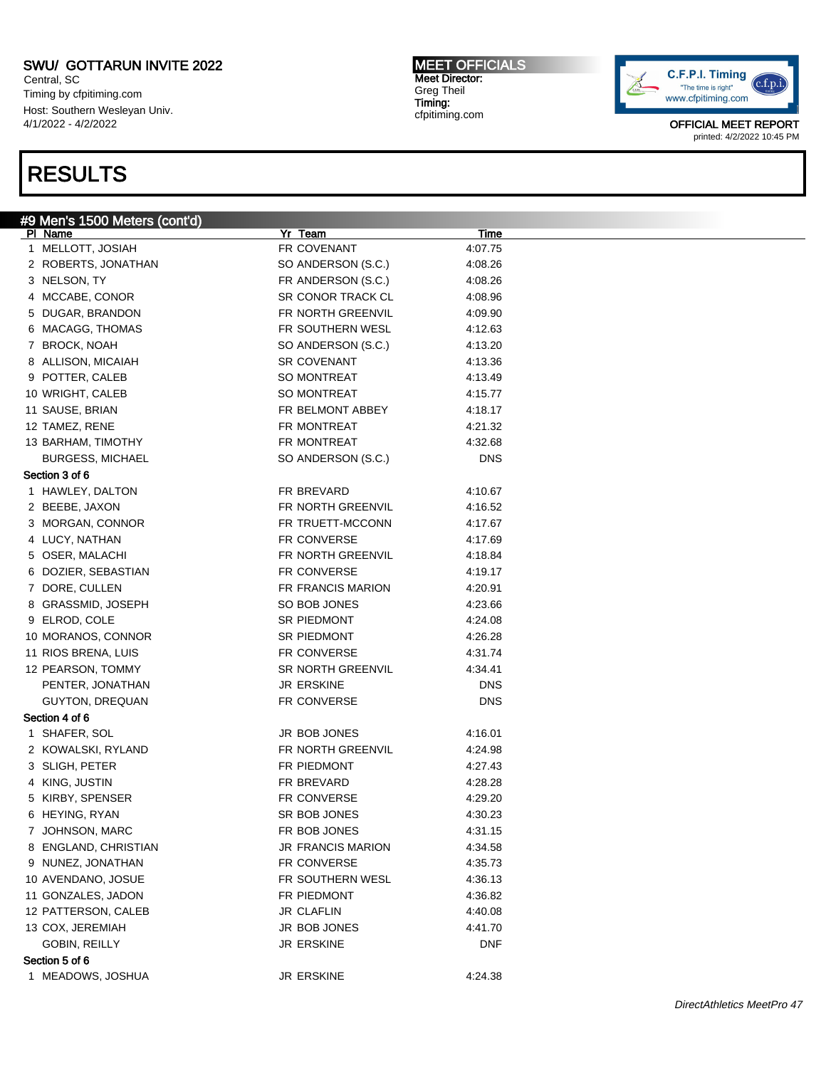# SWU/ GOTTARUN INVITE 2022

Central, SC
Timing by cfpitiming.com
Host: Southern Wesleyan Univ.
4/1/2022 - 4/2022

**MEET OFFICIALS**
Meet Director:
Greg Theil
Timing:
cfpitiming.com

OFFICIAL MEET REPORT
printed: 4/2/2022 10:45 PM

# RESULTS

## #9 Men's 1500 Meters (cont'd)

| Pl | Name | Yr | Team | Time |
|---|---|---|---|---|
| 1 | MELLOTT, JOSIAH | FR | COVENANT | 4:07.75 |
| 2 | ROBERTS, JONATHAN | SO | ANDERSON (S.C.) | 4:08.26 |
| 3 | NELSON, TY | FR | ANDERSON (S.C.) | 4:08.26 |
| 4 | MCCABE, CONOR | SR | CONOR TRACK CL | 4:08.96 |
| 5 | DUGAR, BRANDON | FR | NORTH GREENVIL | 4:09.90 |
| 6 | MACAGG, THOMAS | FR | SOUTHERN WESL | 4:12.63 |
| 7 | BROCK, NOAH | SO | ANDERSON (S.C.) | 4:13.20 |
| 8 | ALLISON, MICAIAH | SR | COVENANT | 4:13.36 |
| 9 | POTTER, CALEB | SO | MONTREAT | 4:13.49 |
| 10 | WRIGHT, CALEB | SO | MONTREAT | 4:15.77 |
| 11 | SAUSE, BRIAN | FR | BELMONT ABBEY | 4:18.17 |
| 12 | TAMEZ, RENE | FR | MONTREAT | 4:21.32 |
| 13 | BARHAM, TIMOTHY | FR | MONTREAT | 4:32.68 |
| | BURGESS, MICHAEL | SO | ANDERSON (S.C.) | DNS |
| **Section 3 of 6** | | | | |
| 1 | HAWLEY, DALTON | FR | BREVARD | 4:10.67 |
| 2 | BEEBE, JAXON | FR | NORTH GREENVIL | 4:16.52 |
| 3 | MORGAN, CONNOR | FR | TRUETT-MCCONN | 4:17.67 |
| 4 | LUCY, NATHAN | FR | CONVERSE | 4:17.69 |
| 5 | OSER, MALACHI | FR | NORTH GREENVIL | 4:18.84 |
| 6 | DOZIER, SEBASTIAN | FR | CONVERSE | 4:19.17 |
| 7 | DORE, CULLEN | FR | FRANCIS MARION | 4:20.91 |
| 8 | GRASSMID, JOSEPH | SO | BOB JONES | 4:23.66 |
| 9 | ELROD, COLE | SR | PIEDMONT | 4:24.08 |
| 10 | MORANOS, CONNOR | SR | PIEDMONT | 4:26.28 |
| 11 | RIOS BRENA, LUIS | FR | CONVERSE | 4:31.74 |
| 12 | PEARSON, TOMMY | SR | NORTH GREENVIL | 4:34.41 |
| | PENTER, JONATHAN | JR | ERSKINE | DNS |
| | GUYTON, DREQUAN | FR | CONVERSE | DNS |
| **Section 4 of 6** | | | | |
| 1 | SHAFER, SOL | JR | BOB JONES | 4:16.01 |
| 2 | KOWALSKI, RYLAND | FR | NORTH GREENVIL | 4:24.98 |
| 3 | SLIGH, PETER | FR | PIEDMONT | 4:27.43 |
| 4 | KING, JUSTIN | FR | BREVARD | 4:28.28 |
| 5 | KIRBY, SPENSER | FR | CONVERSE | 4:29.20 |
| 6 | HEYING, RYAN | SR | BOB JONES | 4:30.23 |
| 7 | JOHNSON, MARC | FR | BOB JONES | 4:31.15 |
| 8 | ENGLAND, CHRISTIAN | JR | FRANCIS MARION | 4:34.58 |
| 9 | NUNEZ, JONATHAN | FR | CONVERSE | 4:35.73 |
| 10 | AVENDANO, JOSUE | FR | SOUTHERN WESL | 4:36.13 |
| 11 | GONZALES, JADON | FR | PIEDMONT | 4:36.82 |
| 12 | PATTERSON, CALEB | JR | CLAFLIN | 4:40.08 |
| 13 | COX, JEREMIAH | JR | BOB JONES | 4:41.70 |
| | GOBIN, REILLY | JR | ERSKINE | DNF |
| **Section 5 of 6** | | | | |
| 1 | MEADOWS, JOSHUA | JR | ERSKINE | 4:24.38 |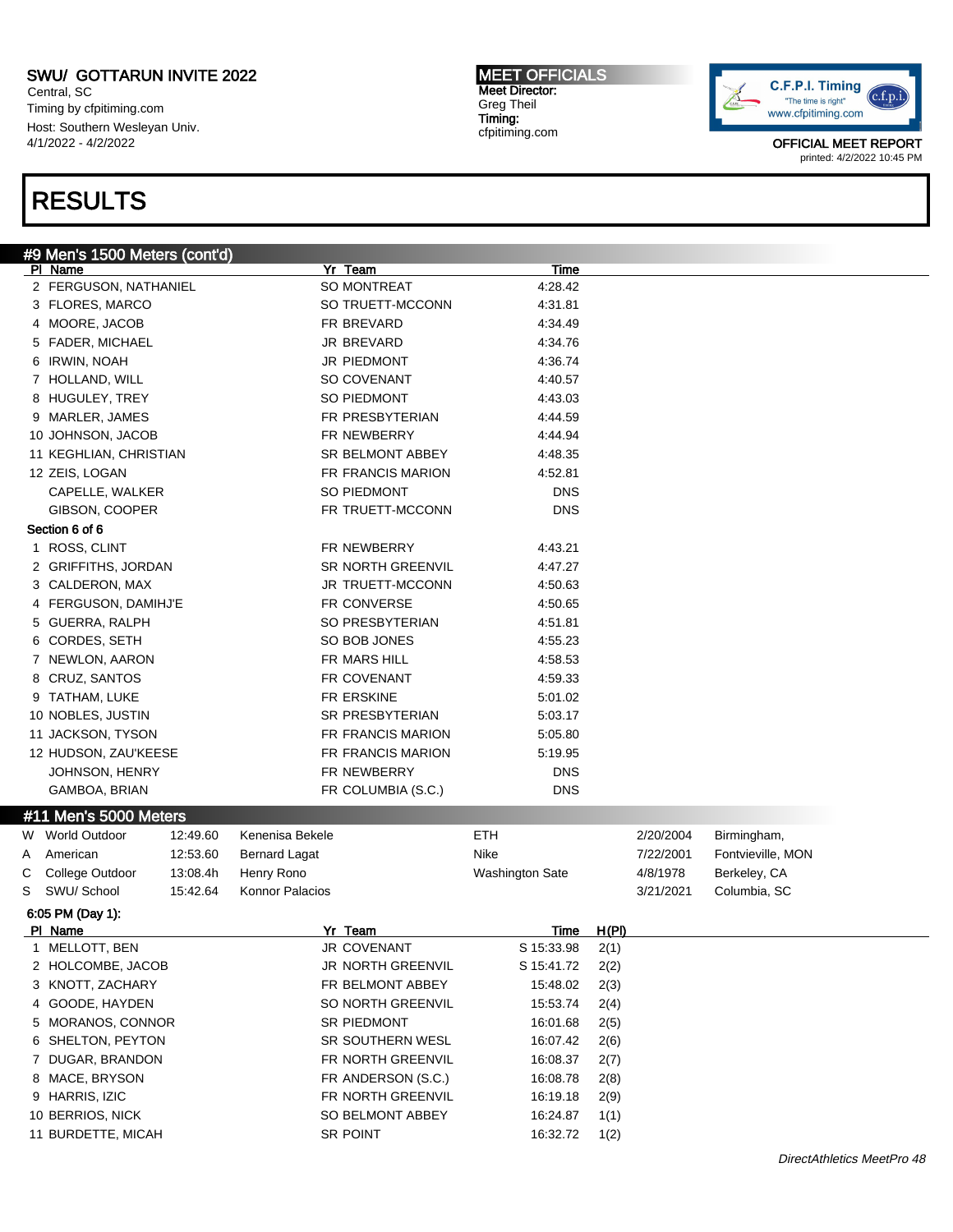SWU/ GOTTARUN INVITE 2022
Central, SC
Timing by cfpitiming.com
Host: Southern Wesleyan Univ.
4/1/2022 - 4/2/2022

MEET OFFICIALS
Meet Director:
Greg Theil
Timing:
cfpitiming.com

OFFICIAL MEET REPORT
printed: 4/2/2022 10:45 PM

# RESULTS

## #9 Men's 1500 Meters (cont'd)

| Pl | Name | Yr | Team | Time |
|---|---|---|---|---|
| 2 | FERGUSON, NATHANIEL | SO | MONTREAT | 4:28.42 |
| 3 | FLORES, MARCO | SO | TRUETT-MCCONN | 4:31.81 |
| 4 | MOORE, JACOB | FR | BREVARD | 4:34.49 |
| 5 | FADER, MICHAEL | JR | BREVARD | 4:34.76 |
| 6 | IRWIN, NOAH | JR | PIEDMONT | 4:36.74 |
| 7 | HOLLAND, WILL | SO | COVENANT | 4:40.57 |
| 8 | HUGULEY, TREY | SO | PIEDMONT | 4:43.03 |
| 9 | MARLER, JAMES | FR | PRESBYTERIAN | 4:44.59 |
| 10 | JOHNSON, JACOB | FR | NEWBERRY | 4:44.94 |
| 11 | KEGHLIAN, CHRISTIAN | SR | BELMONT ABBEY | 4:48.35 |
| 12 | ZEIS, LOGAN | FR | FRANCIS MARION | 4:52.81 |
| | CAPELLE, WALKER | SO | PIEDMONT | DNS |
| | GIBSON, COOPER | FR | TRUETT-MCCONN | DNS |

**Section 6 of 6**

| Pl | Name | Yr | Team | Time |
|---|---|---|---|---|
| 1 | ROSS, CLINT | FR | NEWBERRY | 4:43.21 |
| 2 | GRIFFITHS, JORDAN | SR | NORTH GREENVIL | 4:47.27 |
| 3 | CALDERON, MAX | JR | TRUETT-MCCONN | 4:50.63 |
| 4 | FERGUSON, DAMIHJ'E | FR | CONVERSE | 4:50.65 |
| 5 | GUERRA, RALPH | SO | PRESBYTERIAN | 4:51.81 |
| 6 | CORDES, SETH | SO | BOB JONES | 4:55.23 |
| 7 | NEWLON, AARON | FR | MARS HILL | 4:58.53 |
| 8 | CRUZ, SANTOS | FR | COVENANT | 4:59.33 |
| 9 | TATHAM, LUKE | FR | ERSKINE | 5:01.02 |
| 10 | NOBLES, JUSTIN | SR | PRESBYTERIAN | 5:03.17 |
| 11 | JACKSON, TYSON | FR | FRANCIS MARION | 5:05.80 |
| 12 | HUDSON, ZAU'KEESE | FR | FRANCIS MARION | 5:19.95 |
| | JOHNSON, HENRY | FR | NEWBERRY | DNS |
| | GAMBOA, BRIAN | FR | COLUMBIA (S.C.) | DNS |

## #11 Men's 5000 Meters

| | Record | Time | Name | Team | Date | Location |
|---|---|---|---|---|---|---|
| W | World Outdoor | 12:49.60 | Kenenisa Bekele | ETH | 2/20/2004 | Birmingham, |
| A | American | 12:53.60 | Bernard Lagat | Nike | 7/22/2001 | Fontvieville, MON |
| C | College Outdoor | 13:08.4h | Henry Rono | Washington Sate | 4/8/1978 | Berkeley, CA |
| S | SWU/ School | 15:42.64 | Konnor Palacios | | 3/21/2021 | Columbia, SC |

6:05 PM (Day 1):

| Pl | Name | Yr | Team | Time | H(Pl) |
|---|---|---|---|---|---|
| 1 | MELLOTT, BEN | JR | COVENANT | S 15:33.98 | 2(1) |
| 2 | HOLCOMBE, JACOB | JR | NORTH GREENVIL | S 15:41.72 | 2(2) |
| 3 | KNOTT, ZACHARY | FR | BELMONT ABBEY | 15:48.02 | 2(3) |
| 4 | GOODE, HAYDEN | SO | NORTH GREENVIL | 15:53.74 | 2(4) |
| 5 | MORANOS, CONNOR | SR | PIEDMONT | 16:01.68 | 2(5) |
| 6 | SHELTON, PEYTON | SR | SOUTHERN WESL | 16:07.42 | 2(6) |
| 7 | DUGAR, BRANDON | FR | NORTH GREENVIL | 16:08.37 | 2(7) |
| 8 | MACE, BRYSON | FR | ANDERSON (S.C.) | 16:08.78 | 2(8) |
| 9 | HARRIS, IZIC | FR | NORTH GREENVIL | 16:19.18 | 2(9) |
| 10 | BERRIOS, NICK | SO | BELMONT ABBEY | 16:24.87 | 1(1) |
| 11 | BURDETTE, MICAH | SR | POINT | 16:32.72 | 1(2) |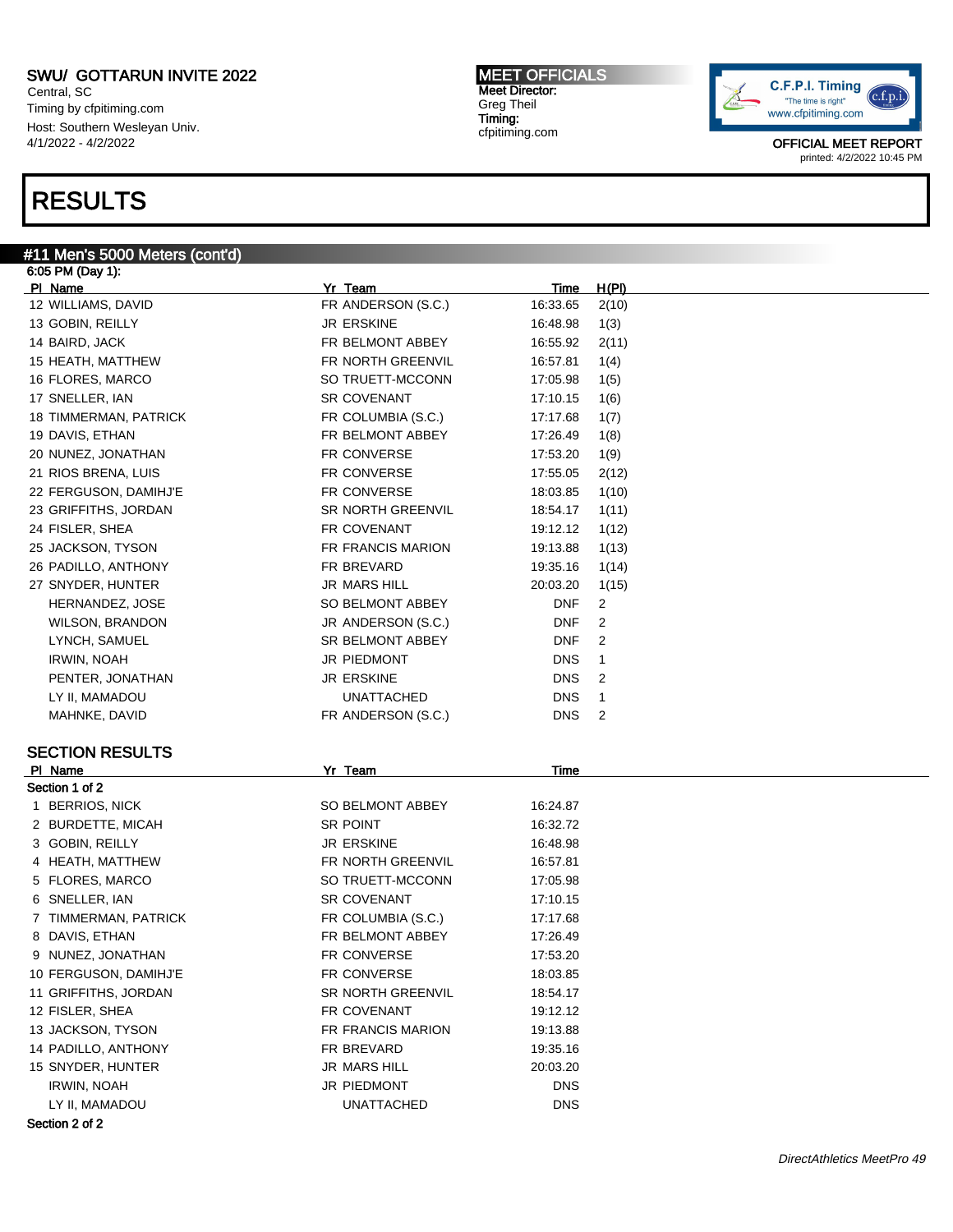SWU/ GOTTARUN INVITE 2022
Central, SC
Timing by cfpitiming.com
Host: Southern Wesleyan Univ.
4/1/2022 - 4/2/2022

MEET OFFICIALS
Meet Director:
Greg Theil
Timing:
cfpitiming.com

OFFICIAL MEET REPORT
printed: 4/2/2022 10:45 PM

# RESULTS

## #11 Men's 5000 Meters (cont'd)

6:05 PM (Day 1):

| Pl | Name | Yr | Team | Time | H(Pl) |
|---|---|---|---|---|---|
| 12 | WILLIAMS, DAVID | FR | ANDERSON (S.C.) | 16:33.65 | 2(10) |
| 13 | GOBIN, REILLY | JR | ERSKINE | 16:48.98 | 1(3) |
| 14 | BAIRD, JACK | FR | BELMONT ABBEY | 16:55.92 | 2(11) |
| 15 | HEATH, MATTHEW | FR | NORTH GREENVIL | 16:57.81 | 1(4) |
| 16 | FLORES, MARCO | SO | TRUETT-MCCONN | 17:05.98 | 1(5) |
| 17 | SNELLER, IAN | SR | COVENANT | 17:10.15 | 1(6) |
| 18 | TIMMERMAN, PATRICK | FR | COLUMBIA (S.C.) | 17:17.68 | 1(7) |
| 19 | DAVIS, ETHAN | FR | BELMONT ABBEY | 17:26.49 | 1(8) |
| 20 | NUNEZ, JONATHAN | FR | CONVERSE | 17:53.20 | 1(9) |
| 21 | RIOS BRENA, LUIS | FR | CONVERSE | 17:55.05 | 2(12) |
| 22 | FERGUSON, DAMIHJ'E | FR | CONVERSE | 18:03.85 | 1(10) |
| 23 | GRIFFITHS, JORDAN | SR | NORTH GREENVIL | 18:54.17 | 1(11) |
| 24 | FISLER, SHEA | FR | COVENANT | 19:12.12 | 1(12) |
| 25 | JACKSON, TYSON | FR | FRANCIS MARION | 19:13.88 | 1(13) |
| 26 | PADILLO, ANTHONY | FR | BREVARD | 19:35.16 | 1(14) |
| 27 | SNYDER, HUNTER | JR | MARS HILL | 20:03.20 | 1(15) |
| | HERNANDEZ, JOSE | SO | BELMONT ABBEY | DNF | 2 |
| | WILSON, BRANDON | JR | ANDERSON (S.C.) | DNF | 2 |
| | LYNCH, SAMUEL | SR | BELMONT ABBEY | DNF | 2 |
| | IRWIN, NOAH | JR | PIEDMONT | DNS | 1 |
| | PENTER, JONATHAN | JR | ERSKINE | DNS | 2 |
| | LY II, MAMADOU | | UNATTACHED | DNS | 1 |
| | MAHNKE, DAVID | FR | ANDERSON (S.C.) | DNS | 2 |

### SECTION RESULTS

Section 1 of 2

| Pl | Name | Yr | Team | Time |
|---|---|---|---|---|
| 1 | BERRIOS, NICK | SO | BELMONT ABBEY | 16:24.87 |
| 2 | BURDETTE, MICAH | SR | POINT | 16:32.72 |
| 3 | GOBIN, REILLY | JR | ERSKINE | 16:48.98 |
| 4 | HEATH, MATTHEW | FR | NORTH GREENVIL | 16:57.81 |
| 5 | FLORES, MARCO | SO | TRUETT-MCCONN | 17:05.98 |
| 6 | SNELLER, IAN | SR | COVENANT | 17:10.15 |
| 7 | TIMMERMAN, PATRICK | FR | COLUMBIA (S.C.) | 17:17.68 |
| 8 | DAVIS, ETHAN | FR | BELMONT ABBEY | 17:26.49 |
| 9 | NUNEZ, JONATHAN | FR | CONVERSE | 17:53.20 |
| 10 | FERGUSON, DAMIHJ'E | FR | CONVERSE | 18:03.85 |
| 11 | GRIFFITHS, JORDAN | SR | NORTH GREENVIL | 18:54.17 |
| 12 | FISLER, SHEA | FR | COVENANT | 19:12.12 |
| 13 | JACKSON, TYSON | FR | FRANCIS MARION | 19:13.88 |
| 14 | PADILLO, ANTHONY | FR | BREVARD | 19:35.16 |
| 15 | SNYDER, HUNTER | JR | MARS HILL | 20:03.20 |
| | IRWIN, NOAH | JR | PIEDMONT | DNS |
| | LY II, MAMADOU | | UNATTACHED | DNS |

Section 2 of 2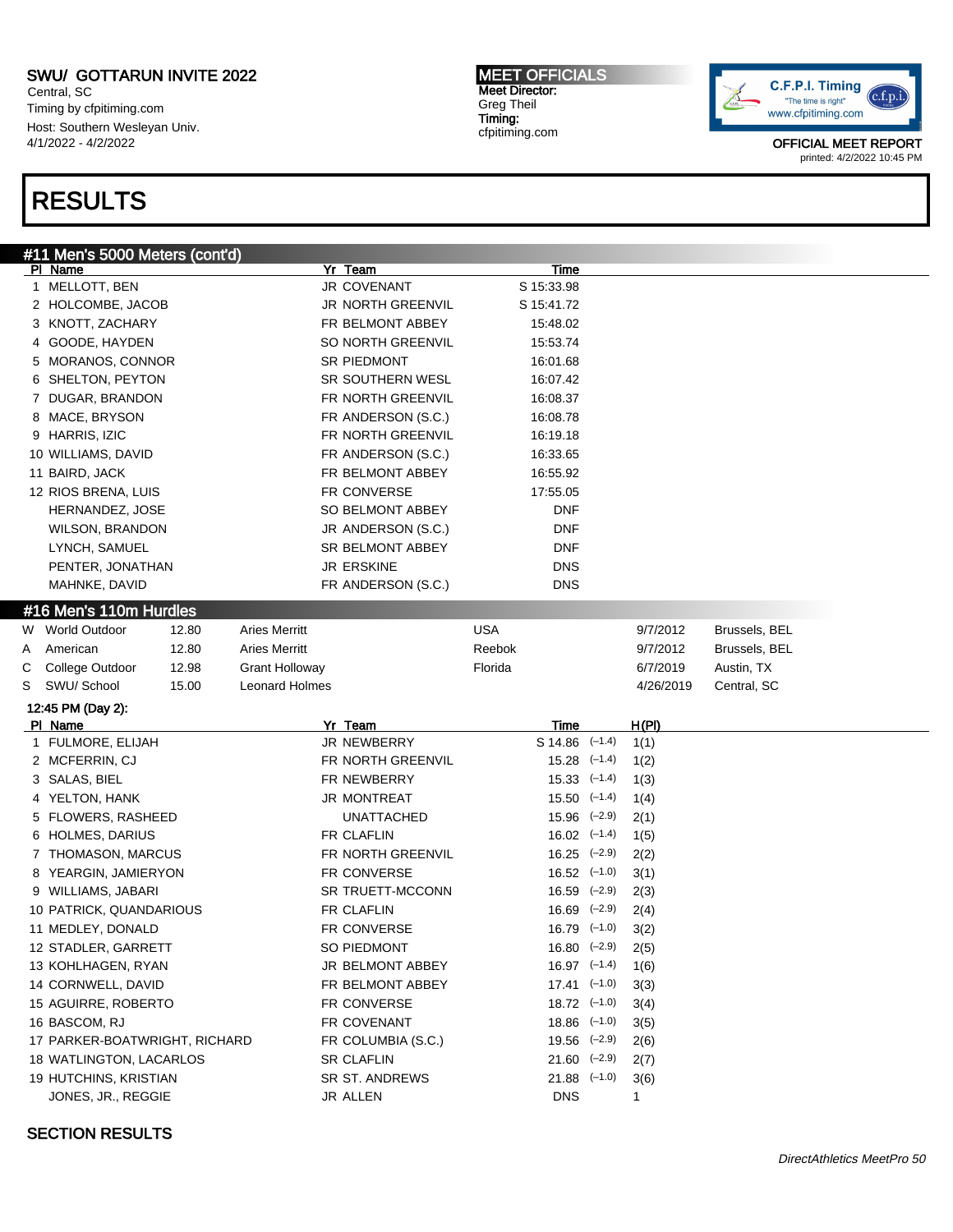SWU/ GOTTARUN INVITE 2022
Central, SC
Timing by cfpitiming.com
Host: Southern Wesleyan Univ.
4/1/2022 - 4/2/2022

MEET OFFICIALS
Meet Director:
Greg Theil
Timing:
cfpitiming.com

OFFICIAL MEET REPORT
printed: 4/2/2022 10:45 PM

# RESULTS

## #11 Men's 5000 Meters (cont'd)

| Pl | Name | Yr | Team | Time |
|---|---|---|---|---|
| 1 | MELLOTT, BEN | JR | COVENANT | S 15:33.98 |
| 2 | HOLCOMBE, JACOB | JR | NORTH GREENVIL | S 15:41.72 |
| 3 | KNOTT, ZACHARY | FR | BELMONT ABBEY | 15:48.02 |
| 4 | GOODE, HAYDEN | SO | NORTH GREENVIL | 15:53.74 |
| 5 | MORANOS, CONNOR | SR | PIEDMONT | 16:01.68 |
| 6 | SHELTON, PEYTON | SR | SOUTHERN WESL | 16:07.42 |
| 7 | DUGAR, BRANDON | FR | NORTH GREENVIL | 16:08.37 |
| 8 | MACE, BRYSON | FR | ANDERSON (S.C.) | 16:08.78 |
| 9 | HARRIS, IZIC | FR | NORTH GREENVIL | 16:19.18 |
| 10 | WILLIAMS, DAVID | FR | ANDERSON (S.C.) | 16:33.65 |
| 11 | BAIRD, JACK | FR | BELMONT ABBEY | 16:55.92 |
| 12 | RIOS BRENA, LUIS | FR | CONVERSE | 17:55.05 |
| | HERNANDEZ, JOSE | SO | BELMONT ABBEY | DNF |
| | WILSON, BRANDON | JR | ANDERSON (S.C.) | DNF |
| | LYNCH, SAMUEL | SR | BELMONT ABBEY | DNF |
| | PENTER, JONATHAN | JR | ERSKINE | DNS |
| | MAHNKE, DAVID | FR | ANDERSON (S.C.) | DNS |

## #16 Men's 110m Hurdles

| | Record | Mark | Name | Team | Date | Location |
|---|---|---|---|---|---|---|
| W | World Outdoor | 12.80 | Aries Merritt | USA | 9/7/2012 | Brussels, BEL |
| A | American | 12.80 | Aries Merritt | Reebok | 9/7/2012 | Brussels, BEL |
| C | College Outdoor | 12.98 | Grant Holloway | Florida | 6/7/2019 | Austin, TX |
| S | SWU/ School | 15.00 | Leonard Holmes | | 4/26/2019 | Central, SC |

12:45 PM (Day 2):

| Pl | Name | Yr | Team | Time | Wind | H(Pl) |
|---|---|---|---|---|---|---|
| 1 | FULMORE, ELIJAH | JR | NEWBERRY | S 14.86 | (-1.4) | 1(1) |
| 2 | MCFERRIN, CJ | FR | NORTH GREENVIL | 15.28 | (-1.4) | 1(2) |
| 3 | SALAS, BIEL | FR | NEWBERRY | 15.33 | (-1.4) | 1(3) |
| 4 | YELTON, HANK | JR | MONTREAT | 15.50 | (-1.4) | 1(4) |
| 5 | FLOWERS, RASHEED | | UNATTACHED | 15.96 | (-2.9) | 2(1) |
| 6 | HOLMES, DARIUS | FR | CLAFLIN | 16.02 | (-1.4) | 1(5) |
| 7 | THOMASON, MARCUS | FR | NORTH GREENVIL | 16.25 | (-2.9) | 2(2) |
| 8 | YEARGIN, JAMIERYON | FR | CONVERSE | 16.52 | (-1.0) | 3(1) |
| 9 | WILLIAMS, JABARI | SR | TRUETT-MCCONN | 16.59 | (-2.9) | 2(3) |
| 10 | PATRICK, QUANDARIOUS | FR | CLAFLIN | 16.69 | (-2.9) | 2(4) |
| 11 | MEDLEY, DONALD | FR | CONVERSE | 16.79 | (-1.0) | 3(2) |
| 12 | STADLER, GARRETT | SO | PIEDMONT | 16.80 | (-2.9) | 2(5) |
| 13 | KOHLHAGEN, RYAN | JR | BELMONT ABBEY | 16.97 | (-1.4) | 1(6) |
| 14 | CORNWELL, DAVID | FR | BELMONT ABBEY | 17.41 | (-1.0) | 3(3) |
| 15 | AGUIRRE, ROBERTO | FR | CONVERSE | 18.72 | (-1.0) | 3(4) |
| 16 | BASCOM, RJ | FR | COVENANT | 18.86 | (-1.0) | 3(5) |
| 17 | PARKER-BOATWRIGHT, RICHARD | FR | COLUMBIA (S.C.) | 19.56 | (-2.9) | 2(6) |
| 18 | WATLINGTON, LACARLOS | SR | CLAFLIN | 21.60 | (-2.9) | 2(7) |
| 19 | HUTCHINS, KRISTIAN | SR | ST. ANDREWS | 21.88 | (-1.0) | 3(6) |
| | JONES, JR., REGGIE | JR | ALLEN | DNS | | 1 |

SECTION RESULTS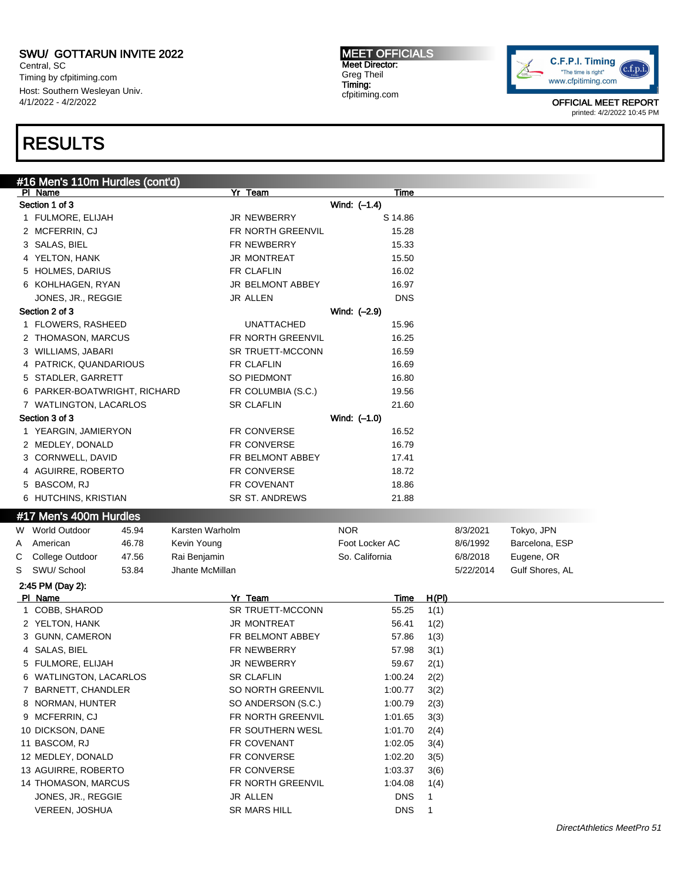# RESULTS

## #16 Men's 110m Hurdles (cont'd)

| Pl | Name | Yr | Team | Time |
|---|---|---|---|---|
| **Section 1 of 3** | | | | Wind: (–1.4) |
| 1 | FULMORE, ELIJAH | JR | NEWBERRY | S 14.86 |
| 2 | MCFERRIN, CJ | FR | NORTH GREENVIL | 15.28 |
| 3 | SALAS, BIEL | FR | NEWBERRY | 15.33 |
| 4 | YELTON, HANK | JR | MONTREAT | 15.50 |
| 5 | HOLMES, DARIUS | FR | CLAFLIN | 16.02 |
| 6 | KOHLHAGEN, RYAN | JR | BELMONT ABBEY | 16.97 |
| | JONES, JR., REGGIE | JR | ALLEN | DNS |
| **Section 2 of 3** | | | | Wind: (–2.9) |
| 1 | FLOWERS, RASHEED | | UNATTACHED | 15.96 |
| 2 | THOMASON, MARCUS | FR | NORTH GREENVIL | 16.25 |
| 3 | WILLIAMS, JABARI | SR | TRUETT-MCCONN | 16.59 |
| 4 | PATRICK, QUANDARIOUS | FR | CLAFLIN | 16.69 |
| 5 | STADLER, GARRETT | SO | PIEDMONT | 16.80 |
| 6 | PARKER-BOATWRIGHT, RICHARD | FR | COLUMBIA (S.C.) | 19.56 |
| 7 | WATLINGTON, LACARLOS | SR | CLAFLIN | 21.60 |
| **Section 3 of 3** | | | | Wind: (–1.0) |
| 1 | YEARGIN, JAMIERYON | FR | CONVERSE | 16.52 |
| 2 | MEDLEY, DONALD | FR | CONVERSE | 16.79 |
| 3 | CORNWELL, DAVID | FR | BELMONT ABBEY | 17.41 |
| 4 | AGUIRRE, ROBERTO | FR | CONVERSE | 18.72 |
| 5 | BASCOM, RJ | FR | COVENANT | 18.86 |
| 6 | HUTCHINS, KRISTIAN | SR | ST. ANDREWS | 21.88 |

## #17 Men's 400m Hurdles

| | Record | Mark | Holder | Team | Date | Location |
|---|---|---|---|---|---|---|
| W | World Outdoor | 45.94 | Karsten Warholm | NOR | 8/3/2021 | Tokyo, JPN |
| A | American | 46.78 | Kevin Young | Foot Locker AC | 8/6/1992 | Barcelona, ESP |
| C | College Outdoor | 47.56 | Rai Benjamin | So. California | 6/8/2018 | Eugene, OR |
| S | SWU/ School | 53.84 | Jhante McMillan | | 5/22/2014 | Gulf Shores, AL |

2:45 PM (Day 2):

| Pl | Name | Yr | Team | Time | H(Pl) |
|---|---|---|---|---|---|
| 1 | COBB, SHAROD | SR | TRUETT-MCCONN | 55.25 | 1(1) |
| 2 | YELTON, HANK | JR | MONTREAT | 56.41 | 1(2) |
| 3 | GUNN, CAMERON | FR | BELMONT ABBEY | 57.86 | 1(3) |
| 4 | SALAS, BIEL | FR | NEWBERRY | 57.98 | 3(1) |
| 5 | FULMORE, ELIJAH | JR | NEWBERRY | 59.67 | 2(1) |
| 6 | WATLINGTON, LACARLOS | SR | CLAFLIN | 1:00.24 | 2(2) |
| 7 | BARNETT, CHANDLER | SO | NORTH GREENVIL | 1:00.77 | 3(2) |
| 8 | NORMAN, HUNTER | SO | ANDERSON (S.C.) | 1:00.79 | 2(3) |
| 9 | MCFERRIN, CJ | FR | NORTH GREENVIL | 1:01.65 | 3(3) |
| 10 | DICKSON, DANE | FR | SOUTHERN WESL | 1:01.70 | 2(4) |
| 11 | BASCOM, RJ | FR | COVENANT | 1:02.05 | 3(4) |
| 12 | MEDLEY, DONALD | FR | CONVERSE | 1:02.20 | 3(5) |
| 13 | AGUIRRE, ROBERTO | FR | CONVERSE | 1:03.37 | 3(6) |
| 14 | THOMASON, MARCUS | FR | NORTH GREENVIL | 1:04.08 | 1(4) |
| | JONES, JR., REGGIE | JR | ALLEN | DNS | 1 |
| | VEREEN, JOSHUA | SR | MARS HILL | DNS | 1 |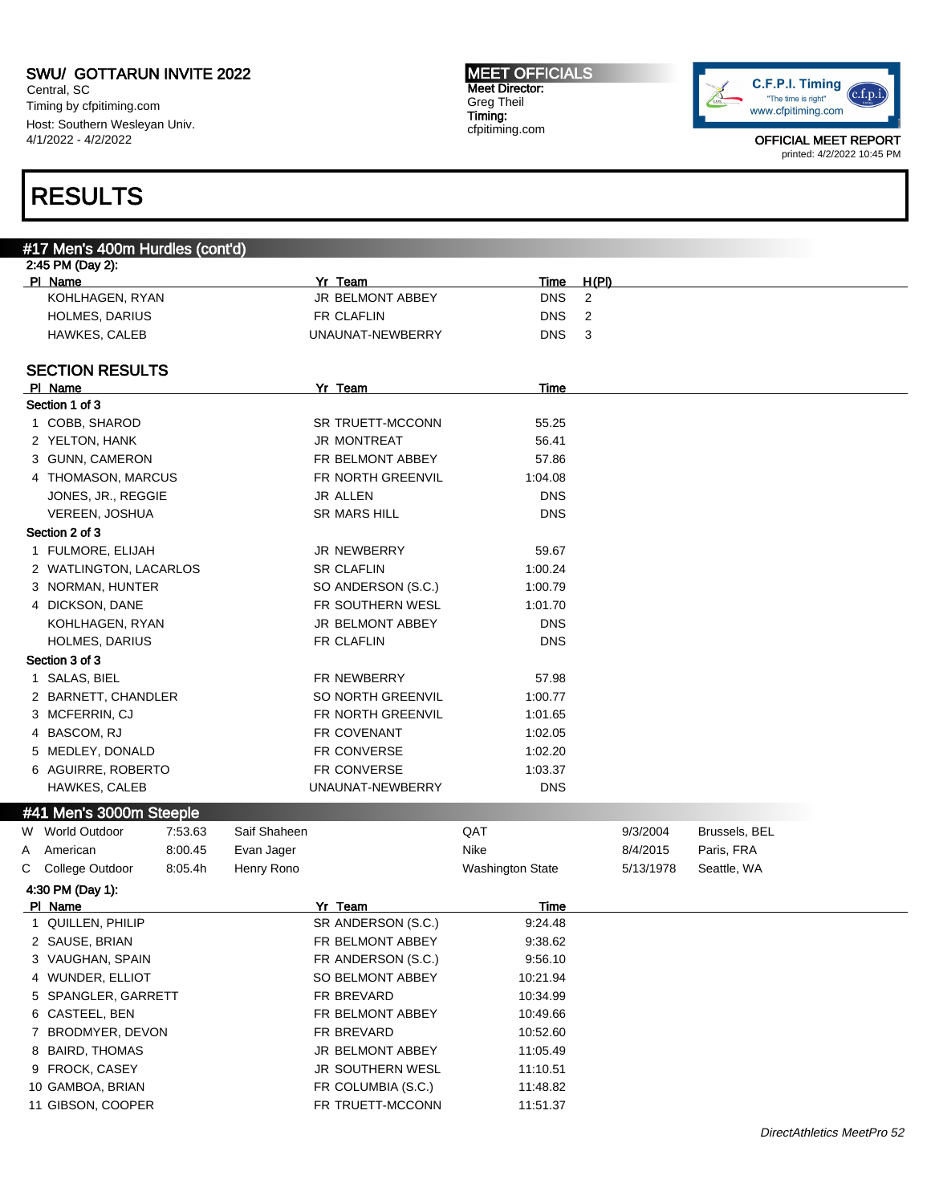# RESULTS

## #17 Men's 400m Hurdles (cont'd)

2:45 PM (Day 2):

| Pl | Name | Yr | Team | Time | H(Pl) |
|---|---|---|---|---|---|
| | KOHLHAGEN, RYAN | JR | BELMONT ABBEY | DNS | 2 |
| | HOLMES, DARIUS | FR | CLAFLIN | DNS | 2 |
| | HAWKES, CALEB | | UNAUNAT-NEWBERRY | DNS | 3 |

### SECTION RESULTS

| Pl | Name | Yr | Team | Time |
|---|---|---|---|---|
| **Section 1 of 3** | | | | |
| 1 | COBB, SHAROD | SR | TRUETT-MCCONN | 55.25 |
| 2 | YELTON, HANK | JR | MONTREAT | 56.41 |
| 3 | GUNN, CAMERON | FR | BELMONT ABBEY | 57.86 |
| 4 | THOMASON, MARCUS | FR | NORTH GREENVIL | 1:04.08 |
| | JONES, JR., REGGIE | JR | ALLEN | DNS |
| | VEREEN, JOSHUA | SR | MARS HILL | DNS |
| **Section 2 of 3** | | | | |
| 1 | FULMORE, ELIJAH | JR | NEWBERRY | 59.67 |
| 2 | WATLINGTON, LACARLOS | SR | CLAFLIN | 1:00.24 |
| 3 | NORMAN, HUNTER | SO | ANDERSON (S.C.) | 1:00.79 |
| 4 | DICKSON, DANE | FR | SOUTHERN WESL | 1:01.70 |
| | KOHLHAGEN, RYAN | JR | BELMONT ABBEY | DNS |
| | HOLMES, DARIUS | FR | CLAFLIN | DNS |
| **Section 3 of 3** | | | | |
| 1 | SALAS, BIEL | FR | NEWBERRY | 57.98 |
| 2 | BARNETT, CHANDLER | SO | NORTH GREENVIL | 1:00.77 |
| 3 | MCFERRIN, CJ | FR | NORTH GREENVIL | 1:01.65 |
| 4 | BASCOM, RJ | FR | COVENANT | 1:02.05 |
| 5 | MEDLEY, DONALD | FR | CONVERSE | 1:02.20 |
| 6 | AGUIRRE, ROBERTO | FR | CONVERSE | 1:03.37 |
| | HAWKES, CALEB | | UNAUNAT-NEWBERRY | DNS |

## #41 Men's 3000m Steeple

| | Record | Time | Name | Team | Date | Location |
|---|---|---|---|---|---|---|
| W | World Outdoor | 7:53.63 | Saif Shaheen | QAT | 9/3/2004 | Brussels, BEL |
| A | American | 8:00.45 | Evan Jager | Nike | 8/4/2015 | Paris, FRA |
| C | College Outdoor | 8:05.4h | Henry Rono | Washington State | 5/13/1978 | Seattle, WA |

4:30 PM (Day 1):

| Pl | Name | Yr | Team | Time |
|---|---|---|---|---|
| 1 | QUILLEN, PHILIP | SR | ANDERSON (S.C.) | 9:24.48 |
| 2 | SAUSE, BRIAN | FR | BELMONT ABBEY | 9:38.62 |
| 3 | VAUGHAN, SPAIN | FR | ANDERSON (S.C.) | 9:56.10 |
| 4 | WUNDER, ELLIOT | SO | BELMONT ABBEY | 10:21.94 |
| 5 | SPANGLER, GARRETT | FR | BREVARD | 10:34.99 |
| 6 | CASTEEL, BEN | FR | BELMONT ABBEY | 10:49.66 |
| 7 | BRODMYER, DEVON | FR | BREVARD | 10:52.60 |
| 8 | BAIRD, THOMAS | JR | BELMONT ABBEY | 11:05.49 |
| 9 | FROCK, CASEY | JR | SOUTHERN WESL | 11:10.51 |
| 10 | GAMBOA, BRIAN | FR | COLUMBIA (S.C.) | 11:48.82 |
| 11 | GIBSON, COOPER | FR | TRUETT-MCCONN | 11:51.37 |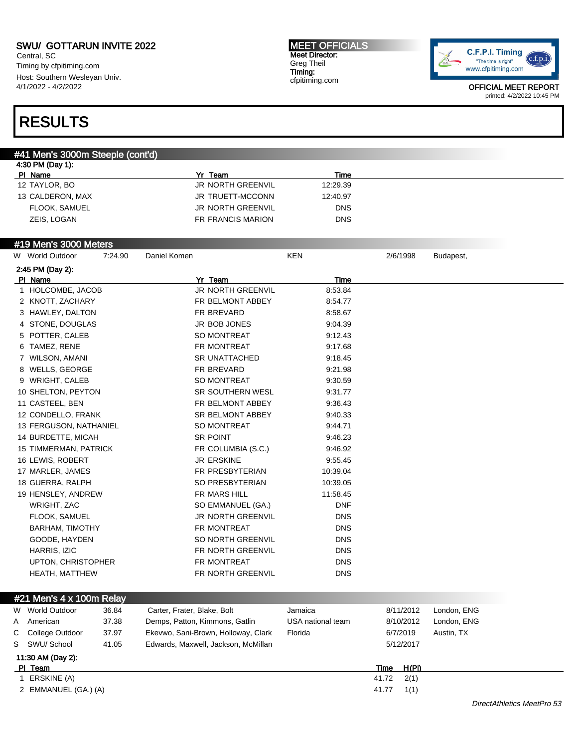# RESULTS

## #41 Men's 3000m Steeple (cont'd)

4:30 PM (Day 1):

| Pl | Name | Yr | Team | Time |
|---|---|---|---|---|
| 12 | TAYLOR, BO | JR | NORTH GREENVIL | 12:29.39 |
| 13 | CALDERON, MAX | JR | TRUETT-MCCONN | 12:40.97 |
| | FLOOK, SAMUEL | JR | NORTH GREENVIL | DNS |
| | ZEIS, LOGAN | FR | FRANCIS MARION | DNS |

## #19 Men's 3000 Meters

| | Record | Time | Holder | Team | Date | Location |
|---|---|---|---|---|---|---|
| W | World Outdoor | 7:24.90 | Daniel Komen | KEN | 2/6/1998 | Budapest, |

2:45 PM (Day 2):

| Pl | Name | Yr | Team | Time |
|---|---|---|---|---|
| 1 | HOLCOMBE, JACOB | JR | NORTH GREENVIL | 8:53.84 |
| 2 | KNOTT, ZACHARY | FR | BELMONT ABBEY | 8:54.77 |
| 3 | HAWLEY, DALTON | FR | BREVARD | 8:58.67 |
| 4 | STONE, DOUGLAS | JR | BOB JONES | 9:04.39 |
| 5 | POTTER, CALEB | SO | MONTREAT | 9:12.43 |
| 6 | TAMEZ, RENE | FR | MONTREAT | 9:17.68 |
| 7 | WILSON, AMANI | SR | UNATTACHED | 9:18.45 |
| 8 | WELLS, GEORGE | FR | BREVARD | 9:21.98 |
| 9 | WRIGHT, CALEB | SO | MONTREAT | 9:30.59 |
| 10 | SHELTON, PEYTON | SR | SOUTHERN WESL | 9:31.77 |
| 11 | CASTEEL, BEN | FR | BELMONT ABBEY | 9:36.43 |
| 12 | CONDELLO, FRANK | SR | BELMONT ABBEY | 9:40.33 |
| 13 | FERGUSON, NATHANIEL | SO | MONTREAT | 9:44.71 |
| 14 | BURDETTE, MICAH | SR | POINT | 9:46.23 |
| 15 | TIMMERMAN, PATRICK | FR | COLUMBIA (S.C.) | 9:46.92 |
| 16 | LEWIS, ROBERT | JR | ERSKINE | 9:55.45 |
| 17 | MARLER, JAMES | FR | PRESBYTERIAN | 10:39.04 |
| 18 | GUERRA, RALPH | SO | PRESBYTERIAN | 10:39.05 |
| 19 | HENSLEY, ANDREW | FR | MARS HILL | 11:58.45 |
| | WRIGHT, ZAC | SO | EMMANUEL (GA.) | DNF |
| | FLOOK, SAMUEL | JR | NORTH GREENVIL | DNS |
| | BARHAM, TIMOTHY | FR | MONTREAT | DNS |
| | GOODE, HAYDEN | SO | NORTH GREENVIL | DNS |
| | HARRIS, IZIC | FR | NORTH GREENVIL | DNS |
| | UPTON, CHRISTOPHER | FR | MONTREAT | DNS |
| | HEATH, MATTHEW | FR | NORTH GREENVIL | DNS |

## #21 Men's 4 x 100m Relay

| | Record | Time | Holders | Team | Date | Location |
|---|---|---|---|---|---|---|
| W | World Outdoor | 36.84 | Carter, Frater, Blake, Bolt | Jamaica | 8/11/2012 | London, ENG |
| A | American | 37.38 | Demps, Patton, Kimmons, Gatlin | USA national team | 8/10/2012 | London, ENG |
| C | College Outdoor | 37.97 | Ekevwo, Sani-Brown, Holloway, Clark | Florida | 6/7/2019 | Austin, TX |
| S | SWU/ School | 41.05 | Edwards, Maxwell, Jackson, McMillan | | 5/12/2017 | |

11:30 AM (Day 2):

| Pl | Team | Time | H(Pl) |
|---|---|---|---|
| 1 | ERSKINE (A) | 41.72 | 2(1) |
| 2 | EMMANUEL (GA.) (A) | 41.77 | 1(1) |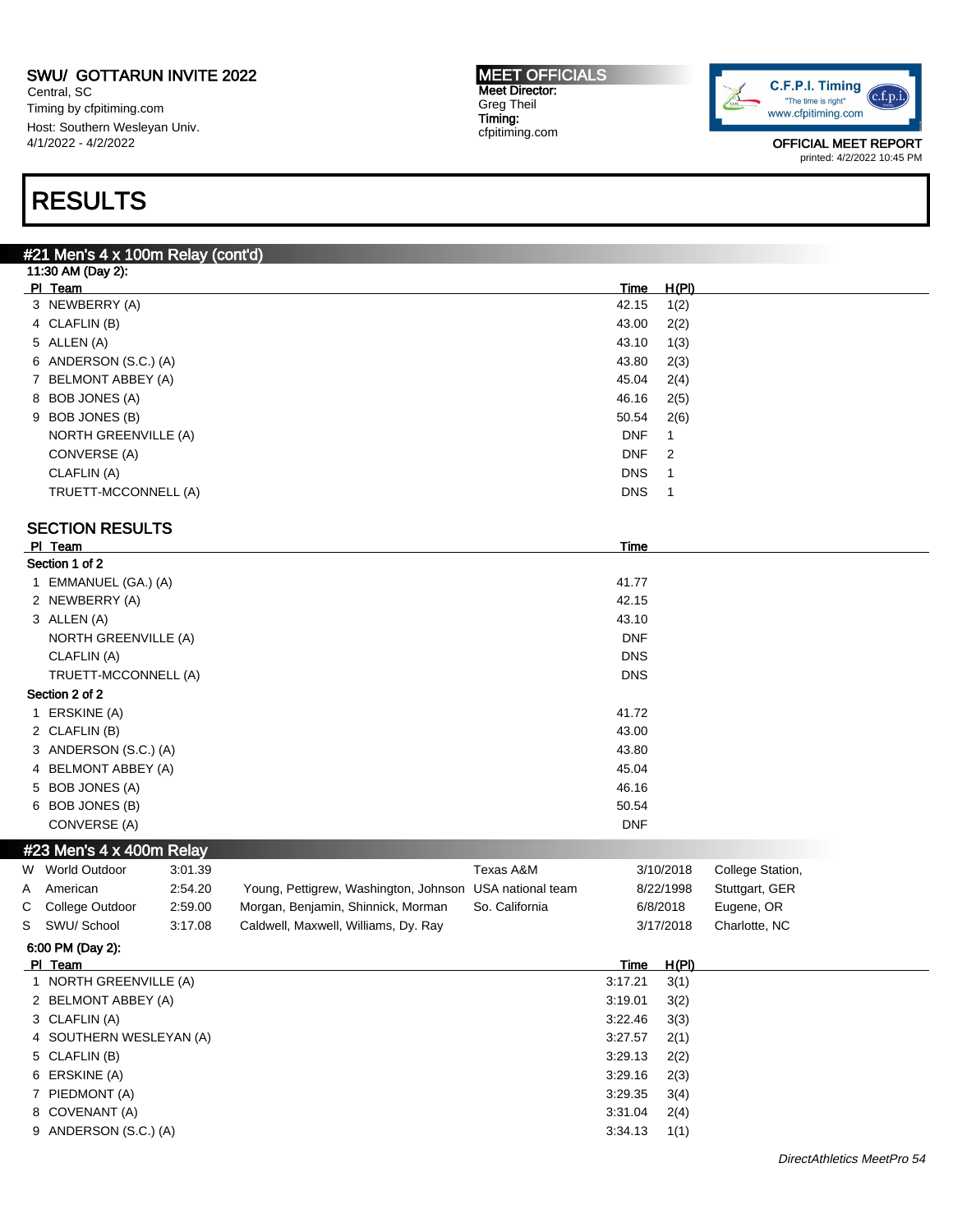# RESULTS

## #21 Men's 4 x 100m Relay (cont'd)

**11:30 AM (Day 2):**

| Pl | Team | Time | H(Pl) |
|---|---|---|---|
| 3 | NEWBERRY (A) | 42.15 | 1(2) |
| 4 | CLAFLIN (B) | 43.00 | 2(2) |
| 5 | ALLEN (A) | 43.10 | 1(3) |
| 6 | ANDERSON (S.C.) (A) | 43.80 | 2(3) |
| 7 | BELMONT ABBEY (A) | 45.04 | 2(4) |
| 8 | BOB JONES (A) | 46.16 | 2(5) |
| 9 | BOB JONES (B) | 50.54 | 2(6) |
| | NORTH GREENVILLE (A) | DNF | 1 |
| | CONVERSE (A) | DNF | 2 |
| | CLAFLIN (A) | DNS | 1 |
| | TRUETT-MCCONNELL (A) | DNS | 1 |

### SECTION RESULTS

| Pl | Team | Time |
|---|---|---|
| **Section 1 of 2** | | |
| 1 | EMMANUEL (GA.) (A) | 41.77 |
| 2 | NEWBERRY (A) | 42.15 |
| 3 | ALLEN (A) | 43.10 |
| | NORTH GREENVILLE (A) | DNF |
| | CLAFLIN (A) | DNS |
| | TRUETT-MCCONNELL (A) | DNS |
| **Section 2 of 2** | | |
| 1 | ERSKINE (A) | 41.72 |
| 2 | CLAFLIN (B) | 43.00 |
| 3 | ANDERSON (S.C.) (A) | 43.80 |
| 4 | BELMONT ABBEY (A) | 45.04 |
| 5 | BOB JONES (A) | 46.16 |
| 6 | BOB JONES (B) | 50.54 |
| | CONVERSE (A) | DNF |

## #23 Men's 4 x 400m Relay

| | Record | Time | Athletes | Team | Date | Location |
|---|---|---|---|---|---|---|
| W | World Outdoor | 3:01.39 | | Texas A&M | 3/10/2018 | College Station, |
| A | American | 2:54.20 | Young, Pettigrew, Washington, Johnson | USA national team | 8/22/1998 | Stuttgart, GER |
| C | College Outdoor | 2:59.00 | Morgan, Benjamin, Shinnick, Morman | So. California | 6/8/2018 | Eugene, OR |
| S | SWU/ School | 3:17.08 | Caldwell, Maxwell, Williams, Dy. Ray | | 3/17/2018 | Charlotte, NC |

**6:00 PM (Day 2):**

| Pl | Team | Time | H(Pl) |
|---|---|---|---|
| 1 | NORTH GREENVILLE (A) | 3:17.21 | 3(1) |
| 2 | BELMONT ABBEY (A) | 3:19.01 | 3(2) |
| 3 | CLAFLIN (A) | 3:22.46 | 3(3) |
| 4 | SOUTHERN WESLEYAN (A) | 3:27.57 | 2(1) |
| 5 | CLAFLIN (B) | 3:29.13 | 2(2) |
| 6 | ERSKINE (A) | 3:29.16 | 2(3) |
| 7 | PIEDMONT (A) | 3:29.35 | 3(4) |
| 8 | COVENANT (A) | 3:31.04 | 2(4) |
| 9 | ANDERSON (S.C.) (A) | 3:34.13 | 1(1) |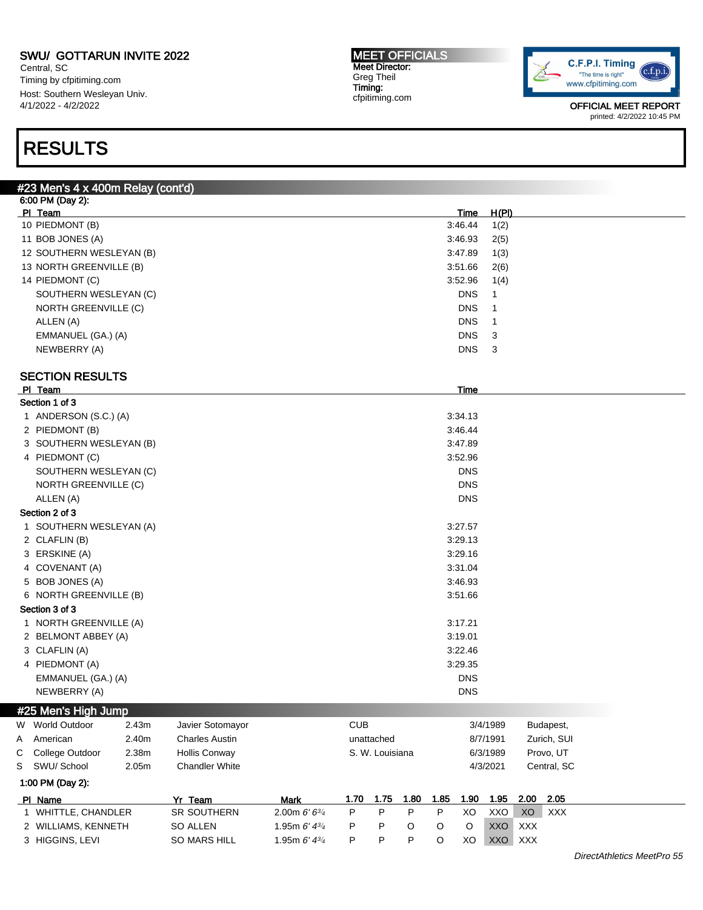# RESULTS

## #23 Men's 4 x 400m Relay (cont'd)

6:00 PM (Day 2):

| Pl | Team | Time | H(Pl) |
|---|---|---|---|
| 10 | PIEDMONT (B) | 3:46.44 | 1(2) |
| 11 | BOB JONES (A) | 3:46.93 | 2(5) |
| 12 | SOUTHERN WESLEYAN (B) | 3:47.89 | 1(3) |
| 13 | NORTH GREENVILLE (B) | 3:51.66 | 2(6) |
| 14 | PIEDMONT (C) | 3:52.96 | 1(4) |
| | SOUTHERN WESLEYAN (C) | DNS | 1 |
| | NORTH GREENVILLE (C) | DNS | 1 |
| | ALLEN (A) | DNS | 1 |
| | EMMANUEL (GA.) (A) | DNS | 3 |
| | NEWBERRY (A) | DNS | 3 |

### SECTION RESULTS

| Pl | Team | Time |
|---|---|---|
| **Section 1 of 3** | | |
| 1 | ANDERSON (S.C.) (A) | 3:34.13 |
| 2 | PIEDMONT (B) | 3:46.44 |
| 3 | SOUTHERN WESLEYAN (B) | 3:47.89 |
| 4 | PIEDMONT (C) | 3:52.96 |
| | SOUTHERN WESLEYAN (C) | DNS |
| | NORTH GREENVILLE (C) | DNS |
| | ALLEN (A) | DNS |
| **Section 2 of 3** | | |
| 1 | SOUTHERN WESLEYAN (A) | 3:27.57 |
| 2 | CLAFLIN (B) | 3:29.13 |
| 3 | ERSKINE (A) | 3:29.16 |
| 4 | COVENANT (A) | 3:31.04 |
| 5 | BOB JONES (A) | 3:46.93 |
| 6 | NORTH GREENVILLE (B) | 3:51.66 |
| **Section 3 of 3** | | |
| 1 | NORTH GREENVILLE (A) | 3:17.21 |
| 2 | BELMONT ABBEY (A) | 3:19.01 |
| 3 | CLAFLIN (A) | 3:22.46 |
| 4 | PIEDMONT (A) | 3:29.35 |
| | EMMANUEL (GA.) (A) | DNS |
| | NEWBERRY (A) | DNS |

## #25 Men's High Jump

| | | | | | | |
|---|---|---|---|---|---|---|
| W | World Outdoor | 2.43m | Javier Sotomayor | CUB | 3/4/1989 | Budapest, |
| A | American | 2.40m | Charles Austin | unattached | 8/7/1991 | Zurich, SUI |
| C | College Outdoor | 2.38m | Hollis Conway | S. W. Louisiana | 6/3/1989 | Provo, UT |
| S | SWU/ School | 2.05m | Chandler White | | 4/3/2021 | Central, SC |

1:00 PM (Day 2):

| Pl | Name | Yr | Team | Mark | 1.70 | 1.75 | 1.80 | 1.85 | 1.90 | 1.95 | 2.00 | 2.05 |
|---|---|---|---|---|---|---|---|---|---|---|---|---|
| 1 | WHITTLE, CHANDLER | SR | SOUTHERN | 2.00m *6' 6¾* | P | P | P | P | XO | XXO | XO | XXX |
| 2 | WILLIAMS, KENNETH | SO | ALLEN | 1.95m *6' 4¾* | P | P | O | O | O | XXO | XXX | |
| 3 | HIGGINS, LEVI | SO | MARS HILL | 1.95m *6' 4¾* | P | P | P | O | XO | XXO | XXX | |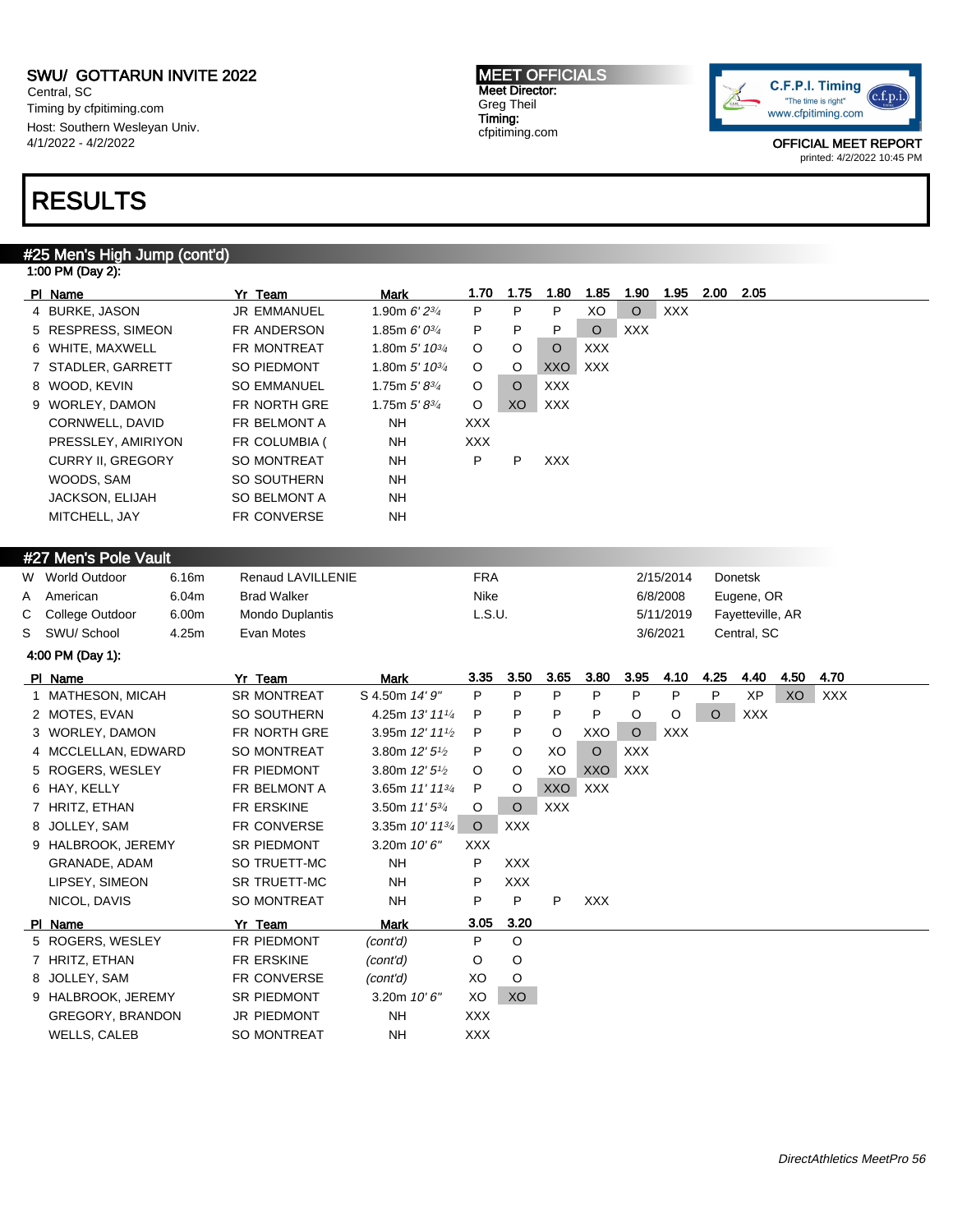SWU/ GOTTARUN INVITE 2022
Central, SC
Timing by cfpitiming.com
Host: Southern Wesleyan Univ.
4/1/2022 - 4/2/2022

**MEET OFFICIALS**
Meet Director:
Greg Theil
Timing:
cfpitiming.com

OFFICIAL MEET REPORT
printed: 4/2/2022 10:45 PM

# RESULTS

## #25 Men's High Jump (cont'd)

1:00 PM (Day 2):

| Pl | Name | Yr | Team | Mark | 1.70 | 1.75 | 1.80 | 1.85 | 1.90 | 1.95 | 2.00 | 2.05 |
|---|---|---|---|---|---|---|---|---|---|---|---|---|
| 4 | BURKE, JASON | JR | EMMANUEL | 1.90m 6' 2¾ | P | P | P | XO | O | XXX | | |
| 5 | RESPRESS, SIMEON | FR | ANDERSON | 1.85m 6' 0¾ | P | P | P | O | XXX | | | |
| 6 | WHITE, MAXWELL | FR | MONTREAT | 1.80m 5' 10¾ | O | O | O | XXX | | | | |
| 7 | STADLER, GARRETT | SO | PIEDMONT | 1.80m 5' 10¾ | O | O | XXO | XXX | | | | |
| 8 | WOOD, KEVIN | SO | EMMANUEL | 1.75m 5' 8¾ | O | O | XXX | | | | | |
| 9 | WORLEY, DAMON | FR | NORTH GRE | 1.75m 5' 8¾ | O | XO | XXX | | | | | |
| | CORNWELL, DAVID | FR | BELMONT A | NH | XXX | | | | | | | |
| | PRESSLEY, AMIRIYON | FR | COLUMBIA ( | NH | XXX | | | | | | | |
| | CURRY II, GREGORY | SO | MONTREAT | NH | P | P | XXX | | | | | |
| | WOODS, SAM | SO | SOUTHERN | NH | | | | | | | | |
| | JACKSON, ELIJAH | SO | BELMONT A | NH | | | | | | | | |
| | MITCHELL, JAY | FR | CONVERSE | NH | | | | | | | | |

## #27 Men's Pole Vault

| | Record | Mark | Name | Team | Date | Location |
|---|---|---|---|---|---|---|
| W | World Outdoor | 6.16m | Renaud LAVILLENIE | FRA | 2/15/2014 | Donetsk |
| A | American | 6.04m | Brad Walker | Nike | 6/8/2008 | Eugene, OR |
| C | College Outdoor | 6.00m | Mondo Duplantis | L.S.U. | 5/11/2019 | Fayetteville, AR |
| S | SWU/ School | 4.25m | Evan Motes | | 3/6/2021 | Central, SC |

4:00 PM (Day 1):

| Pl | Name | Yr | Team | Mark | 3.35 | 3.50 | 3.65 | 3.80 | 3.95 | 4.10 | 4.25 | 4.40 | 4.50 | 4.70 |
|---|---|---|---|---|---|---|---|---|---|---|---|---|---|---|
| 1 | MATHESON, MICAH | SR | MONTREAT | S 4.50m 14' 9" | P | P | P | P | P | P | P | XP | XO | XXX |
| 2 | MOTES, EVAN | SO | SOUTHERN | 4.25m 13' 11¼ | P | P | P | P | O | O | O | XXX | | |
| 3 | WORLEY, DAMON | FR | NORTH GRE | 3.95m 12' 11½ | P | P | O | XXO | O | XXX | | | | |
| 4 | MCCLELLAN, EDWARD | SO | MONTREAT | 3.80m 12' 5½ | P | O | XO | O | XXX | | | | | |
| 5 | ROGERS, WESLEY | FR | PIEDMONT | 3.80m 12' 5½ | O | O | XO | XXO | XXX | | | | | |
| 6 | HAY, KELLY | FR | BELMONT A | 3.65m 11' 11¾ | P | O | XXO | XXX | | | | | | |
| 7 | HRITZ, ETHAN | FR | ERSKINE | 3.50m 11' 5¾ | O | O | XXX | | | | | | | |
| 8 | JOLLEY, SAM | FR | CONVERSE | 3.35m 10' 11¾ | O | XXX | | | | | | | | |
| 9 | HALBROOK, JEREMY | SR | PIEDMONT | 3.20m 10' 6" | XXX | | | | | | | | | |
| | GRANADE, ADAM | SO | TRUETT-MC | NH | P | XXX | | | | | | | | |
| | LIPSEY, SIMEON | SR | TRUETT-MC | NH | P | XXX | | | | | | | | |
| | NICOL, DAVIS | SO | MONTREAT | NH | P | P | P | XXX | | | | | | |

| Pl | Name | Yr | Team | Mark | 3.05 | 3.20 |
|---|---|---|---|---|---|---|
| 5 | ROGERS, WESLEY | FR | PIEDMONT | *(cont'd)* | P | O |
| 7 | HRITZ, ETHAN | FR | ERSKINE | *(cont'd)* | O | O |
| 8 | JOLLEY, SAM | FR | CONVERSE | *(cont'd)* | XO | O |
| 9 | HALBROOK, JEREMY | SR | PIEDMONT | 3.20m 10' 6" | XO | XO |
| | GREGORY, BRANDON | JR | PIEDMONT | NH | XXX | |
| | WELLS, CALEB | SO | MONTREAT | NH | XXX | |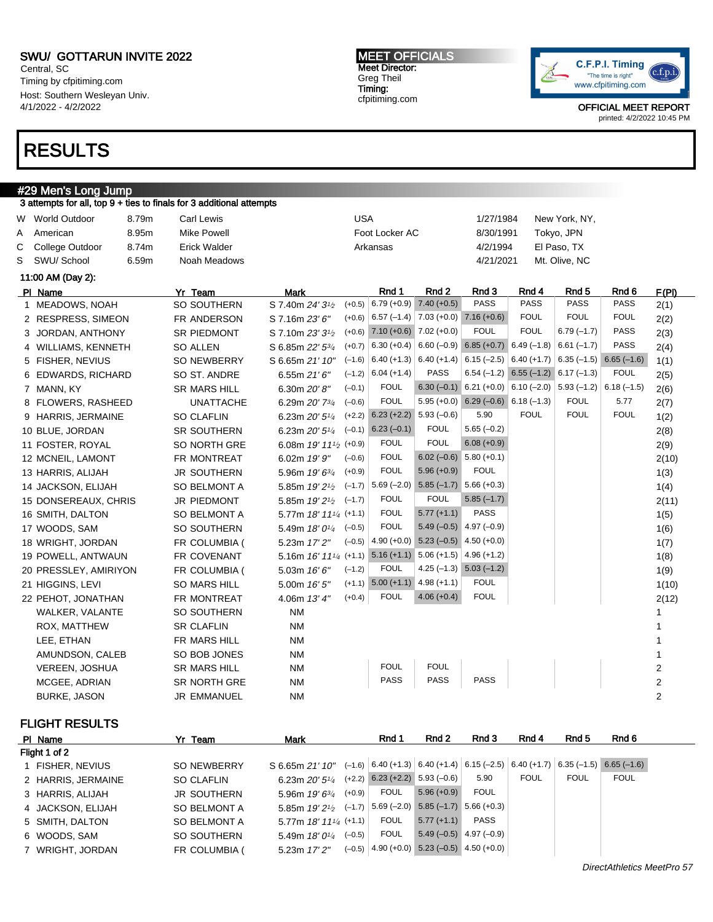SWU/ GOTTARUN INVITE 2022
Central, SC
Timing by cfpitiming.com
Host: Southern Wesleyan Univ.
4/1/2022 - 4/2/2022

**MEET OFFICIALS**
Meet Director:
Greg Theil
Timing:
cfpitiming.com

C.F.P.I. Timing "The time is right" www.cfpitiming.com

OFFICIAL MEET REPORT
printed: 4/2/2022 10:45 PM

# RESULTS

## #29 Men's Long Jump

3 attempts for all, top 9 + ties to finals for 3 additional attempts

| | | | | | | |
|---|---|---|---|---|---|---|
| W | World Outdoor | 8.79m | Carl Lewis | USA | 1/27/1984 | New York, NY, |
| A | American | 8.95m | Mike Powell | Foot Locker AC | 8/30/1991 | Tokyo, JPN |
| C | College Outdoor | 8.74m | Erick Walder | Arkansas | 4/2/1994 | El Paso, TX |
| S | SWU/ School | 6.59m | Noah Meadows | | 4/21/2021 | Mt. Olive, NC |

11:00 AM (Day 2):

| Pl | Name | Yr | Team | Mark | | Rnd 1 | Rnd 2 | Rnd 3 | Rnd 4 | Rnd 5 | Rnd 6 | F(Pl) |
|---|---|---|---|---|---|---|---|---|---|---|---|---|
| 1 | MEADOWS, NOAH | SO | SOUTHERN | S 7.40m *24' 3½* | (+0.5) | 6.79 (+0.9) | 7.40 (+0.5) | PASS | PASS | PASS | PASS | 2(1) |
| 2 | RESPRESS, SIMEON | FR | ANDERSON | S 7.16m *23' 6"* | (+0.6) | 6.57 (−1.4) | 7.03 (+0.0) | 7.16 (+0.6) | FOUL | FOUL | FOUL | 2(2) |
| 3 | JORDAN, ANTHONY | SR | PIEDMONT | S 7.10m *23' 3½* | (+0.6) | 7.10 (+0.6) | 7.02 (+0.0) | FOUL | FOUL | 6.79 (−1.7) | PASS | 2(3) |
| 4 | WILLIAMS, KENNETH | SO | ALLEN | S 6.85m *22' 5¾* | (+0.7) | 6.30 (+0.4) | 6.60 (−0.9) | 6.85 (+0.7) | 6.49 (−1.8) | 6.61 (−1.7) | PASS | 2(4) |
| 5 | FISHER, NEVIUS | SO | NEWBERRY | S 6.65m *21' 10"* | (−1.6) | 6.40 (+1.3) | 6.40 (+1.4) | 6.15 (−2.5) | 6.40 (+1.7) | 6.35 (−1.5) | 6.65 (−1.6) | 1(1) |
| 6 | EDWARDS, RICHARD | SO | ST. ANDRE | 6.55m *21' 6"* | (−1.2) | 6.04 (+1.4) | PASS | 6.54 (−1.2) | 6.55 (−1.2) | 6.17 (−1.3) | FOUL | 2(5) |
| 7 | MANN, KY | SR | MARS HILL | 6.30m *20' 8"* | (−0.1) | FOUL | 6.30 (−0.1) | 6.21 (+0.0) | 6.10 (−2.0) | 5.93 (−1.2) | 6.18 (−1.5) | 2(6) |
| 8 | FLOWERS, RASHEED | | UNATTACHE | 6.29m *20' 7¾* | (−0.6) | FOUL | 5.95 (+0.0) | 6.29 (−0.6) | 6.18 (−1.3) | FOUL | 5.77 | 2(7) |
| 9 | HARRIS, JERMAINE | SO | CLAFLIN | 6.23m *20' 5¼* | (+2.2) | 6.23 (+2.2) | 5.93 (−0.6) | 5.90 | FOUL | FOUL | FOUL | 1(2) |
| 10 | BLUE, JORDAN | SR | SOUTHERN | 6.23m *20' 5¼* | (−0.1) | 6.23 (−0.1) | FOUL | 5.65 (−0.2) | | | | 2(8) |
| 11 | FOSTER, ROYAL | SO | NORTH GRE | 6.08m *19' 11½* | (+0.9) | FOUL | FOUL | 6.08 (+0.9) | | | | 2(9) |
| 12 | MCNEIL, LAMONT | FR | MONTREAT | 6.02m *19' 9"* | (−0.6) | FOUL | 6.02 (−0.6) | 5.80 (+0.1) | | | | 2(10) |
| 13 | HARRIS, ALIJAH | JR | SOUTHERN | 5.96m *19' 6¾* | (+0.9) | FOUL | 5.96 (+0.9) | FOUL | | | | 1(3) |
| 14 | JACKSON, ELIJAH | SO | BELMONT A | 5.85m *19' 2½* | (−1.7) | 5.69 (−2.0) | 5.85 (−1.7) | 5.66 (+0.3) | | | | 1(4) |
| 15 | DONSEREAUX, CHRIS | JR | PIEDMONT | 5.85m *19' 2½* | (−1.7) | FOUL | FOUL | 5.85 (−1.7) | | | | 2(11) |
| 16 | SMITH, DALTON | SO | BELMONT A | 5.77m *18' 11¼* | (+1.1) | FOUL | 5.77 (+1.1) | PASS | | | | 1(5) |
| 17 | WOODS, SAM | SO | SOUTHERN | 5.49m *18' 0¼* | (−0.5) | FOUL | 5.49 (−0.5) | 4.97 (−0.9) | | | | 1(6) |
| 18 | WRIGHT, JORDAN | FR | COLUMBIA ( | 5.23m *17' 2"* | (−0.5) | 4.90 (+0.0) | 5.23 (−0.5) | 4.50 (+0.0) | | | | 1(7) |
| 19 | POWELL, ANTWAUN | FR | COVENANT | 5.16m *16' 11¼* | (+1.1) | 5.16 (+1.1) | 5.06 (+1.5) | 4.96 (+1.2) | | | | 1(8) |
| 20 | PRESSLEY, AMIRIYON | FR | COLUMBIA ( | 5.03m *16' 6"* | (−1.2) | FOUL | 4.25 (−1.3) | 5.03 (−1.2) | | | | 1(9) |
| 21 | HIGGINS, LEVI | SO | MARS HILL | 5.00m *16' 5"* | (+1.1) | 5.00 (+1.1) | 4.98 (+1.1) | FOUL | | | | 1(10) |
| 22 | PEHOT, JONATHAN | FR | MONTREAT | 4.06m *13' 4"* | (+0.4) | FOUL | 4.06 (+0.4) | FOUL | | | | 2(12) |
| | WALKER, VALANTE | SO | SOUTHERN | NM | | | | | | | | 1 |
| | ROX, MATTHEW | SR | CLAFLIN | NM | | | | | | | | 1 |
| | LEE, ETHAN | FR | MARS HILL | NM | | | | | | | | 1 |
| | AMUNDSON, CALEB | SO | BOB JONES | NM | | | | | | | | 1 |
| | VEREEN, JOSHUA | SR | MARS HILL | NM | | FOUL | FOUL | | | | | 2 |
| | MCGEE, ADRIAN | SR | NORTH GRE | NM | | PASS | PASS | PASS | | | | 2 |
| | BURKE, JASON | JR | EMMANUEL | NM | | | | | | | | 2 |

## FLIGHT RESULTS

| Pl | Name | Yr | Team | Mark | | Rnd 1 | Rnd 2 | Rnd 3 | Rnd 4 | Rnd 5 | Rnd 6 |
|---|---|---|---|---|---|---|---|---|---|---|---|
| **Flight 1 of 2** | | | | | | | | | | | |
| 1 | FISHER, NEVIUS | SO | NEWBERRY | S 6.65m *21' 10"* | (−1.6) | 6.40 (+1.3) | 6.40 (+1.4) | 6.15 (−2.5) | 6.40 (+1.7) | 6.35 (−1.5) | 6.65 (−1.6) |
| 2 | HARRIS, JERMAINE | SO | CLAFLIN | 6.23m *20' 5¼* | (+2.2) | 6.23 (+2.2) | 5.93 (−0.6) | 5.90 | FOUL | FOUL | FOUL |
| 3 | HARRIS, ALIJAH | JR | SOUTHERN | 5.96m *19' 6¾* | (+0.9) | FOUL | 5.96 (+0.9) | FOUL | | | |
| 4 | JACKSON, ELIJAH | SO | BELMONT A | 5.85m *19' 2½* | (−1.7) | 5.69 (−2.0) | 5.85 (−1.7) | 5.66 (+0.3) | | | |
| 5 | SMITH, DALTON | SO | BELMONT A | 5.77m *18' 11¼* | (+1.1) | FOUL | 5.77 (+1.1) | PASS | | | |
| 6 | WOODS, SAM | SO | SOUTHERN | 5.49m *18' 0¼* | (−0.5) | FOUL | 5.49 (−0.5) | 4.97 (−0.9) | | | |
| 7 | WRIGHT, JORDAN | FR | COLUMBIA ( | 5.23m *17' 2"* | (−0.5) | 4.90 (+0.0) | 5.23 (−0.5) | 4.50 (+0.0) | | | |

*DirectAthletics MeetPro 57*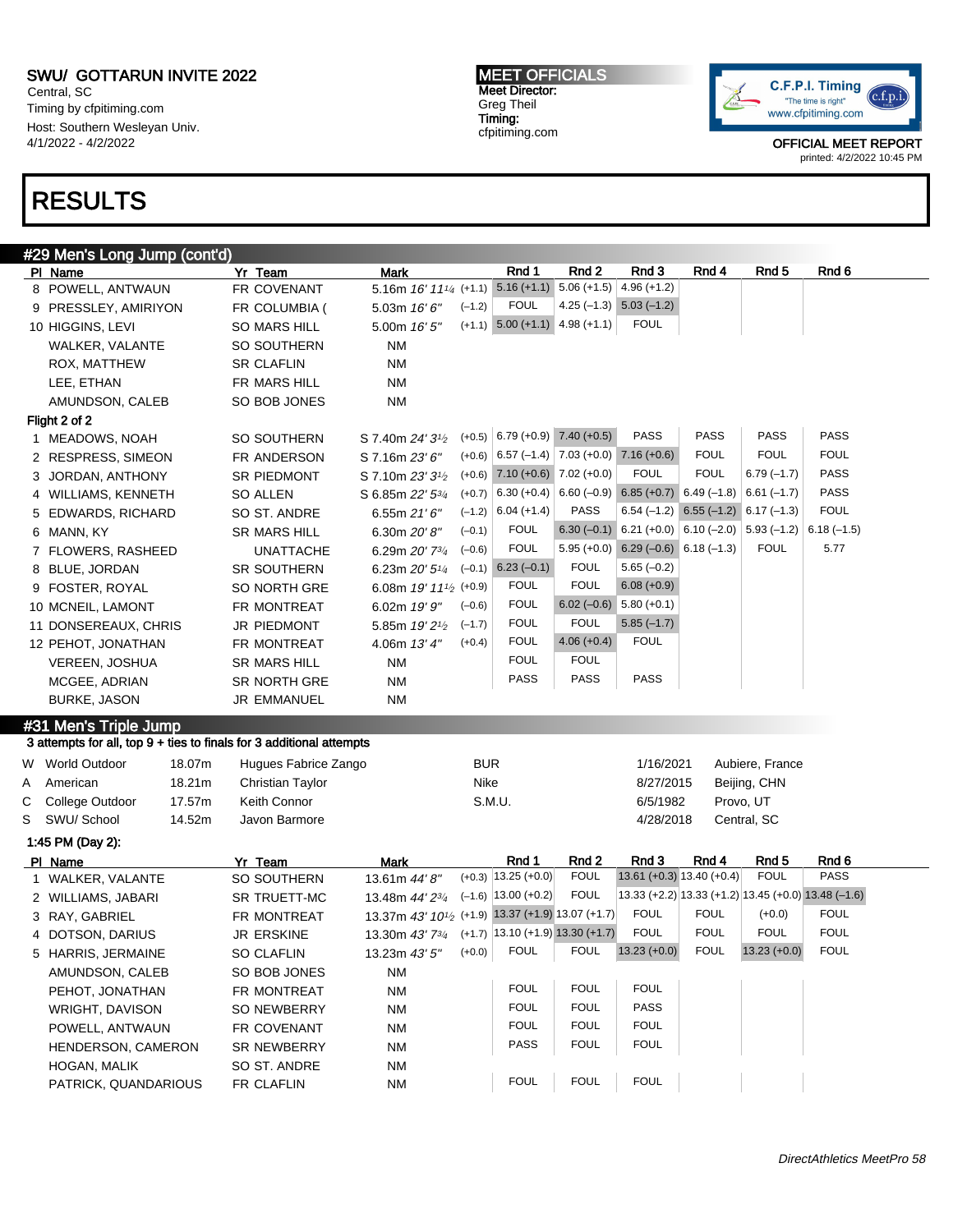SWU/ GOTTARUN INVITE 2022
Central, SC
Timing by cfpitiming.com
Host: Southern Wesleyan Univ.
4/1/2022 - 4/2/2022

MEET OFFICIALS
Meet Director:
Greg Theil
Timing:
cfpitiming.com

C.F.P.I. Timing "The time is right" www.cfpitiming.com

OFFICIAL MEET REPORT
printed: 4/2/2022 10:45 PM

# RESULTS

## #29 Men's Long Jump (cont'd)

| Pl | Name | Yr | Team | Mark | | Rnd 1 | Rnd 2 | Rnd 3 | Rnd 4 | Rnd 5 | Rnd 6 |
|---|---|---|---|---|---|---|---|---|---|---|---|
| 8 | POWELL, ANTWAUN | FR | COVENANT | 5.16m 16' 11¼ | (+1.1) | 5.16 (+1.1) | 5.06 (+1.5) | 4.96 (+1.2) | | | |
| 9 | PRESSLEY, AMIRIYON | FR | COLUMBIA ( | 5.03m 16' 6" | (−1.2) | FOUL | 4.25 (−1.3) | 5.03 (−1.2) | | | |
| 10 | HIGGINS, LEVI | SO | MARS HILL | 5.00m 16' 5" | (+1.1) | 5.00 (+1.1) | 4.98 (+1.1) | FOUL | | | |
| | WALKER, VALANTE | SO | SOUTHERN | NM | | | | | | | |
| | ROX, MATTHEW | SR | CLAFLIN | NM | | | | | | | |
| | LEE, ETHAN | FR | MARS HILL | NM | | | | | | | |
| | AMUNDSON, CALEB | SO | BOB JONES | NM | | | | | | | |
| **Flight 2 of 2** | | | | | | | | | | | |
| 1 | MEADOWS, NOAH | SO | SOUTHERN | S 7.40m 24' 3½ | (+0.5) | 6.79 (+0.9) | 7.40 (+0.5) | PASS | PASS | PASS | PASS |
| 2 | RESPRESS, SIMEON | FR | ANDERSON | S 7.16m 23' 6" | (+0.6) | 6.57 (−1.4) | 7.03 (+0.0) | 7.16 (+0.6) | FOUL | FOUL | FOUL |
| 3 | JORDAN, ANTHONY | SR | PIEDMONT | S 7.10m 23' 3½ | (+0.6) | 7.10 (+0.6) | 7.02 (+0.0) | FOUL | FOUL | 6.79 (−1.7) | PASS |
| 4 | WILLIAMS, KENNETH | SO | ALLEN | S 6.85m 22' 5¾ | (+0.7) | 6.30 (+0.4) | 6.60 (−0.9) | 6.85 (+0.7) | 6.49 (−1.8) | 6.61 (−1.7) | PASS |
| 5 | EDWARDS, RICHARD | SO | ST. ANDRE | 6.55m 21' 6" | (−1.2) | 6.04 (+1.4) | PASS | 6.54 (−1.2) | 6.55 (−1.2) | 6.17 (−1.3) | FOUL |
| 6 | MANN, KY | SR | MARS HILL | 6.30m 20' 8" | (−0.1) | FOUL | 6.30 (−0.1) | 6.21 (+0.0) | 6.10 (−2.0) | 5.93 (−1.2) | 6.18 (−1.5) |
| 7 | FLOWERS, RASHEED | | UNATTACHE | 6.29m 20' 7¾ | (−0.6) | FOUL | 5.95 (+0.0) | 6.29 (−0.6) | 6.18 (−1.3) | FOUL | 5.77 |
| 8 | BLUE, JORDAN | SR | SOUTHERN | 6.23m 20' 5¼ | (−0.1) | 6.23 (−0.1) | FOUL | 5.65 (−0.2) | | | |
| 9 | FOSTER, ROYAL | SO | NORTH GRE | 6.08m 19' 11½ | (+0.9) | FOUL | FOUL | 6.08 (+0.9) | | | |
| 10 | MCNEIL, LAMONT | FR | MONTREAT | 6.02m 19' 9" | (−0.6) | FOUL | 6.02 (−0.6) | 5.80 (+0.1) | | | |
| 11 | DONSEREAUX, CHRIS | JR | PIEDMONT | 5.85m 19' 2½ | (−1.7) | FOUL | FOUL | 5.85 (−1.7) | | | |
| 12 | PEHOT, JONATHAN | FR | MONTREAT | 4.06m 13' 4" | (+0.4) | FOUL | 4.06 (+0.4) | FOUL | | | |
| | VEREEN, JOSHUA | SR | MARS HILL | NM | | FOUL | FOUL | | | | |
| | MCGEE, ADRIAN | SR | NORTH GRE | NM | | PASS | PASS | PASS | | | |
| | BURKE, JASON | JR | EMMANUEL | NM | | | | | | | |

## #31 Men's Triple Jump

3 attempts for all, top 9 + ties to finals for 3 additional attempts

| | | | | | | |
|---|---|---|---|---|---|---|
| W | World Outdoor | 18.07m | Hugues Fabrice Zango | BUR | 1/16/2021 | Aubiere, France |
| A | American | 18.21m | Christian Taylor | Nike | 8/27/2015 | Beijing, CHN |
| C | College Outdoor | 17.57m | Keith Connor | S.M.U. | 6/5/1982 | Provo, UT |
| S | SWU/ School | 14.52m | Javon Barmore | | 4/28/2018 | Central, SC |

1:45 PM (Day 2):

| Pl | Name | Yr | Team | Mark | | Rnd 1 | Rnd 2 | Rnd 3 | Rnd 4 | Rnd 5 | Rnd 6 |
|---|---|---|---|---|---|---|---|---|---|---|---|
| 1 | WALKER, VALANTE | SO | SOUTHERN | 13.61m 44' 8" | (+0.3) | 13.25 (+0.0) | FOUL | 13.61 (+0.3) | 13.40 (+0.4) | FOUL | PASS |
| 2 | WILLIAMS, JABARI | SR | TRUETT-MC | 13.48m 44' 2¾ | (−1.6) | 13.00 (+0.2) | FOUL | 13.33 (+2.2) | 13.33 (+1.2) | 13.45 (+0.0) | 13.48 (−1.6) |
| 3 | RAY, GABRIEL | FR | MONTREAT | 13.37m 43' 10½ | (+1.9) | 13.37 (+1.9) | 13.07 (+1.7) | FOUL | FOUL | (+0.0) | FOUL |
| 4 | DOTSON, DARIUS | JR | ERSKINE | 13.30m 43' 7¾ | (+1.7) | 13.10 (+1.9) | 13.30 (+1.7) | FOUL | FOUL | FOUL | FOUL |
| 5 | HARRIS, JERMAINE | SO | CLAFLIN | 13.23m 43' 5" | (+0.0) | FOUL | FOUL | 13.23 (+0.0) | FOUL | 13.23 (+0.0) | FOUL |
| | AMUNDSON, CALEB | SO | BOB JONES | NM | | | | | | | |
| | PEHOT, JONATHAN | FR | MONTREAT | NM | | FOUL | FOUL | FOUL | | | |
| | WRIGHT, DAVISON | SO | NEWBERRY | NM | | FOUL | FOUL | PASS | | | |
| | POWELL, ANTWAUN | FR | COVENANT | NM | | FOUL | FOUL | FOUL | | | |
| | HENDERSON, CAMERON | SR | NEWBERRY | NM | | PASS | FOUL | FOUL | | | |
| | HOGAN, MALIK | SO | ST. ANDRE | NM | | | | | | | |
| | PATRICK, QUANDARIOUS | FR | CLAFLIN | NM | | FOUL | FOUL | FOUL | | | |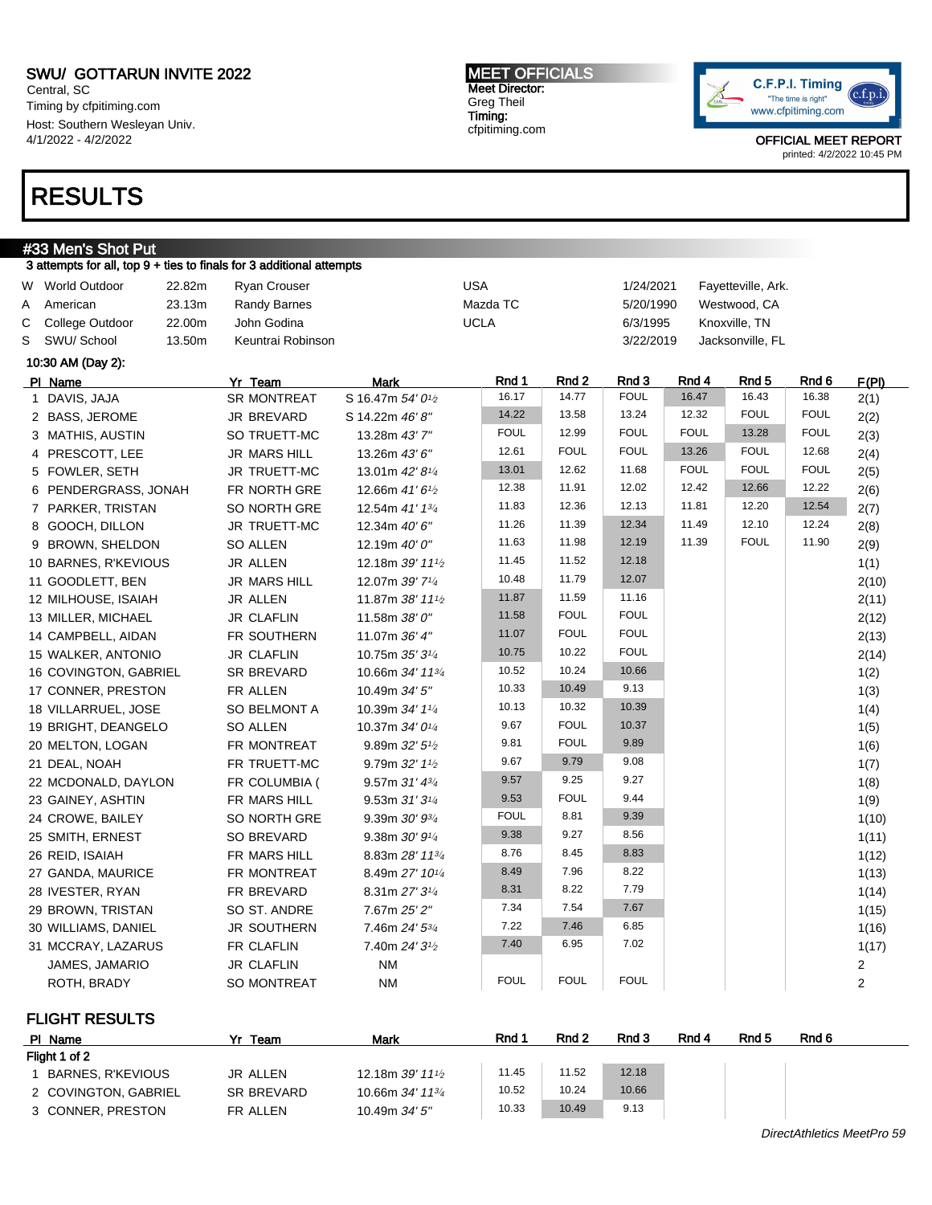SWU/ GOTTARUN INVITE 2022
Central, SC
Timing by cfpitiming.com
Host: Southern Wesleyan Univ.
4/1/2022 - 4/2/2022

MEET OFFICIALS
Meet Director:
Greg Theil
Timing:
cfpitiming.com

OFFICIAL MEET REPORT
printed: 4/2/2022 10:45 PM

# RESULTS

## #33 Men's Shot Put

3 attempts for all, top 9 + ties to finals for 3 additional attempts

| | | | | | | |
|---|---|---|---|---|---|---|
| W | World Outdoor | 22.82m | Ryan Crouser | USA | 1/24/2021 | Fayetteville, Ark. |
| A | American | 23.13m | Randy Barnes | Mazda TC | 5/20/1990 | Westwood, CA |
| C | College Outdoor | 22.00m | John Godina | UCLA | 6/3/1995 | Knoxville, TN |
| S | SWU/ School | 13.50m | Keuntrai Robinson | | 3/22/2019 | Jacksonville, FL |

10:30 AM (Day 2):

| Pl | Name | Yr | Team | Mark | Rnd 1 | Rnd 2 | Rnd 3 | Rnd 4 | Rnd 5 | Rnd 6 | F(Pl) |
|---|---|---|---|---|---|---|---|---|---|---|---|
| 1 | DAVIS, JAJA | SR | MONTREAT | S 16.47m 54' 0½ | 16.17 | 14.77 | FOUL | 16.47 | 16.43 | 16.38 | 2(1) |
| 2 | BASS, JEROME | JR | BREVARD | S 14.22m 46' 8" | 14.22 | 13.58 | 13.24 | 12.32 | FOUL | FOUL | 2(2) |
| 3 | MATHIS, AUSTIN | SO | TRUETT-MC | 13.28m 43' 7" | FOUL | 12.99 | FOUL | FOUL | 13.28 | FOUL | 2(3) |
| 4 | PRESCOTT, LEE | JR | MARS HILL | 13.26m 43' 6" | 12.61 | FOUL | FOUL | 13.26 | FOUL | 12.68 | 2(4) |
| 5 | FOWLER, SETH | JR | TRUETT-MC | 13.01m 42' 8¼ | 13.01 | 12.62 | 11.68 | FOUL | FOUL | FOUL | 2(5) |
| 6 | PENDERGRASS, JONAH | FR | NORTH GRE | 12.66m 41' 6½ | 12.38 | 11.91 | 12.02 | 12.42 | 12.66 | 12.22 | 2(6) |
| 7 | PARKER, TRISTAN | SO | NORTH GRE | 12.54m 41' 1¾ | 11.83 | 12.36 | 12.13 | 11.81 | 12.20 | 12.54 | 2(7) |
| 8 | GOOCH, DILLON | JR | TRUETT-MC | 12.34m 40' 6" | 11.26 | 11.39 | 12.34 | 11.49 | 12.10 | 12.24 | 2(8) |
| 9 | BROWN, SHELDON | SO | ALLEN | 12.19m 40' 0" | 11.63 | 11.98 | 12.19 | 11.39 | FOUL | 11.90 | 2(9) |
| 10 | BARNES, R'KEVIOUS | JR | ALLEN | 12.18m 39' 11½ | 11.45 | 11.52 | 12.18 | | | | 1(1) |
| 11 | GOODLETT, BEN | JR | MARS HILL | 12.07m 39' 7¼ | 10.48 | 11.79 | 12.07 | | | | 2(10) |
| 12 | MILHOUSE, ISAIAH | JR | ALLEN | 11.87m 38' 11½ | 11.87 | 11.59 | 11.16 | | | | 2(11) |
| 13 | MILLER, MICHAEL | JR | CLAFLIN | 11.58m 38' 0" | 11.58 | FOUL | FOUL | | | | 2(12) |
| 14 | CAMPBELL, AIDAN | FR | SOUTHERN | 11.07m 36' 4" | 11.07 | FOUL | FOUL | | | | 2(13) |
| 15 | WALKER, ANTONIO | JR | CLAFLIN | 10.75m 35' 3¼ | 10.75 | 10.22 | FOUL | | | | 2(14) |
| 16 | COVINGTON, GABRIEL | SR | BREVARD | 10.66m 34' 11¾ | 10.52 | 10.24 | 10.66 | | | | 1(2) |
| 17 | CONNER, PRESTON | FR | ALLEN | 10.49m 34' 5" | 10.33 | 10.49 | 9.13 | | | | 1(3) |
| 18 | VILLARRUEL, JOSE | SO | BELMONT A | 10.39m 34' 1¼ | 10.13 | 10.32 | 10.39 | | | | 1(4) |
| 19 | BRIGHT, DEANGELO | SO | ALLEN | 10.37m 34' 0¼ | 9.67 | FOUL | 10.37 | | | | 1(5) |
| 20 | MELTON, LOGAN | FR | MONTREAT | 9.89m 32' 5½ | 9.81 | FOUL | 9.89 | | | | 1(6) |
| 21 | DEAL, NOAH | FR | TRUETT-MC | 9.79m 32' 1½ | 9.67 | 9.79 | 9.08 | | | | 1(7) |
| 22 | MCDONALD, DAYLON | FR | COLUMBIA ( | 9.57m 31' 4¾ | 9.57 | 9.25 | 9.27 | | | | 1(8) |
| 23 | GAINEY, ASHTIN | FR | MARS HILL | 9.53m 31' 3¼ | 9.53 | FOUL | 9.44 | | | | 1(9) |
| 24 | CROWE, BAILEY | SO | NORTH GRE | 9.39m 30' 9¾ | FOUL | 8.81 | 9.39 | | | | 1(10) |
| 25 | SMITH, ERNEST | SO | BREVARD | 9.38m 30' 9¼ | 9.38 | 9.27 | 8.56 | | | | 1(11) |
| 26 | REID, ISAIAH | FR | MARS HILL | 8.83m 28' 11¾ | 8.76 | 8.45 | 8.83 | | | | 1(12) |
| 27 | GANDA, MAURICE | FR | MONTREAT | 8.49m 27' 10¼ | 8.49 | 7.96 | 8.22 | | | | 1(13) |
| 28 | IVESTER, RYAN | FR | BREVARD | 8.31m 27' 3¼ | 8.31 | 8.22 | 7.79 | | | | 1(14) |
| 29 | BROWN, TRISTAN | SO | ST. ANDRE | 7.67m 25' 2" | 7.34 | 7.54 | 7.67 | | | | 1(15) |
| 30 | WILLIAMS, DANIEL | JR | SOUTHERN | 7.46m 24' 5¾ | 7.22 | 7.46 | 6.85 | | | | 1(16) |
| 31 | MCCRAY, LAZARUS | FR | CLAFLIN | 7.40m 24' 3½ | 7.40 | 6.95 | 7.02 | | | | 1(17) |
| | JAMES, JAMARIO | JR | CLAFLIN | NM | | | | | | | 2 |
| | ROTH, BRADY | SO | MONTREAT | NM | FOUL | FOUL | FOUL | | | | 2 |

## FLIGHT RESULTS

| Pl | Name | Yr | Team | Mark | Rnd 1 | Rnd 2 | Rnd 3 | Rnd 4 | Rnd 5 | Rnd 6 |
|---|---|---|---|---|---|---|---|---|---|---|
| **Flight 1 of 2** | | | | | | | | | | |
| 1 | BARNES, R'KEVIOUS | JR | ALLEN | 12.18m 39' 11½ | 11.45 | 11.52 | 12.18 | | | |
| 2 | COVINGTON, GABRIEL | SR | BREVARD | 10.66m 34' 11¾ | 10.52 | 10.24 | 10.66 | | | |
| 3 | CONNER, PRESTON | FR | ALLEN | 10.49m 34' 5" | 10.33 | 10.49 | 9.13 | | | |

DirectAthletics MeetPro 59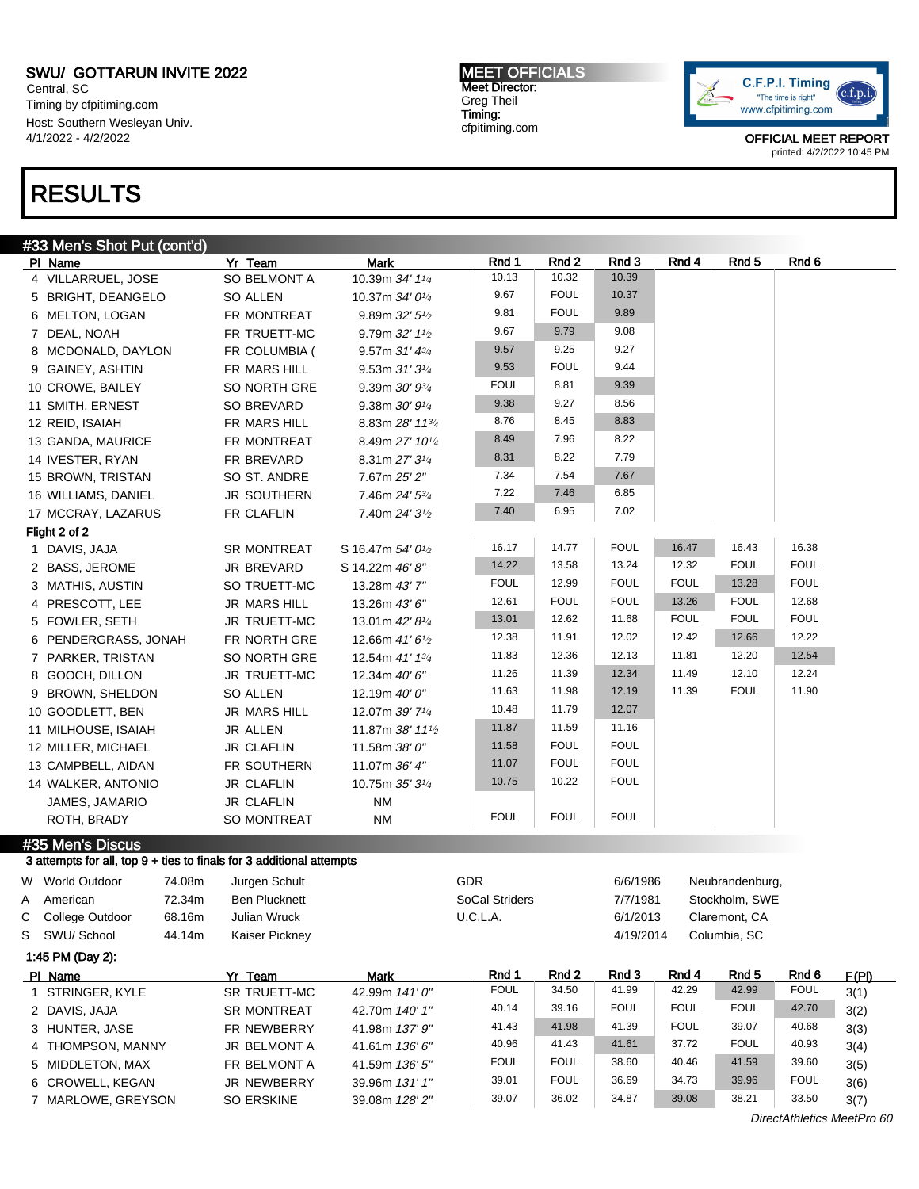SWU/ GOTTARUN INVITE 2022
Central, SC
Timing by cfpitiming.com
Host: Southern Wesleyan Univ.
4/1/2022 - 4/2/2022

**MEET OFFICIALS**
Meet Director:
Greg Theil
Timing:
cfpitiming.com

OFFICIAL MEET REPORT
printed: 4/2/2022 10:45 PM

# RESULTS

## #33 Men's Shot Put (cont'd)

| Pl | Name | Yr | Team | Mark | Rnd 1 | Rnd 2 | Rnd 3 | Rnd 4 | Rnd 5 | Rnd 6 |
|---|---|---|---|---|---|---|---|---|---|---|
| 4 | VILLARRUEL, JOSE | SO | BELMONT A | 10.39m *34' 1¼* | 10.13 | 10.32 | 10.39 | | | |
| 5 | BRIGHT, DEANGELO | SO | ALLEN | 10.37m *34' 0¼* | 9.67 | FOUL | 10.37 | | | |
| 6 | MELTON, LOGAN | FR | MONTREAT | 9.89m *32' 5½* | 9.81 | FOUL | 9.89 | | | |
| 7 | DEAL, NOAH | FR | TRUETT-MC | 9.79m *32' 1½* | 9.67 | 9.79 | 9.08 | | | |
| 8 | MCDONALD, DAYLON | FR | COLUMBIA ( | 9.57m *31' 4¾* | 9.57 | 9.25 | 9.27 | | | |
| 9 | GAINEY, ASHTIN | FR | MARS HILL | 9.53m *31' 3¼* | 9.53 | FOUL | 9.44 | | | |
| 10 | CROWE, BAILEY | SO | NORTH GRE | 9.39m *30' 9¾* | FOUL | 8.81 | 9.39 | | | |
| 11 | SMITH, ERNEST | SO | BREVARD | 9.38m *30' 9¼* | 9.38 | 9.27 | 8.56 | | | |
| 12 | REID, ISAIAH | FR | MARS HILL | 8.83m *28' 11¾* | 8.76 | 8.45 | 8.83 | | | |
| 13 | GANDA, MAURICE | FR | MONTREAT | 8.49m *27' 10¼* | 8.49 | 7.96 | 8.22 | | | |
| 14 | IVESTER, RYAN | FR | BREVARD | 8.31m *27' 3¼* | 8.31 | 8.22 | 7.79 | | | |
| 15 | BROWN, TRISTAN | SO | ST. ANDRE | 7.67m *25' 2"* | 7.34 | 7.54 | 7.67 | | | |
| 16 | WILLIAMS, DANIEL | JR | SOUTHERN | 7.46m *24' 5¾* | 7.22 | 7.46 | 6.85 | | | |
| 17 | MCCRAY, LAZARUS | FR | CLAFLIN | 7.40m *24' 3½* | 7.40 | 6.95 | 7.02 | | | |

**Flight 2 of 2**

| Pl | Name | Yr | Team | Mark | Rnd 1 | Rnd 2 | Rnd 3 | Rnd 4 | Rnd 5 | Rnd 6 |
|---|---|---|---|---|---|---|---|---|---|---|
| 1 | DAVIS, JAJA | SR | MONTREAT | S 16.47m *54' 0½* | 16.17 | 14.77 | FOUL | 16.47 | 16.43 | 16.38 |
| 2 | BASS, JEROME | JR | BREVARD | S 14.22m *46' 8"* | 14.22 | 13.58 | 13.24 | 12.32 | FOUL | FOUL |
| 3 | MATHIS, AUSTIN | SO | TRUETT-MC | 13.28m *43' 7"* | FOUL | 12.99 | FOUL | FOUL | 13.28 | FOUL |
| 4 | PRESCOTT, LEE | JR | MARS HILL | 13.26m *43' 6"* | 12.61 | FOUL | FOUL | 13.26 | FOUL | 12.68 |
| 5 | FOWLER, SETH | JR | TRUETT-MC | 13.01m *42' 8¼* | 13.01 | 12.62 | 11.68 | FOUL | FOUL | FOUL |
| 6 | PENDERGRASS, JONAH | FR | NORTH GRE | 12.66m *41' 6½* | 12.38 | 11.91 | 12.02 | 12.42 | 12.66 | 12.22 |
| 7 | PARKER, TRISTAN | SO | NORTH GRE | 12.54m *41' 1¾* | 11.83 | 12.36 | 12.13 | 11.81 | 12.20 | 12.54 |
| 8 | GOOCH, DILLON | JR | TRUETT-MC | 12.34m *40' 6"* | 11.26 | 11.39 | 12.34 | 11.49 | 12.10 | 12.24 |
| 9 | BROWN, SHELDON | SO | ALLEN | 12.19m *40' 0"* | 11.63 | 11.98 | 12.19 | 11.39 | FOUL | 11.90 |
| 10 | GOODLETT, BEN | JR | MARS HILL | 12.07m *39' 7¼* | 10.48 | 11.79 | 12.07 | | | |
| 11 | MILHOUSE, ISAIAH | JR | ALLEN | 11.87m *38' 11½* | 11.87 | 11.59 | 11.16 | | | |
| 12 | MILLER, MICHAEL | JR | CLAFLIN | 11.58m *38' 0"* | 11.58 | FOUL | FOUL | | | |
| 13 | CAMPBELL, AIDAN | FR | SOUTHERN | 11.07m *36' 4"* | 11.07 | FOUL | FOUL | | | |
| 14 | WALKER, ANTONIO | JR | CLAFLIN | 10.75m *35' 3¼* | 10.75 | 10.22 | FOUL | | | |
| | JAMES, JAMARIO | JR | CLAFLIN | NM | | | | | | |
| | ROTH, BRADY | SO | MONTREAT | NM | FOUL | FOUL | FOUL | | | |

## #35 Men's Discus

3 attempts for all, top 9 + ties to finals for 3 additional attempts

| | Record | Mark | Name | Team | Date | Location |
|---|---|---|---|---|---|---|
| W | World Outdoor | 74.08m | Jurgen Schult | GDR | 6/6/1986 | Neubrandenburg, |
| A | American | 72.34m | Ben Plucknett | SoCal Striders | 7/7/1981 | Stockholm, SWE |
| C | College Outdoor | 68.16m | Julian Wruck | U.C.L.A. | 6/1/2013 | Claremont, CA |
| S | SWU/ School | 44.14m | Kaiser Pickney | | 4/19/2014 | Columbia, SC |

**1:45 PM (Day 2):**

| Pl | Name | Yr | Team | Mark | Rnd 1 | Rnd 2 | Rnd 3 | Rnd 4 | Rnd 5 | Rnd 6 | F(Pl) |
|---|---|---|---|---|---|---|---|---|---|---|---|
| 1 | STRINGER, KYLE | SR | TRUETT-MC | 42.99m *141' 0"* | FOUL | 34.50 | 41.99 | 42.29 | 42.99 | FOUL | 3(1) |
| 2 | DAVIS, JAJA | SR | MONTREAT | 42.70m *140' 1"* | 40.14 | 39.16 | FOUL | FOUL | FOUL | 42.70 | 3(2) |
| 3 | HUNTER, JASE | FR | NEWBERRY | 41.98m *137' 9"* | 41.43 | 41.98 | 41.39 | FOUL | 39.07 | 40.68 | 3(3) |
| 4 | THOMPSON, MANNY | JR | BELMONT A | 41.61m *136' 6"* | 40.96 | 41.43 | 41.61 | 37.72 | FOUL | 40.93 | 3(4) |
| 5 | MIDDLETON, MAX | FR | BELMONT A | 41.59m *136' 5"* | FOUL | FOUL | 38.60 | 40.46 | 41.59 | 39.60 | 3(5) |
| 6 | CROWELL, KEGAN | JR | NEWBERRY | 39.96m *131' 1"* | 39.01 | FOUL | 36.69 | 34.73 | 39.96 | FOUL | 3(6) |
| 7 | MARLOWE, GREYSON | SO | ERSKINE | 39.08m *128' 2"* | 39.07 | 36.02 | 34.87 | 39.08 | 38.21 | 33.50 | 3(7) |

DirectAthletics MeetPro 60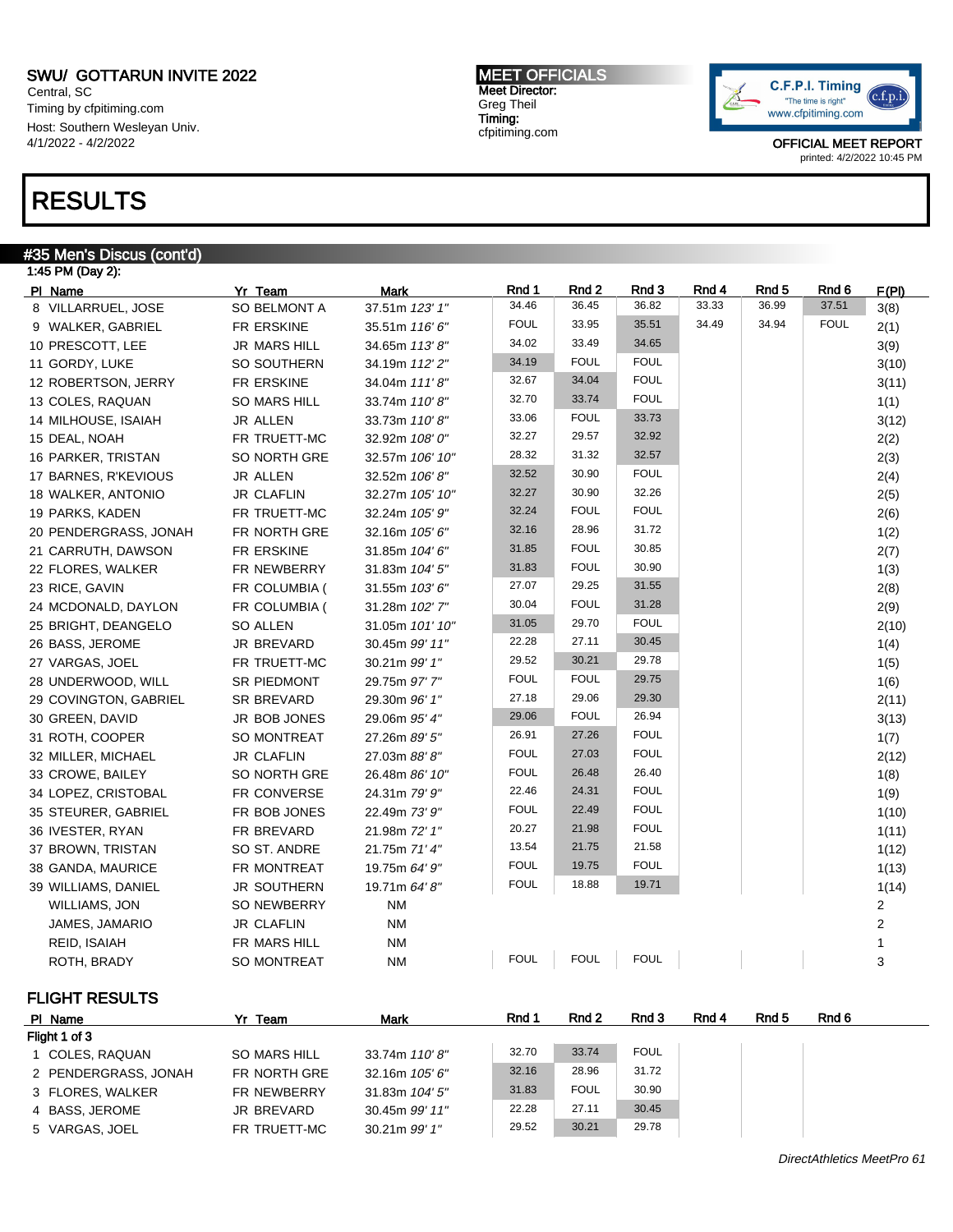SWU/ GOTTARUN INVITE 2022
Central, SC
Timing by cfpitiming.com
Host: Southern Wesleyan Univ.
4/1/2022 - 4/2/2022

**MEET OFFICIALS**
Meet Director:
Greg Theil
Timing:
cfpitiming.com

OFFICIAL MEET REPORT
printed: 4/2/2022 10:45 PM

# RESULTS

## #35 Men's Discus (cont'd)

1:45 PM (Day 2):

| Pl | Name | Yr | Team | Mark | Rnd 1 | Rnd 2 | Rnd 3 | Rnd 4 | Rnd 5 | Rnd 6 | F(Pl) |
|---|---|---|---|---|---|---|---|---|---|---|---|
| 8 | VILLARRUEL, JOSE | SO | BELMONT A | 37.51m *123' 1"* | 34.46 | 36.45 | 36.82 | 33.33 | 36.99 | 37.51 | 3(8) |
| 9 | WALKER, GABRIEL | FR | ERSKINE | 35.51m *116' 6"* | FOUL | 33.95 | 35.51 | 34.49 | 34.94 | FOUL | 2(1) |
| 10 | PRESCOTT, LEE | JR | MARS HILL | 34.65m *113' 8"* | 34.02 | 33.49 | 34.65 | | | | 3(9) |
| 11 | GORDY, LUKE | SO | SOUTHERN | 34.19m *112' 2"* | 34.19 | FOUL | FOUL | | | | 3(10) |
| 12 | ROBERTSON, JERRY | FR | ERSKINE | 34.04m *111' 8"* | 32.67 | 34.04 | FOUL | | | | 3(11) |
| 13 | COLES, RAQUAN | SO | MARS HILL | 33.74m *110' 8"* | 32.70 | 33.74 | FOUL | | | | 1(1) |
| 14 | MILHOUSE, ISAIAH | JR | ALLEN | 33.73m *110' 8"* | 33.06 | FOUL | 33.73 | | | | 3(12) |
| 15 | DEAL, NOAH | FR | TRUETT-MC | 32.92m *108' 0"* | 32.27 | 29.57 | 32.92 | | | | 2(2) |
| 16 | PARKER, TRISTAN | SO | NORTH GRE | 32.57m *106' 10"* | 28.32 | 31.32 | 32.57 | | | | 2(3) |
| 17 | BARNES, R'KEVIOUS | JR | ALLEN | 32.52m *106' 8"* | 32.52 | 30.90 | FOUL | | | | 2(4) |
| 18 | WALKER, ANTONIO | JR | CLAFLIN | 32.27m *105' 10"* | 32.27 | 30.90 | 32.26 | | | | 2(5) |
| 19 | PARKS, KADEN | FR | TRUETT-MC | 32.24m *105' 9"* | 32.24 | FOUL | FOUL | | | | 2(6) |
| 20 | PENDERGRASS, JONAH | FR | NORTH GRE | 32.16m *105' 6"* | 32.16 | 28.96 | 31.72 | | | | 1(2) |
| 21 | CARRUTH, DAWSON | FR | ERSKINE | 31.85m *104' 6"* | 31.85 | FOUL | 30.85 | | | | 2(7) |
| 22 | FLORES, WALKER | FR | NEWBERRY | 31.83m *104' 5"* | 31.83 | FOUL | 30.90 | | | | 1(3) |
| 23 | RICE, GAVIN | FR | COLUMBIA ( | 31.55m *103' 6"* | 27.07 | 29.25 | 31.55 | | | | 2(8) |
| 24 | MCDONALD, DAYLON | FR | COLUMBIA ( | 31.28m *102' 7"* | 30.04 | FOUL | 31.28 | | | | 2(9) |
| 25 | BRIGHT, DEANGELO | SO | ALLEN | 31.05m *101' 10"* | 31.05 | 29.70 | FOUL | | | | 2(10) |
| 26 | BASS, JEROME | JR | BREVARD | 30.45m *99' 11"* | 22.28 | 27.11 | 30.45 | | | | 1(4) |
| 27 | VARGAS, JOEL | FR | TRUETT-MC | 30.21m *99' 1"* | 29.52 | 30.21 | 29.78 | | | | 1(5) |
| 28 | UNDERWOOD, WILL | SR | PIEDMONT | 29.75m *97' 7"* | FOUL | FOUL | 29.75 | | | | 1(6) |
| 29 | COVINGTON, GABRIEL | SR | BREVARD | 29.30m *96' 1"* | 27.18 | 29.06 | 29.30 | | | | 2(11) |
| 30 | GREEN, DAVID | JR | BOB JONES | 29.06m *95' 4"* | 29.06 | FOUL | 26.94 | | | | 3(13) |
| 31 | ROTH, COOPER | SO | MONTREAT | 27.26m *89' 5"* | 26.91 | 27.26 | FOUL | | | | 1(7) |
| 32 | MILLER, MICHAEL | JR | CLAFLIN | 27.03m *88' 8"* | FOUL | 27.03 | FOUL | | | | 2(12) |
| 33 | CROWE, BAILEY | SO | NORTH GRE | 26.48m *86' 10"* | FOUL | 26.48 | 26.40 | | | | 1(8) |
| 34 | LOPEZ, CRISTOBAL | FR | CONVERSE | 24.31m *79' 9"* | 22.46 | 24.31 | FOUL | | | | 1(9) |
| 35 | STEURER, GABRIEL | FR | BOB JONES | 22.49m *73' 9"* | FOUL | 22.49 | FOUL | | | | 1(10) |
| 36 | IVESTER, RYAN | FR | BREVARD | 21.98m *72' 1"* | 20.27 | 21.98 | FOUL | | | | 1(11) |
| 37 | BROWN, TRISTAN | SO | ST. ANDRE | 21.75m *71' 4"* | 13.54 | 21.75 | 21.58 | | | | 1(12) |
| 38 | GANDA, MAURICE | FR | MONTREAT | 19.75m *64' 9"* | FOUL | 19.75 | FOUL | | | | 1(13) |
| 39 | WILLIAMS, DANIEL | JR | SOUTHERN | 19.71m *64' 8"* | FOUL | 18.88 | 19.71 | | | | 1(14) |
| | WILLIAMS, JON | SO | NEWBERRY | NM | | | | | | | 2 |
| | JAMES, JAMARIO | JR | CLAFLIN | NM | | | | | | | 2 |
| | REID, ISAIAH | FR | MARS HILL | NM | | | | | | | 1 |
| | ROTH, BRADY | SO | MONTREAT | NM | FOUL | FOUL | FOUL | | | | 3 |

### FLIGHT RESULTS

| Pl | Name | Yr | Team | Mark | Rnd 1 | Rnd 2 | Rnd 3 | Rnd 4 | Rnd 5 | Rnd 6 |
|---|---|---|---|---|---|---|---|---|---|---|
| Flight 1 of 3 | | | | | | | | | | |
| 1 | COLES, RAQUAN | SO | MARS HILL | 33.74m *110' 8"* | 32.70 | 33.74 | FOUL | | | |
| 2 | PENDERGRASS, JONAH | FR | NORTH GRE | 32.16m *105' 6"* | 32.16 | 28.96 | 31.72 | | | |
| 3 | FLORES, WALKER | FR | NEWBERRY | 31.83m *104' 5"* | 31.83 | FOUL | 30.90 | | | |
| 4 | BASS, JEROME | JR | BREVARD | 30.45m *99' 11"* | 22.28 | 27.11 | 30.45 | | | |
| 5 | VARGAS, JOEL | FR | TRUETT-MC | 30.21m *99' 1"* | 29.52 | 30.21 | 29.78 | | | |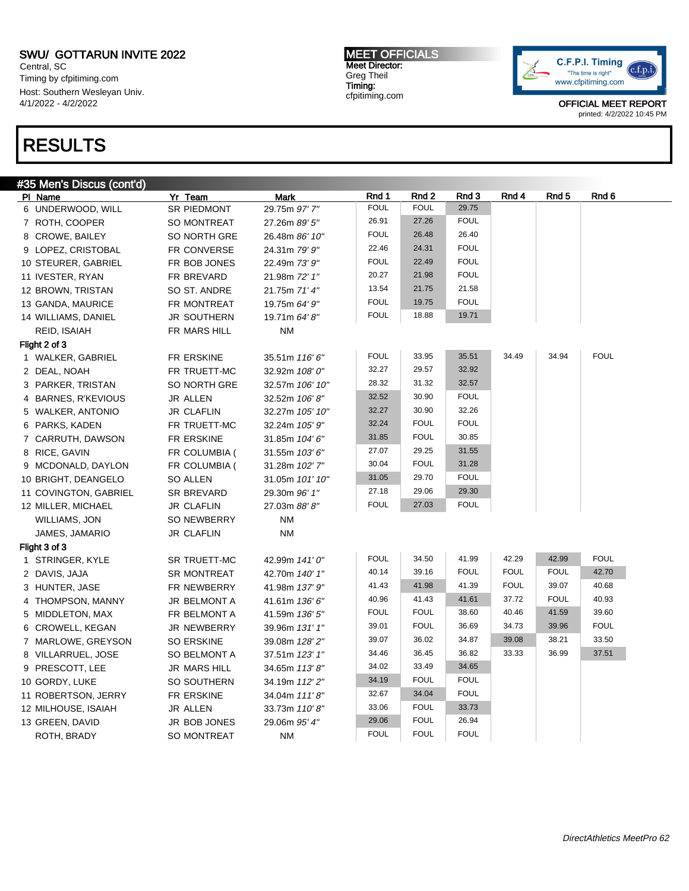SWU/ GOTTARUN INVITE 2022
Central, SC
Timing by cfpitiming.com
Host: Southern Wesleyan Univ.
4/1/2022 - 4/2/2022

MEET OFFICIALS
Meet Director:
Greg Theil
Timing:
cfpitiming.com

C.F.P.I. Timing
"The time is right"
www.cfpitiming.com

OFFICIAL MEET REPORT
printed: 4/2/2022 10:45 PM

# RESULTS

## #35 Men's Discus (cont'd)

| Pl | Name | Yr | Team | Mark | Rnd 1 | Rnd 2 | Rnd 3 | Rnd 4 | Rnd 5 | Rnd 6 |
|---|---|---|---|---|---|---|---|---|---|---|
| 6 | UNDERWOOD, WILL | SR | PIEDMONT | 29.75m *97' 7"* | FOUL | FOUL | 29.75 | | | |
| 7 | ROTH, COOPER | SO | MONTREAT | 27.26m *89' 5"* | 26.91 | 27.26 | FOUL | | | |
| 8 | CROWE, BAILEY | SO | NORTH GRE | 26.48m *86' 10"* | FOUL | 26.48 | 26.40 | | | |
| 9 | LOPEZ, CRISTOBAL | FR | CONVERSE | 24.31m *79' 9"* | 22.46 | 24.31 | FOUL | | | |
| 10 | STEURER, GABRIEL | FR | BOB JONES | 22.49m *73' 9"* | FOUL | 22.49 | FOUL | | | |
| 11 | IVESTER, RYAN | FR | BREVARD | 21.98m *72' 1"* | 20.27 | 21.98 | FOUL | | | |
| 12 | BROWN, TRISTAN | SO | ST. ANDRE | 21.75m *71' 4"* | 13.54 | 21.75 | 21.58 | | | |
| 13 | GANDA, MAURICE | FR | MONTREAT | 19.75m *64' 9"* | FOUL | 19.75 | FOUL | | | |
| 14 | WILLIAMS, DANIEL | JR | SOUTHERN | 19.71m *64' 8"* | FOUL | 18.88 | 19.71 | | | |
| | REID, ISAIAH | FR | MARS HILL | NM | | | | | | |
| **Flight 2 of 3** | | | | | | | | | | |
| 1 | WALKER, GABRIEL | FR | ERSKINE | 35.51m *116' 6"* | FOUL | 33.95 | 35.51 | 34.49 | 34.94 | FOUL |
| 2 | DEAL, NOAH | FR | TRUETT-MC | 32.92m *108' 0"* | 32.27 | 29.57 | 32.92 | | | |
| 3 | PARKER, TRISTAN | SO | NORTH GRE | 32.57m *106' 10"* | 28.32 | 31.32 | 32.57 | | | |
| 4 | BARNES, R'KEVIOUS | JR | ALLEN | 32.52m *106' 8"* | 32.52 | 30.90 | FOUL | | | |
| 5 | WALKER, ANTONIO | JR | CLAFLIN | 32.27m *105' 10"* | 32.27 | 30.90 | 32.26 | | | |
| 6 | PARKS, KADEN | FR | TRUETT-MC | 32.24m *105' 9"* | 32.24 | FOUL | FOUL | | | |
| 7 | CARRUTH, DAWSON | FR | ERSKINE | 31.85m *104' 6"* | 31.85 | FOUL | 30.85 | | | |
| 8 | RICE, GAVIN | FR | COLUMBIA ( | 31.55m *103' 6"* | 27.07 | 29.25 | 31.55 | | | |
| 9 | MCDONALD, DAYLON | FR | COLUMBIA ( | 31.28m *102' 7"* | 30.04 | FOUL | 31.28 | | | |
| 10 | BRIGHT, DEANGELO | SO | ALLEN | 31.05m *101' 10"* | 31.05 | 29.70 | FOUL | | | |
| 11 | COVINGTON, GABRIEL | SR | BREVARD | 29.30m *96' 1"* | 27.18 | 29.06 | 29.30 | | | |
| 12 | MILLER, MICHAEL | JR | CLAFLIN | 27.03m *88' 8"* | FOUL | 27.03 | FOUL | | | |
| | WILLIAMS, JON | SO | NEWBERRY | NM | | | | | | |
| | JAMES, JAMARIO | JR | CLAFLIN | NM | | | | | | |
| **Flight 3 of 3** | | | | | | | | | | |
| 1 | STRINGER, KYLE | SR | TRUETT-MC | 42.99m *141' 0"* | FOUL | 34.50 | 41.99 | 42.29 | 42.99 | FOUL |
| 2 | DAVIS, JAJA | SR | MONTREAT | 42.70m *140' 1"* | 40.14 | 39.16 | FOUL | FOUL | FOUL | 42.70 |
| 3 | HUNTER, JASE | FR | NEWBERRY | 41.98m *137' 9"* | 41.43 | 41.98 | 41.39 | FOUL | 39.07 | 40.68 |
| 4 | THOMPSON, MANNY | JR | BELMONT A | 41.61m *136' 6"* | 40.96 | 41.43 | 41.61 | 37.72 | FOUL | 40.93 |
| 5 | MIDDLETON, MAX | FR | BELMONT A | 41.59m *136' 5"* | FOUL | FOUL | 38.60 | 40.46 | 41.59 | 39.60 |
| 6 | CROWELL, KEGAN | JR | NEWBERRY | 39.96m *131' 1"* | 39.01 | FOUL | 36.69 | 34.73 | 39.96 | FOUL |
| 7 | MARLOWE, GREYSON | SO | ERSKINE | 39.08m *128' 2"* | 39.07 | 36.02 | 34.87 | 39.08 | 38.21 | 33.50 |
| 8 | VILLARRUEL, JOSE | SO | BELMONT A | 37.51m *123' 1"* | 34.46 | 36.45 | 36.82 | 33.33 | 36.99 | 37.51 |
| 9 | PRESCOTT, LEE | JR | MARS HILL | 34.65m *113' 8"* | 34.02 | 33.49 | 34.65 | | | |
| 10 | GORDY, LUKE | SO | SOUTHERN | 34.19m *112' 2"* | 34.19 | FOUL | FOUL | | | |
| 11 | ROBERTSON, JERRY | FR | ERSKINE | 34.04m *111' 8"* | 32.67 | 34.04 | FOUL | | | |
| 12 | MILHOUSE, ISAIAH | JR | ALLEN | 33.73m *110' 8"* | 33.06 | FOUL | 33.73 | | | |
| 13 | GREEN, DAVID | JR | BOB JONES | 29.06m *95' 4"* | 29.06 | FOUL | 26.94 | | | |
| | ROTH, BRADY | SO | MONTREAT | NM | FOUL | FOUL | FOUL | | | |

DirectAthletics MeetPro 62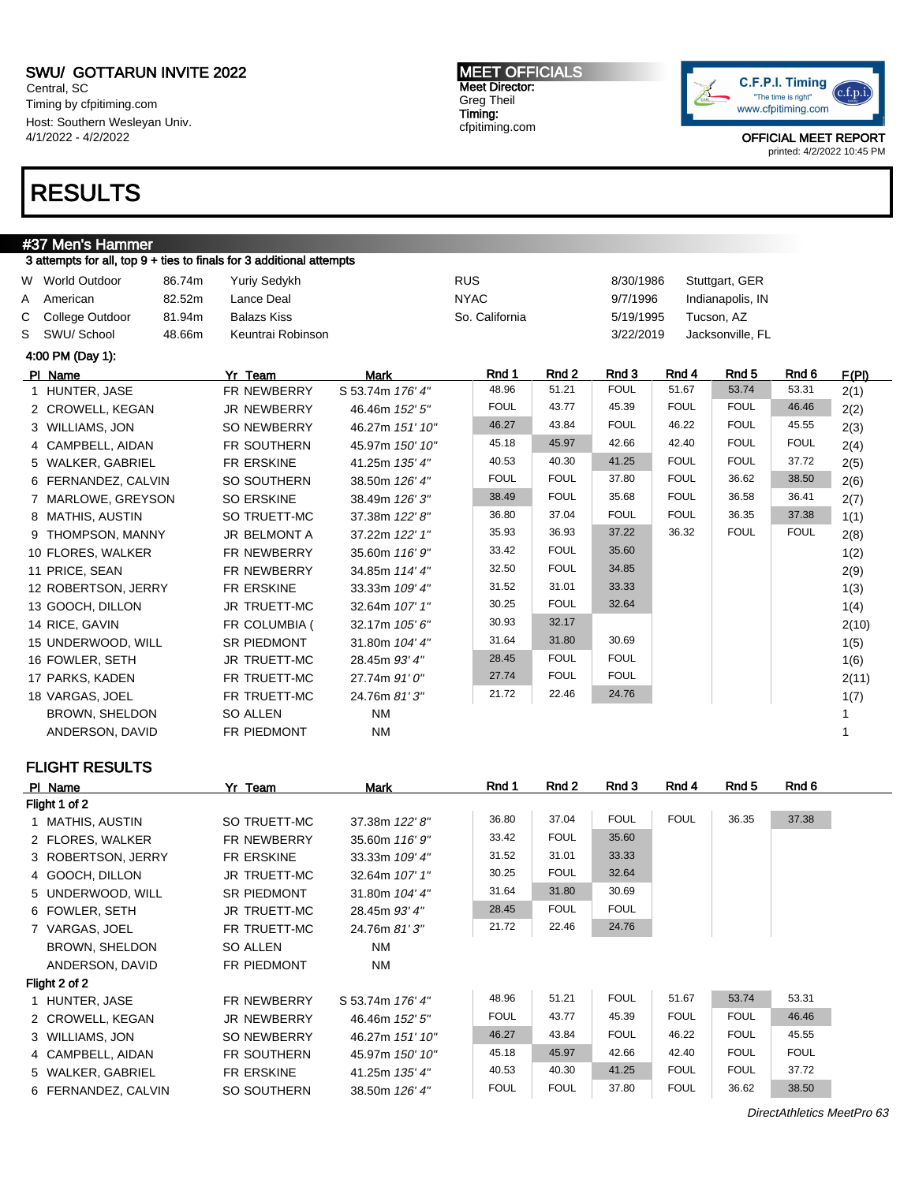SWU/ GOTTARUN INVITE 2022
Central, SC
Timing by cfpitiming.com
Host: Southern Wesleyan Univ.
4/1/2022 - 4/2/2022

**MEET OFFICIALS**
Meet Director:
Greg Theil
Timing:
cfpitiming.com

OFFICIAL MEET REPORT
printed: 4/2/2022 10:45 PM

# RESULTS

## #37 Men's Hammer

3 attempts for all, top 9 + ties to finals for 3 additional attempts

| | | | | | | |
|---|---|---|---|---|---|---|
| W | World Outdoor | 86.74m | Yuriy Sedykh | RUS | 8/30/1986 | Stuttgart, GER |
| A | American | 82.52m | Lance Deal | NYAC | 9/7/1996 | Indianapolis, IN |
| C | College Outdoor | 81.94m | Balazs Kiss | So. California | 5/19/1995 | Tucson, AZ |
| S | SWU/ School | 48.66m | Keuntrai Robinson | | 3/22/2019 | Jacksonville, FL |

4:00 PM (Day 1):

| Pl | Name | Yr | Team | Mark | Rnd 1 | Rnd 2 | Rnd 3 | Rnd 4 | Rnd 5 | Rnd 6 | F(Pl) |
|---|---|---|---|---|---|---|---|---|---|---|---|
| 1 | HUNTER, JASE | FR | NEWBERRY | S 53.74m *176' 4"* | 48.96 | 51.21 | FOUL | 51.67 | 53.74 | 53.31 | 2(1) |
| 2 | CROWELL, KEGAN | JR | NEWBERRY | 46.46m *152' 5"* | FOUL | 43.77 | 45.39 | FOUL | FOUL | 46.46 | 2(2) |
| 3 | WILLIAMS, JON | SO | NEWBERRY | 46.27m *151' 10"* | 46.27 | 43.84 | FOUL | 46.22 | FOUL | 45.55 | 2(3) |
| 4 | CAMPBELL, AIDAN | FR | SOUTHERN | 45.97m *150' 10"* | 45.18 | 45.97 | 42.66 | 42.40 | FOUL | FOUL | 2(4) |
| 5 | WALKER, GABRIEL | FR | ERSKINE | 41.25m *135' 4"* | 40.53 | 40.30 | 41.25 | FOUL | FOUL | 37.72 | 2(5) |
| 6 | FERNANDEZ, CALVIN | SO | SOUTHERN | 38.50m *126' 4"* | FOUL | FOUL | 37.80 | FOUL | 36.62 | 38.50 | 2(6) |
| 7 | MARLOWE, GREYSON | SO | ERSKINE | 38.49m *126' 3"* | 38.49 | FOUL | 35.68 | FOUL | 36.58 | 36.41 | 2(7) |
| 8 | MATHIS, AUSTIN | SO | TRUETT-MC | 37.38m *122' 8"* | 36.80 | 37.04 | FOUL | FOUL | 36.35 | 37.38 | 1(1) |
| 9 | THOMPSON, MANNY | JR | BELMONT A | 37.22m *122' 1"* | 35.93 | 36.93 | 37.22 | 36.32 | FOUL | FOUL | 2(8) |
| 10 | FLORES, WALKER | FR | NEWBERRY | 35.60m *116' 9"* | 33.42 | FOUL | 35.60 | | | | 1(2) |
| 11 | PRICE, SEAN | FR | NEWBERRY | 34.85m *114' 4"* | 32.50 | FOUL | 34.85 | | | | 2(9) |
| 12 | ROBERTSON, JERRY | FR | ERSKINE | 33.33m *109' 4"* | 31.52 | 31.01 | 33.33 | | | | 1(3) |
| 13 | GOOCH, DILLON | JR | TRUETT-MC | 32.64m *107' 1"* | 30.25 | FOUL | 32.64 | | | | 1(4) |
| 14 | RICE, GAVIN | FR | COLUMBIA ( | 32.17m *105' 6"* | 30.93 | 32.17 | | | | | 2(10) |
| 15 | UNDERWOOD, WILL | SR | PIEDMONT | 31.80m *104' 4"* | 31.64 | 31.80 | 30.69 | | | | 1(5) |
| 16 | FOWLER, SETH | JR | TRUETT-MC | 28.45m *93' 4"* | 28.45 | FOUL | FOUL | | | | 1(6) |
| 17 | PARKS, KADEN | FR | TRUETT-MC | 27.74m *91' 0"* | 27.74 | FOUL | FOUL | | | | 2(11) |
| 18 | VARGAS, JOEL | FR | TRUETT-MC | 24.76m *81' 3"* | 21.72 | 22.46 | 24.76 | | | | 1(7) |
| | BROWN, SHELDON | SO | ALLEN | NM | | | | | | | 1 |
| | ANDERSON, DAVID | FR | PIEDMONT | NM | | | | | | | 1 |

### FLIGHT RESULTS

| Pl | Name | Yr | Team | Mark | Rnd 1 | Rnd 2 | Rnd 3 | Rnd 4 | Rnd 5 | Rnd 6 |
|---|---|---|---|---|---|---|---|---|---|---|
| **Flight 1 of 2** | | | | | | | | | | |
| 1 | MATHIS, AUSTIN | SO | TRUETT-MC | 37.38m *122' 8"* | 36.80 | 37.04 | FOUL | FOUL | 36.35 | 37.38 |
| 2 | FLORES, WALKER | FR | NEWBERRY | 35.60m *116' 9"* | 33.42 | FOUL | 35.60 | | | |
| 3 | ROBERTSON, JERRY | FR | ERSKINE | 33.33m *109' 4"* | 31.52 | 31.01 | 33.33 | | | |
| 4 | GOOCH, DILLON | JR | TRUETT-MC | 32.64m *107' 1"* | 30.25 | FOUL | 32.64 | | | |
| 5 | UNDERWOOD, WILL | SR | PIEDMONT | 31.80m *104' 4"* | 31.64 | 31.80 | 30.69 | | | |
| 6 | FOWLER, SETH | JR | TRUETT-MC | 28.45m *93' 4"* | 28.45 | FOUL | FOUL | | | |
| 7 | VARGAS, JOEL | FR | TRUETT-MC | 24.76m *81' 3"* | 21.72 | 22.46 | 24.76 | | | |
| | BROWN, SHELDON | SO | ALLEN | NM | | | | | | |
| | ANDERSON, DAVID | FR | PIEDMONT | NM | | | | | | |
| **Flight 2 of 2** | | | | | | | | | | |
| 1 | HUNTER, JASE | FR | NEWBERRY | S 53.74m *176' 4"* | 48.96 | 51.21 | FOUL | 51.67 | 53.74 | 53.31 |
| 2 | CROWELL, KEGAN | JR | NEWBERRY | 46.46m *152' 5"* | FOUL | 43.77 | 45.39 | FOUL | FOUL | 46.46 |
| 3 | WILLIAMS, JON | SO | NEWBERRY | 46.27m *151' 10"* | 46.27 | 43.84 | FOUL | 46.22 | FOUL | 45.55 |
| 4 | CAMPBELL, AIDAN | FR | SOUTHERN | 45.97m *150' 10"* | 45.18 | 45.97 | 42.66 | 42.40 | FOUL | FOUL |
| 5 | WALKER, GABRIEL | FR | ERSKINE | 41.25m *135' 4"* | 40.53 | 40.30 | 41.25 | FOUL | FOUL | 37.72 |
| 6 | FERNANDEZ, CALVIN | SO | SOUTHERN | 38.50m *126' 4"* | FOUL | FOUL | 37.80 | FOUL | 36.62 | 38.50 |

*DirectAthletics MeetPro 63*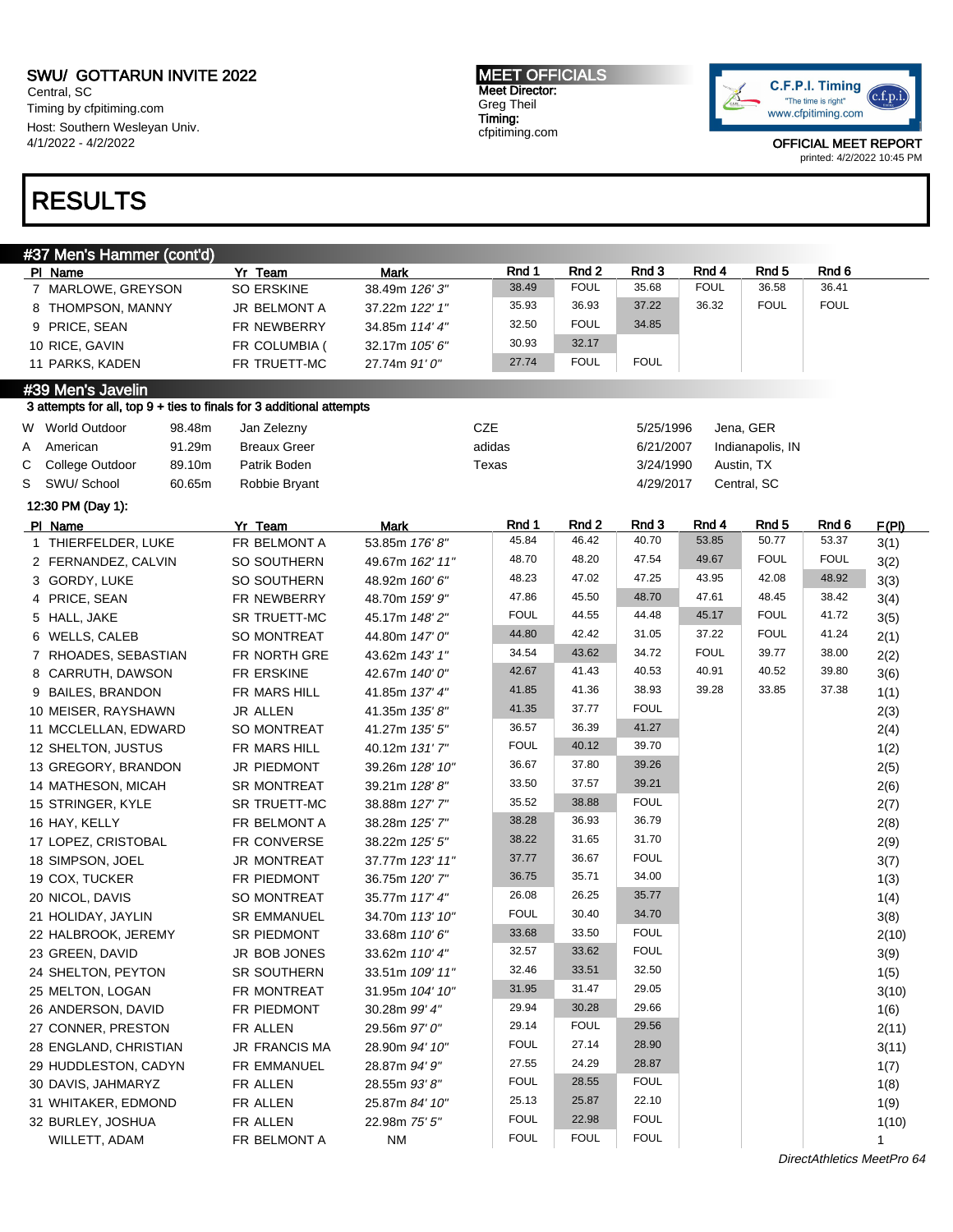SWU/ GOTTARUN INVITE 2022
Central, SC
Timing by cfpitiming.com
Host: Southern Wesleyan Univ.
4/1/2022 - 4/2/2022

MEET OFFICIALS
Meet Director:
Greg Theil
Timing:
cfpitiming.com

OFFICIAL MEET REPORT
printed: 4/2/2022 10:45 PM

# RESULTS

## #37 Men's Hammer (cont'd)

| Pl | Name | Yr | Team | Mark | Rnd 1 | Rnd 2 | Rnd 3 | Rnd 4 | Rnd 5 | Rnd 6 |
|---|---|---|---|---|---|---|---|---|---|---|
| 7 | MARLOWE, GREYSON | SO | ERSKINE | 38.49m *126' 3"* | 38.49 | FOUL | 35.68 | FOUL | 36.58 | 36.41 |
| 8 | THOMPSON, MANNY | JR | BELMONT A | 37.22m *122' 1"* | 35.93 | 36.93 | 37.22 | 36.32 | FOUL | FOUL |
| 9 | PRICE, SEAN | FR | NEWBERRY | 34.85m *114' 4"* | 32.50 | FOUL | 34.85 | | | |
| 10 | RICE, GAVIN | FR | COLUMBIA ( | 32.17m *105' 6"* | 30.93 | 32.17 | | | | |
| 11 | PARKS, KADEN | FR | TRUETT-MC | 27.74m *91' 0"* | 27.74 | FOUL | FOUL | | | |

## #39 Men's Javelin

3 attempts for all, top 9 + ties to finals for 3 additional attempts

| | | | | | | |
|---|---|---|---|---|---|---|
| W | World Outdoor | 98.48m | Jan Zelezny | CZE | 5/25/1996 | Jena, GER |
| A | American | 91.29m | Breaux Greer | adidas | 6/21/2007 | Indianapolis, IN |
| C | College Outdoor | 89.10m | Patrik Boden | Texas | 3/24/1990 | Austin, TX |
| S | SWU/ School | 60.65m | Robbie Bryant | | 4/29/2017 | Central, SC |

12:30 PM (Day 1):

| Pl | Name | Yr | Team | Mark | Rnd 1 | Rnd 2 | Rnd 3 | Rnd 4 | Rnd 5 | Rnd 6 | F(Pl) |
|---|---|---|---|---|---|---|---|---|---|---|---|
| 1 | THIERFELDER, LUKE | FR | BELMONT A | 53.85m *176' 8"* | 45.84 | 46.42 | 40.70 | 53.85 | 50.77 | 53.37 | 3(1) |
| 2 | FERNANDEZ, CALVIN | SO | SOUTHERN | 49.67m *162' 11"* | 48.70 | 48.20 | 47.54 | 49.67 | FOUL | FOUL | 3(2) |
| 3 | GORDY, LUKE | SO | SOUTHERN | 48.92m *160' 6"* | 48.23 | 47.02 | 47.25 | 43.95 | 42.08 | 48.92 | 3(3) |
| 4 | PRICE, SEAN | FR | NEWBERRY | 48.70m *159' 9"* | 47.86 | 45.50 | 48.70 | 47.61 | 48.45 | 38.42 | 3(4) |
| 5 | HALL, JAKE | SR | TRUETT-MC | 45.17m *148' 2"* | FOUL | 44.55 | 44.48 | 45.17 | FOUL | 41.72 | 3(5) |
| 6 | WELLS, CALEB | SO | MONTREAT | 44.80m *147' 0"* | 44.80 | 42.42 | 31.05 | 37.22 | FOUL | 41.24 | 2(1) |
| 7 | RHOADES, SEBASTIAN | FR | NORTH GRE | 43.62m *143' 1"* | 34.54 | 43.62 | 34.72 | FOUL | 39.77 | 38.00 | 2(2) |
| 8 | CARRUTH, DAWSON | FR | ERSKINE | 42.67m *140' 0"* | 42.67 | 41.43 | 40.53 | 40.91 | 40.52 | 39.80 | 3(6) |
| 9 | BAILES, BRANDON | FR | MARS HILL | 41.85m *137' 4"* | 41.85 | 41.36 | 38.93 | 39.28 | 33.85 | 37.38 | 1(1) |
| 10 | MEISER, RAYSHAWN | JR | ALLEN | 41.35m *135' 8"* | 41.35 | 37.77 | FOUL | | | | 2(3) |
| 11 | MCCLELLAN, EDWARD | SO | MONTREAT | 41.27m *135' 5"* | 36.57 | 36.39 | 41.27 | | | | 2(4) |
| 12 | SHELTON, JUSTUS | FR | MARS HILL | 40.12m *131' 7"* | FOUL | 40.12 | 39.70 | | | | 1(2) |
| 13 | GREGORY, BRANDON | JR | PIEDMONT | 39.26m *128' 10"* | 36.67 | 37.80 | 39.26 | | | | 2(5) |
| 14 | MATHESON, MICAH | SR | MONTREAT | 39.21m *128' 8"* | 33.50 | 37.57 | 39.21 | | | | 2(6) |
| 15 | STRINGER, KYLE | SR | TRUETT-MC | 38.88m *127' 7"* | 35.52 | 38.88 | FOUL | | | | 2(7) |
| 16 | HAY, KELLY | FR | BELMONT A | 38.28m *125' 7"* | 38.28 | 36.93 | 36.79 | | | | 2(8) |
| 17 | LOPEZ, CRISTOBAL | FR | CONVERSE | 38.22m *125' 5"* | 38.22 | 31.65 | 31.70 | | | | 2(9) |
| 18 | SIMPSON, JOEL | JR | MONTREAT | 37.77m *123' 11"* | 37.77 | 36.67 | FOUL | | | | 3(7) |
| 19 | COX, TUCKER | FR | PIEDMONT | 36.75m *120' 7"* | 36.75 | 35.71 | 34.00 | | | | 1(3) |
| 20 | NICOL, DAVIS | SO | MONTREAT | 35.77m *117' 4"* | 26.08 | 26.25 | 35.77 | | | | 1(4) |
| 21 | HOLIDAY, JAYLIN | SR | EMMANUEL | 34.70m *113' 10"* | FOUL | 30.40 | 34.70 | | | | 3(8) |
| 22 | HALBROOK, JEREMY | SR | PIEDMONT | 33.68m *110' 6"* | 33.68 | 33.50 | FOUL | | | | 2(10) |
| 23 | GREEN, DAVID | JR | BOB JONES | 33.62m *110' 4"* | 32.57 | 33.62 | FOUL | | | | 3(9) |
| 24 | SHELTON, PEYTON | SR | SOUTHERN | 33.51m *109' 11"* | 32.46 | 33.51 | 32.50 | | | | 1(5) |
| 25 | MELTON, LOGAN | FR | MONTREAT | 31.95m *104' 10"* | 31.95 | 31.47 | 29.05 | | | | 3(10) |
| 26 | ANDERSON, DAVID | FR | PIEDMONT | 30.28m *99' 4"* | 29.94 | 30.28 | 29.66 | | | | 1(6) |
| 27 | CONNER, PRESTON | FR | ALLEN | 29.56m *97' 0"* | 29.14 | FOUL | 29.56 | | | | 2(11) |
| 28 | ENGLAND, CHRISTIAN | JR | FRANCIS MA | 28.90m *94' 10"* | FOUL | 27.14 | 28.90 | | | | 3(11) |
| 29 | HUDDLESTON, CADYN | FR | EMMANUEL | 28.87m *94' 9"* | 27.55 | 24.29 | 28.87 | | | | 1(7) |
| 30 | DAVIS, JAHMARYZ | FR | ALLEN | 28.55m *93' 8"* | FOUL | 28.55 | FOUL | | | | 1(8) |
| 31 | WHITAKER, EDMOND | FR | ALLEN | 25.87m *84' 10"* | 25.13 | 25.87 | 22.10 | | | | 1(9) |
| 32 | BURLEY, JOSHUA | FR | ALLEN | 22.98m *75' 5"* | FOUL | 22.98 | FOUL | | | | 1(10) |
| | WILLETT, ADAM | FR | BELMONT A | NM | FOUL | FOUL | FOUL | | | | 1 |

*DirectAthletics MeetPro 64*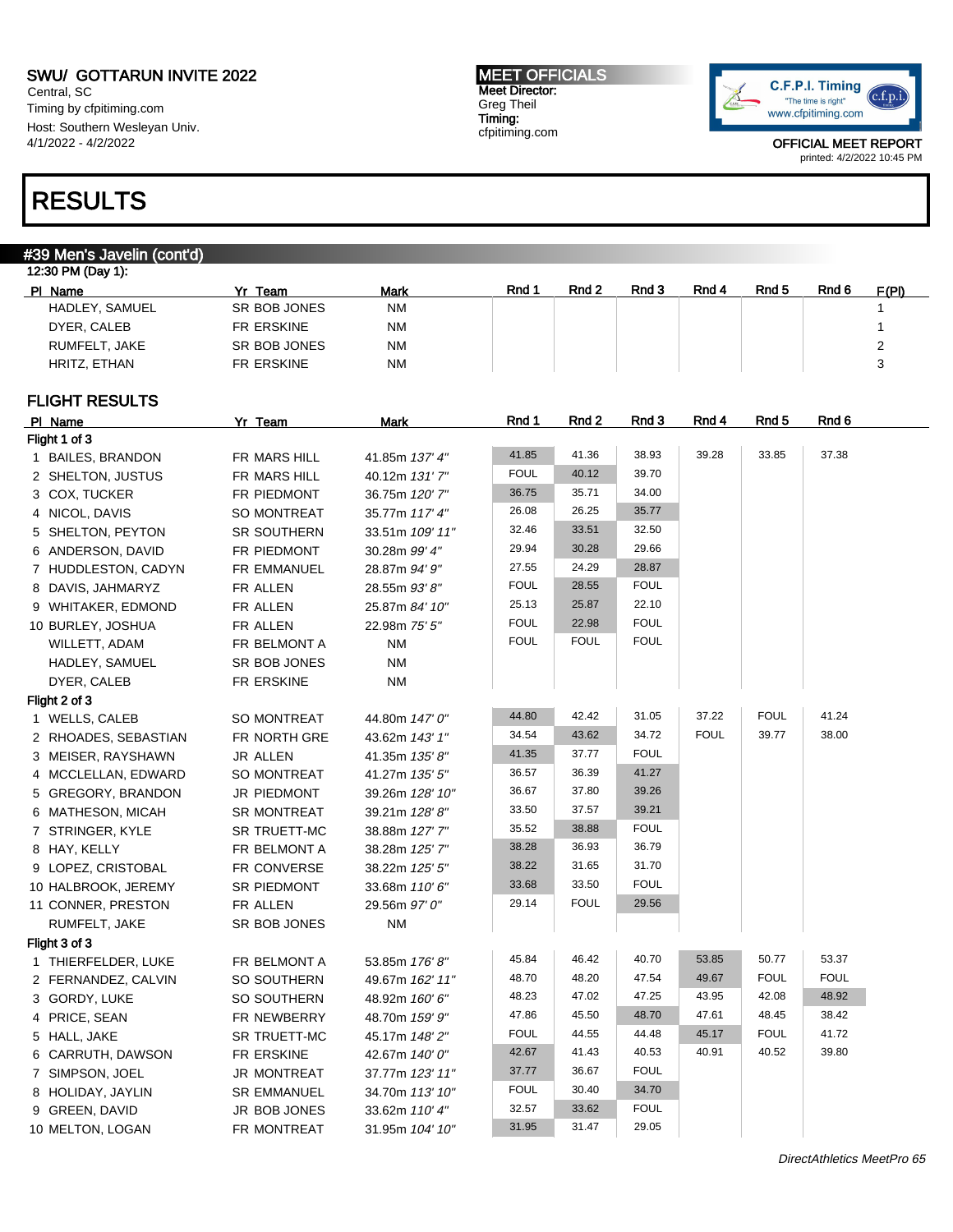SWU/ GOTTARUN INVITE 2022
Central, SC
Timing by cfpitiming.com
Host: Southern Wesleyan Univ.
4/1/2022 - 4/2/2022

MEET OFFICIALS
Meet Director:
Greg Theil
Timing:
cfpitiming.com

OFFICIAL MEET REPORT
printed: 4/2/2022 10:45 PM

# RESULTS

## #39 Men's Javelin (cont'd)

12:30 PM (Day 1):

| Pl | Name | Yr | Team | Mark | Rnd 1 | Rnd 2 | Rnd 3 | Rnd 4 | Rnd 5 | Rnd 6 | F(Pl) |
|---|---|---|---|---|---|---|---|---|---|---|---|
| | HADLEY, SAMUEL | SR | BOB JONES | NM | | | | | | | 1 |
| | DYER, CALEB | FR | ERSKINE | NM | | | | | | | 1 |
| | RUMFELT, JAKE | SR | BOB JONES | NM | | | | | | | 2 |
| | HRITZ, ETHAN | FR | ERSKINE | NM | | | | | | | 3 |

### FLIGHT RESULTS

| Pl | Name | Yr | Team | Mark | Rnd 1 | Rnd 2 | Rnd 3 | Rnd 4 | Rnd 5 | Rnd 6 |
|---|---|---|---|---|---|---|---|---|---|---|
| **Flight 1 of 3** | | | | | | | | | | |
| 1 | BAILES, BRANDON | FR | MARS HILL | 41.85m *137' 4"* | 41.85 | 41.36 | 38.93 | 39.28 | 33.85 | 37.38 |
| 2 | SHELTON, JUSTUS | FR | MARS HILL | 40.12m *131' 7"* | FOUL | 40.12 | 39.70 | | | |
| 3 | COX, TUCKER | FR | PIEDMONT | 36.75m *120' 7"* | 36.75 | 35.71 | 34.00 | | | |
| 4 | NICOL, DAVIS | SO | MONTREAT | 35.77m *117' 4"* | 26.08 | 26.25 | 35.77 | | | |
| 5 | SHELTON, PEYTON | SR | SOUTHERN | 33.51m *109' 11"* | 32.46 | 33.51 | 32.50 | | | |
| 6 | ANDERSON, DAVID | FR | PIEDMONT | 30.28m *99' 4"* | 29.94 | 30.28 | 29.66 | | | |
| 7 | HUDDLESTON, CADYN | FR | EMMANUEL | 28.87m *94' 9"* | 27.55 | 24.29 | 28.87 | | | |
| 8 | DAVIS, JAHMARYZ | FR | ALLEN | 28.55m *93' 8"* | FOUL | 28.55 | FOUL | | | |
| 9 | WHITAKER, EDMOND | FR | ALLEN | 25.87m *84' 10"* | 25.13 | 25.87 | 22.10 | | | |
| 10 | BURLEY, JOSHUA | FR | ALLEN | 22.98m *75' 5"* | FOUL | 22.98 | FOUL | | | |
| | WILLETT, ADAM | FR | BELMONT A | NM | FOUL | FOUL | FOUL | | | |
| | HADLEY, SAMUEL | SR | BOB JONES | NM | | | | | | |
| | DYER, CALEB | FR | ERSKINE | NM | | | | | | |
| **Flight 2 of 3** | | | | | | | | | | |
| 1 | WELLS, CALEB | SO | MONTREAT | 44.80m *147' 0"* | 44.80 | 42.42 | 31.05 | 37.22 | FOUL | 41.24 |
| 2 | RHOADES, SEBASTIAN | FR | NORTH GRE | 43.62m *143' 1"* | 34.54 | 43.62 | 34.72 | FOUL | 39.77 | 38.00 |
| 3 | MEISER, RAYSHAWN | JR | ALLEN | 41.35m *135' 8"* | 41.35 | 37.77 | FOUL | | | |
| 4 | MCCLELLAN, EDWARD | SO | MONTREAT | 41.27m *135' 5"* | 36.57 | 36.39 | 41.27 | | | |
| 5 | GREGORY, BRANDON | JR | PIEDMONT | 39.26m *128' 10"* | 36.67 | 37.80 | 39.26 | | | |
| 6 | MATHESON, MICAH | SR | MONTREAT | 39.21m *128' 8"* | 33.50 | 37.57 | 39.21 | | | |
| 7 | STRINGER, KYLE | SR | TRUETT-MC | 38.88m *127' 7"* | 35.52 | 38.88 | FOUL | | | |
| 8 | HAY, KELLY | FR | BELMONT A | 38.28m *125' 7"* | 38.28 | 36.93 | 36.79 | | | |
| 9 | LOPEZ, CRISTOBAL | FR | CONVERSE | 38.22m *125' 5"* | 38.22 | 31.65 | 31.70 | | | |
| 10 | HALBROOK, JEREMY | SR | PIEDMONT | 33.68m *110' 6"* | 33.68 | 33.50 | FOUL | | | |
| 11 | CONNER, PRESTON | FR | ALLEN | 29.56m *97' 0"* | 29.14 | FOUL | 29.56 | | | |
| | RUMFELT, JAKE | SR | BOB JONES | NM | | | | | | |
| **Flight 3 of 3** | | | | | | | | | | |
| 1 | THIERFELDER, LUKE | FR | BELMONT A | 53.85m *176' 8"* | 45.84 | 46.42 | 40.70 | 53.85 | 50.77 | 53.37 |
| 2 | FERNANDEZ, CALVIN | SO | SOUTHERN | 49.67m *162' 11"* | 48.70 | 48.20 | 47.54 | 49.67 | FOUL | FOUL |
| 3 | GORDY, LUKE | SO | SOUTHERN | 48.92m *160' 6"* | 48.23 | 47.02 | 47.25 | 43.95 | 42.08 | 48.92 |
| 4 | PRICE, SEAN | FR | NEWBERRY | 48.70m *159' 9"* | 47.86 | 45.50 | 48.70 | 47.61 | 48.45 | 38.42 |
| 5 | HALL, JAKE | SR | TRUETT-MC | 45.17m *148' 2"* | FOUL | 44.55 | 44.48 | 45.17 | FOUL | 41.72 |
| 6 | CARRUTH, DAWSON | FR | ERSKINE | 42.67m *140' 0"* | 42.67 | 41.43 | 40.53 | 40.91 | 40.52 | 39.80 |
| 7 | SIMPSON, JOEL | JR | MONTREAT | 37.77m *123' 11"* | 37.77 | 36.67 | FOUL | | | |
| 8 | HOLIDAY, JAYLIN | SR | EMMANUEL | 34.70m *113' 10"* | FOUL | 30.40 | 34.70 | | | |
| 9 | GREEN, DAVID | JR | BOB JONES | 33.62m *110' 4"* | 32.57 | 33.62 | FOUL | | | |
| 10 | MELTON, LOGAN | FR | MONTREAT | 31.95m *104' 10"* | 31.95 | 31.47 | 29.05 | | | |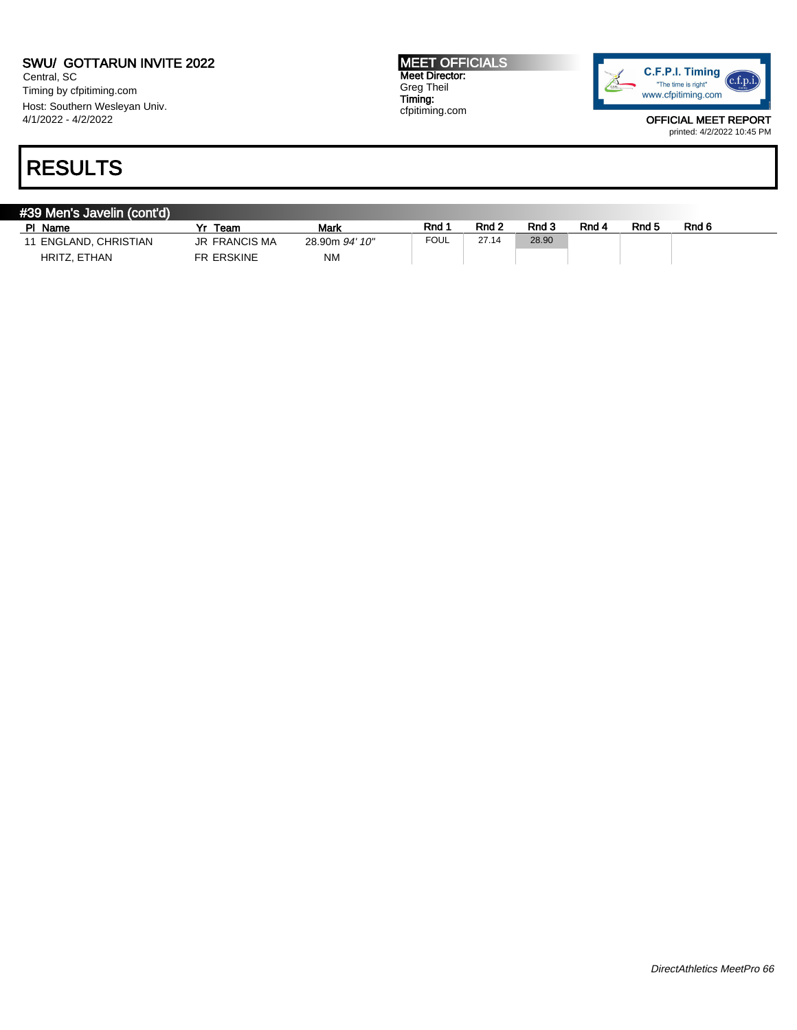SWU/ GOTTARUN INVITE 2022
Central, SC
Timing by cfpitiming.com
Host: Southern Wesleyan Univ.
4/1/2022 - 4/2/2022

MEET OFFICIALS
Meet Director:
Greg Theil
Timing:
cfpitiming.com

C.F.P.I. Timing
"The time is right"
www.cfpitiming.com

OFFICIAL MEET REPORT
printed: 4/2/2022 10:45 PM

# RESULTS

## #39 Men's Javelin (cont'd)

| Pl | Name | Yr | Team | Mark | Rnd 1 | Rnd 2 | Rnd 3 | Rnd 4 | Rnd 5 | Rnd 6 |
|---|---|---|---|---|---|---|---|---|---|---|
| 11 | ENGLAND, CHRISTIAN | JR | FRANCIS MA | 28.90m *94' 10"* | FOUL | 27.14 | 28.90 | | | |
| | HRITZ, ETHAN | FR | ERSKINE | NM | | | | | | |

DirectAthletics MeetPro 66